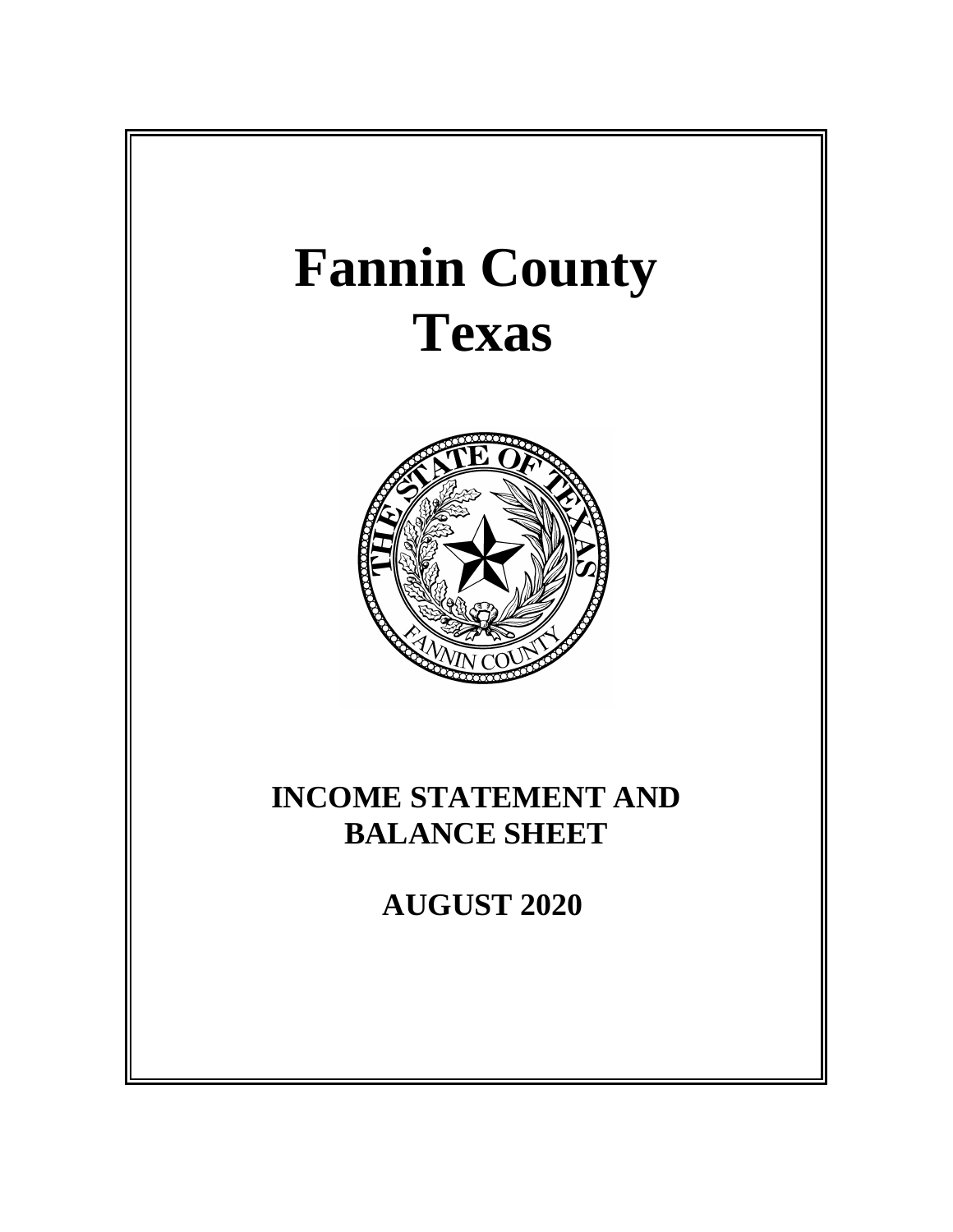# Fannin County
# Texas

## INCOME STATEMENT AND BALANCE SHEET

## AUGUST 2020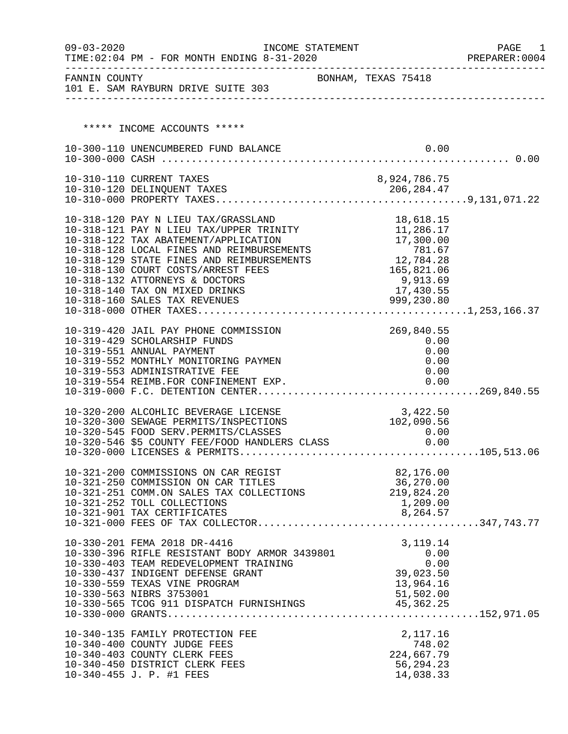09-03-2020 INCOME STATEMENT PAGE 1
TIME:02:04 PM - FOR MONTH ENDING 8-31-2020 PREPARER:0004

FANNIN COUNTY BONHAM, TEXAS 75418
101 E. SAM RAYBURN DRIVE SUITE 303

***** INCOME ACCOUNTS *****

| Account | Description | Amount | Total |
|---|---|---|---|
| 10-300-110 | UNENCUMBERED FUND BALANCE | 0.00 | |
| 10-300-000 | CASH | | 0.00 |
| 10-310-110 | CURRENT TAXES | 8,924,786.75 | |
| 10-310-120 | DELINQUENT TAXES | 206,284.47 | |
| 10-310-000 | PROPERTY TAXES | | 9,131,071.22 |
| 10-318-120 | PAY N LIEU TAX/GRASSLAND | 18,618.15 | |
| 10-318-121 | PAY N LIEU TAX/UPPER TRINITY | 11,286.17 | |
| 10-318-122 | TAX ABATEMENT/APPLICATION | 17,300.00 | |
| 10-318-128 | LOCAL FINES AND REIMBURSEMENTS | 781.67 | |
| 10-318-129 | STATE FINES AND REIMBURSEMENTS | 12,784.28 | |
| 10-318-130 | COURT COSTS/ARREST FEES | 165,821.06 | |
| 10-318-132 | ATTORNEYS & DOCTORS | 9,913.69 | |
| 10-318-140 | TAX ON MIXED DRINKS | 17,430.55 | |
| 10-318-160 | SALES TAX REVENUES | 999,230.80 | |
| 10-318-000 | OTHER TAXES | | 1,253,166.37 |
| 10-319-420 | JAIL PAY PHONE COMMISSION | 269,840.55 | |
| 10-319-429 | SCHOLARSHIP FUNDS | 0.00 | |
| 10-319-551 | ANNUAL PAYMENT | 0.00 | |
| 10-319-552 | MONTHLY MONITORING PAYMEN | 0.00 | |
| 10-319-553 | ADMINISTRATIVE FEE | 0.00 | |
| 10-319-554 | REIMB.FOR CONFINEMENT EXP. | 0.00 | |
| 10-319-000 | F.C. DETENTION CENTER | | 269,840.55 |
| 10-320-200 | ALCOHLIC BEVERAGE LICENSE | 3,422.50 | |
| 10-320-300 | SEWAGE PERMITS/INSPECTIONS | 102,090.56 | |
| 10-320-545 | FOOD SERV.PERMITS/CLASSES | 0.00 | |
| 10-320-546 | $5 COUNTY FEE/FOOD HANDLERS CLASS | 0.00 | |
| 10-320-000 | LICENSES & PERMITS | | 105,513.06 |
| 10-321-200 | COMMISSIONS ON CAR REGIST | 82,176.00 | |
| 10-321-250 | COMMISSION ON CAR TITLES | 36,270.00 | |
| 10-321-251 | COMM.ON SALES TAX COLLECTIONS | 219,824.20 | |
| 10-321-252 | TOLL COLLECTIONS | 1,209.00 | |
| 10-321-901 | TAX CERTIFICATES | 8,264.57 | |
| 10-321-000 | FEES OF TAX COLLECTOR | | 347,743.77 |
| 10-330-201 | FEMA 2018 DR-4416 | 3,119.14 | |
| 10-330-396 | RIFLE RESISTANT BODY ARMOR 3439801 | 0.00 | |
| 10-330-403 | TEAM REDEVELOPMENT TRAINING | 0.00 | |
| 10-330-437 | INDIGENT DEFENSE GRANT | 39,023.50 | |
| 10-330-559 | TEXAS VINE PROGRAM | 13,964.16 | |
| 10-330-563 | NIBRS 3753001 | 51,502.00 | |
| 10-330-565 | TCOG 911 DISPATCH FURNISHINGS | 45,362.25 | |
| 10-330-000 | GRANTS | | 152,971.05 |
| 10-340-135 | FAMILY PROTECTION FEE | 2,117.16 | |
| 10-340-400 | COUNTY JUDGE FEES | 748.02 | |
| 10-340-403 | COUNTY CLERK FEES | 224,667.79 | |
| 10-340-450 | DISTRICT CLERK FEES | 56,294.23 | |
| 10-340-455 | J. P. #1 FEES | 14,038.33 | |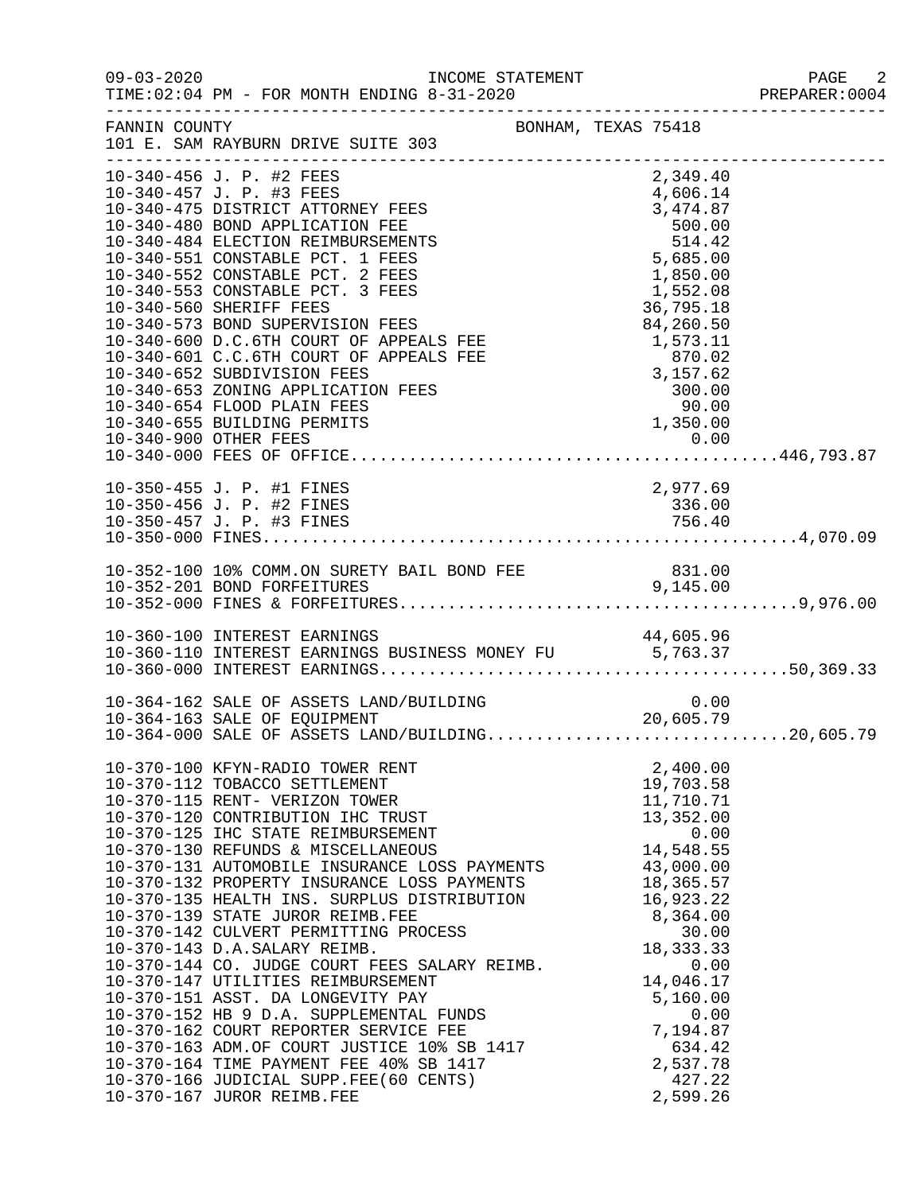FANNIN COUNTY BONHAM, TEXAS 75418
101 E. SAM RAYBURN DRIVE SUITE 303

INCOME STATEMENT
FOR MONTH ENDING 8-31-2020

| Account | Description | Amount | Total |
|---|---|---|---|
| 10-340-456 | J. P. #2 FEES | 2,349.40 | |
| 10-340-457 | J. P. #3 FEES | 4,606.14 | |
| 10-340-475 | DISTRICT ATTORNEY FEES | 3,474.87 | |
| 10-340-480 | BOND APPLICATION FEE | 500.00 | |
| 10-340-484 | ELECTION REIMBURSEMENTS | 514.42 | |
| 10-340-551 | CONSTABLE PCT. 1 FEES | 5,685.00 | |
| 10-340-552 | CONSTABLE PCT. 2 FEES | 1,850.00 | |
| 10-340-553 | CONSTABLE PCT. 3 FEES | 1,552.08 | |
| 10-340-560 | SHERIFF FEES | 36,795.18 | |
| 10-340-573 | BOND SUPERVISION FEES | 84,260.50 | |
| 10-340-600 | D.C.6TH COURT OF APPEALS FEE | 1,573.11 | |
| 10-340-601 | C.C.6TH COURT OF APPEALS FEE | 870.02 | |
| 10-340-652 | SUBDIVISION FEES | 3,157.62 | |
| 10-340-653 | ZONING APPLICATION FEES | 300.00 | |
| 10-340-654 | FLOOD PLAIN FEES | 90.00 | |
| 10-340-655 | BUILDING PERMITS | 1,350.00 | |
| 10-340-900 | OTHER FEES | 0.00 | |
| 10-340-000 | FEES OF OFFICE | | 446,793.87 |
| 10-350-455 | J. P. #1 FINES | 2,977.69 | |
| 10-350-456 | J. P. #2 FINES | 336.00 | |
| 10-350-457 | J. P. #3 FINES | 756.40 | |
| 10-350-000 | FINES | | 4,070.09 |
| 10-352-100 | 10% COMM.ON SURETY BAIL BOND FEE | 831.00 | |
| 10-352-201 | BOND FORFEITURES | 9,145.00 | |
| 10-352-000 | FINES & FORFEITURES | | 9,976.00 |
| 10-360-100 | INTEREST EARNINGS | 44,605.96 | |
| 10-360-110 | INTEREST EARNINGS BUSINESS MONEY FU | 5,763.37 | |
| 10-360-000 | INTEREST EARNINGS | | 50,369.33 |
| 10-364-162 | SALE OF ASSETS LAND/BUILDING | 0.00 | |
| 10-364-163 | SALE OF EQUIPMENT | 20,605.79 | |
| 10-364-000 | SALE OF ASSETS LAND/BUILDING | | 20,605.79 |
| 10-370-100 | KFYN-RADIO TOWER RENT | 2,400.00 | |
| 10-370-112 | TOBACCO SETTLEMENT | 19,703.58 | |
| 10-370-115 | RENT- VERIZON TOWER | 11,710.71 | |
| 10-370-120 | CONTRIBUTION IHC TRUST | 13,352.00 | |
| 10-370-125 | IHC STATE REIMBURSEMENT | 0.00 | |
| 10-370-130 | REFUNDS & MISCELLANEOUS | 14,548.55 | |
| 10-370-131 | AUTOMOBILE INSURANCE LOSS PAYMENTS | 43,000.00 | |
| 10-370-132 | PROPERTY INSURANCE LOSS PAYMENTS | 18,365.57 | |
| 10-370-135 | HEALTH INS. SURPLUS DISTRIBUTION | 16,923.22 | |
| 10-370-139 | STATE JUROR REIMB.FEE | 8,364.00 | |
| 10-370-142 | CULVERT PERMITTING PROCESS | 30.00 | |
| 10-370-143 | D.A.SALARY REIMB. | 18,333.33 | |
| 10-370-144 | CO. JUDGE COURT FEES SALARY REIMB. | 0.00 | |
| 10-370-147 | UTILITIES REIMBURSEMENT | 14,046.17 | |
| 10-370-151 | ASST. DA LONGEVITY PAY | 5,160.00 | |
| 10-370-152 | HB 9 D.A. SUPPLEMENTAL FUNDS | 0.00 | |
| 10-370-162 | COURT REPORTER SERVICE FEE | 7,194.87 | |
| 10-370-163 | ADM.OF COURT JUSTICE 10% SB 1417 | 634.42 | |
| 10-370-164 | TIME PAYMENT FEE 40% SB 1417 | 2,537.78 | |
| 10-370-166 | JUDICIAL SUPP.FEE(60 CENTS) | 427.22 | |
| 10-370-167 | JUROR REIMB.FEE | 2,599.26 | |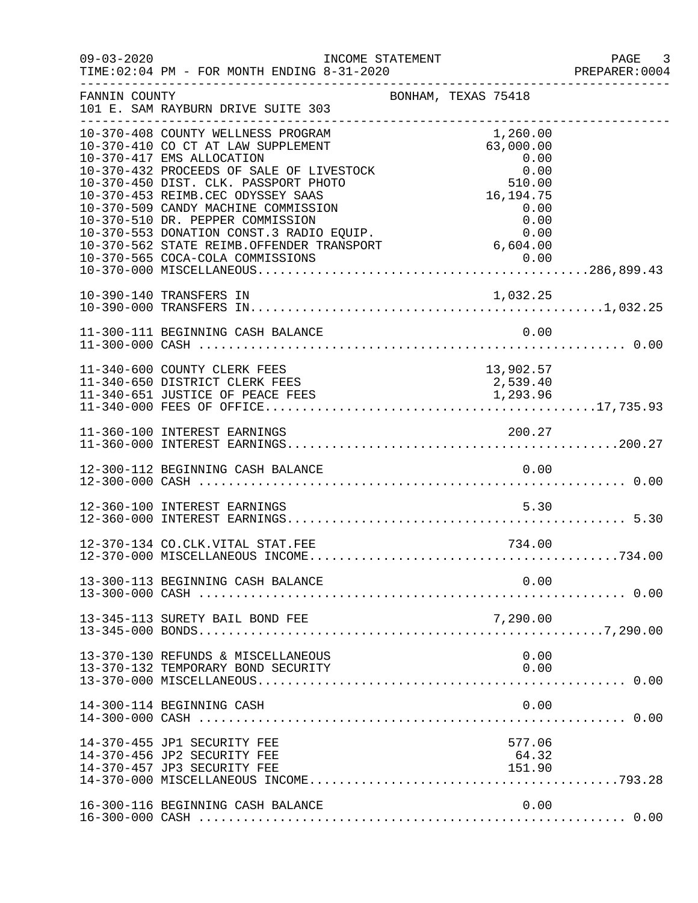FANNIN COUNTY — BONHAM, TEXAS 75418
101 E. SAM RAYBURN DRIVE SUITE 303

INCOME STATEMENT — FOR MONTH ENDING 8-31-2020

| Account | Description | Amount | Total |
|---|---|---|---|
| 10-370-408 | COUNTY WELLNESS PROGRAM | 1,260.00 | |
| 10-370-410 | CO CT AT LAW SUPPLEMENT | 63,000.00 | |
| 10-370-417 | EMS ALLOCATION | 0.00 | |
| 10-370-432 | PROCEEDS OF SALE OF LIVESTOCK | 0.00 | |
| 10-370-450 | DIST. CLK. PASSPORT PHOTO | 510.00 | |
| 10-370-453 | REIMB.CEC ODYSSEY SAAS | 16,194.75 | |
| 10-370-509 | CANDY MACHINE COMMISSION | 0.00 | |
| 10-370-510 | DR. PEPPER COMMISSION | 0.00 | |
| 10-370-553 | DONATION CONST.3 RADIO EQUIP. | 0.00 | |
| 10-370-562 | STATE REIMB.OFFENDER TRANSPORT | 6,604.00 | |
| 10-370-565 | COCA-COLA COMMISSIONS | 0.00 | |
| 10-370-000 | MISCELLANEOUS | | 286,899.43 |
| 10-390-140 | TRANSFERS IN | 1,032.25 | |
| 10-390-000 | TRANSFERS IN | | 1,032.25 |
| 11-300-111 | BEGINNING CASH BALANCE | 0.00 | |
| 11-300-000 | CASH | | 0.00 |
| 11-340-600 | COUNTY CLERK FEES | 13,902.57 | |
| 11-340-650 | DISTRICT CLERK FEES | 2,539.40 | |
| 11-340-651 | JUSTICE OF PEACE FEES | 1,293.96 | |
| 11-340-000 | FEES OF OFFICE | | 17,735.93 |
| 11-360-100 | INTEREST EARNINGS | 200.27 | |
| 11-360-000 | INTEREST EARNINGS | | 200.27 |
| 12-300-112 | BEGINNING CASH BALANCE | 0.00 | |
| 12-300-000 | CASH | | 0.00 |
| 12-360-100 | INTEREST EARNINGS | 5.30 | |
| 12-360-000 | INTEREST EARNINGS | | 5.30 |
| 12-370-134 | CO.CLK.VITAL STAT.FEE | 734.00 | |
| 12-370-000 | MISCELLANEOUS INCOME | | 734.00 |
| 13-300-113 | BEGINNING CASH BALANCE | 0.00 | |
| 13-300-000 | CASH | | 0.00 |
| 13-345-113 | SURETY BAIL BOND FEE | 7,290.00 | |
| 13-345-000 | BONDS | | 7,290.00 |
| 13-370-130 | REFUNDS & MISCELLANEOUS | 0.00 | |
| 13-370-132 | TEMPORARY BOND SECURITY | 0.00 | |
| 13-370-000 | MISCELLANEOUS | | 0.00 |
| 14-300-114 | BEGINNING CASH | 0.00 | |
| 14-300-000 | CASH | | 0.00 |
| 14-370-455 | JP1 SECURITY FEE | 577.06 | |
| 14-370-456 | JP2 SECURITY FEE | 64.32 | |
| 14-370-457 | JP3 SECURITY FEE | 151.90 | |
| 14-370-000 | MISCELLANEOUS INCOME | | 793.28 |
| 16-300-116 | BEGINNING CASH BALANCE | 0.00 | |
| 16-300-000 | CASH | | 0.00 |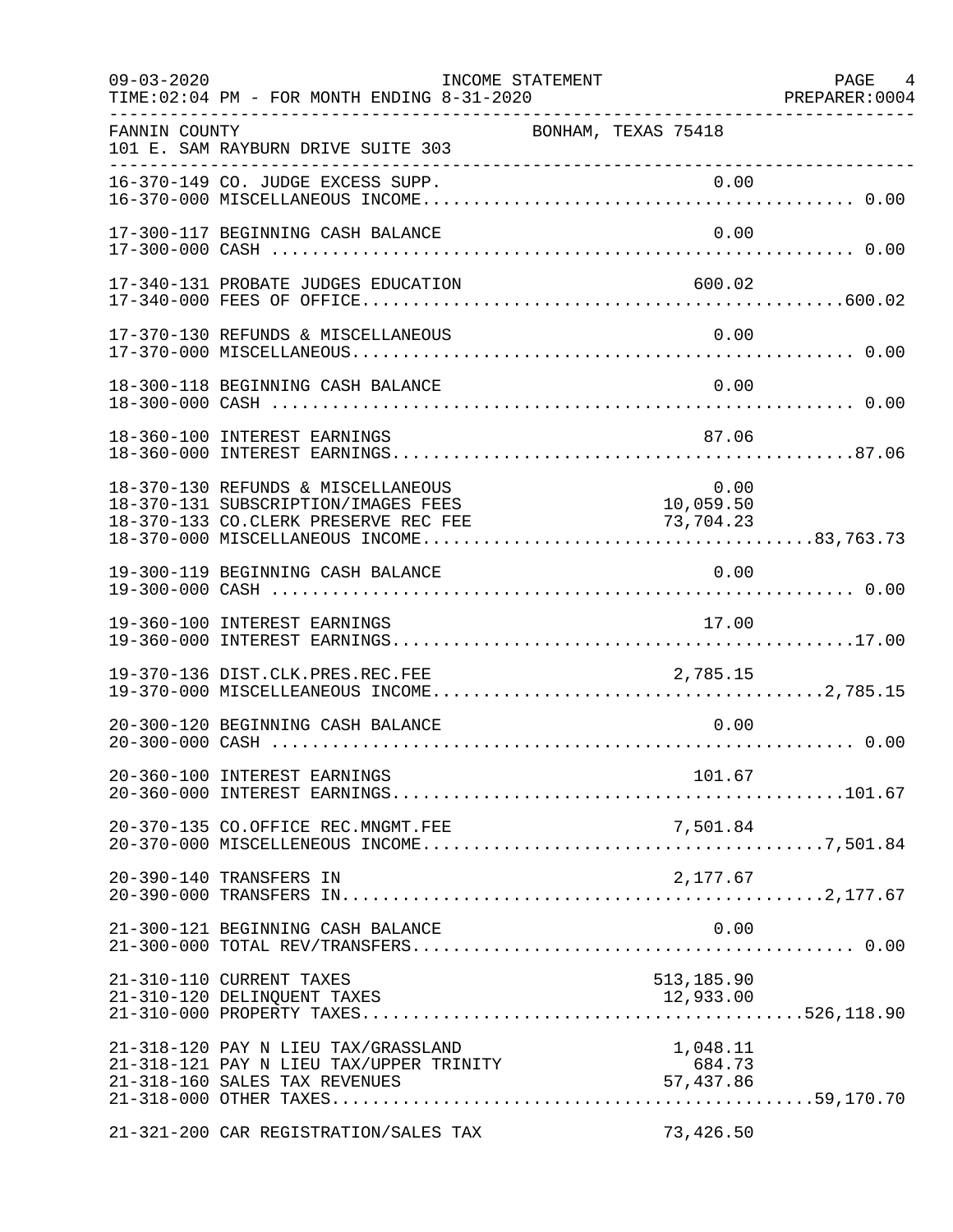FANNIN COUNTY — BONHAM, TEXAS 75418
101 E. SAM RAYBURN DRIVE SUITE 303

INCOME STATEMENT
FOR MONTH ENDING 8-31-2020

| Account | Description | Amount | Total |
|---|---|---|---|
| 16-370-149 | CO. JUDGE EXCESS SUPP. | 0.00 | |
| 16-370-000 | MISCELLANEOUS INCOME | | 0.00 |
| 17-300-117 | BEGINNING CASH BALANCE | 0.00 | |
| 17-300-000 | CASH | | 0.00 |
| 17-340-131 | PROBATE JUDGES EDUCATION | 600.02 | |
| 17-340-000 | FEES OF OFFICE | | 600.02 |
| 17-370-130 | REFUNDS & MISCELLANEOUS | 0.00 | |
| 17-370-000 | MISCELLANEOUS | | 0.00 |
| 18-300-118 | BEGINNING CASH BALANCE | 0.00 | |
| 18-300-000 | CASH | | 0.00 |
| 18-360-100 | INTEREST EARNINGS | 87.06 | |
| 18-360-000 | INTEREST EARNINGS | | 87.06 |
| 18-370-130 | REFUNDS & MISCELLANEOUS | 0.00 | |
| 18-370-131 | SUBSCRIPTION/IMAGES FEES | 10,059.50 | |
| 18-370-133 | CO.CLERK PRESERVE REC FEE | 73,704.23 | |
| 18-370-000 | MISCELLANEOUS INCOME | | 83,763.73 |
| 19-300-119 | BEGINNING CASH BALANCE | 0.00 | |
| 19-300-000 | CASH | | 0.00 |
| 19-360-100 | INTEREST EARNINGS | 17.00 | |
| 19-360-000 | INTEREST EARNINGS | | 17.00 |
| 19-370-136 | DIST.CLK.PRES.REC.FEE | 2,785.15 | |
| 19-370-000 | MISCELLEANEOUS INCOME | | 2,785.15 |
| 20-300-120 | BEGINNING CASH BALANCE | 0.00 | |
| 20-300-000 | CASH | | 0.00 |
| 20-360-100 | INTEREST EARNINGS | 101.67 | |
| 20-360-000 | INTEREST EARNINGS | | 101.67 |
| 20-370-135 | CO.OFFICE REC.MNGMT.FEE | 7,501.84 | |
| 20-370-000 | MISCELLENEOUS INCOME | | 7,501.84 |
| 20-390-140 | TRANSFERS IN | 2,177.67 | |
| 20-390-000 | TRANSFERS IN | | 2,177.67 |
| 21-300-121 | BEGINNING CASH BALANCE | 0.00 | |
| 21-300-000 | TOTAL REV/TRANSFERS | | 0.00 |
| 21-310-110 | CURRENT TAXES | 513,185.90 | |
| 21-310-120 | DELINQUENT TAXES | 12,933.00 | |
| 21-310-000 | PROPERTY TAXES | | 526,118.90 |
| 21-318-120 | PAY N LIEU TAX/GRASSLAND | 1,048.11 | |
| 21-318-121 | PAY N LIEU TAX/UPPER TRINITY | 684.73 | |
| 21-318-160 | SALES TAX REVENUES | 57,437.86 | |
| 21-318-000 | OTHER TAXES | | 59,170.70 |
| 21-321-200 | CAR REGISTRATION/SALES TAX | 73,426.50 | |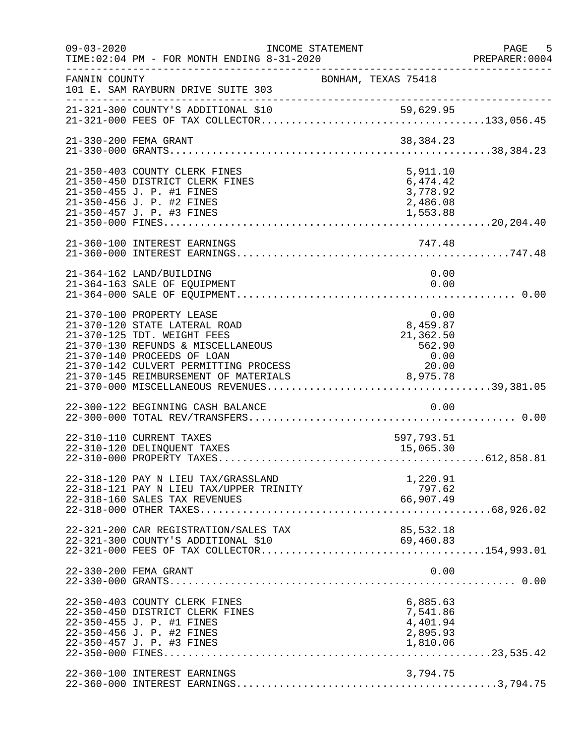09-03-2020 INCOME STATEMENT
TIME:02:04 PM - FOR MONTH ENDING 8-31-2020

FANNIN COUNTY BONHAM, TEXAS 75418
101 E. SAM RAYBURN DRIVE SUITE 303

| Account | Description | Amount | Total |
|---|---|---|---|
| 21-321-300 | COUNTY'S ADDITIONAL $10 | 59,629.95 | |
| 21-321-000 | FEES OF TAX COLLECTOR | | 133,056.45 |
| 21-330-200 | FEMA GRANT | 38,384.23 | |
| 21-330-000 | GRANTS | | 38,384.23 |
| 21-350-403 | COUNTY CLERK FINES | 5,911.10 | |
| 21-350-450 | DISTRICT CLERK FINES | 6,474.42 | |
| 21-350-455 | J. P. #1 FINES | 3,778.92 | |
| 21-350-456 | J. P. #2 FINES | 2,486.08 | |
| 21-350-457 | J. P. #3 FINES | 1,553.88 | |
| 21-350-000 | FINES | | 20,204.40 |
| 21-360-100 | INTEREST EARNINGS | 747.48 | |
| 21-360-000 | INTEREST EARNINGS | | 747.48 |
| 21-364-162 | LAND/BUILDING | 0.00 | |
| 21-364-163 | SALE OF EQUIPMENT | 0.00 | |
| 21-364-000 | SALE OF EQUIPMENT | | 0.00 |
| 21-370-100 | PROPERTY LEASE | 0.00 | |
| 21-370-120 | STATE LATERAL ROAD | 8,459.87 | |
| 21-370-125 | TDT. WEIGHT FEES | 21,362.50 | |
| 21-370-130 | REFUNDS & MISCELLANEOUS | 562.90 | |
| 21-370-140 | PROCEEDS OF LOAN | 0.00 | |
| 21-370-142 | CULVERT PERMITTING PROCESS | 20.00 | |
| 21-370-145 | REIMBURSEMENT OF MATERIALS | 8,975.78 | |
| 21-370-000 | MISCELLANEOUS REVENUES | | 39,381.05 |
| 22-300-122 | BEGINNING CASH BALANCE | 0.00 | |
| 22-300-000 | TOTAL REV/TRANSFERS | | 0.00 |
| 22-310-110 | CURRENT TAXES | 597,793.51 | |
| 22-310-120 | DELINQUENT TAXES | 15,065.30 | |
| 22-310-000 | PROPERTY TAXES | | 612,858.81 |
| 22-318-120 | PAY N LIEU TAX/GRASSLAND | 1,220.91 | |
| 22-318-121 | PAY N LIEU TAX/UPPER TRINITY | 797.62 | |
| 22-318-160 | SALES TAX REVENUES | 66,907.49 | |
| 22-318-000 | OTHER TAXES | | 68,926.02 |
| 22-321-200 | CAR REGISTRATION/SALES TAX | 85,532.18 | |
| 22-321-300 | COUNTY'S ADDITIONAL $10 | 69,460.83 | |
| 22-321-000 | FEES OF TAX COLLECTOR | | 154,993.01 |
| 22-330-200 | FEMA GRANT | 0.00 | |
| 22-330-000 | GRANTS | | 0.00 |
| 22-350-403 | COUNTY CLERK FINES | 6,885.63 | |
| 22-350-450 | DISTRICT CLERK FINES | 7,541.86 | |
| 22-350-455 | J. P. #1 FINES | 4,401.94 | |
| 22-350-456 | J. P. #2 FINES | 2,895.93 | |
| 22-350-457 | J. P. #3 FINES | 1,810.06 | |
| 22-350-000 | FINES | | 23,535.42 |
| 22-360-100 | INTEREST EARNINGS | 3,794.75 | |
| 22-360-000 | INTEREST EARNINGS | | 3,794.75 |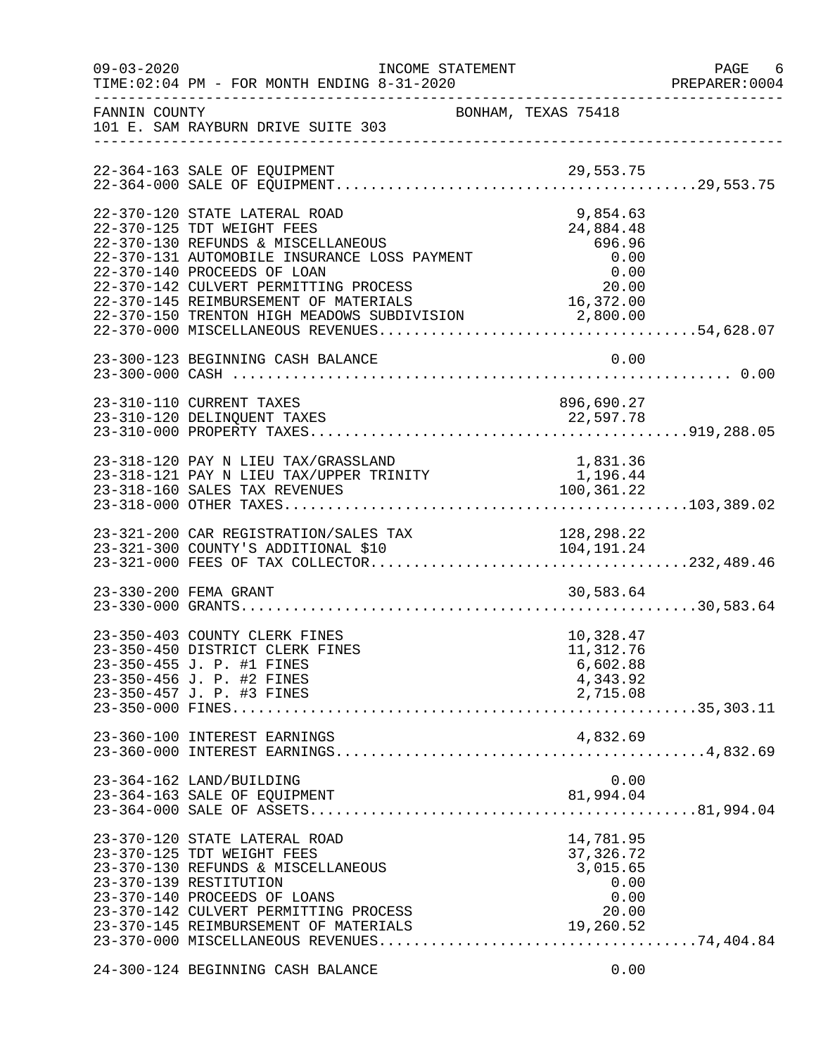FANNIN COUNTY — BONHAM, TEXAS 75418
101 E. SAM RAYBURN DRIVE SUITE 303

INCOME STATEMENT — FOR MONTH ENDING 8-31-2020

| Account | Description | Amount | Total |
|---|---|---|---|
| 22-364-163 | SALE OF EQUIPMENT | 29,553.75 | |
| 22-364-000 | SALE OF EQUIPMENT | | 29,553.75 |
| 22-370-120 | STATE LATERAL ROAD | 9,854.63 | |
| 22-370-125 | TDT WEIGHT FEES | 24,884.48 | |
| 22-370-130 | REFUNDS & MISCELLANEOUS | 696.96 | |
| 22-370-131 | AUTOMOBILE INSURANCE LOSS PAYMENT | 0.00 | |
| 22-370-140 | PROCEEDS OF LOAN | 0.00 | |
| 22-370-142 | CULVERT PERMITTING PROCESS | 20.00 | |
| 22-370-145 | REIMBURSEMENT OF MATERIALS | 16,372.00 | |
| 22-370-150 | TRENTON HIGH MEADOWS SUBDIVISION | 2,800.00 | |
| 22-370-000 | MISCELLANEOUS REVENUES | | 54,628.07 |
| 23-300-123 | BEGINNING CASH BALANCE | 0.00 | |
| 23-300-000 | CASH | | 0.00 |
| 23-310-110 | CURRENT TAXES | 896,690.27 | |
| 23-310-120 | DELINQUENT TAXES | 22,597.78 | |
| 23-310-000 | PROPERTY TAXES | | 919,288.05 |
| 23-318-120 | PAY N LIEU TAX/GRASSLAND | 1,831.36 | |
| 23-318-121 | PAY N LIEU TAX/UPPER TRINITY | 1,196.44 | |
| 23-318-160 | SALES TAX REVENUES | 100,361.22 | |
| 23-318-000 | OTHER TAXES | | 103,389.02 |
| 23-321-200 | CAR REGISTRATION/SALES TAX | 128,298.22 | |
| 23-321-300 | COUNTY'S ADDITIONAL $10 | 104,191.24 | |
| 23-321-000 | FEES OF TAX COLLECTOR | | 232,489.46 |
| 23-330-200 | FEMA GRANT | 30,583.64 | |
| 23-330-000 | GRANTS | | 30,583.64 |
| 23-350-403 | COUNTY CLERK FINES | 10,328.47 | |
| 23-350-450 | DISTRICT CLERK FINES | 11,312.76 | |
| 23-350-455 | J. P. #1 FINES | 6,602.88 | |
| 23-350-456 | J. P. #2 FINES | 4,343.92 | |
| 23-350-457 | J. P. #3 FINES | 2,715.08 | |
| 23-350-000 | FINES | | 35,303.11 |
| 23-360-100 | INTEREST EARNINGS | 4,832.69 | |
| 23-360-000 | INTEREST EARNINGS | | 4,832.69 |
| 23-364-162 | LAND/BUILDING | 0.00 | |
| 23-364-163 | SALE OF EQUIPMENT | 81,994.04 | |
| 23-364-000 | SALE OF ASSETS | | 81,994.04 |
| 23-370-120 | STATE LATERAL ROAD | 14,781.95 | |
| 23-370-125 | TDT WEIGHT FEES | 37,326.72 | |
| 23-370-130 | REFUNDS & MISCELLANEOUS | 3,015.65 | |
| 23-370-139 | RESTITUTION | 0.00 | |
| 23-370-140 | PROCEEDS OF LOANS | 0.00 | |
| 23-370-142 | CULVERT PERMITTING PROCESS | 20.00 | |
| 23-370-145 | REIMBURSEMENT OF MATERIALS | 19,260.52 | |
| 23-370-000 | MISCELLANEOUS REVENUES | | 74,404.84 |
| 24-300-124 | BEGINNING CASH BALANCE | 0.00 | |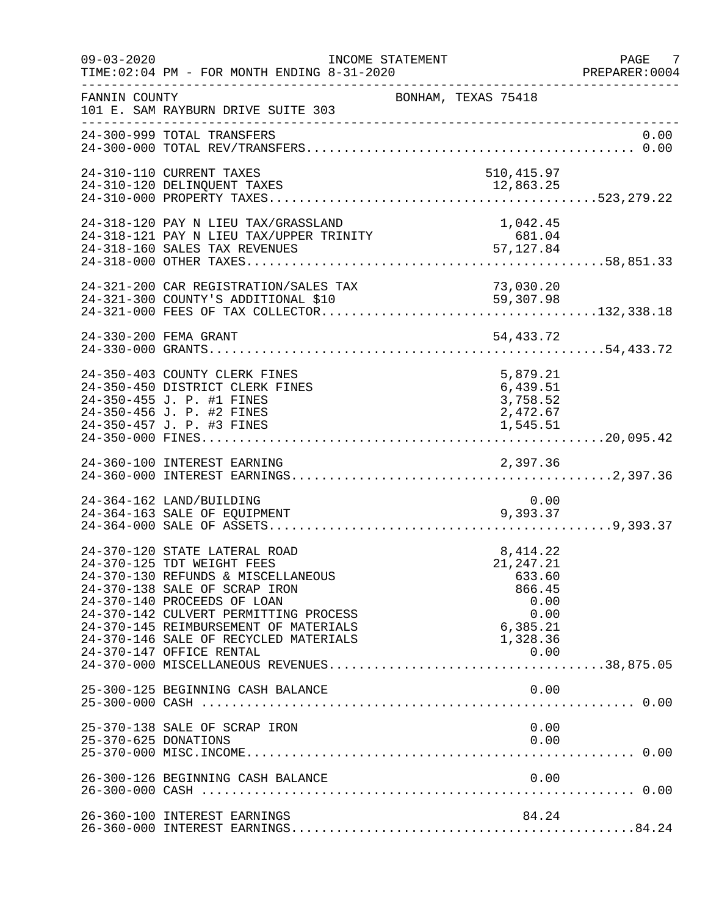FANNIN COUNTY — BONHAM, TEXAS 75418
101 E. SAM RAYBURN DRIVE SUITE 303

INCOME STATEMENT
FOR MONTH ENDING 8-31-2020

| Account | Description | Amount | Total |
|---|---|---|---|
| 24-300-999 | TOTAL TRANSFERS | | 0.00 |
| 24-300-000 | TOTAL REV/TRANSFERS | | 0.00 |
| 24-310-110 | CURRENT TAXES | 510,415.97 | |
| 24-310-120 | DELINQUENT TAXES | 12,863.25 | |
| 24-310-000 | PROPERTY TAXES | | 523,279.22 |
| 24-318-120 | PAY N LIEU TAX/GRASSLAND | 1,042.45 | |
| 24-318-121 | PAY N LIEU TAX/UPPER TRINITY | 681.04 | |
| 24-318-160 | SALES TAX REVENUES | 57,127.84 | |
| 24-318-000 | OTHER TAXES | | 58,851.33 |
| 24-321-200 | CAR REGISTRATION/SALES TAX | 73,030.20 | |
| 24-321-300 | COUNTY'S ADDITIONAL $10 | 59,307.98 | |
| 24-321-000 | FEES OF TAX COLLECTOR | | 132,338.18 |
| 24-330-200 | FEMA GRANT | 54,433.72 | |
| 24-330-000 | GRANTS | | 54,433.72 |
| 24-350-403 | COUNTY CLERK FINES | 5,879.21 | |
| 24-350-450 | DISTRICT CLERK FINES | 6,439.51 | |
| 24-350-455 | J. P. #1 FINES | 3,758.52 | |
| 24-350-456 | J. P. #2 FINES | 2,472.67 | |
| 24-350-457 | J. P. #3 FINES | 1,545.51 | |
| 24-350-000 | FINES | | 20,095.42 |
| 24-360-100 | INTEREST EARNING | 2,397.36 | |
| 24-360-000 | INTEREST EARNINGS | | 2,397.36 |
| 24-364-162 | LAND/BUILDING | 0.00 | |
| 24-364-163 | SALE OF EQUIPMENT | 9,393.37 | |
| 24-364-000 | SALE OF ASSETS | | 9,393.37 |
| 24-370-120 | STATE LATERAL ROAD | 8,414.22 | |
| 24-370-125 | TDT WEIGHT FEES | 21,247.21 | |
| 24-370-130 | REFUNDS & MISCELLANEOUS | 633.60 | |
| 24-370-138 | SALE OF SCRAP IRON | 866.45 | |
| 24-370-140 | PROCEEDS OF LOAN | 0.00 | |
| 24-370-142 | CULVERT PERMITTING PROCESS | 0.00 | |
| 24-370-145 | REIMBURSEMENT OF MATERIALS | 6,385.21 | |
| 24-370-146 | SALE OF RECYCLED MATERIALS | 1,328.36 | |
| 24-370-147 | OFFICE RENTAL | 0.00 | |
| 24-370-000 | MISCELLANEOUS REVENUES | | 38,875.05 |
| 25-300-125 | BEGINNING CASH BALANCE | 0.00 | |
| 25-300-000 | CASH | | 0.00 |
| 25-370-138 | SALE OF SCRAP IRON | 0.00 | |
| 25-370-625 | DONATIONS | 0.00 | |
| 25-370-000 | MISC.INCOME | | 0.00 |
| 26-300-126 | BEGINNING CASH BALANCE | 0.00 | |
| 26-300-000 | CASH | | 0.00 |
| 26-360-100 | INTEREST EARNINGS | 84.24 | |
| 26-360-000 | INTEREST EARNINGS | | 84.24 |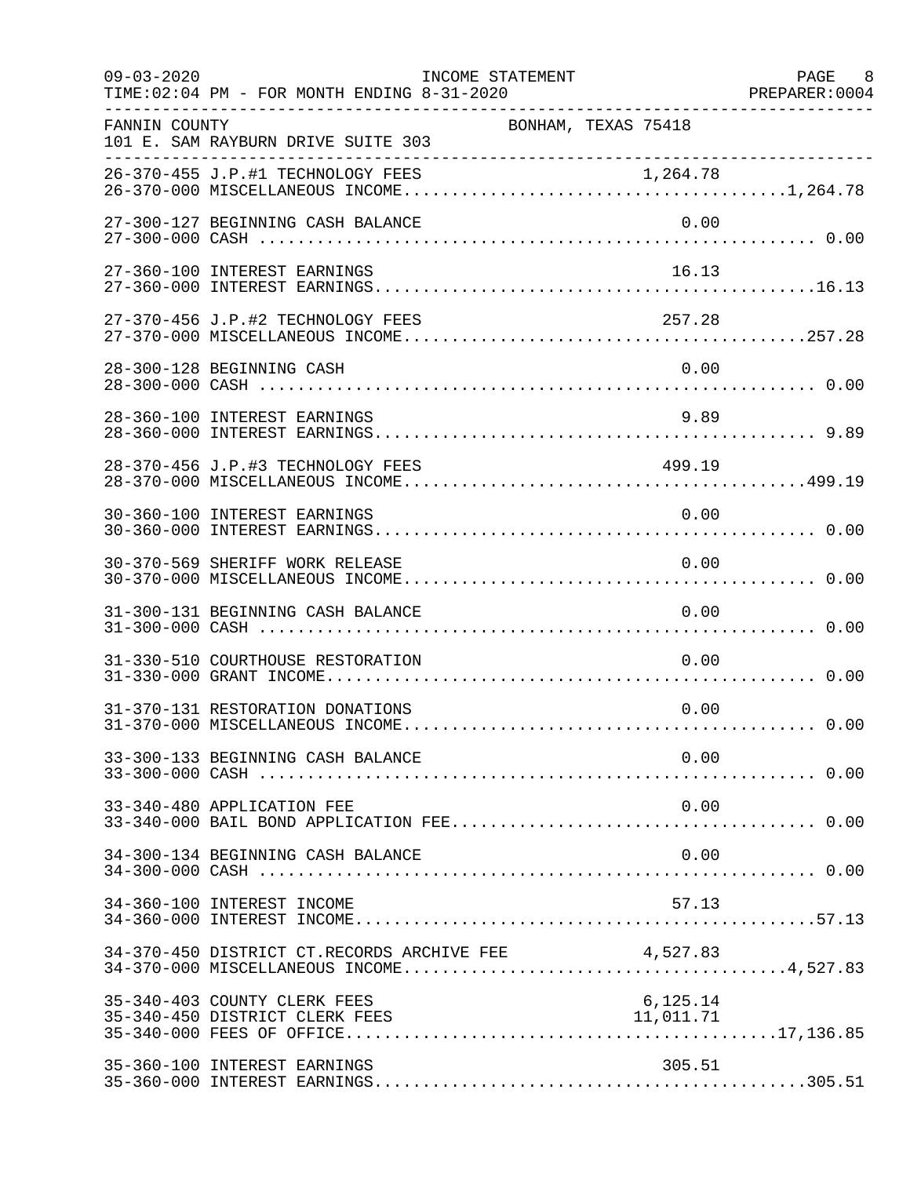FANNIN COUNTY BONHAM, TEXAS 75418
101 E. SAM RAYBURN DRIVE SUITE 303

INCOME STATEMENT
FOR MONTH ENDING 8-31-2020

| Account | Description | Detail | Total |
|---|---|---|---|
| 26-370-455 | J.P.#1 TECHNOLOGY FEES | 1,264.78 | |
| 26-370-000 | MISCELLANEOUS INCOME | | 1,264.78 |
| 27-300-127 | BEGINNING CASH BALANCE | 0.00 | |
| 27-300-000 | CASH | | 0.00 |
| 27-360-100 | INTEREST EARNINGS | 16.13 | |
| 27-360-000 | INTEREST EARNINGS | | 16.13 |
| 27-370-456 | J.P.#2 TECHNOLOGY FEES | 257.28 | |
| 27-370-000 | MISCELLANEOUS INCOME | | 257.28 |
| 28-300-128 | BEGINNING CASH | 0.00 | |
| 28-300-000 | CASH | | 0.00 |
| 28-360-100 | INTEREST EARNINGS | 9.89 | |
| 28-360-000 | INTEREST EARNINGS | | 9.89 |
| 28-370-456 | J.P.#3 TECHNOLOGY FEES | 499.19 | |
| 28-370-000 | MISCELLANEOUS INCOME | | 499.19 |
| 30-360-100 | INTEREST EARNINGS | 0.00 | |
| 30-360-000 | INTEREST EARNINGS | | 0.00 |
| 30-370-569 | SHERIFF WORK RELEASE | 0.00 | |
| 30-370-000 | MISCELLANEOUS INCOME | | 0.00 |
| 31-300-131 | BEGINNING CASH BALANCE | 0.00 | |
| 31-300-000 | CASH | | 0.00 |
| 31-330-510 | COURTHOUSE RESTORATION | 0.00 | |
| 31-330-000 | GRANT INCOME | | 0.00 |
| 31-370-131 | RESTORATION DONATIONS | 0.00 | |
| 31-370-000 | MISCELLANEOUS INCOME | | 0.00 |
| 33-300-133 | BEGINNING CASH BALANCE | 0.00 | |
| 33-300-000 | CASH | | 0.00 |
| 33-340-480 | APPLICATION FEE | 0.00 | |
| 33-340-000 | BAIL BOND APPLICATION FEE | | 0.00 |
| 34-300-134 | BEGINNING CASH BALANCE | 0.00 | |
| 34-300-000 | CASH | | 0.00 |
| 34-360-100 | INTEREST INCOME | 57.13 | |
| 34-360-000 | INTEREST INCOME | | 57.13 |
| 34-370-450 | DISTRICT CT.RECORDS ARCHIVE FEE | 4,527.83 | |
| 34-370-000 | MISCELLANEOUS INCOME | | 4,527.83 |
| 35-340-403 | COUNTY CLERK FEES | 6,125.14 | |
| 35-340-450 | DISTRICT CLERK FEES | 11,011.71 | |
| 35-340-000 | FEES OF OFFICE | | 17,136.85 |
| 35-360-100 | INTEREST EARNINGS | 305.51 | |
| 35-360-000 | INTEREST EARNINGS | | 305.51 |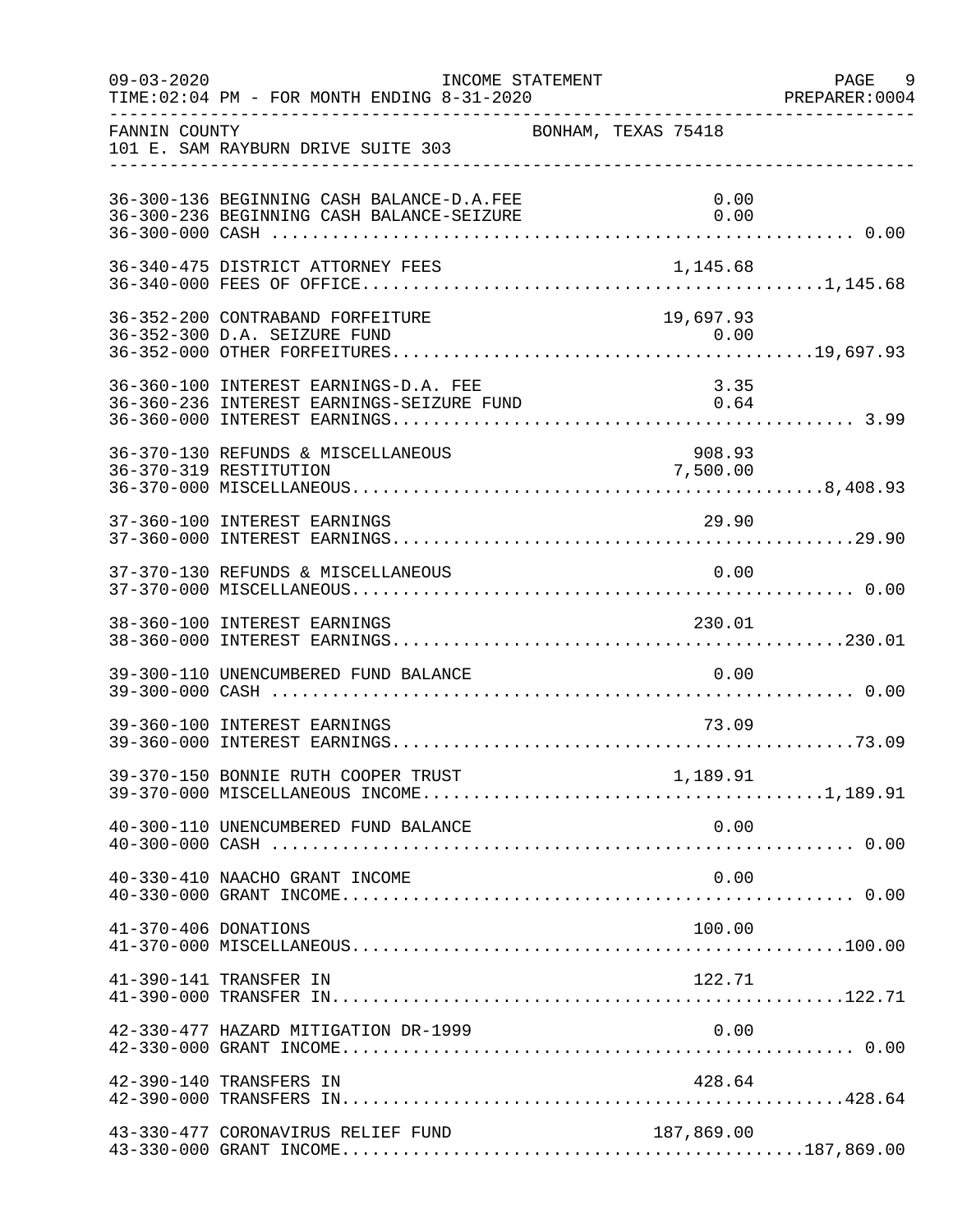FANNIN COUNTY BONHAM, TEXAS 75418
101 E. SAM RAYBURN DRIVE SUITE 303

INCOME STATEMENT
FOR MONTH ENDING 8-31-2020

| Account | Description | Amount | Total |
|---|---|---|---|
| 36-300-136 | BEGINNING CASH BALANCE-D.A.FEE | 0.00 | |
| 36-300-236 | BEGINNING CASH BALANCE-SEIZURE | 0.00 | |
| 36-300-000 | CASH | | 0.00 |
| 36-340-475 | DISTRICT ATTORNEY FEES | 1,145.68 | |
| 36-340-000 | FEES OF OFFICE | | 1,145.68 |
| 36-352-200 | CONTRABAND FORFEITURE | 19,697.93 | |
| 36-352-300 | D.A. SEIZURE FUND | 0.00 | |
| 36-352-000 | OTHER FORFEITURES | | 19,697.93 |
| 36-360-100 | INTEREST EARNINGS-D.A. FEE | 3.35 | |
| 36-360-236 | INTEREST EARNINGS-SEIZURE FUND | 0.64 | |
| 36-360-000 | INTEREST EARNINGS | | 3.99 |
| 36-370-130 | REFUNDS & MISCELLANEOUS | 908.93 | |
| 36-370-319 | RESTITUTION | 7,500.00 | |
| 36-370-000 | MISCELLANEOUS | | 8,408.93 |
| 37-360-100 | INTEREST EARNINGS | 29.90 | |
| 37-360-000 | INTEREST EARNINGS | | 29.90 |
| 37-370-130 | REFUNDS & MISCELLANEOUS | 0.00 | |
| 37-370-000 | MISCELLANEOUS | | 0.00 |
| 38-360-100 | INTEREST EARNINGS | 230.01 | |
| 38-360-000 | INTEREST EARNINGS | | 230.01 |
| 39-300-110 | UNENCUMBERED FUND BALANCE | 0.00 | |
| 39-300-000 | CASH | | 0.00 |
| 39-360-100 | INTEREST EARNINGS | 73.09 | |
| 39-360-000 | INTEREST EARNINGS | | 73.09 |
| 39-370-150 | BONNIE RUTH COOPER TRUST | 1,189.91 | |
| 39-370-000 | MISCELLANEOUS INCOME | | 1,189.91 |
| 40-300-110 | UNENCUMBERED FUND BALANCE | 0.00 | |
| 40-300-000 | CASH | | 0.00 |
| 40-330-410 | NAACHO GRANT INCOME | 0.00 | |
| 40-330-000 | GRANT INCOME | | 0.00 |
| 41-370-406 | DONATIONS | 100.00 | |
| 41-370-000 | MISCELLANEOUS | | 100.00 |
| 41-390-141 | TRANSFER IN | 122.71 | |
| 41-390-000 | TRANSFER IN | | 122.71 |
| 42-330-477 | HAZARD MITIGATION DR-1999 | 0.00 | |
| 42-330-000 | GRANT INCOME | | 0.00 |
| 42-390-140 | TRANSFERS IN | 428.64 | |
| 42-390-000 | TRANSFERS IN | | 428.64 |
| 43-330-477 | CORONAVIRUS RELIEF FUND | 187,869.00 | |
| 43-330-000 | GRANT INCOME | | 187,869.00 |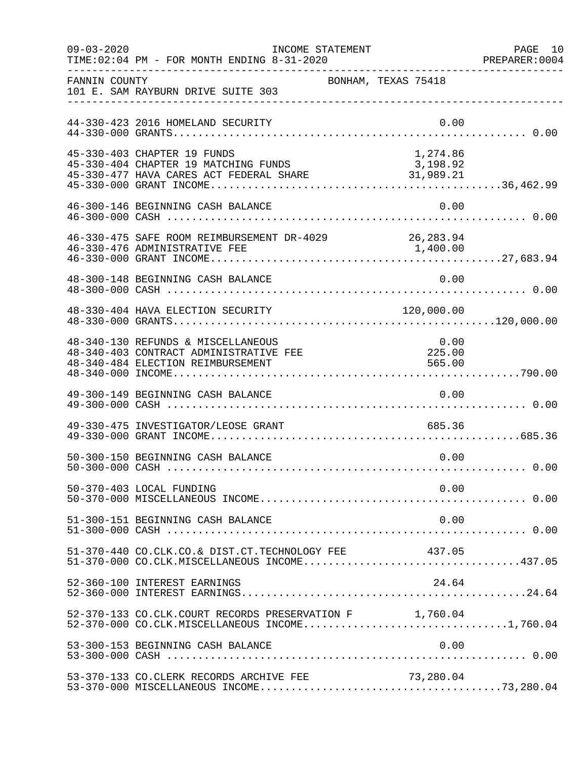FANNIN COUNTY  BONHAM, TEXAS 75418
101 E. SAM RAYBURN DRIVE SUITE 303

| Account | Description | Amount | Total |
|---|---|---|---|
| 44-330-423 | 2016 HOMELAND SECURITY | 0.00 | |
| 44-330-000 | GRANTS | | 0.00 |
| 45-330-403 | CHAPTER 19 FUNDS | 1,274.86 | |
| 45-330-404 | CHAPTER 19 MATCHING FUNDS | 3,198.92 | |
| 45-330-477 | HAVA CARES ACT FEDERAL SHARE | 31,989.21 | |
| 45-330-000 | GRANT INCOME | | 36,462.99 |
| 46-300-146 | BEGINNING CASH BALANCE | 0.00 | |
| 46-300-000 | CASH | | 0.00 |
| 46-330-475 | SAFE ROOM REIMBURSEMENT DR-4029 | 26,283.94 | |
| 46-330-476 | ADMINISTRATIVE FEE | 1,400.00 | |
| 46-330-000 | GRANT INCOME | | 27,683.94 |
| 48-300-148 | BEGINNING CASH BALANCE | 0.00 | |
| 48-300-000 | CASH | | 0.00 |
| 48-330-404 | HAVA ELECTION SECURITY | 120,000.00 | |
| 48-330-000 | GRANTS | | 120,000.00 |
| 48-340-130 | REFUNDS & MISCELLANEOUS | 0.00 | |
| 48-340-403 | CONTRACT ADMINISTRATIVE FEE | 225.00 | |
| 48-340-484 | ELECTION REIMBURSEMENT | 565.00 | |
| 48-340-000 | INCOME | | 790.00 |
| 49-300-149 | BEGINNING CASH BALANCE | 0.00 | |
| 49-300-000 | CASH | | 0.00 |
| 49-330-475 | INVESTIGATOR/LEOSE GRANT | 685.36 | |
| 49-330-000 | GRANT INCOME | | 685.36 |
| 50-300-150 | BEGINNING CASH BALANCE | 0.00 | |
| 50-300-000 | CASH | | 0.00 |
| 50-370-403 | LOCAL FUNDING | 0.00 | |
| 50-370-000 | MISCELLANEOUS INCOME | | 0.00 |
| 51-300-151 | BEGINNING CASH BALANCE | 0.00 | |
| 51-300-000 | CASH | | 0.00 |
| 51-370-440 | CO.CLK.CO.& DIST.CT.TECHNOLOGY FEE | 437.05 | |
| 51-370-000 | CO.CLK.MISCELLANEOUS INCOME | | 437.05 |
| 52-360-100 | INTEREST EARNINGS | 24.64 | |
| 52-360-000 | INTEREST EARNINGS | | 24.64 |
| 52-370-133 | CO.CLK.COURT RECORDS PRESERVATION F | 1,760.04 | |
| 52-370-000 | CO.CLK.MISCELLANEOUS INCOME | | 1,760.04 |
| 53-300-153 | BEGINNING CASH BALANCE | 0.00 | |
| 53-300-000 | CASH | | 0.00 |
| 53-370-133 | CO.CLERK RECORDS ARCHIVE FEE | 73,280.04 | |
| 53-370-000 | MISCELLANEOUS INCOME | | 73,280.04 |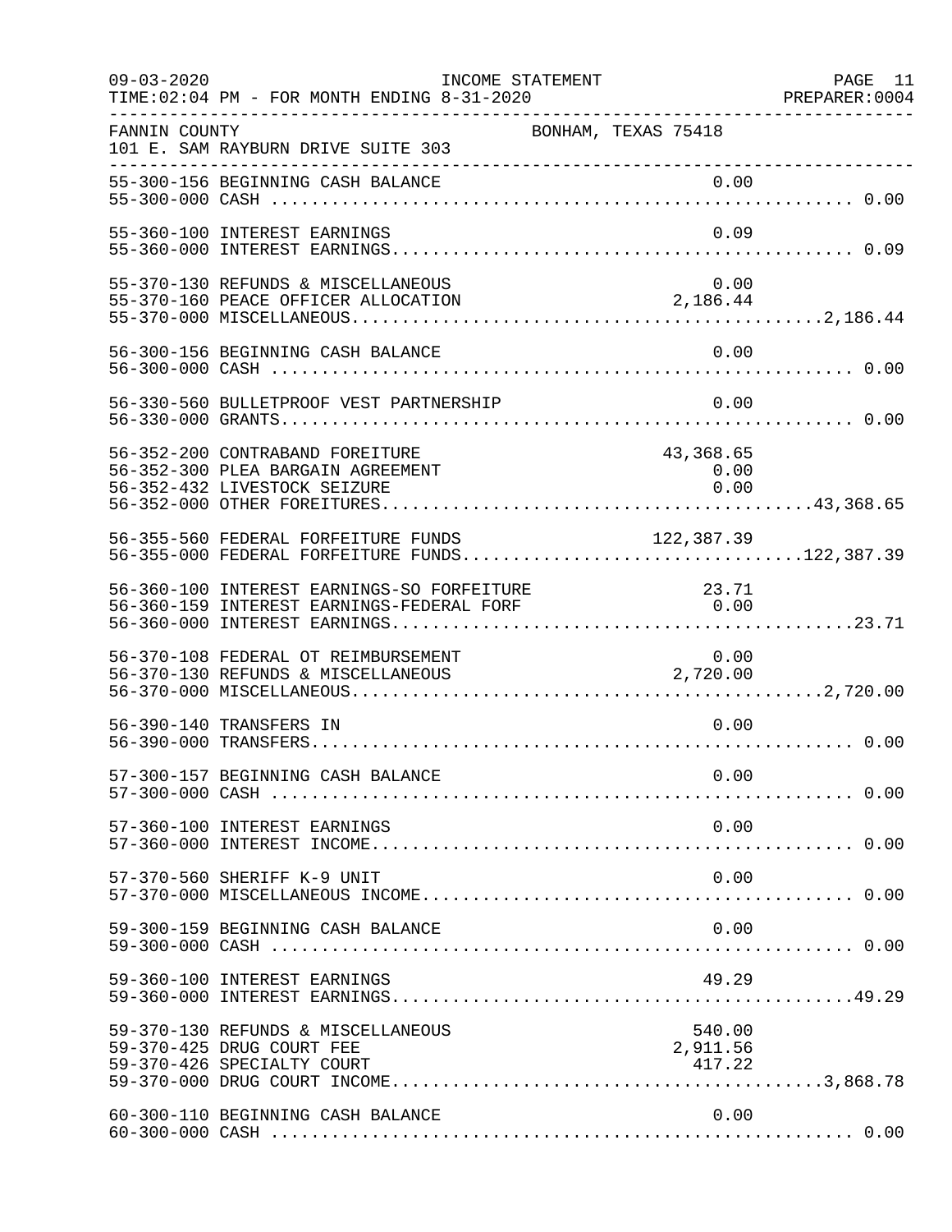09-03-2020 INCOME STATEMENT
TIME:02:04 PM - FOR MONTH ENDING 8-31-2020

FANNIN COUNTY BONHAM, TEXAS 75418
101 E. SAM RAYBURN DRIVE SUITE 303

| Account | Description | Amount | Total |
|---|---|---|---|
| 55-300-156 | BEGINNING CASH BALANCE | 0.00 | |
| 55-300-000 | CASH | | 0.00 |
| 55-360-100 | INTEREST EARNINGS | 0.09 | |
| 55-360-000 | INTEREST EARNINGS | | 0.09 |
| 55-370-130 | REFUNDS & MISCELLANEOUS | 0.00 | |
| 55-370-160 | PEACE OFFICER ALLOCATION | 2,186.44 | |
| 55-370-000 | MISCELLANEOUS | | 2,186.44 |
| 56-300-156 | BEGINNING CASH BALANCE | 0.00 | |
| 56-300-000 | CASH | | 0.00 |
| 56-330-560 | BULLETPROOF VEST PARTNERSHIP | 0.00 | |
| 56-330-000 | GRANTS | | 0.00 |
| 56-352-200 | CONTRABAND FOREITURE | 43,368.65 | |
| 56-352-300 | PLEA BARGAIN AGREEMENT | 0.00 | |
| 56-352-432 | LIVESTOCK SEIZURE | 0.00 | |
| 56-352-000 | OTHER FORFEITURES | | 43,368.65 |
| 56-355-560 | FEDERAL FORFEITURE FUNDS | 122,387.39 | |
| 56-355-000 | FEDERAL FORFEITURE FUNDS | | 122,387.39 |
| 56-360-100 | INTEREST EARNINGS-SO FORFEITURE | 23.71 | |
| 56-360-159 | INTEREST EARNINGS-FEDERAL FORF | 0.00 | |
| 56-360-000 | INTEREST EARNINGS | | 23.71 |
| 56-370-108 | FEDERAL OT REIMBURSEMENT | 0.00 | |
| 56-370-130 | REFUNDS & MISCELLANEOUS | 2,720.00 | |
| 56-370-000 | MISCELLANEOUS | | 2,720.00 |
| 56-390-140 | TRANSFERS IN | 0.00 | |
| 56-390-000 | TRANSFERS | | 0.00 |
| 57-300-157 | BEGINNING CASH BALANCE | 0.00 | |
| 57-300-000 | CASH | | 0.00 |
| 57-360-100 | INTEREST EARNINGS | 0.00 | |
| 57-360-000 | INTEREST INCOME | | 0.00 |
| 57-370-560 | SHERIFF K-9 UNIT | 0.00 | |
| 57-370-000 | MISCELLANEOUS INCOME | | 0.00 |
| 59-300-159 | BEGINNING CASH BALANCE | 0.00 | |
| 59-300-000 | CASH | | 0.00 |
| 59-360-100 | INTEREST EARNINGS | 49.29 | |
| 59-360-000 | INTEREST EARNINGS | | 49.29 |
| 59-370-130 | REFUNDS & MISCELLANEOUS | 540.00 | |
| 59-370-425 | DRUG COURT FEE | 2,911.56 | |
| 59-370-426 | SPECIALTY COURT | 417.22 | |
| 59-370-000 | DRUG COURT INCOME | | 3,868.78 |
| 60-300-110 | BEGINNING CASH BALANCE | 0.00 | |
| 60-300-000 | CASH | | 0.00 |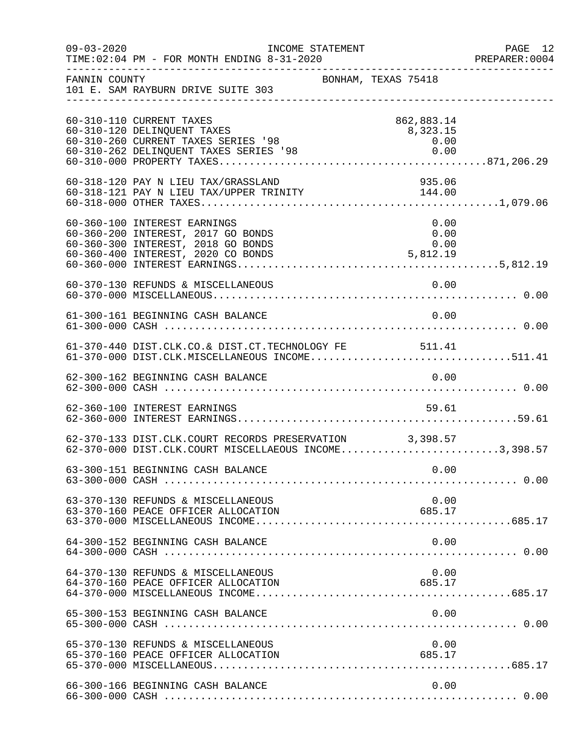INCOME STATEMENT

TIME:02:04 PM - FOR MONTH ENDING 8-31-2020

FANNIN COUNTY — BONHAM, TEXAS 75418

101 E. SAM RAYBURN DRIVE SUITE 303

| Account | Description | Amount | Total |
|---|---|---|---|
| 60-310-110 | CURRENT TAXES | 862,883.14 | |
| 60-310-120 | DELINQUENT TAXES | 8,323.15 | |
| 60-310-260 | CURRENT TAXES SERIES '98 | 0.00 | |
| 60-310-262 | DELINQUENT TAXES SERIES '98 | 0.00 | |
| 60-310-000 | PROPERTY TAXES | | 871,206.29 |
| 60-318-120 | PAY N LIEU TAX/GRASSLAND | 935.06 | |
| 60-318-121 | PAY N LIEU TAX/UPPER TRINITY | 144.00 | |
| 60-318-000 | OTHER TAXES | | 1,079.06 |
| 60-360-100 | INTEREST EARNINGS | 0.00 | |
| 60-360-200 | INTEREST, 2017 GO BONDS | 0.00 | |
| 60-360-300 | INTEREST, 2018 GO BONDS | 0.00 | |
| 60-360-400 | INTEREST, 2020 CO BONDS | 5,812.19 | |
| 60-360-000 | INTEREST EARNINGS | | 5,812.19 |
| 60-370-130 | REFUNDS & MISCELLANEOUS | 0.00 | |
| 60-370-000 | MISCELLANEOUS | | 0.00 |
| 61-300-161 | BEGINNING CASH BALANCE | 0.00 | |
| 61-300-000 | CASH | | 0.00 |
| 61-370-440 | DIST.CLK.CO.& DIST.CT.TECHNOLOGY FE | 511.41 | |
| 61-370-000 | DIST.CLK.MISCELLANEOUS INCOME | | 511.41 |
| 62-300-162 | BEGINNING CASH BALANCE | 0.00 | |
| 62-300-000 | CASH | | 0.00 |
| 62-360-100 | INTEREST EARNINGS | 59.61 | |
| 62-360-000 | INTEREST EARNINGS | | 59.61 |
| 62-370-133 | DIST.CLK.COURT RECORDS PRESERVATION | 3,398.57 | |
| 62-370-000 | DIST.CLK.COURT MISCELLAEOUS INCOME | | 3,398.57 |
| 63-300-151 | BEGINNING CASH BALANCE | 0.00 | |
| 63-300-000 | CASH | | 0.00 |
| 63-370-130 | REFUNDS & MISCELLANEOUS | 0.00 | |
| 63-370-160 | PEACE OFFICER ALLOCATION | 685.17 | |
| 63-370-000 | MISCELLANEOUS INCOME | | 685.17 |
| 64-300-152 | BEGINNING CASH BALANCE | 0.00 | |
| 64-300-000 | CASH | | 0.00 |
| 64-370-130 | REFUNDS & MISCELLANEOUS | 0.00 | |
| 64-370-160 | PEACE OFFICER ALLOCATION | 685.17 | |
| 64-370-000 | MISCELLANEOUS INCOME | | 685.17 |
| 65-300-153 | BEGINNING CASH BALANCE | 0.00 | |
| 65-300-000 | CASH | | 0.00 |
| 65-370-130 | REFUNDS & MISCELLANEOUS | 0.00 | |
| 65-370-160 | PEACE OFFICER ALLOCATION | 685.17 | |
| 65-370-000 | MISCELLANEOUS | | 685.17 |
| 66-300-166 | BEGINNING CASH BALANCE | 0.00 | |
| 66-300-000 | CASH | | 0.00 |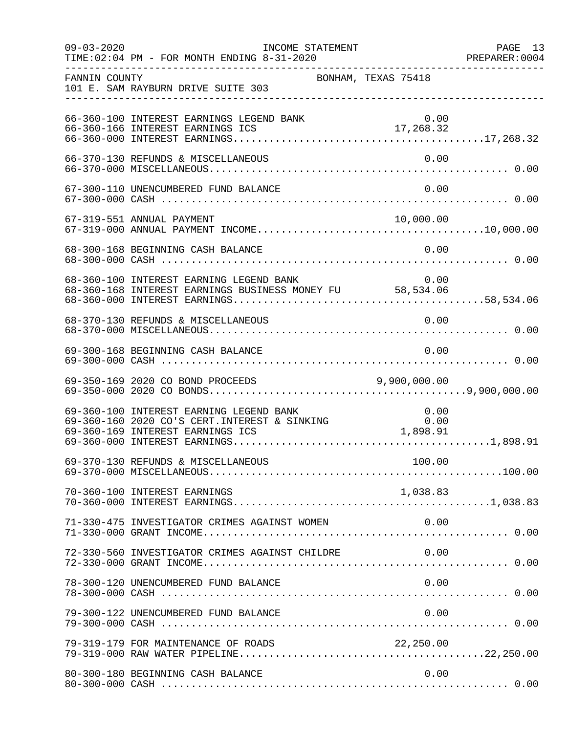FANNIN COUNTY BONHAM, TEXAS 75418
101 E. SAM RAYBURN DRIVE SUITE 303

| Account | Description | Amount | Total |
|---|---|---|---|
| 66-360-100 | INTEREST EARNINGS LEGEND BANK | 0.00 | |
| 66-360-166 | INTEREST EARNINGS ICS | 17,268.32 | |
| 66-360-000 | INTEREST EARNINGS | | 17,268.32 |
| 66-370-130 | REFUNDS & MISCELLANEOUS | 0.00 | |
| 66-370-000 | MISCELLANEOUS | | 0.00 |
| 67-300-110 | UNENCUMBERED FUND BALANCE | 0.00 | |
| 67-300-000 | CASH | | 0.00 |
| 67-319-551 | ANNUAL PAYMENT | 10,000.00 | |
| 67-319-000 | ANNUAL PAYMENT INCOME | | 10,000.00 |
| 68-300-168 | BEGINNING CASH BALANCE | 0.00 | |
| 68-300-000 | CASH | | 0.00 |
| 68-360-100 | INTEREST EARNING LEGEND BANK | 0.00 | |
| 68-360-168 | INTEREST EARNINGS BUSINESS MONEY FU | 58,534.06 | |
| 68-360-000 | INTEREST EARNINGS | | 58,534.06 |
| 68-370-130 | REFUNDS & MISCELLANEOUS | 0.00 | |
| 68-370-000 | MISCELLANEOUS | | 0.00 |
| 69-300-168 | BEGINNING CASH BALANCE | 0.00 | |
| 69-300-000 | CASH | | 0.00 |
| 69-350-169 | 2020 CO BOND PROCEEDS | 9,900,000.00 | |
| 69-350-000 | 2020 CO BONDS | | 9,900,000.00 |
| 69-360-100 | INTEREST EARNING LEGEND BANK | 0.00 | |
| 69-360-160 | 2020 CO'S CERT.INTEREST & SINKING | 0.00 | |
| 69-360-169 | INTEREST EARNINGS ICS | 1,898.91 | |
| 69-360-000 | INTEREST EARNINGS | | 1,898.91 |
| 69-370-130 | REFUNDS & MISCELLANEOUS | 100.00 | |
| 69-370-000 | MISCELLANEOUS | | 100.00 |
| 70-360-100 | INTEREST EARNINGS | 1,038.83 | |
| 70-360-000 | INTEREST EARNINGS | | 1,038.83 |
| 71-330-475 | INVESTIGATOR CRIMES AGAINST WOMEN | 0.00 | |
| 71-330-000 | GRANT INCOME | | 0.00 |
| 72-330-560 | INVESTIGATOR CRIMES AGAINST CHILDRE | 0.00 | |
| 72-330-000 | GRANT INCOME | | 0.00 |
| 78-300-120 | UNENCUMBERED FUND BALANCE | 0.00 | |
| 78-300-000 | CASH | | 0.00 |
| 79-300-122 | UNENCUMBERED FUND BALANCE | 0.00 | |
| 79-300-000 | CASH | | 0.00 |
| 79-319-179 | FOR MAINTENANCE OF ROADS | 22,250.00 | |
| 79-319-000 | RAW WATER PIPELINE | | 22,250.00 |
| 80-300-180 | BEGINNING CASH BALANCE | 0.00 | |
| 80-300-000 | CASH | | 0.00 |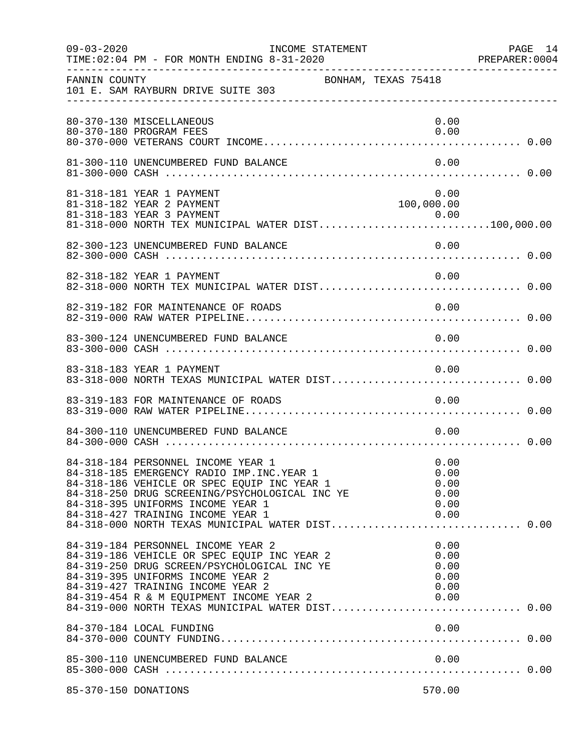FANNIN COUNTY — BONHAM, TEXAS 75418
101 E. SAM RAYBURN DRIVE SUITE 303

| Account | Description | Amount | Total |
|---|---|---|---|
| 80-370-130 | MISCELLANEOUS | 0.00 | |
| 80-370-180 | PROGRAM FEES | 0.00 | |
| 80-370-000 | VETERANS COURT INCOME | | 0.00 |
| 81-300-110 | UNENCUMBERED FUND BALANCE | 0.00 | |
| 81-300-000 | CASH | | 0.00 |
| 81-318-181 | YEAR 1 PAYMENT | 0.00 | |
| 81-318-182 | YEAR 2 PAYMENT | 100,000.00 | |
| 81-318-183 | YEAR 3 PAYMENT | 0.00 | |
| 81-318-000 | NORTH TEX MUNICIPAL WATER DIST | | 100,000.00 |
| 82-300-123 | UNENCUMBERED FUND BALANCE | 0.00 | |
| 82-300-000 | CASH | | 0.00 |
| 82-318-182 | YEAR 1 PAYMENT | 0.00 | |
| 82-318-000 | NORTH TEX MUNICIPAL WATER DIST | | 0.00 |
| 82-319-182 | FOR MAINTENANCE OF ROADS | 0.00 | |
| 82-319-000 | RAW WATER PIPELINE | | 0.00 |
| 83-300-124 | UNENCUMBERED FUND BALANCE | 0.00 | |
| 83-300-000 | CASH | | 0.00 |
| 83-318-183 | YEAR 1 PAYMENT | 0.00 | |
| 83-318-000 | NORTH TEXAS MUNICIPAL WATER DIST | | 0.00 |
| 83-319-183 | FOR MAINTENANCE OF ROADS | 0.00 | |
| 83-319-000 | RAW WATER PIPELINE | | 0.00 |
| 84-300-110 | UNENCUMBERED FUND BALANCE | 0.00 | |
| 84-300-000 | CASH | | 0.00 |
| 84-318-184 | PERSONNEL INCOME YEAR 1 | 0.00 | |
| 84-318-185 | EMERGENCY RADIO IMP.INC.YEAR 1 | 0.00 | |
| 84-318-186 | VEHICLE OR SPEC EQUIP INC YEAR 1 | 0.00 | |
| 84-318-250 | DRUG SCREENING/PSYCHOLOGICAL INC YE | 0.00 | |
| 84-318-395 | UNIFORMS INCOME YEAR 1 | 0.00 | |
| 84-318-427 | TRAINING INCOME YEAR 1 | 0.00 | |
| 84-318-000 | NORTH TEXAS MUNICIPAL WATER DIST | | 0.00 |
| 84-319-184 | PERSONNEL INCOME YEAR 2 | 0.00 | |
| 84-319-186 | VEHICLE OR SPEC EQUIP INC YEAR 2 | 0.00 | |
| 84-319-250 | DRUG SCREEN/PSYCHOLOGICAL INC YE | 0.00 | |
| 84-319-395 | UNIFORMS INCOME YEAR 2 | 0.00 | |
| 84-319-427 | TRAINING INCOME YEAR 2 | 0.00 | |
| 84-319-454 | R & M EQUIPMENT INCOME YEAR 2 | 0.00 | |
| 84-319-000 | NORTH TEXAS MUNICIPAL WATER DIST | | 0.00 |
| 84-370-184 | LOCAL FUNDING | 0.00 | |
| 84-370-000 | COUNTY FUNDING | | 0.00 |
| 85-300-110 | UNENCUMBERED FUND BALANCE | 0.00 | |
| 85-300-000 | CASH | | 0.00 |
| 85-370-150 | DONATIONS | 570.00 | |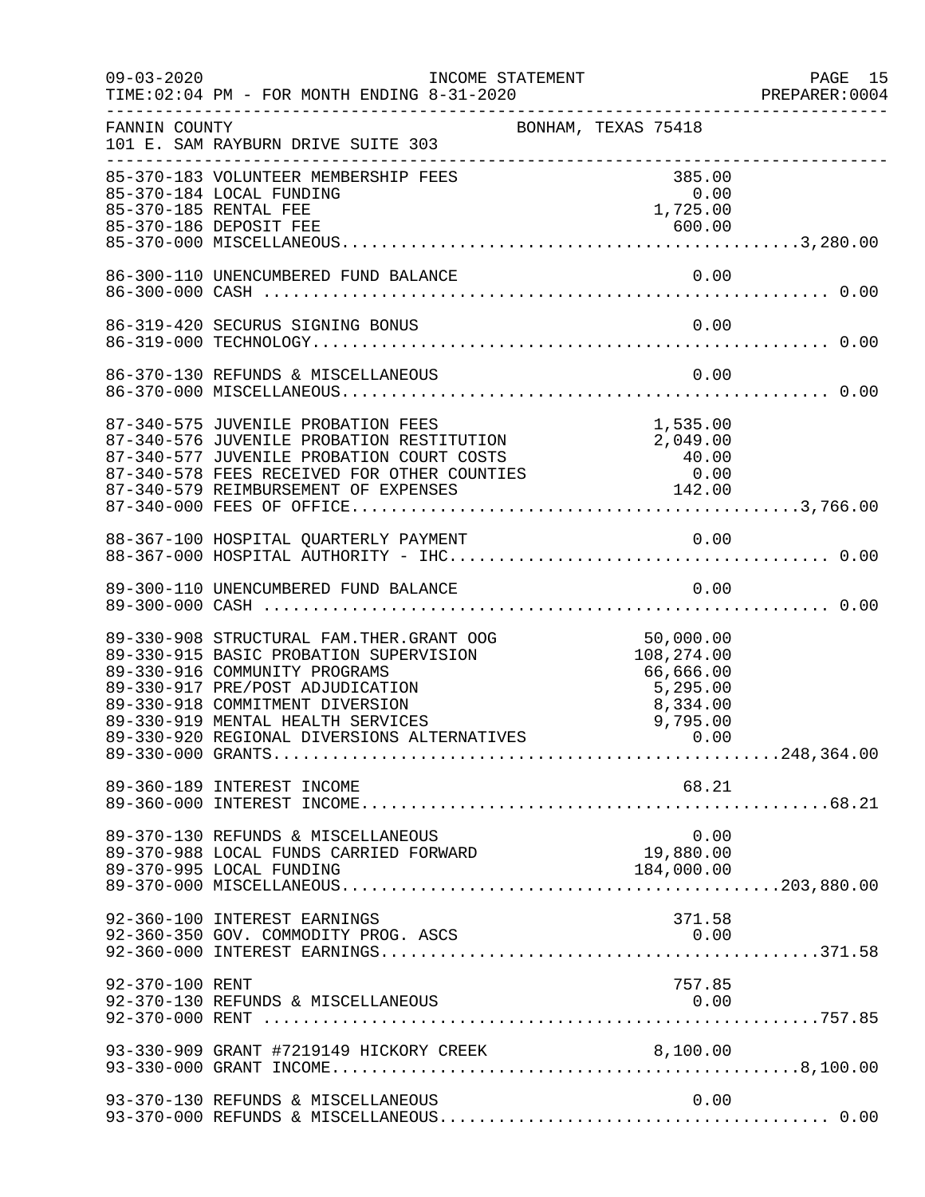FANNIN COUNTY BONHAM, TEXAS 75418
101 E. SAM RAYBURN DRIVE SUITE 303

INCOME STATEMENT — FOR MONTH ENDING 8-31-2020

| Account | Description | Amount | Total |
|---|---|---|---|
| 85-370-183 | VOLUNTEER MEMBERSHIP FEES | 385.00 | |
| 85-370-184 | LOCAL FUNDING | 0.00 | |
| 85-370-185 | RENTAL FEE | 1,725.00 | |
| 85-370-186 | DEPOSIT FEE | 600.00 | |
| 85-370-000 | MISCELLANEOUS | | 3,280.00 |
| 86-300-110 | UNENCUMBERED FUND BALANCE | 0.00 | |
| 86-300-000 | CASH | | 0.00 |
| 86-319-420 | SECURUS SIGNING BONUS | 0.00 | |
| 86-319-000 | TECHNOLOGY | | 0.00 |
| 86-370-130 | REFUNDS & MISCELLANEOUS | 0.00 | |
| 86-370-000 | MISCELLANEOUS | | 0.00 |
| 87-340-575 | JUVENILE PROBATION FEES | 1,535.00 | |
| 87-340-576 | JUVENILE PROBATION RESTITUTION | 2,049.00 | |
| 87-340-577 | JUVENILE PROBATION COURT COSTS | 40.00 | |
| 87-340-578 | FEES RECEIVED FOR OTHER COUNTIES | 0.00 | |
| 87-340-579 | REIMBURSEMENT OF EXPENSES | 142.00 | |
| 87-340-000 | FEES OF OFFICE | | 3,766.00 |
| 88-367-100 | HOSPITAL QUARTERLY PAYMENT | 0.00 | |
| 88-367-000 | HOSPITAL AUTHORITY - IHC | | 0.00 |
| 89-300-110 | UNENCUMBERED FUND BALANCE | 0.00 | |
| 89-300-000 | CASH | | 0.00 |
| 89-330-908 | STRUCTURAL FAM.THER.GRANT OOG | 50,000.00 | |
| 89-330-915 | BASIC PROBATION SUPERVISION | 108,274.00 | |
| 89-330-916 | COMMUNITY PROGRAMS | 66,666.00 | |
| 89-330-917 | PRE/POST ADJUDICATION | 5,295.00 | |
| 89-330-918 | COMMITMENT DIVERSION | 8,334.00 | |
| 89-330-919 | MENTAL HEALTH SERVICES | 9,795.00 | |
| 89-330-920 | REGIONAL DIVERSIONS ALTERNATIVES | 0.00 | |
| 89-330-000 | GRANTS | | 248,364.00 |
| 89-360-189 | INTEREST INCOME | 68.21 | |
| 89-360-000 | INTEREST INCOME | | 68.21 |
| 89-370-130 | REFUNDS & MISCELLANEOUS | 0.00 | |
| 89-370-988 | LOCAL FUNDS CARRIED FORWARD | 19,880.00 | |
| 89-370-995 | LOCAL FUNDING | 184,000.00 | |
| 89-370-000 | MISCELLANEOUS | | 203,880.00 |
| 92-360-100 | INTEREST EARNINGS | 371.58 | |
| 92-360-350 | GOV. COMMODITY PROG. ASCS | 0.00 | |
| 92-360-000 | INTEREST EARNINGS | | 371.58 |
| 92-370-100 | RENT | 757.85 | |
| 92-370-130 | REFUNDS & MISCELLANEOUS | 0.00 | |
| 92-370-000 | RENT | | 757.85 |
| 93-330-909 | GRANT #7219149 HICKORY CREEK | 8,100.00 | |
| 93-330-000 | GRANT INCOME | | 8,100.00 |
| 93-370-130 | REFUNDS & MISCELLANEOUS | 0.00 | |
| 93-370-000 | REFUNDS & MISCELLANEOUS | | 0.00 |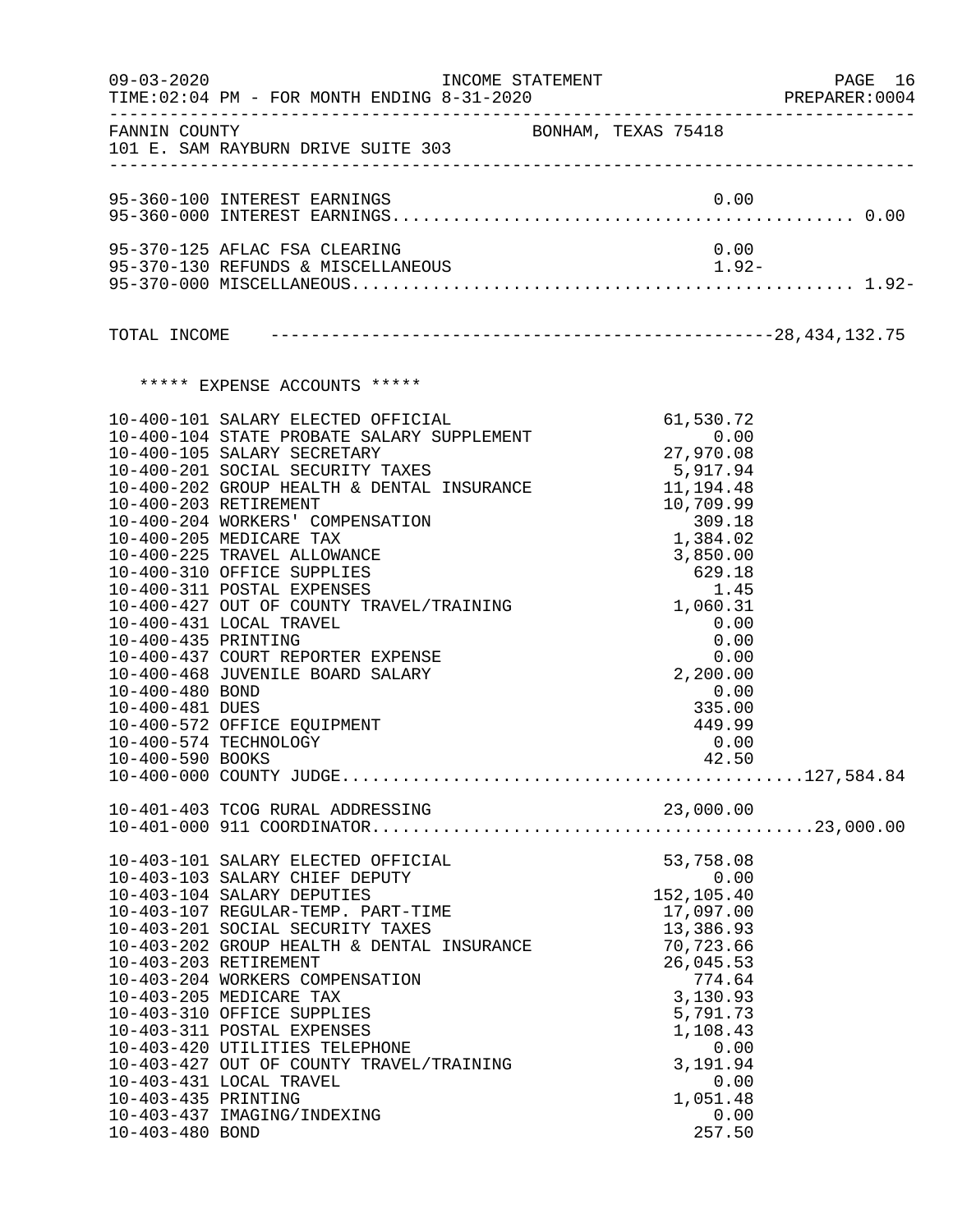FANNIN COUNTY — BONHAM, TEXAS 75418
101 E. SAM RAYBURN DRIVE SUITE 303

INCOME STATEMENT — FOR MONTH ENDING 8-31-2020

| Account | Description | Amount | Total |
|---|---|---|---|
| 95-360-100 | INTEREST EARNINGS | 0.00 | |
| 95-360-000 | INTEREST EARNINGS | | 0.00 |
| 95-370-125 | AFLAC FSA CLEARING | 0.00 | |
| 95-370-130 | REFUNDS & MISCELLANEOUS | 1.92- | |
| 95-370-000 | MISCELLANEOUS | | 1.92- |

TOTAL INCOME ---------------------------------------------------28,434,132.75

***** EXPENSE ACCOUNTS *****

| Account | Description | Amount | Total |
|---|---|---|---|
| 10-400-101 | SALARY ELECTED OFFICIAL | 61,530.72 | |
| 10-400-104 | STATE PROBATE SALARY SUPPLEMENT | 0.00 | |
| 10-400-105 | SALARY SECRETARY | 27,970.08 | |
| 10-400-201 | SOCIAL SECURITY TAXES | 5,917.94 | |
| 10-400-202 | GROUP HEALTH & DENTAL INSURANCE | 11,194.48 | |
| 10-400-203 | RETIREMENT | 10,709.99 | |
| 10-400-204 | WORKERS' COMPENSATION | 309.18 | |
| 10-400-205 | MEDICARE TAX | 1,384.02 | |
| 10-400-225 | TRAVEL ALLOWANCE | 3,850.00 | |
| 10-400-310 | OFFICE SUPPLIES | 629.18 | |
| 10-400-311 | POSTAL EXPENSES | 1.45 | |
| 10-400-427 | OUT OF COUNTY TRAVEL/TRAINING | 1,060.31 | |
| 10-400-431 | LOCAL TRAVEL | 0.00 | |
| 10-400-435 | PRINTING | 0.00 | |
| 10-400-437 | COURT REPORTER EXPENSE | 0.00 | |
| 10-400-468 | JUVENILE BOARD SALARY | 2,200.00 | |
| 10-400-480 | BOND | 0.00 | |
| 10-400-481 | DUES | 335.00 | |
| 10-400-572 | OFFICE EQUIPMENT | 449.99 | |
| 10-400-574 | TECHNOLOGY | 0.00 | |
| 10-400-590 | BOOKS | 42.50 | |
| 10-400-000 | COUNTY JUDGE | | 127,584.84 |
| 10-401-403 | TCOG RURAL ADDRESSING | 23,000.00 | |
| 10-401-000 | 911 COORDINATOR | | 23,000.00 |
| 10-403-101 | SALARY ELECTED OFFICIAL | 53,758.08 | |
| 10-403-103 | SALARY CHIEF DEPUTY | 0.00 | |
| 10-403-104 | SALARY DEPUTIES | 152,105.40 | |
| 10-403-107 | REGULAR-TEMP. PART-TIME | 17,097.00 | |
| 10-403-201 | SOCIAL SECURITY TAXES | 13,386.93 | |
| 10-403-202 | GROUP HEALTH & DENTAL INSURANCE | 70,723.66 | |
| 10-403-203 | RETIREMENT | 26,045.53 | |
| 10-403-204 | WORKERS COMPENSATION | 774.64 | |
| 10-403-205 | MEDICARE TAX | 3,130.93 | |
| 10-403-310 | OFFICE SUPPLIES | 5,791.73 | |
| 10-403-311 | POSTAL EXPENSES | 1,108.43 | |
| 10-403-420 | UTILITIES TELEPHONE | 0.00 | |
| 10-403-427 | OUT OF COUNTY TRAVEL/TRAINING | 3,191.94 | |
| 10-403-431 | LOCAL TRAVEL | 0.00 | |
| 10-403-435 | PRINTING | 1,051.48 | |
| 10-403-437 | IMAGING/INDEXING | 0.00 | |
| 10-403-480 | BOND | 257.50 | |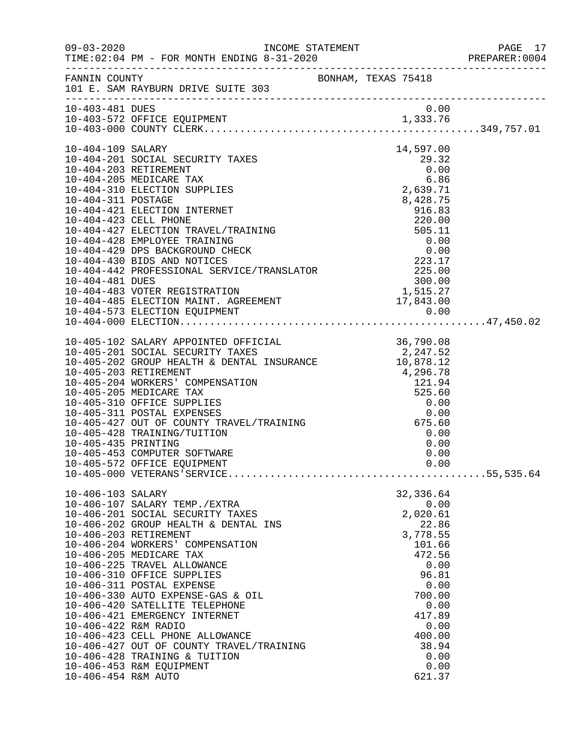INCOME STATEMENT

TIME:02:04 PM - FOR MONTH ENDING 8-31-2020

FANNIN COUNTY BONHAM, TEXAS 75418

101 E. SAM RAYBURN DRIVE SUITE 303

| Account | Description | Amount | Total |
|---|---|---|---|
| 10-403-481 | DUES | 0.00 | |
| 10-403-572 | OFFICE EQUIPMENT | 1,333.76 | |
| 10-403-000 | COUNTY CLERK | | 349,757.01 |
| 10-404-109 | SALARY | 14,597.00 | |
| 10-404-201 | SOCIAL SECURITY TAXES | 29.32 | |
| 10-404-203 | RETIREMENT | 0.00 | |
| 10-404-205 | MEDICARE TAX | 6.86 | |
| 10-404-310 | ELECTION SUPPLIES | 2,639.71 | |
| 10-404-311 | POSTAGE | 8,428.75 | |
| 10-404-421 | ELECTION INTERNET | 916.83 | |
| 10-404-423 | CELL PHONE | 220.00 | |
| 10-404-427 | ELECTION TRAVEL/TRAINING | 505.11 | |
| 10-404-428 | EMPLOYEE TRAINING | 0.00 | |
| 10-404-429 | DPS BACKGROUND CHECK | 0.00 | |
| 10-404-430 | BIDS AND NOTICES | 223.17 | |
| 10-404-442 | PROFESSIONAL SERVICE/TRANSLATOR | 225.00 | |
| 10-404-481 | DUES | 300.00 | |
| 10-404-483 | VOTER REGISTRATION | 1,515.27 | |
| 10-404-485 | ELECTION MAINT. AGREEMENT | 17,843.00 | |
| 10-404-573 | ELECTION EQUIPMENT | 0.00 | |
| 10-404-000 | ELECTION | | 47,450.02 |
| 10-405-102 | SALARY APPOINTED OFFICIAL | 36,790.08 | |
| 10-405-201 | SOCIAL SECURITY TAXES | 2,247.52 | |
| 10-405-202 | GROUP HEALTH & DENTAL INSURANCE | 10,878.12 | |
| 10-405-203 | RETIREMENT | 4,296.78 | |
| 10-405-204 | WORKERS' COMPENSATION | 121.94 | |
| 10-405-205 | MEDICARE TAX | 525.60 | |
| 10-405-310 | OFFICE SUPPLIES | 0.00 | |
| 10-405-311 | POSTAL EXPENSES | 0.00 | |
| 10-405-427 | OUT OF COUNTY TRAVEL/TRAINING | 675.60 | |
| 10-405-428 | TRAINING/TUITION | 0.00 | |
| 10-405-435 | PRINTING | 0.00 | |
| 10-405-453 | COMPUTER SOFTWARE | 0.00 | |
| 10-405-572 | OFFICE EQUIPMENT | 0.00 | |
| 10-405-000 | VETERANS'SERVICE | | 55,535.64 |
| 10-406-103 | SALARY | 32,336.64 | |
| 10-406-107 | SALARY TEMP./EXTRA | 0.00 | |
| 10-406-201 | SOCIAL SECURITY TAXES | 2,020.61 | |
| 10-406-202 | GROUP HEALTH & DENTAL INS | 22.86 | |
| 10-406-203 | RETIREMENT | 3,778.55 | |
| 10-406-204 | WORKERS' COMPENSATION | 101.66 | |
| 10-406-205 | MEDICARE TAX | 472.56 | |
| 10-406-225 | TRAVEL ALLOWANCE | 0.00 | |
| 10-406-310 | OFFICE SUPPLIES | 96.81 | |
| 10-406-311 | POSTAL EXPENSE | 0.00 | |
| 10-406-330 | AUTO EXPENSE-GAS & OIL | 700.00 | |
| 10-406-420 | SATELLITE TELEPHONE | 0.00 | |
| 10-406-421 | EMERGENCY INTERNET | 417.89 | |
| 10-406-422 | R&M RADIO | 0.00 | |
| 10-406-423 | CELL PHONE ALLOWANCE | 400.00 | |
| 10-406-427 | OUT OF COUNTY TRAVEL/TRAINING | 38.94 | |
| 10-406-428 | TRAINING & TUITION | 0.00 | |
| 10-406-453 | R&M EQUIPMENT | 0.00 | |
| 10-406-454 | R&M AUTO | 621.37 | |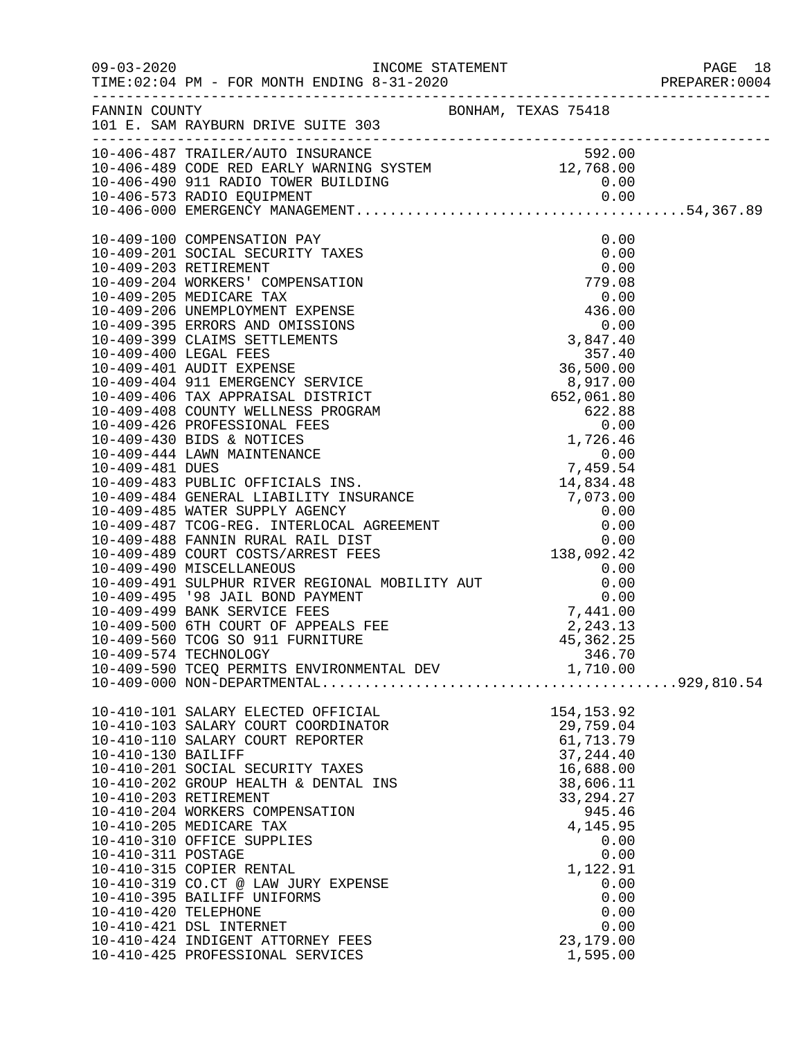FANNIN COUNTY BONHAM, TEXAS 75418
101 E. SAM RAYBURN DRIVE SUITE 303

INCOME STATEMENT
09-03-2020
TIME:02:04 PM - FOR MONTH ENDING 8-31-2020

| Account | Description | Amount | Total |
|---|---|---|---|
| 10-406-487 | TRAILER/AUTO INSURANCE | 592.00 | |
| 10-406-489 | CODE RED EARLY WARNING SYSTEM | 12,768.00 | |
| 10-406-490 | 911 RADIO TOWER BUILDING | 0.00 | |
| 10-406-573 | RADIO EQUIPMENT | 0.00 | |
| 10-406-000 | EMERGENCY MANAGEMENT | | 54,367.89 |
| 10-409-100 | COMPENSATION PAY | 0.00 | |
| 10-409-201 | SOCIAL SECURITY TAXES | 0.00 | |
| 10-409-203 | RETIREMENT | 0.00 | |
| 10-409-204 | WORKERS' COMPENSATION | 779.08 | |
| 10-409-205 | MEDICARE TAX | 0.00 | |
| 10-409-206 | UNEMPLOYMENT EXPENSE | 436.00 | |
| 10-409-395 | ERRORS AND OMISSIONS | 0.00 | |
| 10-409-399 | CLAIMS SETTLEMENTS | 3,847.40 | |
| 10-409-400 | LEGAL FEES | 357.40 | |
| 10-409-401 | AUDIT EXPENSE | 36,500.00 | |
| 10-409-404 | 911 EMERGENCY SERVICE | 8,917.00 | |
| 10-409-406 | TAX APPRAISAL DISTRICT | 652,061.80 | |
| 10-409-408 | COUNTY WELLNESS PROGRAM | 622.88 | |
| 10-409-426 | PROFESSIONAL FEES | 0.00 | |
| 10-409-430 | BIDS & NOTICES | 1,726.46 | |
| 10-409-444 | LAWN MAINTENANCE | 0.00 | |
| 10-409-481 | DUES | 7,459.54 | |
| 10-409-483 | PUBLIC OFFICIALS INS. | 14,834.48 | |
| 10-409-484 | GENERAL LIABILITY INSURANCE | 7,073.00 | |
| 10-409-485 | WATER SUPPLY AGENCY | 0.00 | |
| 10-409-487 | TCOG-REG. INTERLOCAL AGREEMENT | 0.00 | |
| 10-409-488 | FANNIN RURAL RAIL DIST | 0.00 | |
| 10-409-489 | COURT COSTS/ARREST FEES | 138,092.42 | |
| 10-409-490 | MISCELLANEOUS | 0.00 | |
| 10-409-491 | SULPHUR RIVER REGIONAL MOBILITY AUT | 0.00 | |
| 10-409-495 | '98 JAIL BOND PAYMENT | 0.00 | |
| 10-409-499 | BANK SERVICE FEES | 7,441.00 | |
| 10-409-500 | 6TH COURT OF APPEALS FEE | 2,243.13 | |
| 10-409-560 | TCOG SO 911 FURNITURE | 45,362.25 | |
| 10-409-574 | TECHNOLOGY | 346.70 | |
| 10-409-590 | TCEQ PERMITS ENVIRONMENTAL DEV | 1,710.00 | |
| 10-409-000 | NON-DEPARTMENTAL | | 929,810.54 |
| 10-410-101 | SALARY ELECTED OFFICIAL | 154,153.92 | |
| 10-410-103 | SALARY COURT COORDINATOR | 29,759.04 | |
| 10-410-110 | SALARY COURT REPORTER | 61,713.79 | |
| 10-410-130 | BAILIFF | 37,244.40 | |
| 10-410-201 | SOCIAL SECURITY TAXES | 16,688.00 | |
| 10-410-202 | GROUP HEALTH & DENTAL INS | 38,606.11 | |
| 10-410-203 | RETIREMENT | 33,294.27 | |
| 10-410-204 | WORKERS COMPENSATION | 945.46 | |
| 10-410-205 | MEDICARE TAX | 4,145.95 | |
| 10-410-310 | OFFICE SUPPLIES | 0.00 | |
| 10-410-311 | POSTAGE | 0.00 | |
| 10-410-315 | COPIER RENTAL | 1,122.91 | |
| 10-410-319 | CO.CT @ LAW JURY EXPENSE | 0.00 | |
| 10-410-395 | BAILIFF UNIFORMS | 0.00 | |
| 10-410-420 | TELEPHONE | 0.00 | |
| 10-410-421 | DSL INTERNET | 0.00 | |
| 10-410-424 | INDIGENT ATTORNEY FEES | 23,179.00 | |
| 10-410-425 | PROFESSIONAL SERVICES | 1,595.00 | |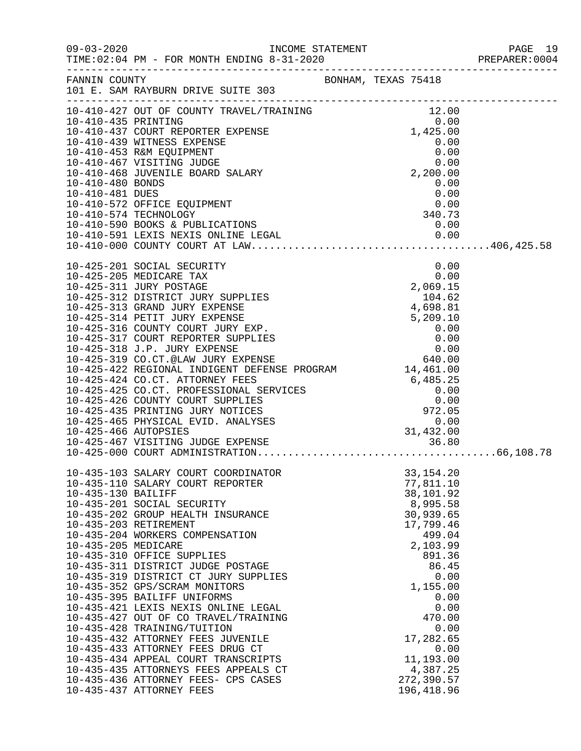FANNIN COUNTY — BONHAM, TEXAS 75418
101 E. SAM RAYBURN DRIVE SUITE 303

INCOME STATEMENT
TIME:02:04 PM - FOR MONTH ENDING 8-31-2020

| Account | Description | Amount | Total |
|---|---|---|---|
| 10-410-427 | OUT OF COUNTY TRAVEL/TRAINING | 12.00 | |
| 10-410-435 | PRINTING | 0.00 | |
| 10-410-437 | COURT REPORTER EXPENSE | 1,425.00 | |
| 10-410-439 | WITNESS EXPENSE | 0.00 | |
| 10-410-453 | R&M EQUIPMENT | 0.00 | |
| 10-410-467 | VISITING JUDGE | 0.00 | |
| 10-410-468 | JUVENILE BOARD SALARY | 2,200.00 | |
| 10-410-480 | BONDS | 0.00 | |
| 10-410-481 | DUES | 0.00 | |
| 10-410-572 | OFFICE EQUIPMENT | 0.00 | |
| 10-410-574 | TECHNOLOGY | 340.73 | |
| 10-410-590 | BOOKS & PUBLICATIONS | 0.00 | |
| 10-410-591 | LEXIS NEXIS ONLINE LEGAL | 0.00 | |
| 10-410-000 | COUNTY COURT AT LAW | | 406,425.58 |
| 10-425-201 | SOCIAL SECURITY | 0.00 | |
| 10-425-205 | MEDICARE TAX | 0.00 | |
| 10-425-311 | JURY POSTAGE | 2,069.15 | |
| 10-425-312 | DISTRICT JURY SUPPLIES | 104.62 | |
| 10-425-313 | GRAND JURY EXPENSE | 4,698.81 | |
| 10-425-314 | PETIT JURY EXPENSE | 5,209.10 | |
| 10-425-316 | COUNTY COURT JURY EXP. | 0.00 | |
| 10-425-317 | COURT REPORTER SUPPLIES | 0.00 | |
| 10-425-318 | J.P. JURY EXPENSE | 0.00 | |
| 10-425-319 | CO.CT.@LAW JURY EXPENSE | 640.00 | |
| 10-425-422 | REGIONAL INDIGENT DEFENSE PROGRAM | 14,461.00 | |
| 10-425-424 | CO.CT. ATTORNEY FEES | 6,485.25 | |
| 10-425-425 | CO.CT. PROFESSIONAL SERVICES | 0.00 | |
| 10-425-426 | COUNTY COURT SUPPLIES | 0.00 | |
| 10-425-435 | PRINTING JURY NOTICES | 972.05 | |
| 10-425-465 | PHYSICAL EVID. ANALYSES | 0.00 | |
| 10-425-466 | AUTOPSIES | 31,432.00 | |
| 10-425-467 | VISITING JUDGE EXPENSE | 36.80 | |
| 10-425-000 | COURT ADMINISTRATION | | 66,108.78 |
| 10-435-103 | SALARY COURT COORDINATOR | 33,154.20 | |
| 10-435-110 | SALARY COURT REPORTER | 77,811.10 | |
| 10-435-130 | BAILIFF | 38,101.92 | |
| 10-435-201 | SOCIAL SECURITY | 8,995.58 | |
| 10-435-202 | GROUP HEALTH INSURANCE | 30,939.65 | |
| 10-435-203 | RETIREMENT | 17,799.46 | |
| 10-435-204 | WORKERS COMPENSATION | 499.04 | |
| 10-435-205 | MEDICARE | 2,103.99 | |
| 10-435-310 | OFFICE SUPPLIES | 891.36 | |
| 10-435-311 | DISTRICT JUDGE POSTAGE | 86.45 | |
| 10-435-319 | DISTRICT CT JURY SUPPLIES | 0.00 | |
| 10-435-352 | GPS/SCRAM MONITORS | 1,155.00 | |
| 10-435-395 | BAILIFF UNIFORMS | 0.00 | |
| 10-435-421 | LEXIS NEXIS ONLINE LEGAL | 0.00 | |
| 10-435-427 | OUT OF CO TRAVEL/TRAINING | 470.00 | |
| 10-435-428 | TRAINING/TUITION | 0.00 | |
| 10-435-432 | ATTORNEY FEES JUVENILE | 17,282.65 | |
| 10-435-433 | ATTORNEY FEES DRUG CT | 0.00 | |
| 10-435-434 | APPEAL COURT TRANSCRIPTS | 11,193.00 | |
| 10-435-435 | ATTORNEYS FEES APPEALS CT | 4,387.25 | |
| 10-435-436 | ATTORNEY FEES- CPS CASES | 272,390.57 | |
| 10-435-437 | ATTORNEY FEES | 196,418.96 | |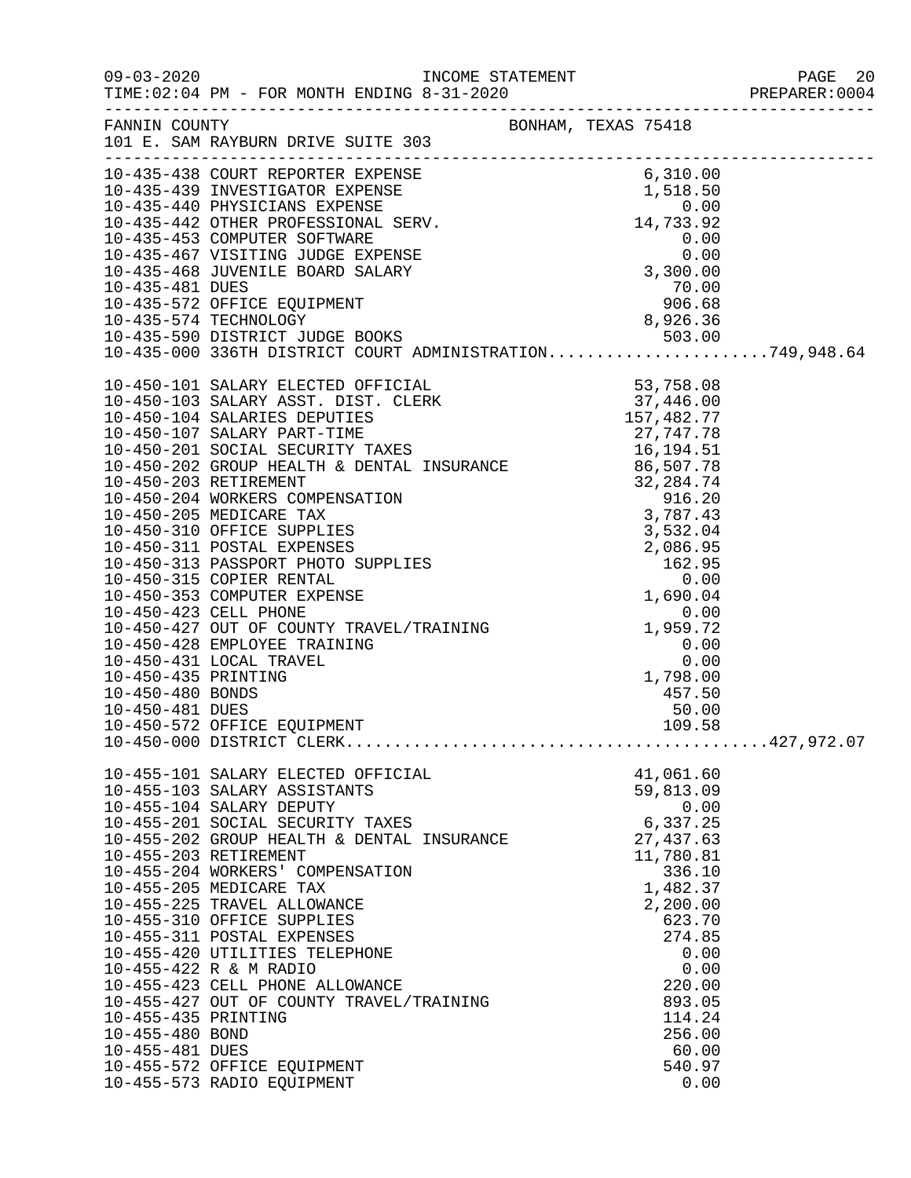FANNIN COUNTY — BONHAM, TEXAS 75418
101 E. SAM RAYBURN DRIVE SUITE 303

INCOME STATEMENT
TIME:02:04 PM - FOR MONTH ENDING 8-31-2020

| Account | Description | Amount | Total |
|---|---|---|---|
| 10-435-438 | COURT REPORTER EXPENSE | 6,310.00 | |
| 10-435-439 | INVESTIGATOR EXPENSE | 1,518.50 | |
| 10-435-440 | PHYSICIANS EXPENSE | 0.00 | |
| 10-435-442 | OTHER PROFESSIONAL SERV. | 14,733.92 | |
| 10-435-453 | COMPUTER SOFTWARE | 0.00 | |
| 10-435-467 | VISITING JUDGE EXPENSE | 0.00 | |
| 10-435-468 | JUVENILE BOARD SALARY | 3,300.00 | |
| 10-435-481 | DUES | 70.00 | |
| 10-435-572 | OFFICE EQUIPMENT | 906.68 | |
| 10-435-574 | TECHNOLOGY | 8,926.36 | |
| 10-435-590 | DISTRICT JUDGE BOOKS | 503.00 | |
| 10-435-000 | 336TH DISTRICT COURT ADMINISTRATION | | 749,948.64 |
| 10-450-101 | SALARY ELECTED OFFICIAL | 53,758.08 | |
| 10-450-103 | SALARY ASST. DIST. CLERK | 37,446.00 | |
| 10-450-104 | SALARIES DEPUTIES | 157,482.77 | |
| 10-450-107 | SALARY PART-TIME | 27,747.78 | |
| 10-450-201 | SOCIAL SECURITY TAXES | 16,194.51 | |
| 10-450-202 | GROUP HEALTH & DENTAL INSURANCE | 86,507.78 | |
| 10-450-203 | RETIREMENT | 32,284.74 | |
| 10-450-204 | WORKERS COMPENSATION | 916.20 | |
| 10-450-205 | MEDICARE TAX | 3,787.43 | |
| 10-450-310 | OFFICE SUPPLIES | 3,532.04 | |
| 10-450-311 | POSTAL EXPENSES | 2,086.95 | |
| 10-450-313 | PASSPORT PHOTO SUPPLIES | 162.95 | |
| 10-450-315 | COPIER RENTAL | 0.00 | |
| 10-450-353 | COMPUTER EXPENSE | 1,690.04 | |
| 10-450-423 | CELL PHONE | 0.00 | |
| 10-450-427 | OUT OF COUNTY TRAVEL/TRAINING | 1,959.72 | |
| 10-450-428 | EMPLOYEE TRAINING | 0.00 | |
| 10-450-431 | LOCAL TRAVEL | 0.00 | |
| 10-450-435 | PRINTING | 1,798.00 | |
| 10-450-480 | BONDS | 457.50 | |
| 10-450-481 | DUES | 50.00 | |
| 10-450-572 | OFFICE EQUIPMENT | 109.58 | |
| 10-450-000 | DISTRICT CLERK | | 427,972.07 |
| 10-455-101 | SALARY ELECTED OFFICIAL | 41,061.60 | |
| 10-455-103 | SALARY ASSISTANTS | 59,813.09 | |
| 10-455-104 | SALARY DEPUTY | 0.00 | |
| 10-455-201 | SOCIAL SECURITY TAXES | 6,337.25 | |
| 10-455-202 | GROUP HEALTH & DENTAL INSURANCE | 27,437.63 | |
| 10-455-203 | RETIREMENT | 11,780.81 | |
| 10-455-204 | WORKERS' COMPENSATION | 336.10 | |
| 10-455-205 | MEDICARE TAX | 1,482.37 | |
| 10-455-225 | TRAVEL ALLOWANCE | 2,200.00 | |
| 10-455-310 | OFFICE SUPPLIES | 623.70 | |
| 10-455-311 | POSTAL EXPENSES | 274.85 | |
| 10-455-420 | UTILITIES TELEPHONE | 0.00 | |
| 10-455-422 | R & M RADIO | 0.00 | |
| 10-455-423 | CELL PHONE ALLOWANCE | 220.00 | |
| 10-455-427 | OUT OF COUNTY TRAVEL/TRAINING | 893.05 | |
| 10-455-435 | PRINTING | 114.24 | |
| 10-455-480 | BOND | 256.00 | |
| 10-455-481 | DUES | 60.00 | |
| 10-455-572 | OFFICE EQUIPMENT | 540.97 | |
| 10-455-573 | RADIO EQUIPMENT | 0.00 | |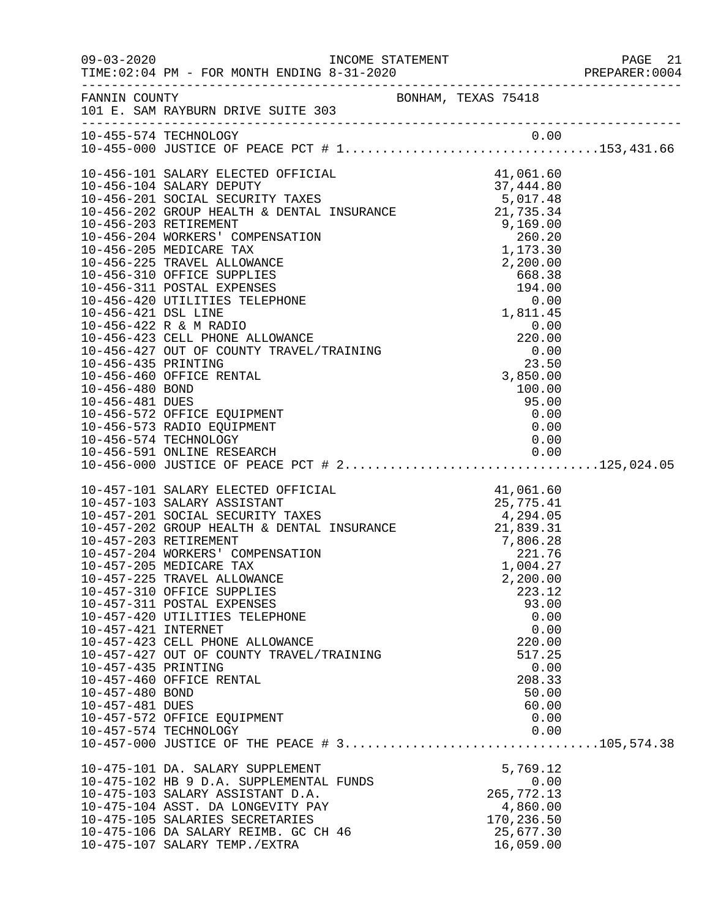FANNIN COUNTY — BONHAM, TEXAS 75418
101 E. SAM RAYBURN DRIVE SUITE 303

INCOME STATEMENT — FOR MONTH ENDING 8-31-2020

| Account | Description | Amount | Total |
|---|---|---|---|
| 10-455-574 | TECHNOLOGY | 0.00 | |
| 10-455-000 | JUSTICE OF PEACE PCT # 1 | | 153,431.66 |
| 10-456-101 | SALARY ELECTED OFFICIAL | 41,061.60 | |
| 10-456-104 | SALARY DEPUTY | 37,444.80 | |
| 10-456-201 | SOCIAL SECURITY TAXES | 5,017.48 | |
| 10-456-202 | GROUP HEALTH & DENTAL INSURANCE | 21,735.34 | |
| 10-456-203 | RETIREMENT | 9,169.00 | |
| 10-456-204 | WORKERS' COMPENSATION | 260.20 | |
| 10-456-205 | MEDICARE TAX | 1,173.30 | |
| 10-456-225 | TRAVEL ALLOWANCE | 2,200.00 | |
| 10-456-310 | OFFICE SUPPLIES | 668.38 | |
| 10-456-311 | POSTAL EXPENSES | 194.00 | |
| 10-456-420 | UTILITIES TELEPHONE | 0.00 | |
| 10-456-421 | DSL LINE | 1,811.45 | |
| 10-456-422 | R & M RADIO | 0.00 | |
| 10-456-423 | CELL PHONE ALLOWANCE | 220.00 | |
| 10-456-427 | OUT OF COUNTY TRAVEL/TRAINING | 0.00 | |
| 10-456-435 | PRINTING | 23.50 | |
| 10-456-460 | OFFICE RENTAL | 3,850.00 | |
| 10-456-480 | BOND | 100.00 | |
| 10-456-481 | DUES | 95.00 | |
| 10-456-572 | OFFICE EQUIPMENT | 0.00 | |
| 10-456-573 | RADIO EQUIPMENT | 0.00 | |
| 10-456-574 | TECHNOLOGY | 0.00 | |
| 10-456-591 | ONLINE RESEARCH | 0.00 | |
| 10-456-000 | JUSTICE OF PEACE PCT # 2 | | 125,024.05 |
| 10-457-101 | SALARY ELECTED OFFICIAL | 41,061.60 | |
| 10-457-103 | SALARY ASSISTANT | 25,775.41 | |
| 10-457-201 | SOCIAL SECURITY TAXES | 4,294.05 | |
| 10-457-202 | GROUP HEALTH & DENTAL INSURANCE | 21,839.31 | |
| 10-457-203 | RETIREMENT | 7,806.28 | |
| 10-457-204 | WORKERS' COMPENSATION | 221.76 | |
| 10-457-205 | MEDICARE TAX | 1,004.27 | |
| 10-457-225 | TRAVEL ALLOWANCE | 2,200.00 | |
| 10-457-310 | OFFICE SUPPLIES | 223.12 | |
| 10-457-311 | POSTAL EXPENSES | 93.00 | |
| 10-457-420 | UTILITIES TELEPHONE | 0.00 | |
| 10-457-421 | INTERNET | 0.00 | |
| 10-457-423 | CELL PHONE ALLOWANCE | 220.00 | |
| 10-457-427 | OUT OF COUNTY TRAVEL/TRAINING | 517.25 | |
| 10-457-435 | PRINTING | 0.00 | |
| 10-457-460 | OFFICE RENTAL | 208.33 | |
| 10-457-480 | BOND | 50.00 | |
| 10-457-481 | DUES | 60.00 | |
| 10-457-572 | OFFICE EQUIPMENT | 0.00 | |
| 10-457-574 | TECHNOLOGY | 0.00 | |
| 10-457-000 | JUSTICE OF THE PEACE # 3 | | 105,574.38 |
| 10-475-101 | DA. SALARY SUPPLEMENT | 5,769.12 | |
| 10-475-102 | HB 9 D.A. SUPPLEMENTAL FUNDS | 0.00 | |
| 10-475-103 | SALARY ASSISTANT D.A. | 265,772.13 | |
| 10-475-104 | ASST. DA LONGEVITY PAY | 4,860.00 | |
| 10-475-105 | SALARIES SECRETARIES | 170,236.50 | |
| 10-475-106 | DA SALARY REIMB. GC CH 46 | 25,677.30 | |
| 10-475-107 | SALARY TEMP./EXTRA | 16,059.00 | |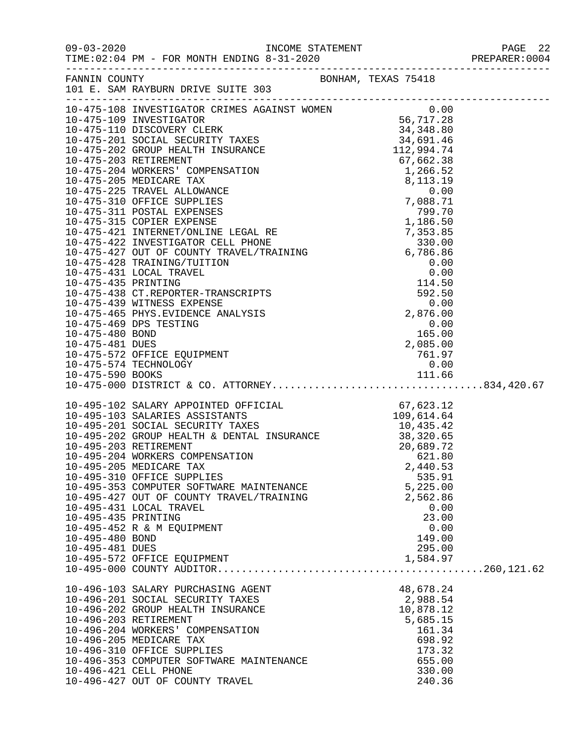FANNIN COUNTY — BONHAM, TEXAS 75418
101 E. SAM RAYBURN DRIVE SUITE 303

INCOME STATEMENT — FOR MONTH ENDING 8-31-2020

| Account | Description | Amount | Total |
|---|---|---|---|
| 10-475-108 | INVESTIGATOR CRIMES AGAINST WOMEN | 0.00 | |
| 10-475-109 | INVESTIGATOR | 56,717.28 | |
| 10-475-110 | DISCOVERY CLERK | 34,348.80 | |
| 10-475-201 | SOCIAL SECURITY TAXES | 34,691.46 | |
| 10-475-202 | GROUP HEALTH INSURANCE | 112,994.74 | |
| 10-475-203 | RETIREMENT | 67,662.38 | |
| 10-475-204 | WORKERS' COMPENSATION | 1,266.52 | |
| 10-475-205 | MEDICARE TAX | 8,113.19 | |
| 10-475-225 | TRAVEL ALLOWANCE | 0.00 | |
| 10-475-310 | OFFICE SUPPLIES | 7,088.71 | |
| 10-475-311 | POSTAL EXPENSES | 799.70 | |
| 10-475-315 | COPIER EXPENSE | 1,186.50 | |
| 10-475-421 | INTERNET/ONLINE LEGAL RE | 7,353.85 | |
| 10-475-422 | INVESTIGATOR CELL PHONE | 330.00 | |
| 10-475-427 | OUT OF COUNTY TRAVEL/TRAINING | 6,786.86 | |
| 10-475-428 | TRAINING/TUITION | 0.00 | |
| 10-475-431 | LOCAL TRAVEL | 0.00 | |
| 10-475-435 | PRINTING | 114.50 | |
| 10-475-438 | CT.REPORTER-TRANSCRIPTS | 592.50 | |
| 10-475-439 | WITNESS EXPENSE | 0.00 | |
| 10-475-465 | PHYS.EVIDENCE ANALYSIS | 2,876.00 | |
| 10-475-469 | DPS TESTING | 0.00 | |
| 10-475-480 | BOND | 165.00 | |
| 10-475-481 | DUES | 2,085.00 | |
| 10-475-572 | OFFICE EQUIPMENT | 761.97 | |
| 10-475-574 | TECHNOLOGY | 0.00 | |
| 10-475-590 | BOOKS | 111.66 | |
| 10-475-000 | DISTRICT & CO. ATTORNEY | | 834,420.67 |
| 10-495-102 | SALARY APPOINTED OFFICIAL | 67,623.12 | |
| 10-495-103 | SALARIES ASSISTANTS | 109,614.64 | |
| 10-495-201 | SOCIAL SECURITY TAXES | 10,435.42 | |
| 10-495-202 | GROUP HEALTH & DENTAL INSURANCE | 38,320.65 | |
| 10-495-203 | RETIREMENT | 20,689.72 | |
| 10-495-204 | WORKERS COMPENSATION | 621.80 | |
| 10-495-205 | MEDICARE TAX | 2,440.53 | |
| 10-495-310 | OFFICE SUPPLIES | 535.91 | |
| 10-495-353 | COMPUTER SOFTWARE MAINTENANCE | 5,225.00 | |
| 10-495-427 | OUT OF COUNTY TRAVEL/TRAINING | 2,562.86 | |
| 10-495-431 | LOCAL TRAVEL | 0.00 | |
| 10-495-435 | PRINTING | 23.00 | |
| 10-495-452 | R & M EQUIPMENT | 0.00 | |
| 10-495-480 | BOND | 149.00 | |
| 10-495-481 | DUES | 295.00 | |
| 10-495-572 | OFFICE EQUIPMENT | 1,584.97 | |
| 10-495-000 | COUNTY AUDITOR | | 260,121.62 |
| 10-496-103 | SALARY PURCHASING AGENT | 48,678.24 | |
| 10-496-201 | SOCIAL SECURITY TAXES | 2,988.54 | |
| 10-496-202 | GROUP HEALTH INSURANCE | 10,878.12 | |
| 10-496-203 | RETIREMENT | 5,685.15 | |
| 10-496-204 | WORKERS' COMPENSATION | 161.34 | |
| 10-496-205 | MEDICARE TAX | 698.92 | |
| 10-496-310 | OFFICE SUPPLIES | 173.32 | |
| 10-496-353 | COMPUTER SOFTWARE MAINTENANCE | 655.00 | |
| 10-496-421 | CELL PHONE | 330.00 | |
| 10-496-427 | OUT OF COUNTY TRAVEL | 240.36 | |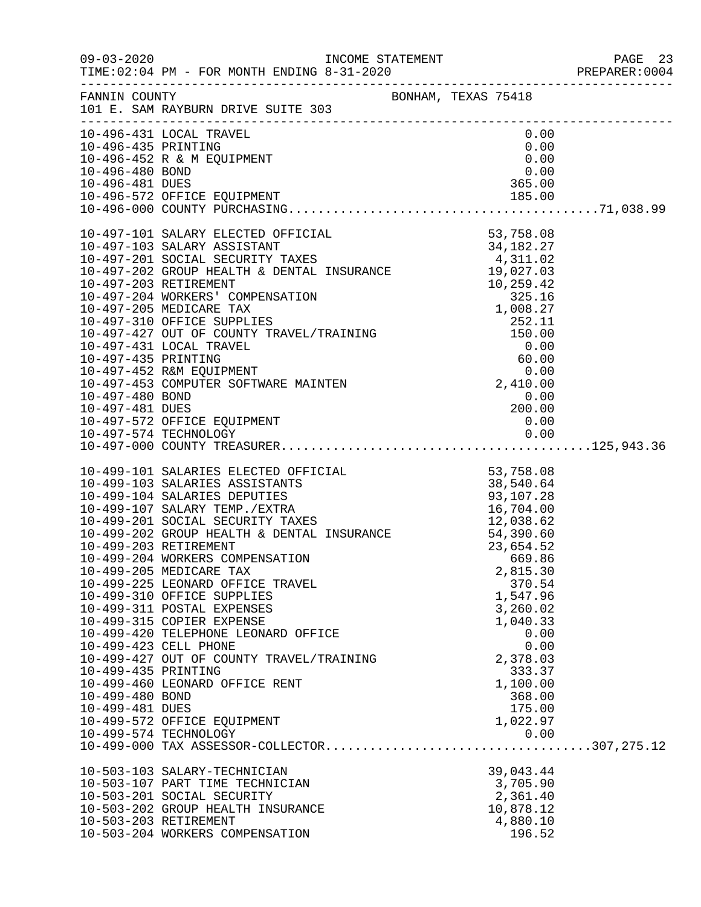FANNIN COUNTY BONHAM, TEXAS 75418
101 E. SAM RAYBURN DRIVE SUITE 303

| Account | Description | Amount | Total |
|---|---|---|---|
| 10-496-431 | LOCAL TRAVEL | 0.00 | |
| 10-496-435 | PRINTING | 0.00 | |
| 10-496-452 | R & M EQUIPMENT | 0.00 | |
| 10-496-480 | BOND | 0.00 | |
| 10-496-481 | DUES | 365.00 | |
| 10-496-572 | OFFICE EQUIPMENT | 185.00 | |
| 10-496-000 | COUNTY PURCHASING | | 71,038.99 |
| | | | |
| 10-497-101 | SALARY ELECTED OFFICIAL | 53,758.08 | |
| 10-497-103 | SALARY ASSISTANT | 34,182.27 | |
| 10-497-201 | SOCIAL SECURITY TAXES | 4,311.02 | |
| 10-497-202 | GROUP HEALTH & DENTAL INSURANCE | 19,027.03 | |
| 10-497-203 | RETIREMENT | 10,259.42 | |
| 10-497-204 | WORKERS' COMPENSATION | 325.16 | |
| 10-497-205 | MEDICARE TAX | 1,008.27 | |
| 10-497-310 | OFFICE SUPPLIES | 252.11 | |
| 10-497-427 | OUT OF COUNTY TRAVEL/TRAINING | 150.00 | |
| 10-497-431 | LOCAL TRAVEL | 0.00 | |
| 10-497-435 | PRINTING | 60.00 | |
| 10-497-452 | R&M EQUIPMENT | 0.00 | |
| 10-497-453 | COMPUTER SOFTWARE MAINTEN | 2,410.00 | |
| 10-497-480 | BOND | 0.00 | |
| 10-497-481 | DUES | 200.00 | |
| 10-497-572 | OFFICE EQUIPMENT | 0.00 | |
| 10-497-574 | TECHNOLOGY | 0.00 | |
| 10-497-000 | COUNTY TREASURER | | 125,943.36 |
| | | | |
| 10-499-101 | SALARIES ELECTED OFFICIAL | 53,758.08 | |
| 10-499-103 | SALARIES ASSISTANTS | 38,540.64 | |
| 10-499-104 | SALARIES DEPUTIES | 93,107.28 | |
| 10-499-107 | SALARY TEMP./EXTRA | 16,704.00 | |
| 10-499-201 | SOCIAL SECURITY TAXES | 12,038.62 | |
| 10-499-202 | GROUP HEALTH & DENTAL INSURANCE | 54,390.60 | |
| 10-499-203 | RETIREMENT | 23,654.52 | |
| 10-499-204 | WORKERS COMPENSATION | 669.86 | |
| 10-499-205 | MEDICARE TAX | 2,815.30 | |
| 10-499-225 | LEONARD OFFICE TRAVEL | 370.54 | |
| 10-499-310 | OFFICE SUPPLIES | 1,547.96 | |
| 10-499-311 | POSTAL EXPENSES | 3,260.02 | |
| 10-499-315 | COPIER EXPENSE | 1,040.33 | |
| 10-499-420 | TELEPHONE LEONARD OFFICE | 0.00 | |
| 10-499-423 | CELL PHONE | 0.00 | |
| 10-499-427 | OUT OF COUNTY TRAVEL/TRAINING | 2,378.03 | |
| 10-499-435 | PRINTING | 333.37 | |
| 10-499-460 | LEONARD OFFICE RENT | 1,100.00 | |
| 10-499-480 | BOND | 368.00 | |
| 10-499-481 | DUES | 175.00 | |
| 10-499-572 | OFFICE EQUIPMENT | 1,022.97 | |
| 10-499-574 | TECHNOLOGY | 0.00 | |
| 10-499-000 | TAX ASSESSOR-COLLECTOR | | 307,275.12 |
| | | | |
| 10-503-103 | SALARY-TECHNICIAN | 39,043.44 | |
| 10-503-107 | PART TIME TECHNICIAN | 3,705.90 | |
| 10-503-201 | SOCIAL SECURITY | 2,361.40 | |
| 10-503-202 | GROUP HEALTH INSURANCE | 10,878.12 | |
| 10-503-203 | RETIREMENT | 4,880.10 | |
| 10-503-204 | WORKERS COMPENSATION | 196.52 | |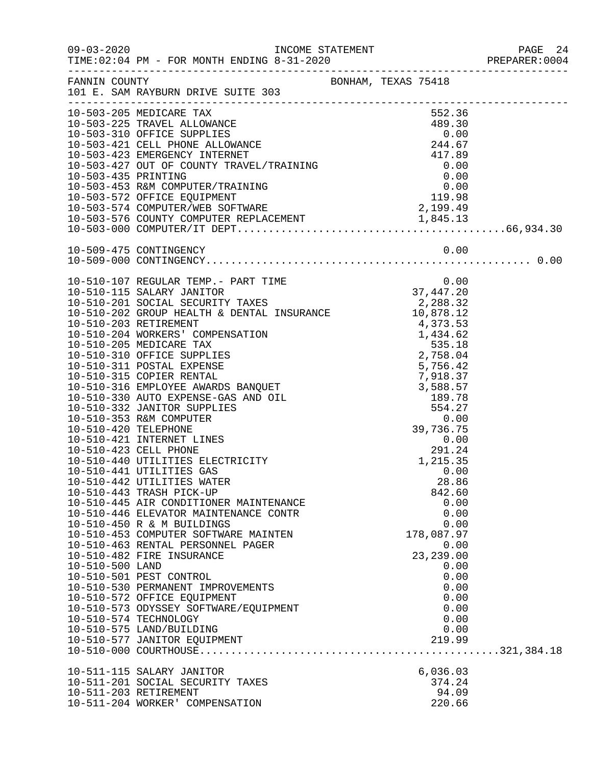FANNIN COUNTY BONHAM, TEXAS 75418
101 E. SAM RAYBURN DRIVE SUITE 303

INCOME STATEMENT
TIME:02:04 PM - FOR MONTH ENDING 8-31-2020

| Account | Description | Amount | Total |
|---|---|---|---|
| 10-503-205 | MEDICARE TAX | 552.36 | |
| 10-503-225 | TRAVEL ALLOWANCE | 489.30 | |
| 10-503-310 | OFFICE SUPPLIES | 0.00 | |
| 10-503-421 | CELL PHONE ALLOWANCE | 244.67 | |
| 10-503-423 | EMERGENCY INTERNET | 417.89 | |
| 10-503-427 | OUT OF COUNTY TRAVEL/TRAINING | 0.00 | |
| 10-503-435 | PRINTING | 0.00 | |
| 10-503-453 | R&M COMPUTER/TRAINING | 0.00 | |
| 10-503-572 | OFFICE EQUIPMENT | 119.98 | |
| 10-503-574 | COMPUTER/WEB SOFTWARE | 2,199.49 | |
| 10-503-576 | COUNTY COMPUTER REPLACEMENT | 1,845.13 | |
| 10-503-000 | COMPUTER/IT DEPT | | 66,934.30 |
| 10-509-475 | CONTINGENCY | 0.00 | |
| 10-509-000 | CONTINGENCY | | 0.00 |
| 10-510-107 | REGULAR TEMP.- PART TIME | 0.00 | |
| 10-510-115 | SALARY JANITOR | 37,447.20 | |
| 10-510-201 | SOCIAL SECURITY TAXES | 2,288.32 | |
| 10-510-202 | GROUP HEALTH & DENTAL INSURANCE | 10,878.12 | |
| 10-510-203 | RETIREMENT | 4,373.53 | |
| 10-510-204 | WORKERS' COMPENSATION | 1,434.62 | |
| 10-510-205 | MEDICARE TAX | 535.18 | |
| 10-510-310 | OFFICE SUPPLIES | 2,758.04 | |
| 10-510-311 | POSTAL EXPENSE | 5,756.42 | |
| 10-510-315 | COPIER RENTAL | 7,918.37 | |
| 10-510-316 | EMPLOYEE AWARDS BANQUET | 3,588.57 | |
| 10-510-330 | AUTO EXPENSE-GAS AND OIL | 189.78 | |
| 10-510-332 | JANITOR SUPPLIES | 554.27 | |
| 10-510-353 | R&M COMPUTER | 0.00 | |
| 10-510-420 | TELEPHONE | 39,736.75 | |
| 10-510-421 | INTERNET LINES | 0.00 | |
| 10-510-423 | CELL PHONE | 291.24 | |
| 10-510-440 | UTILITIES ELECTRICITY | 1,215.35 | |
| 10-510-441 | UTILITIES GAS | 0.00 | |
| 10-510-442 | UTILITIES WATER | 28.86 | |
| 10-510-443 | TRASH PICK-UP | 842.60 | |
| 10-510-445 | AIR CONDITIONER MAINTENANCE | 0.00 | |
| 10-510-446 | ELEVATOR MAINTENANCE CONTR | 0.00 | |
| 10-510-450 | R & M BUILDINGS | 0.00 | |
| 10-510-453 | COMPUTER SOFTWARE MAINTEN | 178,087.97 | |
| 10-510-463 | RENTAL PERSONNEL PAGER | 0.00 | |
| 10-510-482 | FIRE INSURANCE | 23,239.00 | |
| 10-510-500 | LAND | 0.00 | |
| 10-510-501 | PEST CONTROL | 0.00 | |
| 10-510-530 | PERMANENT IMPROVEMENTS | 0.00 | |
| 10-510-572 | OFFICE EQUIPMENT | 0.00 | |
| 10-510-573 | ODYSSEY SOFTWARE/EQUIPMENT | 0.00 | |
| 10-510-574 | TECHNOLOGY | 0.00 | |
| 10-510-575 | LAND/BUILDING | 0.00 | |
| 10-510-577 | JANITOR EQUIPMENT | 219.99 | |
| 10-510-000 | COURTHOUSE | | 321,384.18 |
| 10-511-115 | SALARY JANITOR | 6,036.03 | |
| 10-511-201 | SOCIAL SECURITY TAXES | 374.24 | |
| 10-511-203 | RETIREMENT | 94.09 | |
| 10-511-204 | WORKER' COMPENSATION | 220.66 | |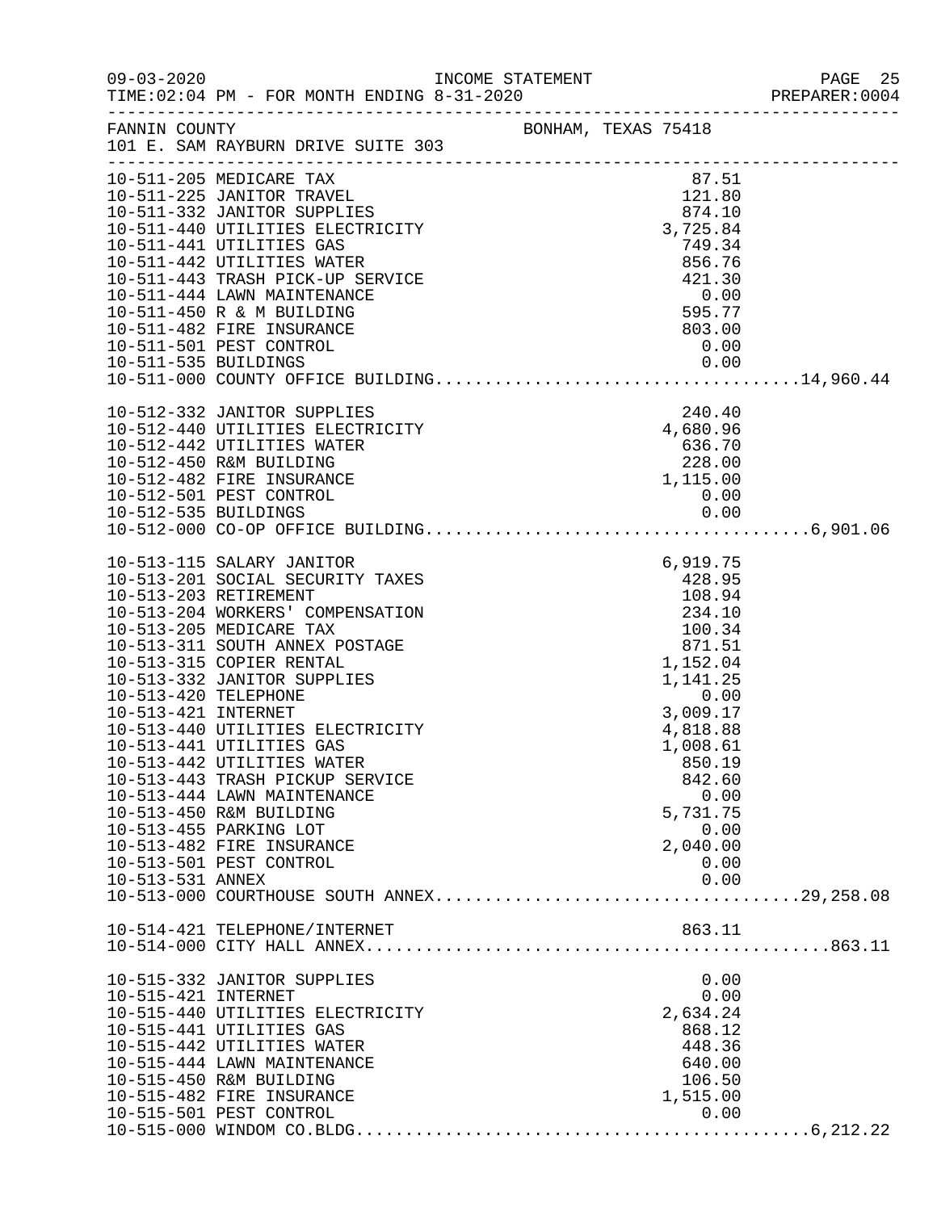INCOME STATEMENT

09-03-2020
TIME:02:04 PM - FOR MONTH ENDING 8-31-2020
PREPARER:0004

FANNIN COUNTY
101 E. SAM RAYBURN DRIVE SUITE 303
BONHAM, TEXAS 75418

| Account | Description | Amount | Total |
|---|---|---|---|
| 10-511-205 | MEDICARE TAX | 87.51 | |
| 10-511-225 | JANITOR TRAVEL | 121.80 | |
| 10-511-332 | JANITOR SUPPLIES | 874.10 | |
| 10-511-440 | UTILITIES ELECTRICITY | 3,725.84 | |
| 10-511-441 | UTILITIES GAS | 749.34 | |
| 10-511-442 | UTILITIES WATER | 856.76 | |
| 10-511-443 | TRASH PICK-UP SERVICE | 421.30 | |
| 10-511-444 | LAWN MAINTENANCE | 0.00 | |
| 10-511-450 | R & M BUILDING | 595.77 | |
| 10-511-482 | FIRE INSURANCE | 803.00 | |
| 10-511-501 | PEST CONTROL | 0.00 | |
| 10-511-535 | BUILDINGS | 0.00 | |
| 10-511-000 | COUNTY OFFICE BUILDING | | 14,960.44 |
| 10-512-332 | JANITOR SUPPLIES | 240.40 | |
| 10-512-440 | UTILITIES ELECTRICITY | 4,680.96 | |
| 10-512-442 | UTILITIES WATER | 636.70 | |
| 10-512-450 | R&M BUILDING | 228.00 | |
| 10-512-482 | FIRE INSURANCE | 1,115.00 | |
| 10-512-501 | PEST CONTROL | 0.00 | |
| 10-512-535 | BUILDINGS | 0.00 | |
| 10-512-000 | CO-OP OFFICE BUILDING | | 6,901.06 |
| 10-513-115 | SALARY JANITOR | 6,919.75 | |
| 10-513-201 | SOCIAL SECURITY TAXES | 428.95 | |
| 10-513-203 | RETIREMENT | 108.94 | |
| 10-513-204 | WORKERS' COMPENSATION | 234.10 | |
| 10-513-205 | MEDICARE TAX | 100.34 | |
| 10-513-311 | SOUTH ANNEX POSTAGE | 871.51 | |
| 10-513-315 | COPIER RENTAL | 1,152.04 | |
| 10-513-332 | JANITOR SUPPLIES | 1,141.25 | |
| 10-513-420 | TELEPHONE | 0.00 | |
| 10-513-421 | INTERNET | 3,009.17 | |
| 10-513-440 | UTILITIES ELECTRICITY | 4,818.88 | |
| 10-513-441 | UTILITIES GAS | 1,008.61 | |
| 10-513-442 | UTILITIES WATER | 850.19 | |
| 10-513-443 | TRASH PICKUP SERVICE | 842.60 | |
| 10-513-444 | LAWN MAINTENANCE | 0.00 | |
| 10-513-450 | R&M BUILDING | 5,731.75 | |
| 10-513-455 | PARKING LOT | 0.00 | |
| 10-513-482 | FIRE INSURANCE | 2,040.00 | |
| 10-513-501 | PEST CONTROL | 0.00 | |
| 10-513-531 | ANNEX | 0.00 | |
| 10-513-000 | COURTHOUSE SOUTH ANNEX | | 29,258.08 |
| 10-514-421 | TELEPHONE/INTERNET | 863.11 | |
| 10-514-000 | CITY HALL ANNEX | | 863.11 |
| 10-515-332 | JANITOR SUPPLIES | 0.00 | |
| 10-515-421 | INTERNET | 0.00 | |
| 10-515-440 | UTILITIES ELECTRICITY | 2,634.24 | |
| 10-515-441 | UTILITIES GAS | 868.12 | |
| 10-515-442 | UTILITIES WATER | 448.36 | |
| 10-515-444 | LAWN MAINTENANCE | 640.00 | |
| 10-515-450 | R&M BUILDING | 106.50 | |
| 10-515-482 | FIRE INSURANCE | 1,515.00 | |
| 10-515-501 | PEST CONTROL | 0.00 | |
| 10-515-000 | WINDOM CO.BLDG | | 6,212.22 |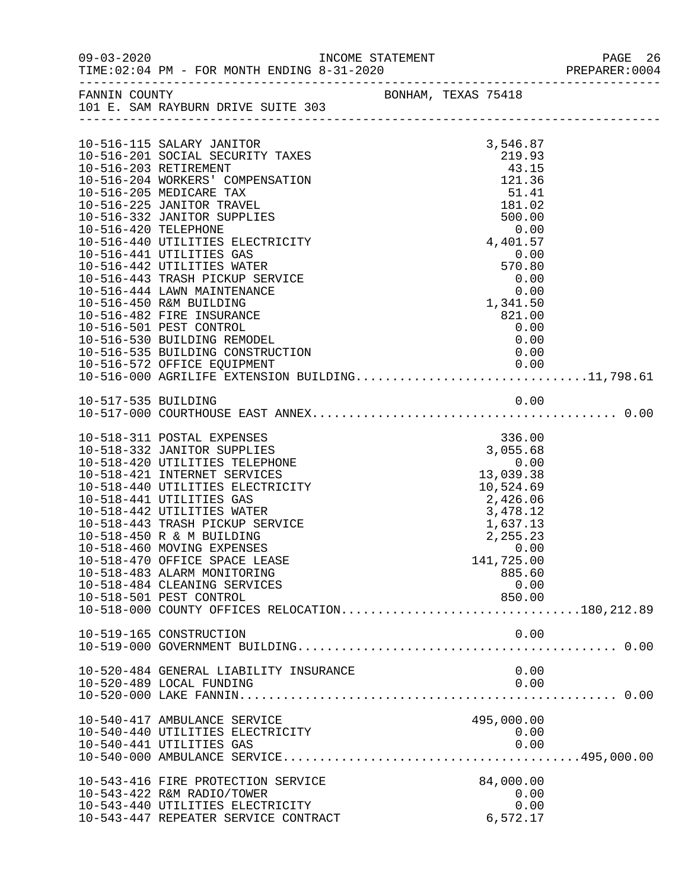FANNIN COUNTY BONHAM, TEXAS 75418
101 E. SAM RAYBURN DRIVE SUITE 303

| Account | Description | Amount | Total |
|---|---|---|---|
| 10-516-115 | SALARY JANITOR | 3,546.87 | |
| 10-516-201 | SOCIAL SECURITY TAXES | 219.93 | |
| 10-516-203 | RETIREMENT | 43.15 | |
| 10-516-204 | WORKERS' COMPENSATION | 121.36 | |
| 10-516-205 | MEDICARE TAX | 51.41 | |
| 10-516-225 | JANITOR TRAVEL | 181.02 | |
| 10-516-332 | JANITOR SUPPLIES | 500.00 | |
| 10-516-420 | TELEPHONE | 0.00 | |
| 10-516-440 | UTILITIES ELECTRICITY | 4,401.57 | |
| 10-516-441 | UTILITIES GAS | 0.00 | |
| 10-516-442 | UTILITIES WATER | 570.80 | |
| 10-516-443 | TRASH PICKUP SERVICE | 0.00 | |
| 10-516-444 | LAWN MAINTENANCE | 0.00 | |
| 10-516-450 | R&M BUILDING | 1,341.50 | |
| 10-516-482 | FIRE INSURANCE | 821.00 | |
| 10-516-501 | PEST CONTROL | 0.00 | |
| 10-516-530 | BUILDING REMODEL | 0.00 | |
| 10-516-535 | BUILDING CONSTRUCTION | 0.00 | |
| 10-516-572 | OFFICE EQUIPMENT | 0.00 | |
| 10-516-000 | AGRILIFE EXTENSION BUILDING | | 11,798.61 |
| 10-517-535 | BUILDING | 0.00 | |
| 10-517-000 | COURTHOUSE EAST ANNEX | | 0.00 |
| 10-518-311 | POSTAL EXPENSES | 336.00 | |
| 10-518-332 | JANITOR SUPPLIES | 3,055.68 | |
| 10-518-420 | UTILITIES TELEPHONE | 0.00 | |
| 10-518-421 | INTERNET SERVICES | 13,039.38 | |
| 10-518-440 | UTILITIES ELECTRICITY | 10,524.69 | |
| 10-518-441 | UTILITIES GAS | 2,426.06 | |
| 10-518-442 | UTILITIES WATER | 3,478.12 | |
| 10-518-443 | TRASH PICKUP SERVICE | 1,637.13 | |
| 10-518-450 | R & M BUILDING | 2,255.23 | |
| 10-518-460 | MOVING EXPENSES | 0.00 | |
| 10-518-470 | OFFICE SPACE LEASE | 141,725.00 | |
| 10-518-483 | ALARM MONITORING | 885.60 | |
| 10-518-484 | CLEANING SERVICES | 0.00 | |
| 10-518-501 | PEST CONTROL | 850.00 | |
| 10-518-000 | COUNTY OFFICES RELOCATION | | 180,212.89 |
| 10-519-165 | CONSTRUCTION | 0.00 | |
| 10-519-000 | GOVERNMENT BUILDING | | 0.00 |
| 10-520-484 | GENERAL LIABILITY INSURANCE | 0.00 | |
| 10-520-489 | LOCAL FUNDING | 0.00 | |
| 10-520-000 | LAKE FANNIN | | 0.00 |
| 10-540-417 | AMBULANCE SERVICE | 495,000.00 | |
| 10-540-440 | UTILITIES ELECTRICITY | 0.00 | |
| 10-540-441 | UTILITIES GAS | 0.00 | |
| 10-540-000 | AMBULANCE SERVICE | | 495,000.00 |
| 10-543-416 | FIRE PROTECTION SERVICE | 84,000.00 | |
| 10-543-422 | R&M RADIO/TOWER | 0.00 | |
| 10-543-440 | UTILITIES ELECTRICITY | 0.00 | |
| 10-543-447 | REPEATER SERVICE CONTRACT | 6,572.17 | |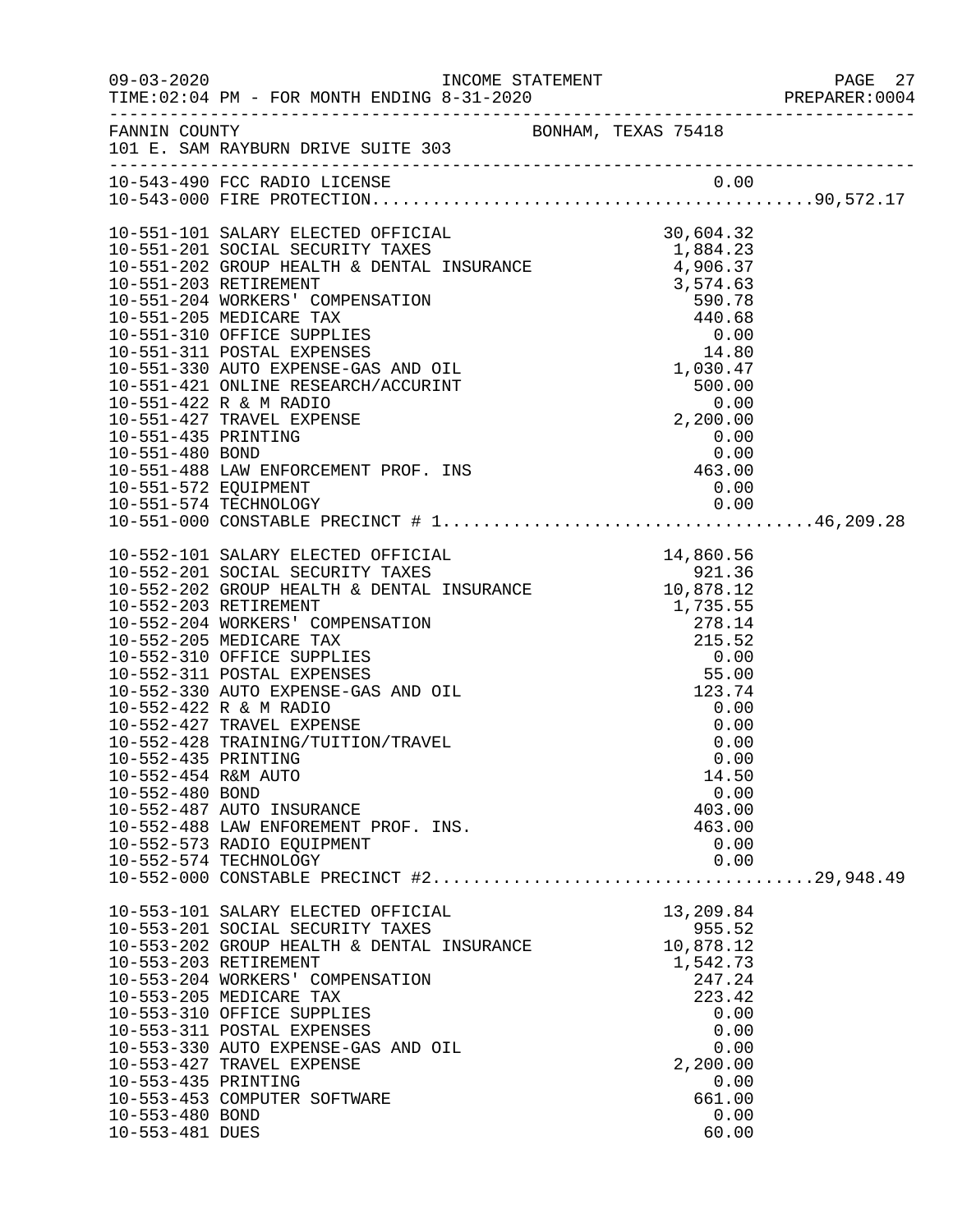FANNIN COUNTY — BONHAM, TEXAS 75418
101 E. SAM RAYBURN DRIVE SUITE 303

INCOME STATEMENT — TIME:02:04 PM - FOR MONTH ENDING 8-31-2020

| Account | Description | Amount | Total |
|---|---|---|---|
| 10-543-490 | FCC RADIO LICENSE | 0.00 | |
| 10-543-000 | FIRE PROTECTION | | 90,572.17 |
| 10-551-101 | SALARY ELECTED OFFICIAL | 30,604.32 | |
| 10-551-201 | SOCIAL SECURITY TAXES | 1,884.23 | |
| 10-551-202 | GROUP HEALTH & DENTAL INSURANCE | 4,906.37 | |
| 10-551-203 | RETIREMENT | 3,574.63 | |
| 10-551-204 | WORKERS' COMPENSATION | 590.78 | |
| 10-551-205 | MEDICARE TAX | 440.68 | |
| 10-551-310 | OFFICE SUPPLIES | 0.00 | |
| 10-551-311 | POSTAL EXPENSES | 14.80 | |
| 10-551-330 | AUTO EXPENSE-GAS AND OIL | 1,030.47 | |
| 10-551-421 | ONLINE RESEARCH/ACCURINT | 500.00 | |
| 10-551-422 | R & M RADIO | 0.00 | |
| 10-551-427 | TRAVEL EXPENSE | 2,200.00 | |
| 10-551-435 | PRINTING | 0.00 | |
| 10-551-480 | BOND | 0.00 | |
| 10-551-488 | LAW ENFORCEMENT PROF. INS | 463.00 | |
| 10-551-572 | EQUIPMENT | 0.00 | |
| 10-551-574 | TECHNOLOGY | 0.00 | |
| 10-551-000 | CONSTABLE PRECINCT # 1 | | 46,209.28 |
| 10-552-101 | SALARY ELECTED OFFICIAL | 14,860.56 | |
| 10-552-201 | SOCIAL SECURITY TAXES | 921.36 | |
| 10-552-202 | GROUP HEALTH & DENTAL INSURANCE | 10,878.12 | |
| 10-552-203 | RETIREMENT | 1,735.55 | |
| 10-552-204 | WORKERS' COMPENSATION | 278.14 | |
| 10-552-205 | MEDICARE TAX | 215.52 | |
| 10-552-310 | OFFICE SUPPLIES | 0.00 | |
| 10-552-311 | POSTAL EXPENSES | 55.00 | |
| 10-552-330 | AUTO EXPENSE-GAS AND OIL | 123.74 | |
| 10-552-422 | R & M RADIO | 0.00 | |
| 10-552-427 | TRAVEL EXPENSE | 0.00 | |
| 10-552-428 | TRAINING/TUITION/TRAVEL | 0.00 | |
| 10-552-435 | PRINTING | 0.00 | |
| 10-552-454 | R&M AUTO | 14.50 | |
| 10-552-480 | BOND | 0.00 | |
| 10-552-487 | AUTO INSURANCE | 403.00 | |
| 10-552-488 | LAW ENFOREMENT PROF. INS. | 463.00 | |
| 10-552-573 | RADIO EQUIPMENT | 0.00 | |
| 10-552-574 | TECHNOLOGY | 0.00 | |
| 10-552-000 | CONSTABLE PRECINCT #2 | | 29,948.49 |
| 10-553-101 | SALARY ELECTED OFFICIAL | 13,209.84 | |
| 10-553-201 | SOCIAL SECURITY TAXES | 955.52 | |
| 10-553-202 | GROUP HEALTH & DENTAL INSURANCE | 10,878.12 | |
| 10-553-203 | RETIREMENT | 1,542.73 | |
| 10-553-204 | WORKERS' COMPENSATION | 247.24 | |
| 10-553-205 | MEDICARE TAX | 223.42 | |
| 10-553-310 | OFFICE SUPPLIES | 0.00 | |
| 10-553-311 | POSTAL EXPENSES | 0.00 | |
| 10-553-330 | AUTO EXPENSE-GAS AND OIL | 0.00 | |
| 10-553-427 | TRAVEL EXPENSE | 2,200.00 | |
| 10-553-435 | PRINTING | 0.00 | |
| 10-553-453 | COMPUTER SOFTWARE | 661.00 | |
| 10-553-480 | BOND | 0.00 | |
| 10-553-481 | DUES | 60.00 | |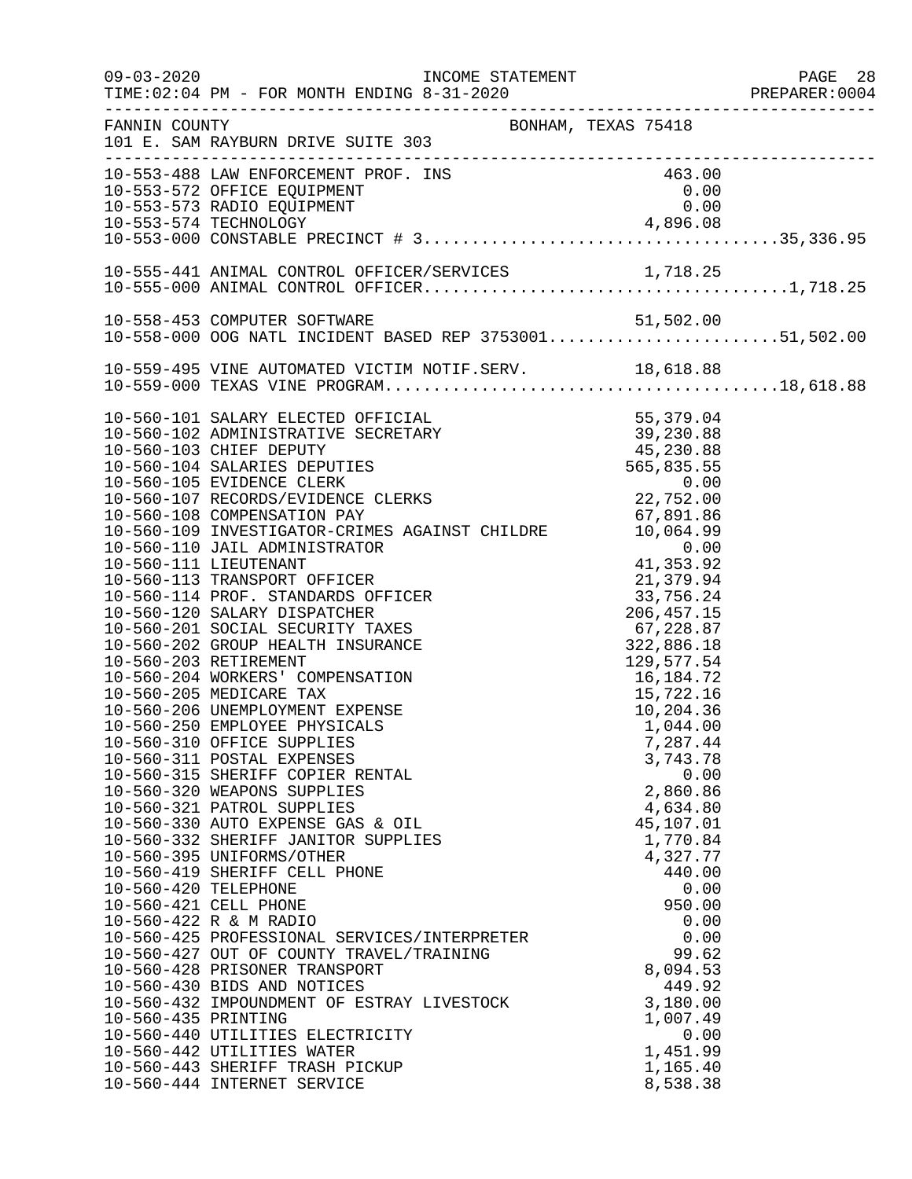FANNIN COUNTY BONHAM, TEXAS 75418
101 E. SAM RAYBURN DRIVE SUITE 303

INCOME STATEMENT
TIME:02:04 PM - FOR MONTH ENDING 8-31-2020

| Account | Description | Amount | Total |
|---|---|---|---|
| 10-553-488 | LAW ENFORCEMENT PROF. INS | 463.00 | |
| 10-553-572 | OFFICE EQUIPMENT | 0.00 | |
| 10-553-573 | RADIO EQUIPMENT | 0.00 | |
| 10-553-574 | TECHNOLOGY | 4,896.08 | |
| 10-553-000 | CONSTABLE PRECINCT # 3 | | 35,336.95 |
| 10-555-441 | ANIMAL CONTROL OFFICER/SERVICES | 1,718.25 | |
| 10-555-000 | ANIMAL CONTROL OFFICER | | 1,718.25 |
| 10-558-453 | COMPUTER SOFTWARE | 51,502.00 | |
| 10-558-000 | OOG NATL INCIDENT BASED REP 3753001 | | 51,502.00 |
| 10-559-495 | VINE AUTOMATED VICTIM NOTIF.SERV. | 18,618.88 | |
| 10-559-000 | TEXAS VINE PROGRAM | | 18,618.88 |
| 10-560-101 | SALARY ELECTED OFFICIAL | 55,379.04 | |
| 10-560-102 | ADMINISTRATIVE SECRETARY | 39,230.88 | |
| 10-560-103 | CHIEF DEPUTY | 45,230.88 | |
| 10-560-104 | SALARIES DEPUTIES | 565,835.55 | |
| 10-560-105 | EVIDENCE CLERK | 0.00 | |
| 10-560-107 | RECORDS/EVIDENCE CLERKS | 22,752.00 | |
| 10-560-108 | COMPENSATION PAY | 67,891.86 | |
| 10-560-109 | INVESTIGATOR-CRIMES AGAINST CHILDRE | 10,064.99 | |
| 10-560-110 | JAIL ADMINISTRATOR | 0.00 | |
| 10-560-111 | LIEUTENANT | 41,353.92 | |
| 10-560-113 | TRANSPORT OFFICER | 21,379.94 | |
| 10-560-114 | PROF. STANDARDS OFFICER | 33,756.24 | |
| 10-560-120 | SALARY DISPATCHER | 206,457.15 | |
| 10-560-201 | SOCIAL SECURITY TAXES | 67,228.87 | |
| 10-560-202 | GROUP HEALTH INSURANCE | 322,886.18 | |
| 10-560-203 | RETIREMENT | 129,577.54 | |
| 10-560-204 | WORKERS' COMPENSATION | 16,184.72 | |
| 10-560-205 | MEDICARE TAX | 15,722.16 | |
| 10-560-206 | UNEMPLOYMENT EXPENSE | 10,204.36 | |
| 10-560-250 | EMPLOYEE PHYSICALS | 1,044.00 | |
| 10-560-310 | OFFICE SUPPLIES | 7,287.44 | |
| 10-560-311 | POSTAL EXPENSES | 3,743.78 | |
| 10-560-315 | SHERIFF COPIER RENTAL | 0.00 | |
| 10-560-320 | WEAPONS SUPPLIES | 2,860.86 | |
| 10-560-321 | PATROL SUPPLIES | 4,634.80 | |
| 10-560-330 | AUTO EXPENSE GAS & OIL | 45,107.01 | |
| 10-560-332 | SHERIFF JANITOR SUPPLIES | 1,770.84 | |
| 10-560-395 | UNIFORMS/OTHER | 4,327.77 | |
| 10-560-419 | SHERIFF CELL PHONE | 440.00 | |
| 10-560-420 | TELEPHONE | 0.00 | |
| 10-560-421 | CELL PHONE | 950.00 | |
| 10-560-422 | R & M RADIO | 0.00 | |
| 10-560-425 | PROFESSIONAL SERVICES/INTERPRETER | 0.00 | |
| 10-560-427 | OUT OF COUNTY TRAVEL/TRAINING | 99.62 | |
| 10-560-428 | PRISONER TRANSPORT | 8,094.53 | |
| 10-560-430 | BIDS AND NOTICES | 449.92 | |
| 10-560-432 | IMPOUNDMENT OF ESTRAY LIVESTOCK | 3,180.00 | |
| 10-560-435 | PRINTING | 1,007.49 | |
| 10-560-440 | UTILITIES ELECTRICITY | 0.00 | |
| 10-560-442 | UTILITIES WATER | 1,451.99 | |
| 10-560-443 | SHERIFF TRASH PICKUP | 1,165.40 | |
| 10-560-444 | INTERNET SERVICE | 8,538.38 | |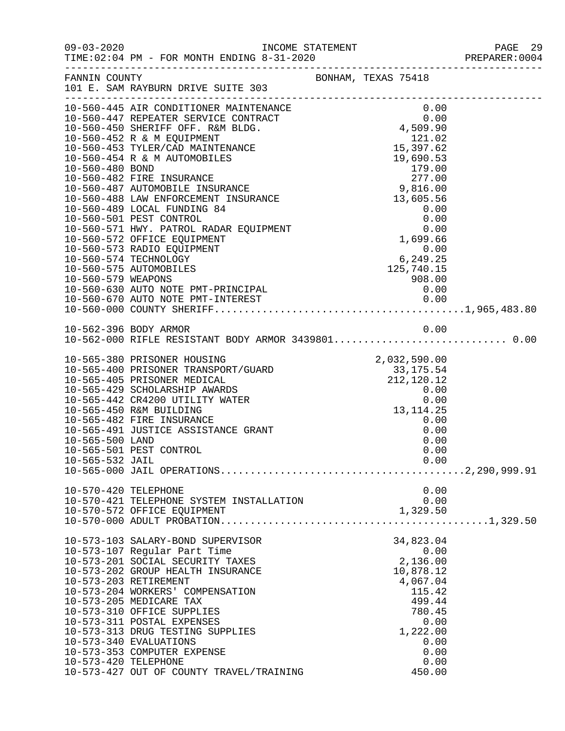FANNIN COUNTY BONHAM, TEXAS 75418
101 E. SAM RAYBURN DRIVE SUITE 303

INCOME STATEMENT - FOR MONTH ENDING 8-31-2020

| Account | Description | Amount | Total |
|---|---|---|---|
| 10-560-445 | AIR CONDITIONER MAINTENANCE | 0.00 | |
| 10-560-447 | REPEATER SERVICE CONTRACT | 0.00 | |
| 10-560-450 | SHERIFF OFF. R&M BLDG. | 4,509.90 | |
| 10-560-452 | R & M EQUIPMENT | 121.02 | |
| 10-560-453 | TYLER/CAD MAINTENANCE | 15,397.62 | |
| 10-560-454 | R & M AUTOMOBILES | 19,690.53 | |
| 10-560-480 | BOND | 179.00 | |
| 10-560-482 | FIRE INSURANCE | 277.00 | |
| 10-560-487 | AUTOMOBILE INSURANCE | 9,816.00 | |
| 10-560-488 | LAW ENFORCEMENT INSURANCE | 13,605.56 | |
| 10-560-489 | LOCAL FUNDING 84 | 0.00 | |
| 10-560-501 | PEST CONTROL | 0.00 | |
| 10-560-571 | HWY. PATROL RADAR EQUIPMENT | 0.00 | |
| 10-560-572 | OFFICE EQUIPMENT | 1,699.66 | |
| 10-560-573 | RADIO EQUIPMENT | 0.00 | |
| 10-560-574 | TECHNOLOGY | 6,249.25 | |
| 10-560-575 | AUTOMOBILES | 125,740.15 | |
| 10-560-579 | WEAPONS | 908.00 | |
| 10-560-630 | AUTO NOTE PMT-PRINCIPAL | 0.00 | |
| 10-560-670 | AUTO NOTE PMT-INTEREST | 0.00 | |
| 10-560-000 | COUNTY SHERIFF | | 1,965,483.80 |
| 10-562-396 | BODY ARMOR | 0.00 | |
| 10-562-000 | RIFLE RESISTANT BODY ARMOR 3439801 | | 0.00 |
| 10-565-380 | PRISONER HOUSING | 2,032,590.00 | |
| 10-565-400 | PRISONER TRANSPORT/GUARD | 33,175.54 | |
| 10-565-405 | PRISONER MEDICAL | 212,120.12 | |
| 10-565-429 | SCHOLARSHIP AWARDS | 0.00 | |
| 10-565-442 | CR4200 UTILITY WATER | 0.00 | |
| 10-565-450 | R&M BUILDING | 13,114.25 | |
| 10-565-482 | FIRE INSURANCE | 0.00 | |
| 10-565-491 | JUSTICE ASSISTANCE GRANT | 0.00 | |
| 10-565-500 | LAND | 0.00 | |
| 10-565-501 | PEST CONTROL | 0.00 | |
| 10-565-532 | JAIL | 0.00 | |
| 10-565-000 | JAIL OPERATIONS | | 2,290,999.91 |
| 10-570-420 | TELEPHONE | 0.00 | |
| 10-570-421 | TELEPHONE SYSTEM INSTALLATION | 0.00 | |
| 10-570-572 | OFFICE EQUIPMENT | 1,329.50 | |
| 10-570-000 | ADULT PROBATION | | 1,329.50 |
| 10-573-103 | SALARY-BOND SUPERVISOR | 34,823.04 | |
| 10-573-107 | Regular Part Time | 0.00 | |
| 10-573-201 | SOCIAL SECURITY TAXES | 2,136.00 | |
| 10-573-202 | GROUP HEALTH INSURANCE | 10,878.12 | |
| 10-573-203 | RETIREMENT | 4,067.04 | |
| 10-573-204 | WORKERS' COMPENSATION | 115.42 | |
| 10-573-205 | MEDICARE TAX | 499.44 | |
| 10-573-310 | OFFICE SUPPLIES | 780.45 | |
| 10-573-311 | POSTAL EXPENSES | 0.00 | |
| 10-573-313 | DRUG TESTING SUPPLIES | 1,222.00 | |
| 10-573-340 | EVALUATIONS | 0.00 | |
| 10-573-353 | COMPUTER EXPENSE | 0.00 | |
| 10-573-420 | TELEPHONE | 0.00 | |
| 10-573-427 | OUT OF COUNTY TRAVEL/TRAINING | 450.00 | |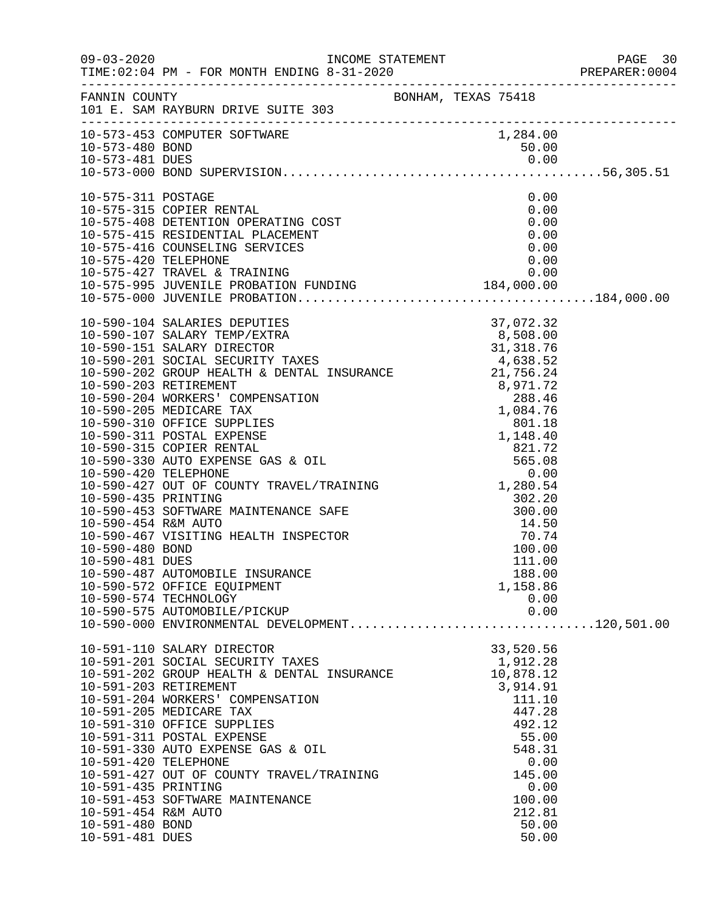FANNIN COUNTY BONHAM, TEXAS 75418
101 E. SAM RAYBURN DRIVE SUITE 303

| Account | Description | Amount | Total |
|---|---|---|---|
| 10-573-453 | COMPUTER SOFTWARE | 1,284.00 | |
| 10-573-480 | BOND | 50.00 | |
| 10-573-481 | DUES | 0.00 | |
| 10-573-000 | BOND SUPERVISION | | 56,305.51 |
| 10-575-311 | POSTAGE | 0.00 | |
| 10-575-315 | COPIER RENTAL | 0.00 | |
| 10-575-408 | DETENTION OPERATING COST | 0.00 | |
| 10-575-415 | RESIDENTIAL PLACEMENT | 0.00 | |
| 10-575-416 | COUNSELING SERVICES | 0.00 | |
| 10-575-420 | TELEPHONE | 0.00 | |
| 10-575-427 | TRAVEL & TRAINING | 0.00 | |
| 10-575-995 | JUVENILE PROBATION FUNDING | 184,000.00 | |
| 10-575-000 | JUVENILE PROBATION | | 184,000.00 |
| 10-590-104 | SALARIES DEPUTIES | 37,072.32 | |
| 10-590-107 | SALARY TEMP/EXTRA | 8,508.00 | |
| 10-590-151 | SALARY DIRECTOR | 31,318.76 | |
| 10-590-201 | SOCIAL SECURITY TAXES | 4,638.52 | |
| 10-590-202 | GROUP HEALTH & DENTAL INSURANCE | 21,756.24 | |
| 10-590-203 | RETIREMENT | 8,971.72 | |
| 10-590-204 | WORKERS' COMPENSATION | 288.46 | |
| 10-590-205 | MEDICARE TAX | 1,084.76 | |
| 10-590-310 | OFFICE SUPPLIES | 801.18 | |
| 10-590-311 | POSTAL EXPENSE | 1,148.40 | |
| 10-590-315 | COPIER RENTAL | 821.72 | |
| 10-590-330 | AUTO EXPENSE GAS & OIL | 565.08 | |
| 10-590-420 | TELEPHONE | 0.00 | |
| 10-590-427 | OUT OF COUNTY TRAVEL/TRAINING | 1,280.54 | |
| 10-590-435 | PRINTING | 302.20 | |
| 10-590-453 | SOFTWARE MAINTENANCE SAFE | 300.00 | |
| 10-590-454 | R&M AUTO | 14.50 | |
| 10-590-467 | VISITING HEALTH INSPECTOR | 70.74 | |
| 10-590-480 | BOND | 100.00 | |
| 10-590-481 | DUES | 111.00 | |
| 10-590-487 | AUTOMOBILE INSURANCE | 188.00 | |
| 10-590-572 | OFFICE EQUIPMENT | 1,158.86 | |
| 10-590-574 | TECHNOLOGY | 0.00 | |
| 10-590-575 | AUTOMOBILE/PICKUP | 0.00 | |
| 10-590-000 | ENVIRONMENTAL DEVELOPMENT | | 120,501.00 |
| 10-591-110 | SALARY DIRECTOR | 33,520.56 | |
| 10-591-201 | SOCIAL SECURITY TAXES | 1,912.28 | |
| 10-591-202 | GROUP HEALTH & DENTAL INSURANCE | 10,878.12 | |
| 10-591-203 | RETIREMENT | 3,914.91 | |
| 10-591-204 | WORKERS' COMPENSATION | 111.10 | |
| 10-591-205 | MEDICARE TAX | 447.28 | |
| 10-591-310 | OFFICE SUPPLIES | 492.12 | |
| 10-591-311 | POSTAL EXPENSE | 55.00 | |
| 10-591-330 | AUTO EXPENSE GAS & OIL | 548.31 | |
| 10-591-420 | TELEPHONE | 0.00 | |
| 10-591-427 | OUT OF COUNTY TRAVEL/TRAINING | 145.00 | |
| 10-591-435 | PRINTING | 0.00 | |
| 10-591-453 | SOFTWARE MAINTENANCE | 100.00 | |
| 10-591-454 | R&M AUTO | 212.81 | |
| 10-591-480 | BOND | 50.00 | |
| 10-591-481 | DUES | 50.00 | |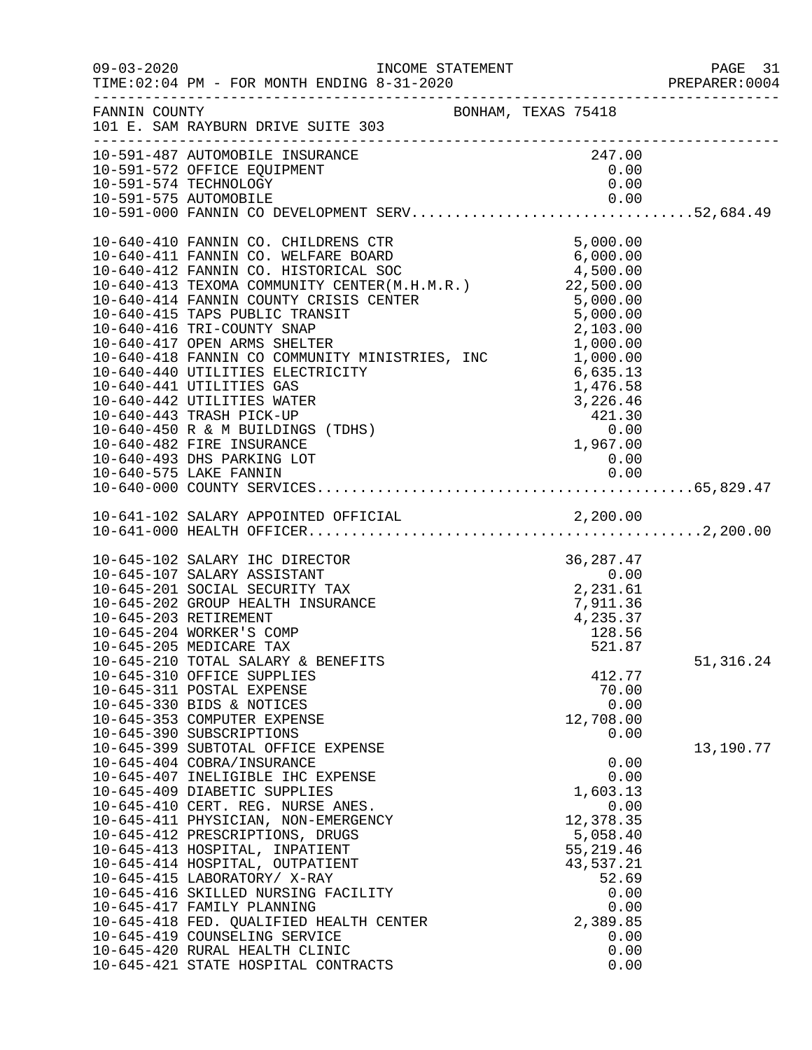FANNIN COUNTY BONHAM, TEXAS 75418
101 E. SAM RAYBURN DRIVE SUITE 303

| Account | Description | Amount | Total |
|---|---|---|---|
| 10-591-487 | AUTOMOBILE INSURANCE | 247.00 | |
| 10-591-572 | OFFICE EQUIPMENT | 0.00 | |
| 10-591-574 | TECHNOLOGY | 0.00 | |
| 10-591-575 | AUTOMOBILE | 0.00 | |
| 10-591-000 | FANNIN CO DEVELOPMENT SERV | | 52,684.49 |
| 10-640-410 | FANNIN CO. CHILDRENS CTR | 5,000.00 | |
| 10-640-411 | FANNIN CO. WELFARE BOARD | 6,000.00 | |
| 10-640-412 | FANNIN CO. HISTORICAL SOC | 4,500.00 | |
| 10-640-413 | TEXOMA COMMUNITY CENTER(M.H.M.R.) | 22,500.00 | |
| 10-640-414 | FANNIN COUNTY CRISIS CENTER | 5,000.00 | |
| 10-640-415 | TAPS PUBLIC TRANSIT | 5,000.00 | |
| 10-640-416 | TRI-COUNTY SNAP | 2,103.00 | |
| 10-640-417 | OPEN ARMS SHELTER | 1,000.00 | |
| 10-640-418 | FANNIN CO COMMUNITY MINISTRIES, INC | 1,000.00 | |
| 10-640-440 | UTILITIES ELECTRICITY | 6,635.13 | |
| 10-640-441 | UTILITIES GAS | 1,476.58 | |
| 10-640-442 | UTILITIES WATER | 3,226.46 | |
| 10-640-443 | TRASH PICK-UP | 421.30 | |
| 10-640-450 | R & M BUILDINGS (TDHS) | 0.00 | |
| 10-640-482 | FIRE INSURANCE | 1,967.00 | |
| 10-640-493 | DHS PARKING LOT | 0.00 | |
| 10-640-575 | LAKE FANNIN | 0.00 | |
| 10-640-000 | COUNTY SERVICES | | 65,829.47 |
| 10-641-102 | SALARY APPOINTED OFFICIAL | 2,200.00 | |
| 10-641-000 | HEALTH OFFICER | | 2,200.00 |
| 10-645-102 | SALARY IHC DIRECTOR | 36,287.47 | |
| 10-645-107 | SALARY ASSISTANT | 0.00 | |
| 10-645-201 | SOCIAL SECURITY TAX | 2,231.61 | |
| 10-645-202 | GROUP HEALTH INSURANCE | 7,911.36 | |
| 10-645-203 | RETIREMENT | 4,235.37 | |
| 10-645-204 | WORKER'S COMP | 128.56 | |
| 10-645-205 | MEDICARE TAX | 521.87 | |
| 10-645-210 | TOTAL SALARY & BENEFITS | | 51,316.24 |
| 10-645-310 | OFFICE SUPPLIES | 412.77 | |
| 10-645-311 | POSTAL EXPENSE | 70.00 | |
| 10-645-330 | BIDS & NOTICES | 0.00 | |
| 10-645-353 | COMPUTER EXPENSE | 12,708.00 | |
| 10-645-390 | SUBSCRIPTIONS | 0.00 | |
| 10-645-399 | SUBTOTAL OFFICE EXPENSE | | 13,190.77 |
| 10-645-404 | COBRA/INSURANCE | 0.00 | |
| 10-645-407 | INELIGIBLE IHC EXPENSE | 0.00 | |
| 10-645-409 | DIABETIC SUPPLIES | 1,603.13 | |
| 10-645-410 | CERT. REG. NURSE ANES. | 0.00 | |
| 10-645-411 | PHYSICIAN, NON-EMERGENCY | 12,378.35 | |
| 10-645-412 | PRESCRIPTIONS, DRUGS | 5,058.40 | |
| 10-645-413 | HOSPITAL, INPATIENT | 55,219.46 | |
| 10-645-414 | HOSPITAL, OUTPATIENT | 43,537.21 | |
| 10-645-415 | LABORATORY/ X-RAY | 52.69 | |
| 10-645-416 | SKILLED NURSING FACILITY | 0.00 | |
| 10-645-417 | FAMILY PLANNING | 0.00 | |
| 10-645-418 | FED. QUALIFIED HEALTH CENTER | 2,389.85 | |
| 10-645-419 | COUNSELING SERVICE | 0.00 | |
| 10-645-420 | RURAL HEALTH CLINIC | 0.00 | |
| 10-645-421 | STATE HOSPITAL CONTRACTS | 0.00 | |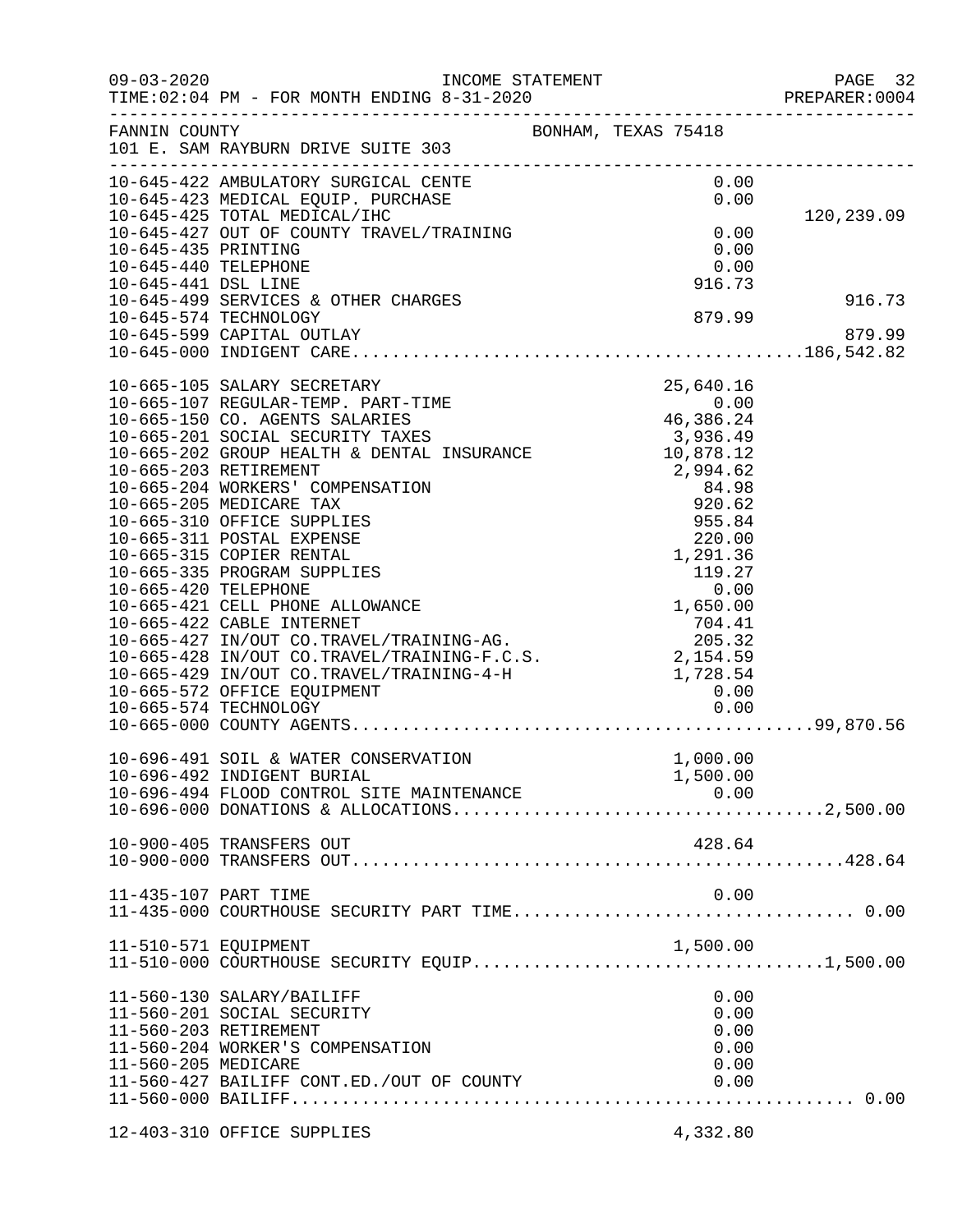09-03-2020 INCOME STATEMENT
TIME:02:04 PM - FOR MONTH ENDING 8-31-2020 PREPARER:0004

FANNIN COUNTY BONHAM, TEXAS 75418
101 E. SAM RAYBURN DRIVE SUITE 303

| Account | Description | Amount | Total |
|---|---|---|---|
| 10-645-422 | AMBULATORY SURGICAL CENTE | 0.00 | |
| 10-645-423 | MEDICAL EQUIP. PURCHASE | 0.00 | |
| 10-645-425 | TOTAL MEDICAL/IHC | | 120,239.09 |
| 10-645-427 | OUT OF COUNTY TRAVEL/TRAINING | 0.00 | |
| 10-645-435 | PRINTING | 0.00 | |
| 10-645-440 | TELEPHONE | 0.00 | |
| 10-645-441 | DSL LINE | 916.73 | |
| 10-645-499 | SERVICES & OTHER CHARGES | | 916.73 |
| 10-645-574 | TECHNOLOGY | 879.99 | |
| 10-645-599 | CAPITAL OUTLAY | | 879.99 |
| 10-645-000 | INDIGENT CARE | | 186,542.82 |
| 10-665-105 | SALARY SECRETARY | 25,640.16 | |
| 10-665-107 | REGULAR-TEMP. PART-TIME | 0.00 | |
| 10-665-150 | CO. AGENTS SALARIES | 46,386.24 | |
| 10-665-201 | SOCIAL SECURITY TAXES | 3,936.49 | |
| 10-665-202 | GROUP HEALTH & DENTAL INSURANCE | 10,878.12 | |
| 10-665-203 | RETIREMENT | 2,994.62 | |
| 10-665-204 | WORKERS' COMPENSATION | 84.98 | |
| 10-665-205 | MEDICARE TAX | 920.62 | |
| 10-665-310 | OFFICE SUPPLIES | 955.84 | |
| 10-665-311 | POSTAL EXPENSE | 220.00 | |
| 10-665-315 | COPIER RENTAL | 1,291.36 | |
| 10-665-335 | PROGRAM SUPPLIES | 119.27 | |
| 10-665-420 | TELEPHONE | 0.00 | |
| 10-665-421 | CELL PHONE ALLOWANCE | 1,650.00 | |
| 10-665-422 | CABLE INTERNET | 704.41 | |
| 10-665-427 | IN/OUT CO.TRAVEL/TRAINING-AG. | 205.32 | |
| 10-665-428 | IN/OUT CO.TRAVEL/TRAINING-F.C.S. | 2,154.59 | |
| 10-665-429 | IN/OUT CO.TRAVEL/TRAINING-4-H | 1,728.54 | |
| 10-665-572 | OFFICE EQUIPMENT | 0.00 | |
| 10-665-574 | TECHNOLOGY | 0.00 | |
| 10-665-000 | COUNTY AGENTS | | 99,870.56 |
| 10-696-491 | SOIL & WATER CONSERVATION | 1,000.00 | |
| 10-696-492 | INDIGENT BURIAL | 1,500.00 | |
| 10-696-494 | FLOOD CONTROL SITE MAINTENANCE | 0.00 | |
| 10-696-000 | DONATIONS & ALLOCATIONS | | 2,500.00 |
| 10-900-405 | TRANSFERS OUT | 428.64 | |
| 10-900-000 | TRANSFERS OUT | | 428.64 |
| 11-435-107 | PART TIME | 0.00 | |
| 11-435-000 | COURTHOUSE SECURITY PART TIME | | 0.00 |
| 11-510-571 | EQUIPMENT | 1,500.00 | |
| 11-510-000 | COURTHOUSE SECURITY EQUIP | | 1,500.00 |
| 11-560-130 | SALARY/BAILIFF | 0.00 | |
| 11-560-201 | SOCIAL SECURITY | 0.00 | |
| 11-560-203 | RETIREMENT | 0.00 | |
| 11-560-204 | WORKER'S COMPENSATION | 0.00 | |
| 11-560-205 | MEDICARE | 0.00 | |
| 11-560-427 | BAILIFF CONT.ED./OUT OF COUNTY | 0.00 | |
| 11-560-000 | BAILIFF | | 0.00 |
| 12-403-310 | OFFICE SUPPLIES | 4,332.80 | |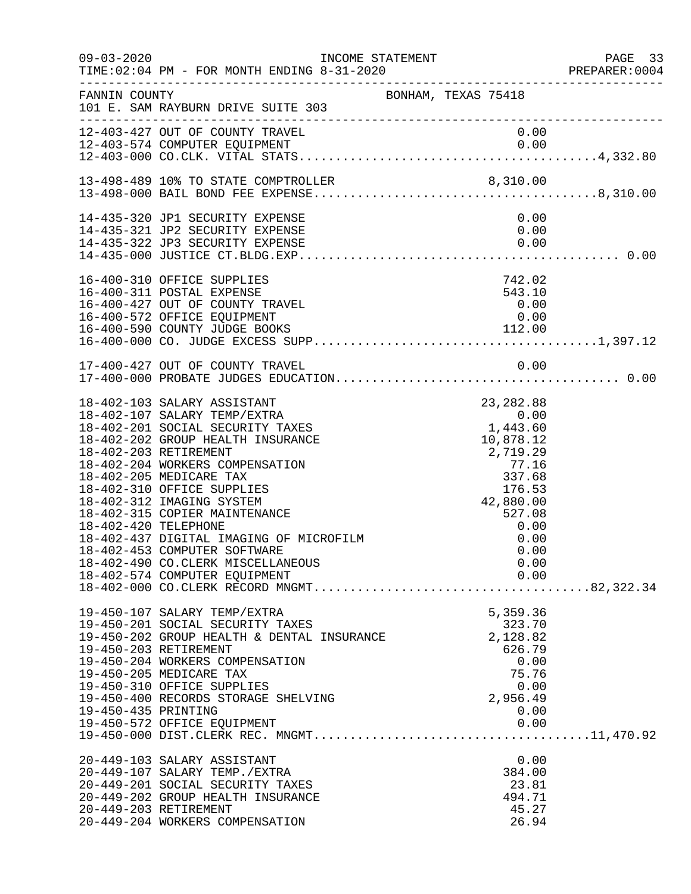FANNIN COUNTY — BONHAM, TEXAS 75418
101 E. SAM RAYBURN DRIVE SUITE 303

INCOME STATEMENT
TIME:02:04 PM - FOR MONTH ENDING 8-31-2020

| Account | Description | Amount | Total |
|---|---|---|---|
| 12-403-427 | OUT OF COUNTY TRAVEL | 0.00 | |
| 12-403-574 | COMPUTER EQUIPMENT | 0.00 | |
| 12-403-000 | CO.CLK. VITAL STATS | | 4,332.80 |
| 13-498-489 | 10% TO STATE COMPTROLLER | 8,310.00 | |
| 13-498-000 | BAIL BOND FEE EXPENSE | | 8,310.00 |
| 14-435-320 | JP1 SECURITY EXPENSE | 0.00 | |
| 14-435-321 | JP2 SECURITY EXPENSE | 0.00 | |
| 14-435-322 | JP3 SECURITY EXPENSE | 0.00 | |
| 14-435-000 | JUSTICE CT.BLDG.EXP | | 0.00 |
| 16-400-310 | OFFICE SUPPLIES | 742.02 | |
| 16-400-311 | POSTAL EXPENSE | 543.10 | |
| 16-400-427 | OUT OF COUNTY TRAVEL | 0.00 | |
| 16-400-572 | OFFICE EQUIPMENT | 0.00 | |
| 16-400-590 | COUNTY JUDGE BOOKS | 112.00 | |
| 16-400-000 | CO. JUDGE EXCESS SUPP | | 1,397.12 |
| 17-400-427 | OUT OF COUNTY TRAVEL | 0.00 | |
| 17-400-000 | PROBATE JUDGES EDUCATION | | 0.00 |
| 18-402-103 | SALARY ASSISTANT | 23,282.88 | |
| 18-402-107 | SALARY TEMP/EXTRA | 0.00 | |
| 18-402-201 | SOCIAL SECURITY TAXES | 1,443.60 | |
| 18-402-202 | GROUP HEALTH INSURANCE | 10,878.12 | |
| 18-402-203 | RETIREMENT | 2,719.29 | |
| 18-402-204 | WORKERS COMPENSATION | 77.16 | |
| 18-402-205 | MEDICARE TAX | 337.68 | |
| 18-402-310 | OFFICE SUPPLIES | 176.53 | |
| 18-402-312 | IMAGING SYSTEM | 42,880.00 | |
| 18-402-315 | COPIER MAINTENANCE | 527.08 | |
| 18-402-420 | TELEPHONE | 0.00 | |
| 18-402-437 | DIGITAL IMAGING OF MICROFILM | 0.00 | |
| 18-402-453 | COMPUTER SOFTWARE | 0.00 | |
| 18-402-490 | CO.CLERK MISCELLANEOUS | 0.00 | |
| 18-402-574 | COMPUTER EQUIPMENT | 0.00 | |
| 18-402-000 | CO.CLERK RECORD MNGMT | | 82,322.34 |
| 19-450-107 | SALARY TEMP/EXTRA | 5,359.36 | |
| 19-450-201 | SOCIAL SECURITY TAXES | 323.70 | |
| 19-450-202 | GROUP HEALTH & DENTAL INSURANCE | 2,128.82 | |
| 19-450-203 | RETIREMENT | 626.79 | |
| 19-450-204 | WORKERS COMPENSATION | 0.00 | |
| 19-450-205 | MEDICARE TAX | 75.76 | |
| 19-450-310 | OFFICE SUPPLIES | 0.00 | |
| 19-450-400 | RECORDS STORAGE SHELVING | 2,956.49 | |
| 19-450-435 | PRINTING | 0.00 | |
| 19-450-572 | OFFICE EQUIPMENT | 0.00 | |
| 19-450-000 | DIST.CLERK REC. MNGMT | | 11,470.92 |
| 20-449-103 | SALARY ASSISTANT | 0.00 | |
| 20-449-107 | SALARY TEMP./EXTRA | 384.00 | |
| 20-449-201 | SOCIAL SECURITY TAXES | 23.81 | |
| 20-449-202 | GROUP HEALTH INSURANCE | 494.71 | |
| 20-449-203 | RETIREMENT | 45.27 | |
| 20-449-204 | WORKERS COMPENSATION | 26.94 | |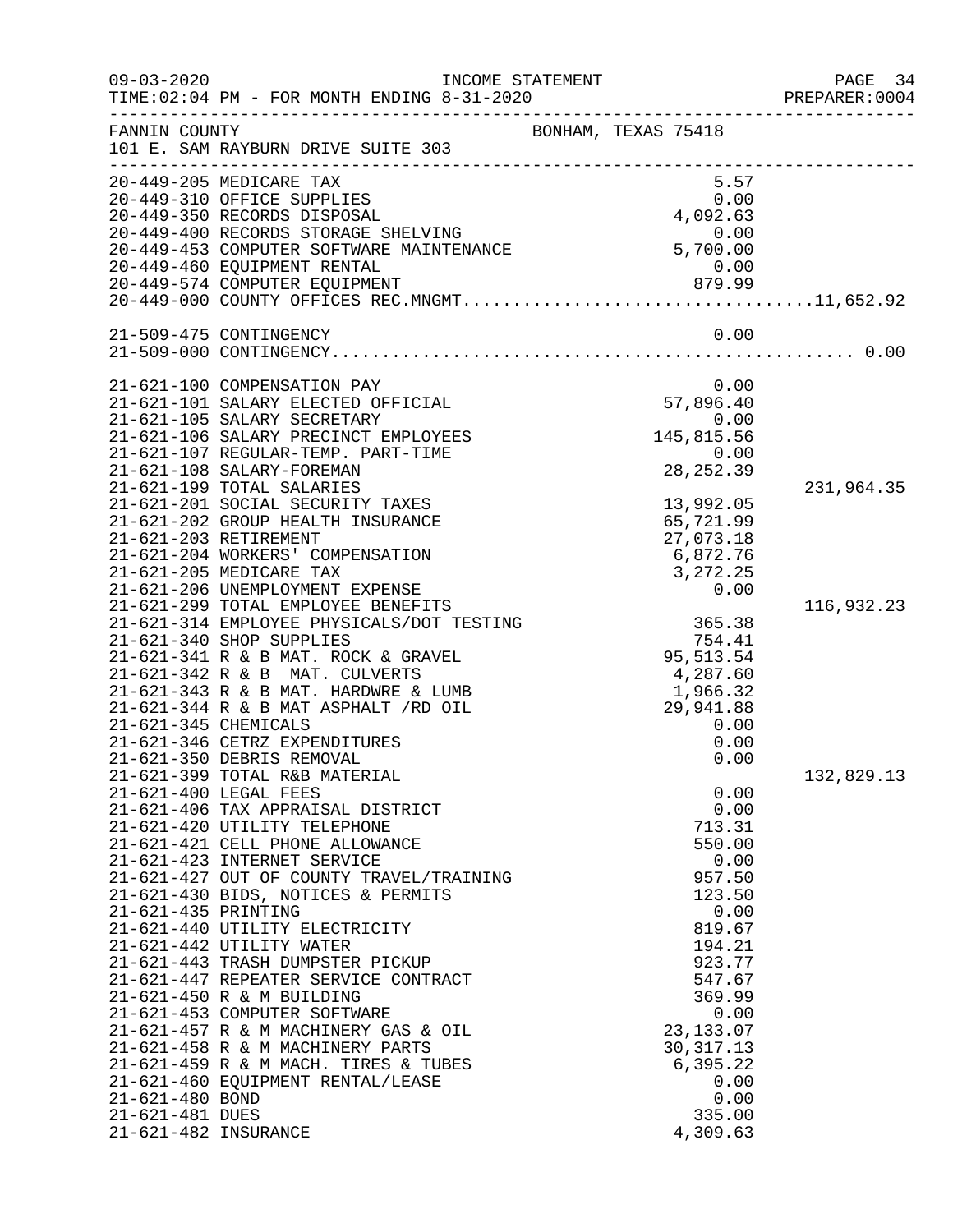FANNIN COUNTY BONHAM, TEXAS 75418
101 E. SAM RAYBURN DRIVE SUITE 303

INCOME STATEMENT
TIME:02:04 PM - FOR MONTH ENDING 8-31-2020

| Account | Description | Amount | Total |
|---|---|---|---|
| 20-449-205 | MEDICARE TAX | 5.57 | |
| 20-449-310 | OFFICE SUPPLIES | 0.00 | |
| 20-449-350 | RECORDS DISPOSAL | 4,092.63 | |
| 20-449-400 | RECORDS STORAGE SHELVING | 0.00 | |
| 20-449-453 | COMPUTER SOFTWARE MAINTENANCE | 5,700.00 | |
| 20-449-460 | EQUIPMENT RENTAL | 0.00 | |
| 20-449-574 | COMPUTER EQUIPMENT | 879.99 | |
| 20-449-000 | COUNTY OFFICES REC.MNGMT | | 11,652.92 |
| 21-509-475 | CONTINGENCY | 0.00 | |
| 21-509-000 | CONTINGENCY | | 0.00 |
| 21-621-100 | COMPENSATION PAY | 0.00 | |
| 21-621-101 | SALARY ELECTED OFFICIAL | 57,896.40 | |
| 21-621-105 | SALARY SECRETARY | 0.00 | |
| 21-621-106 | SALARY PRECINCT EMPLOYEES | 145,815.56 | |
| 21-621-107 | REGULAR-TEMP. PART-TIME | 0.00 | |
| 21-621-108 | SALARY-FOREMAN | 28,252.39 | |
| 21-621-199 | TOTAL SALARIES | | 231,964.35 |
| 21-621-201 | SOCIAL SECURITY TAXES | 13,992.05 | |
| 21-621-202 | GROUP HEALTH INSURANCE | 65,721.99 | |
| 21-621-203 | RETIREMENT | 27,073.18 | |
| 21-621-204 | WORKERS' COMPENSATION | 6,872.76 | |
| 21-621-205 | MEDICARE TAX | 3,272.25 | |
| 21-621-206 | UNEMPLOYMENT EXPENSE | 0.00 | |
| 21-621-299 | TOTAL EMPLOYEE BENEFITS | | 116,932.23 |
| 21-621-314 | EMPLOYEE PHYSICALS/DOT TESTING | 365.38 | |
| 21-621-340 | SHOP SUPPLIES | 754.41 | |
| 21-621-341 | R & B MAT. ROCK & GRAVEL | 95,513.54 | |
| 21-621-342 | R & B MAT. CULVERTS | 4,287.60 | |
| 21-621-343 | R & B MAT. HARDWRE & LUMB | 1,966.32 | |
| 21-621-344 | R & B MAT ASPHALT /RD OIL | 29,941.88 | |
| 21-621-345 | CHEMICALS | 0.00 | |
| 21-621-346 | CETRZ EXPENDITURES | 0.00 | |
| 21-621-350 | DEBRIS REMOVAL | 0.00 | |
| 21-621-399 | TOTAL R&B MATERIAL | | 132,829.13 |
| 21-621-400 | LEGAL FEES | 0.00 | |
| 21-621-406 | TAX APPRAISAL DISTRICT | 0.00 | |
| 21-621-420 | UTILITY TELEPHONE | 713.31 | |
| 21-621-421 | CELL PHONE ALLOWANCE | 550.00 | |
| 21-621-423 | INTERNET SERVICE | 0.00 | |
| 21-621-427 | OUT OF COUNTY TRAVEL/TRAINING | 957.50 | |
| 21-621-430 | BIDS, NOTICES & PERMITS | 123.50 | |
| 21-621-435 | PRINTING | 0.00 | |
| 21-621-440 | UTILITY ELECTRICITY | 819.67 | |
| 21-621-442 | UTILITY WATER | 194.21 | |
| 21-621-443 | TRASH DUMPSTER PICKUP | 923.77 | |
| 21-621-447 | REPEATER SERVICE CONTRACT | 547.67 | |
| 21-621-450 | R & M BUILDING | 369.99 | |
| 21-621-453 | COMPUTER SOFTWARE | 0.00 | |
| 21-621-457 | R & M MACHINERY GAS & OIL | 23,133.07 | |
| 21-621-458 | R & M MACHINERY PARTS | 30,317.13 | |
| 21-621-459 | R & M MACH. TIRES & TUBES | 6,395.22 | |
| 21-621-460 | EQUIPMENT RENTAL/LEASE | 0.00 | |
| 21-621-480 | BOND | 0.00 | |
| 21-621-481 | DUES | 335.00 | |
| 21-621-482 | INSURANCE | 4,309.63 | |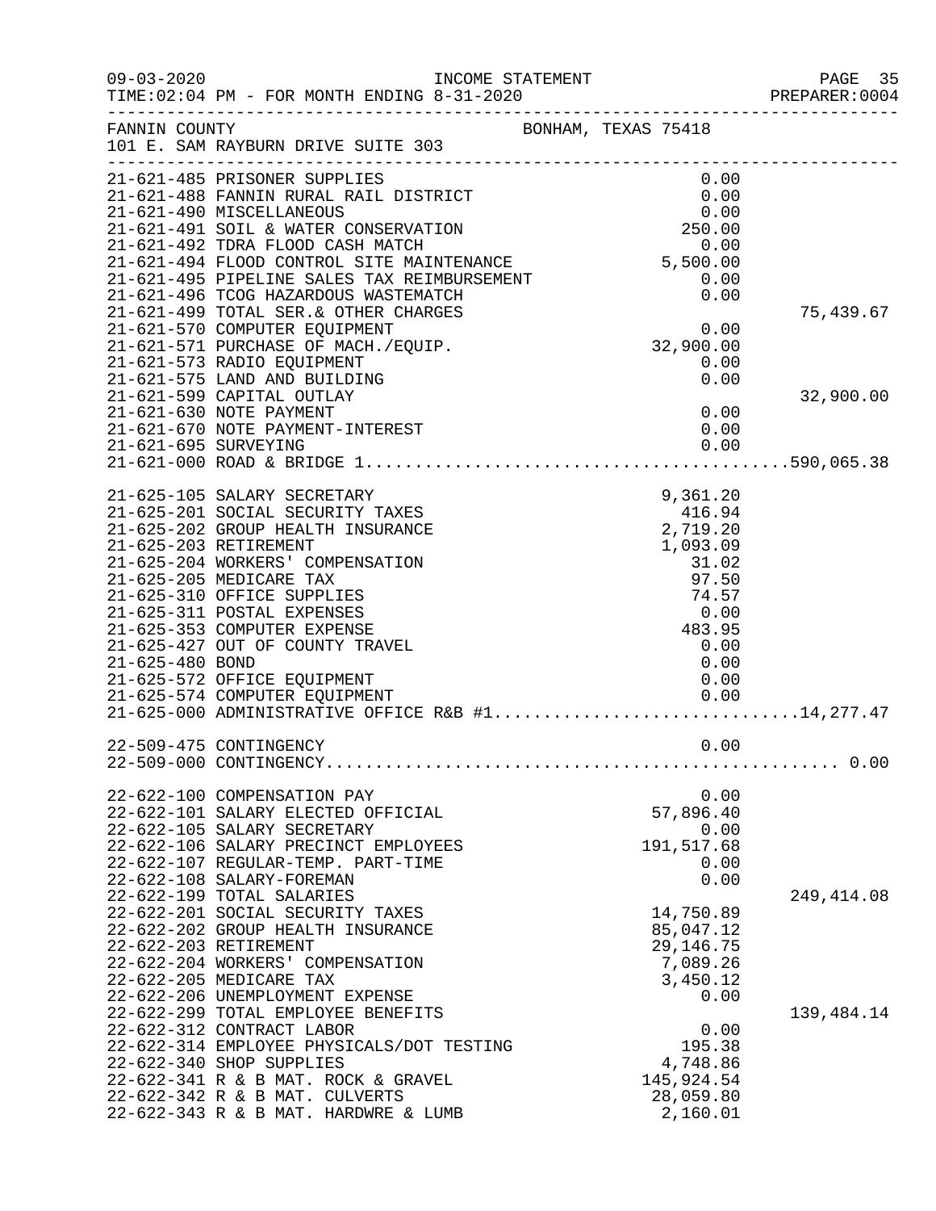FANNIN COUNTY BONHAM, TEXAS 75418
101 E. SAM RAYBURN DRIVE SUITE 303

INCOME STATEMENT
TIME:02:04 PM - FOR MONTH ENDING 8-31-2020

| Account | Description | Amount | Total |
|---|---|---|---|
| 21-621-485 | PRISONER SUPPLIES | 0.00 | |
| 21-621-488 | FANNIN RURAL RAIL DISTRICT | 0.00 | |
| 21-621-490 | MISCELLANEOUS | 0.00 | |
| 21-621-491 | SOIL & WATER CONSERVATION | 250.00 | |
| 21-621-492 | TDRA FLOOD CASH MATCH | 0.00 | |
| 21-621-494 | FLOOD CONTROL SITE MAINTENANCE | 5,500.00 | |
| 21-621-495 | PIPELINE SALES TAX REIMBURSEMENT | 0.00 | |
| 21-621-496 | TCOG HAZARDOUS WASTEMATCH | 0.00 | |
| 21-621-499 | TOTAL SER.& OTHER CHARGES | | 75,439.67 |
| 21-621-570 | COMPUTER EQUIPMENT | 0.00 | |
| 21-621-571 | PURCHASE OF MACH./EQUIP. | 32,900.00 | |
| 21-621-573 | RADIO EQUIPMENT | 0.00 | |
| 21-621-575 | LAND AND BUILDING | 0.00 | |
| 21-621-599 | CAPITAL OUTLAY | | 32,900.00 |
| 21-621-630 | NOTE PAYMENT | 0.00 | |
| 21-621-670 | NOTE PAYMENT-INTEREST | 0.00 | |
| 21-621-695 | SURVEYING | 0.00 | |
| 21-621-000 | ROAD & BRIDGE 1 | | 590,065.38 |
| 21-625-105 | SALARY SECRETARY | 9,361.20 | |
| 21-625-201 | SOCIAL SECURITY TAXES | 416.94 | |
| 21-625-202 | GROUP HEALTH INSURANCE | 2,719.20 | |
| 21-625-203 | RETIREMENT | 1,093.09 | |
| 21-625-204 | WORKERS' COMPENSATION | 31.02 | |
| 21-625-205 | MEDICARE TAX | 97.50 | |
| 21-625-310 | OFFICE SUPPLIES | 74.57 | |
| 21-625-311 | POSTAL EXPENSES | 0.00 | |
| 21-625-353 | COMPUTER EXPENSE | 483.95 | |
| 21-625-427 | OUT OF COUNTY TRAVEL | 0.00 | |
| 21-625-480 | BOND | 0.00 | |
| 21-625-572 | OFFICE EQUIPMENT | 0.00 | |
| 21-625-574 | COMPUTER EQUIPMENT | 0.00 | |
| 21-625-000 | ADMINISTRATIVE OFFICE R&B #1 | | 14,277.47 |
| 22-509-475 | CONTINGENCY | 0.00 | |
| 22-509-000 | CONTINGENCY | | 0.00 |
| 22-622-100 | COMPENSATION PAY | 0.00 | |
| 22-622-101 | SALARY ELECTED OFFICIAL | 57,896.40 | |
| 22-622-105 | SALARY SECRETARY | 0.00 | |
| 22-622-106 | SALARY PRECINCT EMPLOYEES | 191,517.68 | |
| 22-622-107 | REGULAR-TEMP. PART-TIME | 0.00 | |
| 22-622-108 | SALARY-FOREMAN | 0.00 | |
| 22-622-199 | TOTAL SALARIES | | 249,414.08 |
| 22-622-201 | SOCIAL SECURITY TAXES | 14,750.89 | |
| 22-622-202 | GROUP HEALTH INSURANCE | 85,047.12 | |
| 22-622-203 | RETIREMENT | 29,146.75 | |
| 22-622-204 | WORKERS' COMPENSATION | 7,089.26 | |
| 22-622-205 | MEDICARE TAX | 3,450.12 | |
| 22-622-206 | UNEMPLOYMENT EXPENSE | 0.00 | |
| 22-622-299 | TOTAL EMPLOYEE BENEFITS | | 139,484.14 |
| 22-622-312 | CONTRACT LABOR | 0.00 | |
| 22-622-314 | EMPLOYEE PHYSICALS/DOT TESTING | 195.38 | |
| 22-622-340 | SHOP SUPPLIES | 4,748.86 | |
| 22-622-341 | R & B MAT. ROCK & GRAVEL | 145,924.54 | |
| 22-622-342 | R & B MAT. CULVERTS | 28,059.80 | |
| 22-622-343 | R & B MAT. HARDWRE & LUMB | 2,160.01 | |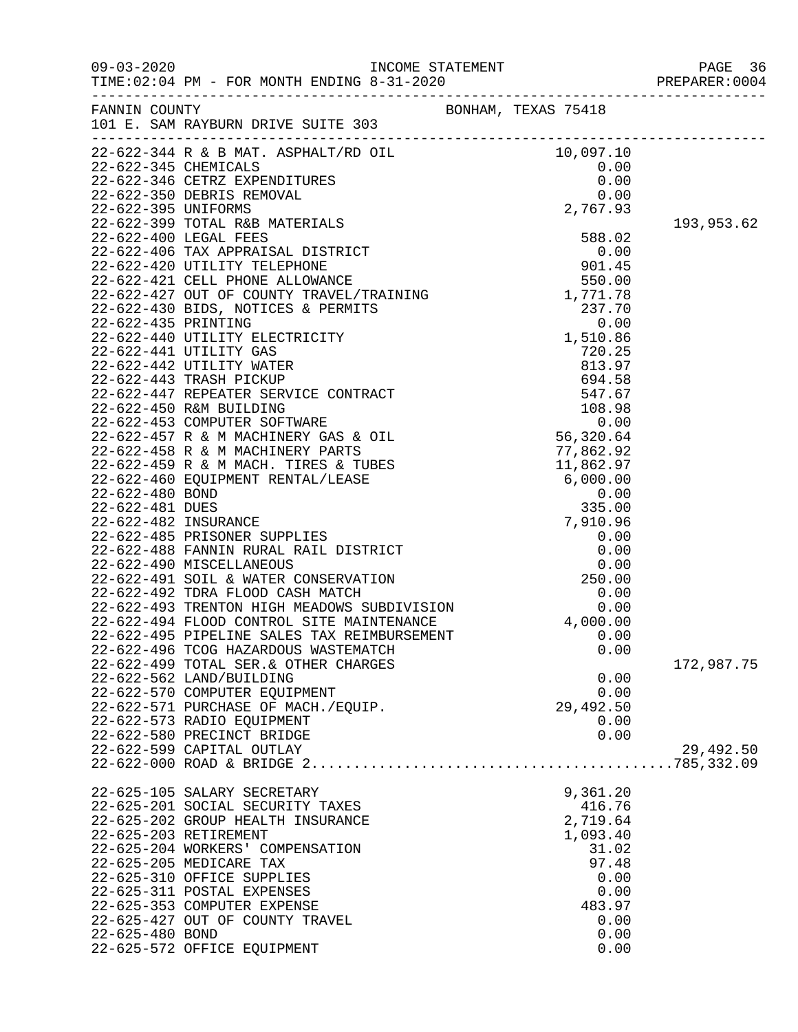FANNIN COUNTY BONHAM, TEXAS 75418
101 E. SAM RAYBURN DRIVE SUITE 303

| Account | Description | Amount | Total |
|---|---|---|---|
| 22-622-344 | R & B MAT. ASPHALT/RD OIL | 10,097.10 | |
| 22-622-345 | CHEMICALS | 0.00 | |
| 22-622-346 | CETRZ EXPENDITURES | 0.00 | |
| 22-622-350 | DEBRIS REMOVAL | 0.00 | |
| 22-622-395 | UNIFORMS | 2,767.93 | |
| 22-622-399 | TOTAL R&B MATERIALS | | 193,953.62 |
| 22-622-400 | LEGAL FEES | 588.02 | |
| 22-622-406 | TAX APPRAISAL DISTRICT | 0.00 | |
| 22-622-420 | UTILITY TELEPHONE | 901.45 | |
| 22-622-421 | CELL PHONE ALLOWANCE | 550.00 | |
| 22-622-427 | OUT OF COUNTY TRAVEL/TRAINING | 1,771.78 | |
| 22-622-430 | BIDS, NOTICES & PERMITS | 237.70 | |
| 22-622-435 | PRINTING | 0.00 | |
| 22-622-440 | UTILITY ELECTRICITY | 1,510.86 | |
| 22-622-441 | UTILITY GAS | 720.25 | |
| 22-622-442 | UTILITY WATER | 813.97 | |
| 22-622-443 | TRASH PICKUP | 694.58 | |
| 22-622-447 | REPEATER SERVICE CONTRACT | 547.67 | |
| 22-622-450 | R&M BUILDING | 108.98 | |
| 22-622-453 | COMPUTER SOFTWARE | 0.00 | |
| 22-622-457 | R & M MACHINERY GAS & OIL | 56,320.64 | |
| 22-622-458 | R & M MACHINERY PARTS | 77,862.92 | |
| 22-622-459 | R & M MACH. TIRES & TUBES | 11,862.97 | |
| 22-622-460 | EQUIPMENT RENTAL/LEASE | 6,000.00 | |
| 22-622-480 | BOND | 0.00 | |
| 22-622-481 | DUES | 335.00 | |
| 22-622-482 | INSURANCE | 7,910.96 | |
| 22-622-485 | PRISONER SUPPLIES | 0.00 | |
| 22-622-488 | FANNIN RURAL RAIL DISTRICT | 0.00 | |
| 22-622-490 | MISCELLANEOUS | 0.00 | |
| 22-622-491 | SOIL & WATER CONSERVATION | 250.00 | |
| 22-622-492 | TDRA FLOOD CASH MATCH | 0.00 | |
| 22-622-493 | TRENTON HIGH MEADOWS SUBDIVISION | 0.00 | |
| 22-622-494 | FLOOD CONTROL SITE MAINTENANCE | 4,000.00 | |
| 22-622-495 | PIPELINE SALES TAX REIMBURSEMENT | 0.00 | |
| 22-622-496 | TCOG HAZARDOUS WASTEMATCH | 0.00 | |
| 22-622-499 | TOTAL SER.& OTHER CHARGES | | 172,987.75 |
| 22-622-562 | LAND/BUILDING | 0.00 | |
| 22-622-570 | COMPUTER EQUIPMENT | 0.00 | |
| 22-622-571 | PURCHASE OF MACH./EQUIP. | 29,492.50 | |
| 22-622-573 | RADIO EQUIPMENT | 0.00 | |
| 22-622-580 | PRECINCT BRIDGE | 0.00 | |
| 22-622-599 | CAPITAL OUTLAY | | 29,492.50 |
| 22-622-000 | ROAD & BRIDGE 2 | | 785,332.09 |
| 22-625-105 | SALARY SECRETARY | 9,361.20 | |
| 22-625-201 | SOCIAL SECURITY TAXES | 416.76 | |
| 22-625-202 | GROUP HEALTH INSURANCE | 2,719.64 | |
| 22-625-203 | RETIREMENT | 1,093.40 | |
| 22-625-204 | WORKERS' COMPENSATION | 31.02 | |
| 22-625-205 | MEDICARE TAX | 97.48 | |
| 22-625-310 | OFFICE SUPPLIES | 0.00 | |
| 22-625-311 | POSTAL EXPENSES | 0.00 | |
| 22-625-353 | COMPUTER EXPENSE | 483.97 | |
| 22-625-427 | OUT OF COUNTY TRAVEL | 0.00 | |
| 22-625-480 | BOND | 0.00 | |
| 22-625-572 | OFFICE EQUIPMENT | 0.00 | |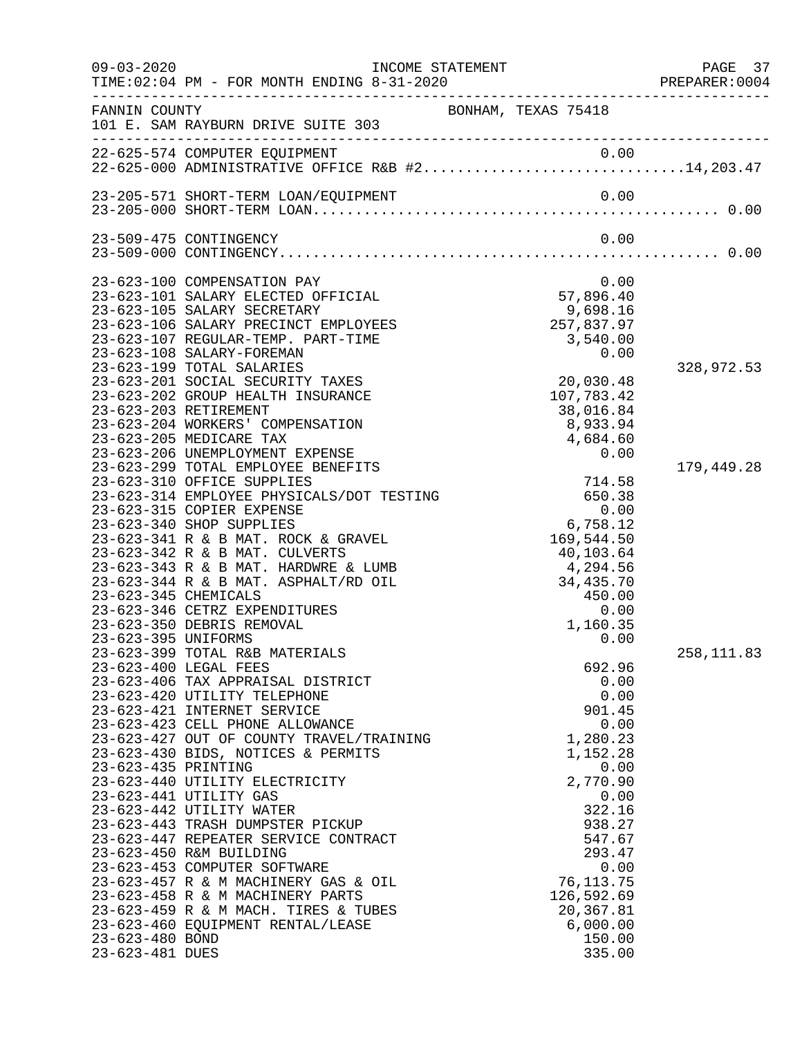FANNIN COUNTY — BONHAM, TEXAS 75418
101 E. SAM RAYBURN DRIVE SUITE 303

INCOME STATEMENT — FOR MONTH ENDING 8-31-2020

| Account | Description | Amount | Total |
|---|---|---|---|
| 22-625-574 | COMPUTER EQUIPMENT | 0.00 | |
| 22-625-000 | ADMINISTRATIVE OFFICE R&B #2 | | 14,203.47 |
| 23-205-571 | SHORT-TERM LOAN/EQUIPMENT | 0.00 | |
| 23-205-000 | SHORT-TERM LOAN | | 0.00 |
| 23-509-475 | CONTINGENCY | 0.00 | |
| 23-509-000 | CONTINGENCY | | 0.00 |
| 23-623-100 | COMPENSATION PAY | 0.00 | |
| 23-623-101 | SALARY ELECTED OFFICIAL | 57,896.40 | |
| 23-623-105 | SALARY SECRETARY | 9,698.16 | |
| 23-623-106 | SALARY PRECINCT EMPLOYEES | 257,837.97 | |
| 23-623-107 | REGULAR-TEMP. PART-TIME | 3,540.00 | |
| 23-623-108 | SALARY-FOREMAN | 0.00 | |
| 23-623-199 | TOTAL SALARIES | | 328,972.53 |
| 23-623-201 | SOCIAL SECURITY TAXES | 20,030.48 | |
| 23-623-202 | GROUP HEALTH INSURANCE | 107,783.42 | |
| 23-623-203 | RETIREMENT | 38,016.84 | |
| 23-623-204 | WORKERS' COMPENSATION | 8,933.94 | |
| 23-623-205 | MEDICARE TAX | 4,684.60 | |
| 23-623-206 | UNEMPLOYMENT EXPENSE | 0.00 | |
| 23-623-299 | TOTAL EMPLOYEE BENEFITS | | 179,449.28 |
| 23-623-310 | OFFICE SUPPLIES | 714.58 | |
| 23-623-314 | EMPLOYEE PHYSICALS/DOT TESTING | 650.38 | |
| 23-623-315 | COPIER EXPENSE | 0.00 | |
| 23-623-340 | SHOP SUPPLIES | 6,758.12 | |
| 23-623-341 | R & B MAT. ROCK & GRAVEL | 169,544.50 | |
| 23-623-342 | R & B MAT. CULVERTS | 40,103.64 | |
| 23-623-343 | R & B MAT. HARDWRE & LUMB | 4,294.56 | |
| 23-623-344 | R & B MAT. ASPHALT/RD OIL | 34,435.70 | |
| 23-623-345 | CHEMICALS | 450.00 | |
| 23-623-346 | CETRZ EXPENDITURES | 0.00 | |
| 23-623-350 | DEBRIS REMOVAL | 1,160.35 | |
| 23-623-395 | UNIFORMS | 0.00 | |
| 23-623-399 | TOTAL R&B MATERIALS | | 258,111.83 |
| 23-623-400 | LEGAL FEES | 692.96 | |
| 23-623-406 | TAX APPRAISAL DISTRICT | 0.00 | |
| 23-623-420 | UTILITY TELEPHONE | 0.00 | |
| 23-623-421 | INTERNET SERVICE | 901.45 | |
| 23-623-423 | CELL PHONE ALLOWANCE | 0.00 | |
| 23-623-427 | OUT OF COUNTY TRAVEL/TRAINING | 1,280.23 | |
| 23-623-430 | BIDS, NOTICES & PERMITS | 1,152.28 | |
| 23-623-435 | PRINTING | 0.00 | |
| 23-623-440 | UTILITY ELECTRICITY | 2,770.90 | |
| 23-623-441 | UTILITY GAS | 0.00 | |
| 23-623-442 | UTILITY WATER | 322.16 | |
| 23-623-443 | TRASH DUMPSTER PICKUP | 938.27 | |
| 23-623-447 | REPEATER SERVICE CONTRACT | 547.67 | |
| 23-623-450 | R&M BUILDING | 293.47 | |
| 23-623-453 | COMPUTER SOFTWARE | 0.00 | |
| 23-623-457 | R & M MACHINERY GAS & OIL | 76,113.75 | |
| 23-623-458 | R & M MACHINERY PARTS | 126,592.69 | |
| 23-623-459 | R & M MACH. TIRES & TUBES | 20,367.81 | |
| 23-623-460 | EQUIPMENT RENTAL/LEASE | 6,000.00 | |
| 23-623-480 | BOND | 150.00 | |
| 23-623-481 | DUES | 335.00 | |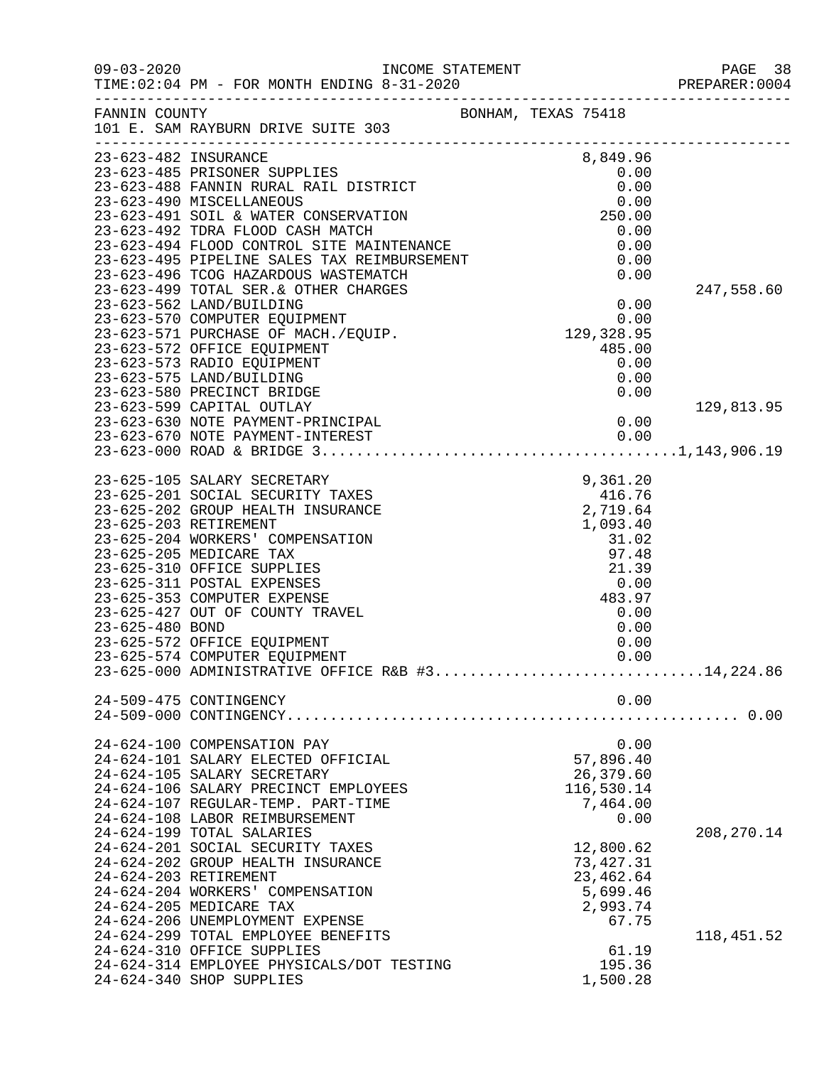FANNIN COUNTY BONHAM, TEXAS 75418
101 E. SAM RAYBURN DRIVE SUITE 303

INCOME STATEMENT
TIME:02:04 PM - FOR MONTH ENDING 8-31-2020

| Account | Description | Amount | Total |
|---|---|---|---|
| 23-623-482 | INSURANCE | 8,849.96 | |
| 23-623-485 | PRISONER SUPPLIES | 0.00 | |
| 23-623-488 | FANNIN RURAL RAIL DISTRICT | 0.00 | |
| 23-623-490 | MISCELLANEOUS | 0.00 | |
| 23-623-491 | SOIL & WATER CONSERVATION | 250.00 | |
| 23-623-492 | TDRA FLOOD CASH MATCH | 0.00 | |
| 23-623-494 | FLOOD CONTROL SITE MAINTENANCE | 0.00 | |
| 23-623-495 | PIPELINE SALES TAX REIMBURSEMENT | 0.00 | |
| 23-623-496 | TCOG HAZARDOUS WASTEMATCH | 0.00 | |
| 23-623-499 | TOTAL SER.& OTHER CHARGES | | 247,558.60 |
| 23-623-562 | LAND/BUILDING | 0.00 | |
| 23-623-570 | COMPUTER EQUIPMENT | 0.00 | |
| 23-623-571 | PURCHASE OF MACH./EQUIP. | 129,328.95 | |
| 23-623-572 | OFFICE EQUIPMENT | 485.00 | |
| 23-623-573 | RADIO EQUIPMENT | 0.00 | |
| 23-623-575 | LAND/BUILDING | 0.00 | |
| 23-623-580 | PRECINCT BRIDGE | 0.00 | |
| 23-623-599 | CAPITAL OUTLAY | | 129,813.95 |
| 23-623-630 | NOTE PAYMENT-PRINCIPAL | 0.00 | |
| 23-623-670 | NOTE PAYMENT-INTEREST | 0.00 | |
| 23-623-000 | ROAD & BRIDGE 3 | | 1,143,906.19 |
| 23-625-105 | SALARY SECRETARY | 9,361.20 | |
| 23-625-201 | SOCIAL SECURITY TAXES | 416.76 | |
| 23-625-202 | GROUP HEALTH INSURANCE | 2,719.64 | |
| 23-625-203 | RETIREMENT | 1,093.40 | |
| 23-625-204 | WORKERS' COMPENSATION | 31.02 | |
| 23-625-205 | MEDICARE TAX | 97.48 | |
| 23-625-310 | OFFICE SUPPLIES | 21.39 | |
| 23-625-311 | POSTAL EXPENSES | 0.00 | |
| 23-625-353 | COMPUTER EXPENSE | 483.97 | |
| 23-625-427 | OUT OF COUNTY TRAVEL | 0.00 | |
| 23-625-480 | BOND | 0.00 | |
| 23-625-572 | OFFICE EQUIPMENT | 0.00 | |
| 23-625-574 | COMPUTER EQUIPMENT | 0.00 | |
| 23-625-000 | ADMINISTRATIVE OFFICE R&B #3 | | 14,224.86 |
| 24-509-475 | CONTINGENCY | 0.00 | |
| 24-509-000 | CONTINGENCY | | 0.00 |
| 24-624-100 | COMPENSATION PAY | 0.00 | |
| 24-624-101 | SALARY ELECTED OFFICIAL | 57,896.40 | |
| 24-624-105 | SALARY SECRETARY | 26,379.60 | |
| 24-624-106 | SALARY PRECINCT EMPLOYEES | 116,530.14 | |
| 24-624-107 | REGULAR-TEMP. PART-TIME | 7,464.00 | |
| 24-624-108 | LABOR REIMBURSEMENT | 0.00 | |
| 24-624-199 | TOTAL SALARIES | | 208,270.14 |
| 24-624-201 | SOCIAL SECURITY TAXES | 12,800.62 | |
| 24-624-202 | GROUP HEALTH INSURANCE | 73,427.31 | |
| 24-624-203 | RETIREMENT | 23,462.64 | |
| 24-624-204 | WORKERS' COMPENSATION | 5,699.46 | |
| 24-624-205 | MEDICARE TAX | 2,993.74 | |
| 24-624-206 | UNEMPLOYMENT EXPENSE | 67.75 | |
| 24-624-299 | TOTAL EMPLOYEE BENEFITS | | 118,451.52 |
| 24-624-310 | OFFICE SUPPLIES | 61.19 | |
| 24-624-314 | EMPLOYEE PHYSICALS/DOT TESTING | 195.36 | |
| 24-624-340 | SHOP SUPPLIES | 1,500.28 | |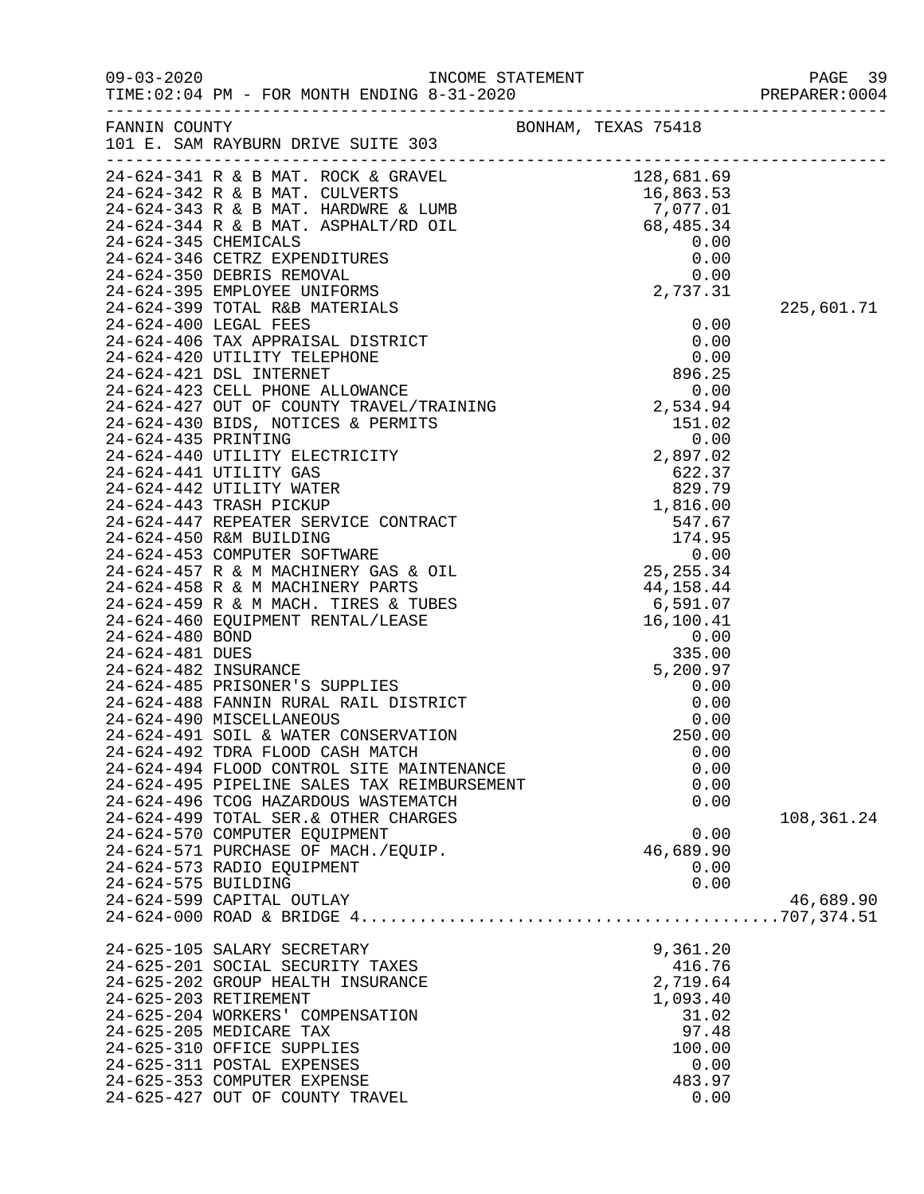INCOME STATEMENT

09-03-2020
TIME:02:04 PM - FOR MONTH ENDING 8-31-2020

PREPARER:0004

FANNIN COUNTY
101 E. SAM RAYBURN DRIVE SUITE 303

BONHAM, TEXAS 75418

| Account | Description | Amount | Total |
|---|---|---|---|
| 24-624-341 | R & B MAT. ROCK & GRAVEL | 128,681.69 | |
| 24-624-342 | R & B MAT. CULVERTS | 16,863.53 | |
| 24-624-343 | R & B MAT. HARDWRE & LUMB | 7,077.01 | |
| 24-624-344 | R & B MAT. ASPHALT/RD OIL | 68,485.34 | |
| 24-624-345 | CHEMICALS | 0.00 | |
| 24-624-346 | CETRZ EXPENDITURES | 0.00 | |
| 24-624-350 | DEBRIS REMOVAL | 0.00 | |
| 24-624-395 | EMPLOYEE UNIFORMS | 2,737.31 | |
| 24-624-399 | TOTAL R&B MATERIALS | | 225,601.71 |
| 24-624-400 | LEGAL FEES | 0.00 | |
| 24-624-406 | TAX APPRAISAL DISTRICT | 0.00 | |
| 24-624-420 | UTILITY TELEPHONE | 0.00 | |
| 24-624-421 | DSL INTERNET | 896.25 | |
| 24-624-423 | CELL PHONE ALLOWANCE | 0.00 | |
| 24-624-427 | OUT OF COUNTY TRAVEL/TRAINING | 2,534.94 | |
| 24-624-430 | BIDS, NOTICES & PERMITS | 151.02 | |
| 24-624-435 | PRINTING | 0.00 | |
| 24-624-440 | UTILITY ELECTRICITY | 2,897.02 | |
| 24-624-441 | UTILITY GAS | 622.37 | |
| 24-624-442 | UTILITY WATER | 829.79 | |
| 24-624-443 | TRASH PICKUP | 1,816.00 | |
| 24-624-447 | REPEATER SERVICE CONTRACT | 547.67 | |
| 24-624-450 | R&M BUILDING | 174.95 | |
| 24-624-453 | COMPUTER SOFTWARE | 0.00 | |
| 24-624-457 | R & M MACHINERY GAS & OIL | 25,255.34 | |
| 24-624-458 | R & M MACHINERY PARTS | 44,158.44 | |
| 24-624-459 | R & M MACH. TIRES & TUBES | 6,591.07 | |
| 24-624-460 | EQUIPMENT RENTAL/LEASE | 16,100.41 | |
| 24-624-480 | BOND | 0.00 | |
| 24-624-481 | DUES | 335.00 | |
| 24-624-482 | INSURANCE | 5,200.97 | |
| 24-624-485 | PRISONER'S SUPPLIES | 0.00 | |
| 24-624-488 | FANNIN RURAL RAIL DISTRICT | 0.00 | |
| 24-624-490 | MISCELLANEOUS | 0.00 | |
| 24-624-491 | SOIL & WATER CONSERVATION | 250.00 | |
| 24-624-492 | TDRA FLOOD CASH MATCH | 0.00 | |
| 24-624-494 | FLOOD CONTROL SITE MAINTENANCE | 0.00 | |
| 24-624-495 | PIPELINE SALES TAX REIMBURSEMENT | 0.00 | |
| 24-624-496 | TCOG HAZARDOUS WASTEMATCH | 0.00 | |
| 24-624-499 | TOTAL SER.& OTHER CHARGES | | 108,361.24 |
| 24-624-570 | COMPUTER EQUIPMENT | 0.00 | |
| 24-624-571 | PURCHASE OF MACH./EQUIP. | 46,689.90 | |
| 24-624-573 | RADIO EQUIPMENT | 0.00 | |
| 24-624-575 | BUILDING | 0.00 | |
| 24-624-599 | CAPITAL OUTLAY | | 46,689.90 |
| 24-624-000 | ROAD & BRIDGE 4 | | 707,374.51 |
| 24-625-105 | SALARY SECRETARY | 9,361.20 | |
| 24-625-201 | SOCIAL SECURITY TAXES | 416.76 | |
| 24-625-202 | GROUP HEALTH INSURANCE | 2,719.64 | |
| 24-625-203 | RETIREMENT | 1,093.40 | |
| 24-625-204 | WORKERS' COMPENSATION | 31.02 | |
| 24-625-205 | MEDICARE TAX | 97.48 | |
| 24-625-310 | OFFICE SUPPLIES | 100.00 | |
| 24-625-311 | POSTAL EXPENSES | 0.00 | |
| 24-625-353 | COMPUTER EXPENSE | 483.97 | |
| 24-625-427 | OUT OF COUNTY TRAVEL | 0.00 | |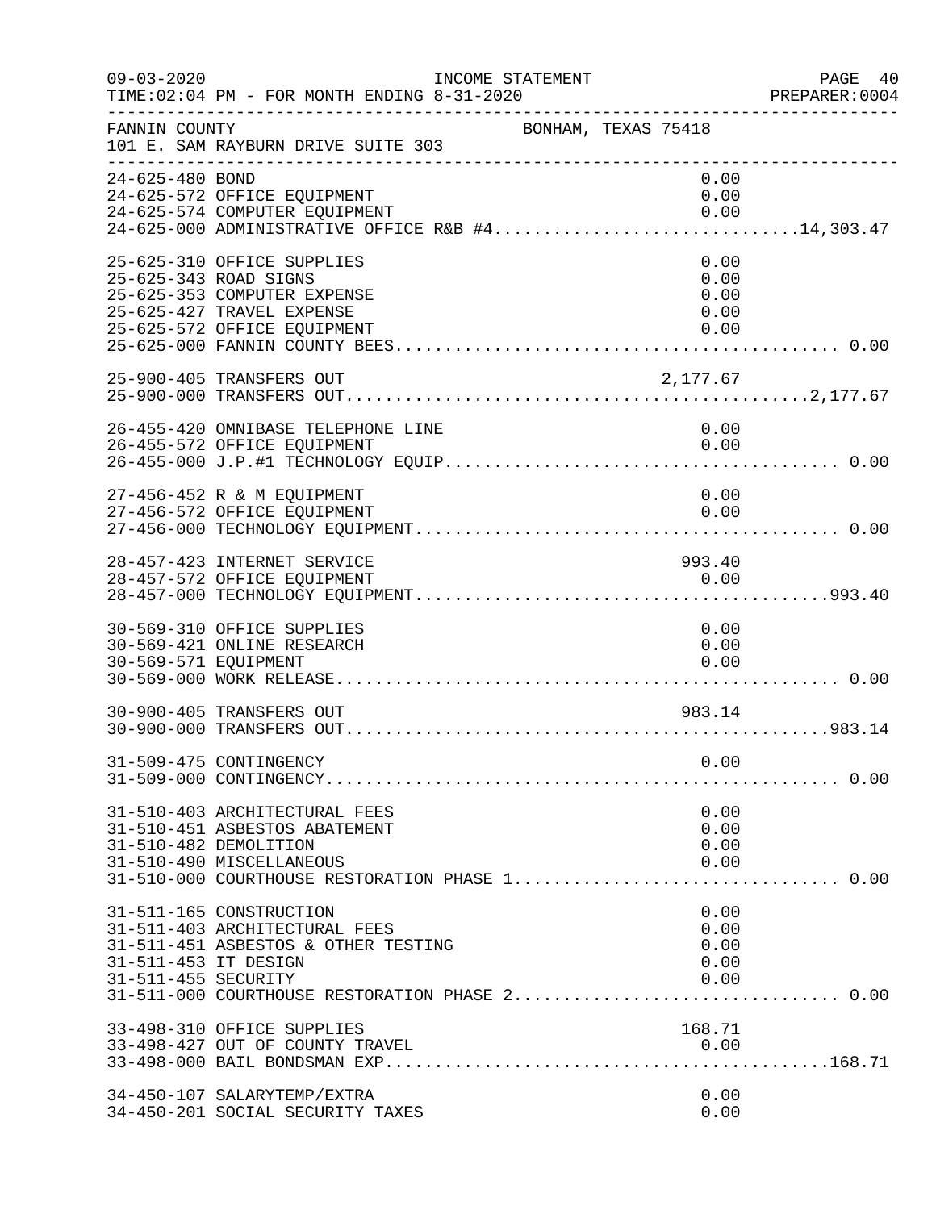FANNIN COUNTY BONHAM, TEXAS 75418
101 E. SAM RAYBURN DRIVE SUITE 303

INCOME STATEMENT — FOR MONTH ENDING 8-31-2020

| Account | Description | Amount | Total |
|---|---|---|---|
| 24-625-480 | BOND | 0.00 | |
| 24-625-572 | OFFICE EQUIPMENT | 0.00 | |
| 24-625-574 | COMPUTER EQUIPMENT | 0.00 | |
| 24-625-000 | ADMINISTRATIVE OFFICE R&B #4 | | 14,303.47 |
| 25-625-310 | OFFICE SUPPLIES | 0.00 | |
| 25-625-343 | ROAD SIGNS | 0.00 | |
| 25-625-353 | COMPUTER EXPENSE | 0.00 | |
| 25-625-427 | TRAVEL EXPENSE | 0.00 | |
| 25-625-572 | OFFICE EQUIPMENT | 0.00 | |
| 25-625-000 | FANNIN COUNTY BEES | | 0.00 |
| 25-900-405 | TRANSFERS OUT | 2,177.67 | |
| 25-900-000 | TRANSFERS OUT | | 2,177.67 |
| 26-455-420 | OMNIBASE TELEPHONE LINE | 0.00 | |
| 26-455-572 | OFFICE EQUIPMENT | 0.00 | |
| 26-455-000 | J.P.#1 TECHNOLOGY EQUIP | | 0.00 |
| 27-456-452 | R & M EQUIPMENT | 0.00 | |
| 27-456-572 | OFFICE EQUIPMENT | 0.00 | |
| 27-456-000 | TECHNOLOGY EQUIPMENT | | 0.00 |
| 28-457-423 | INTERNET SERVICE | 993.40 | |
| 28-457-572 | OFFICE EQUIPMENT | 0.00 | |
| 28-457-000 | TECHNOLOGY EQUIPMENT | | 993.40 |
| 30-569-310 | OFFICE SUPPLIES | 0.00 | |
| 30-569-421 | ONLINE RESEARCH | 0.00 | |
| 30-569-571 | EQUIPMENT | 0.00 | |
| 30-569-000 | WORK RELEASE | | 0.00 |
| 30-900-405 | TRANSFERS OUT | 983.14 | |
| 30-900-000 | TRANSFERS OUT | | 983.14 |
| 31-509-475 | CONTINGENCY | 0.00 | |
| 31-509-000 | CONTINGENCY | | 0.00 |
| 31-510-403 | ARCHITECTURAL FEES | 0.00 | |
| 31-510-451 | ASBESTOS ABATEMENT | 0.00 | |
| 31-510-482 | DEMOLITION | 0.00 | |
| 31-510-490 | MISCELLANEOUS | 0.00 | |
| 31-510-000 | COURTHOUSE RESTORATION PHASE 1 | | 0.00 |
| 31-511-165 | CONSTRUCTION | 0.00 | |
| 31-511-403 | ARCHITECTURAL FEES | 0.00 | |
| 31-511-451 | ASBESTOS & OTHER TESTING | 0.00 | |
| 31-511-453 | IT DESIGN | 0.00 | |
| 31-511-455 | SECURITY | 0.00 | |
| 31-511-000 | COURTHOUSE RESTORATION PHASE 2 | | 0.00 |
| 33-498-310 | OFFICE SUPPLIES | 168.71 | |
| 33-498-427 | OUT OF COUNTY TRAVEL | 0.00 | |
| 33-498-000 | BAIL BONDSMAN EXP | | 168.71 |
| 34-450-107 | SALARYTEMP/EXTRA | 0.00 | |
| 34-450-201 | SOCIAL SECURITY TAXES | 0.00 | |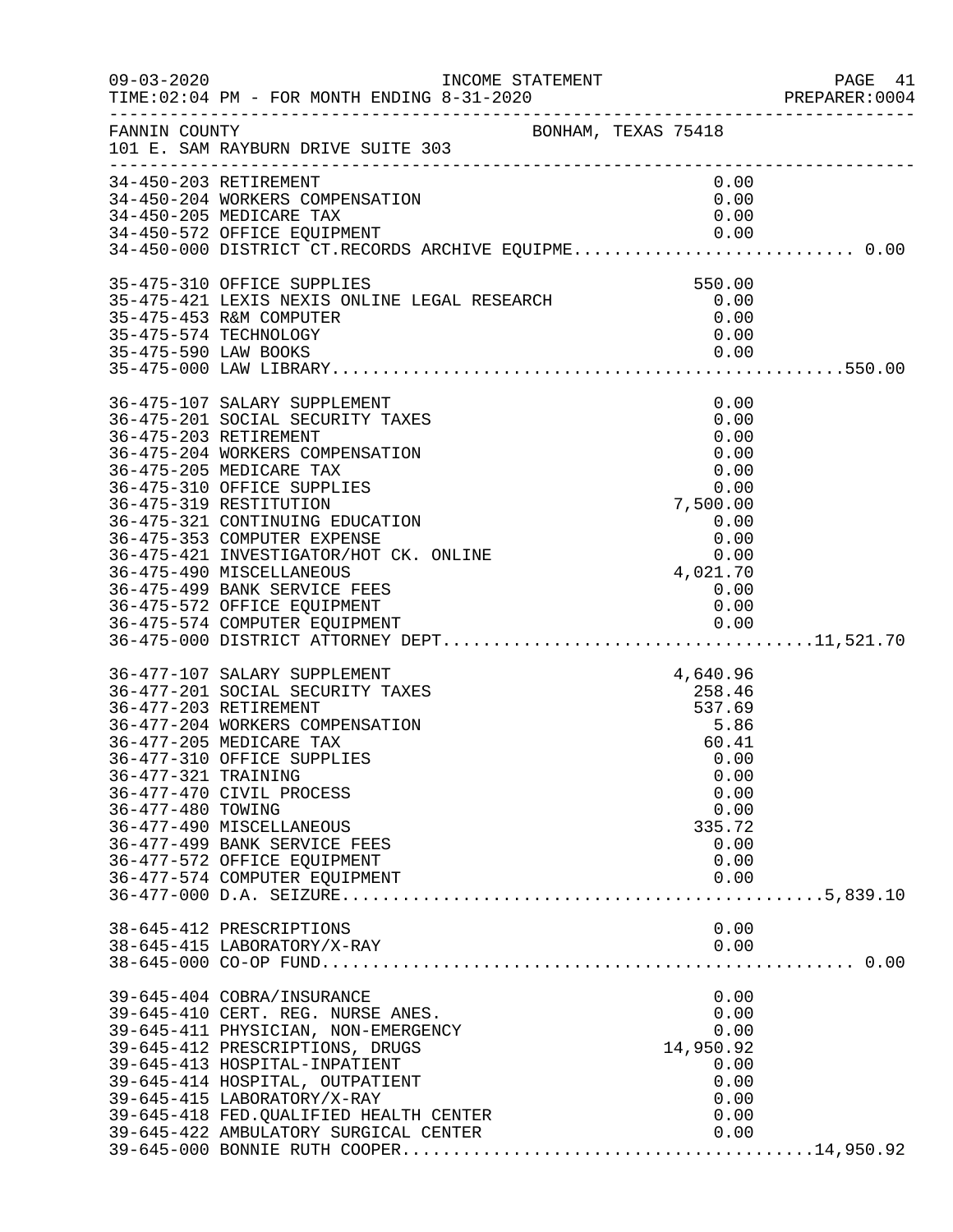FANNIN COUNTY BONHAM, TEXAS 75418
101 E. SAM RAYBURN DRIVE SUITE 303

INCOME STATEMENT
TIME:02:04 PM - FOR MONTH ENDING 8-31-2020

| Account | Description | Amount | Total |
|---|---|---|---|
| 34-450-203 | RETIREMENT | 0.00 | |
| 34-450-204 | WORKERS COMPENSATION | 0.00 | |
| 34-450-205 | MEDICARE TAX | 0.00 | |
| 34-450-572 | OFFICE EQUIPMENT | 0.00 | |
| 34-450-000 | DISTRICT CT.RECORDS ARCHIVE EQUIPME | | 0.00 |
| 35-475-310 | OFFICE SUPPLIES | 550.00 | |
| 35-475-421 | LEXIS NEXIS ONLINE LEGAL RESEARCH | 0.00 | |
| 35-475-453 | R&M COMPUTER | 0.00 | |
| 35-475-574 | TECHNOLOGY | 0.00 | |
| 35-475-590 | LAW BOOKS | 0.00 | |
| 35-475-000 | LAW LIBRARY | | 550.00 |
| 36-475-107 | SALARY SUPPLEMENT | 0.00 | |
| 36-475-201 | SOCIAL SECURITY TAXES | 0.00 | |
| 36-475-203 | RETIREMENT | 0.00 | |
| 36-475-204 | WORKERS COMPENSATION | 0.00 | |
| 36-475-205 | MEDICARE TAX | 0.00 | |
| 36-475-310 | OFFICE SUPPLIES | 0.00 | |
| 36-475-319 | RESTITUTION | 7,500.00 | |
| 36-475-321 | CONTINUING EDUCATION | 0.00 | |
| 36-475-353 | COMPUTER EXPENSE | 0.00 | |
| 36-475-421 | INVESTIGATOR/HOT CK. ONLINE | 0.00 | |
| 36-475-490 | MISCELLANEOUS | 4,021.70 | |
| 36-475-499 | BANK SERVICE FEES | 0.00 | |
| 36-475-572 | OFFICE EQUIPMENT | 0.00 | |
| 36-475-574 | COMPUTER EQUIPMENT | 0.00 | |
| 36-475-000 | DISTRICT ATTORNEY DEPT | | 11,521.70 |
| 36-477-107 | SALARY SUPPLEMENT | 4,640.96 | |
| 36-477-201 | SOCIAL SECURITY TAXES | 258.46 | |
| 36-477-203 | RETIREMENT | 537.69 | |
| 36-477-204 | WORKERS COMPENSATION | 5.86 | |
| 36-477-205 | MEDICARE TAX | 60.41 | |
| 36-477-310 | OFFICE SUPPLIES | 0.00 | |
| 36-477-321 | TRAINING | 0.00 | |
| 36-477-470 | CIVIL PROCESS | 0.00 | |
| 36-477-480 | TOWING | 0.00 | |
| 36-477-490 | MISCELLANEOUS | 335.72 | |
| 36-477-499 | BANK SERVICE FEES | 0.00 | |
| 36-477-572 | OFFICE EQUIPMENT | 0.00 | |
| 36-477-574 | COMPUTER EQUIPMENT | 0.00 | |
| 36-477-000 | D.A. SEIZURE | | 5,839.10 |
| 38-645-412 | PRESCRIPTIONS | 0.00 | |
| 38-645-415 | LABORATORY/X-RAY | 0.00 | |
| 38-645-000 | CO-OP FUND | | 0.00 |
| 39-645-404 | COBRA/INSURANCE | 0.00 | |
| 39-645-410 | CERT. REG. NURSE ANES. | 0.00 | |
| 39-645-411 | PHYSICIAN, NON-EMERGENCY | 0.00 | |
| 39-645-412 | PRESCRIPTIONS, DRUGS | 14,950.92 | |
| 39-645-413 | HOSPITAL-INPATIENT | 0.00 | |
| 39-645-414 | HOSPITAL, OUTPATIENT | 0.00 | |
| 39-645-415 | LABORATORY/X-RAY | 0.00 | |
| 39-645-418 | FED.QUALIFIED HEALTH CENTER | 0.00 | |
| 39-645-422 | AMBULATORY SURGICAL CENTER | 0.00 | |
| 39-645-000 | BONNIE RUTH COOPER | | 14,950.92 |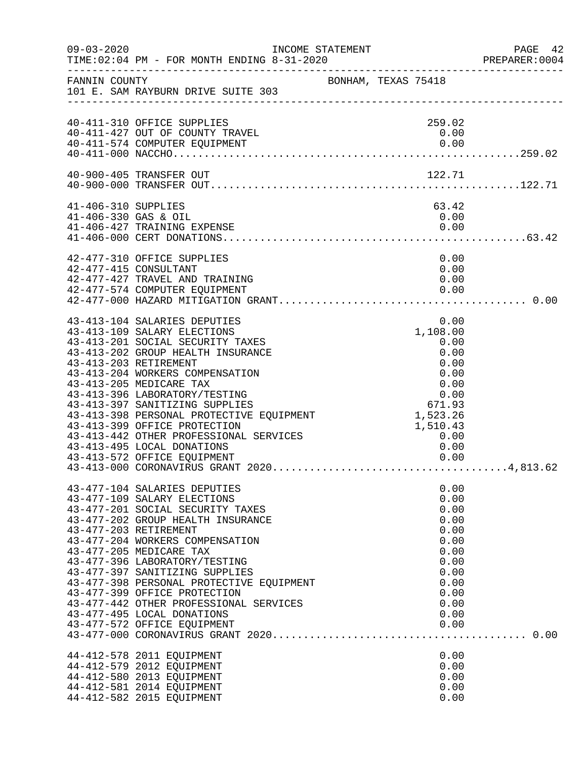FANNIN COUNTY — BONHAM, TEXAS 75418
101 E. SAM RAYBURN DRIVE SUITE 303

INCOME STATEMENT — TIME:02:04 PM - FOR MONTH ENDING 8-31-2020

| Account | Description | Amount | Total |
|---|---|---|---|
| 40-411-310 | OFFICE SUPPLIES | 259.02 | |
| 40-411-427 | OUT OF COUNTY TRAVEL | 0.00 | |
| 40-411-574 | COMPUTER EQUIPMENT | 0.00 | |
| 40-411-000 | NACCHO | | 259.02 |
| 40-900-405 | TRANSFER OUT | 122.71 | |
| 40-900-000 | TRANSFER OUT | | 122.71 |
| 41-406-310 | SUPPLIES | 63.42 | |
| 41-406-330 | GAS & OIL | 0.00 | |
| 41-406-427 | TRAINING EXPENSE | 0.00 | |
| 41-406-000 | CERT DONATIONS | | 63.42 |
| 42-477-310 | OFFICE SUPPLIES | 0.00 | |
| 42-477-415 | CONSULTANT | 0.00 | |
| 42-477-427 | TRAVEL AND TRAINING | 0.00 | |
| 42-477-574 | COMPUTER EQUIPMENT | 0.00 | |
| 42-477-000 | HAZARD MITIGATION GRANT | | 0.00 |
| 43-413-104 | SALARIES DEPUTIES | 0.00 | |
| 43-413-109 | SALARY ELECTIONS | 1,108.00 | |
| 43-413-201 | SOCIAL SECURITY TAXES | 0.00 | |
| 43-413-202 | GROUP HEALTH INSURANCE | 0.00 | |
| 43-413-203 | RETIREMENT | 0.00 | |
| 43-413-204 | WORKERS COMPENSATION | 0.00 | |
| 43-413-205 | MEDICARE TAX | 0.00 | |
| 43-413-396 | LABORATORY/TESTING | 0.00 | |
| 43-413-397 | SANITIZING SUPPLIES | 671.93 | |
| 43-413-398 | PERSONAL PROTECTIVE EQUIPMENT | 1,523.26 | |
| 43-413-399 | OFFICE PROTECTION | 1,510.43 | |
| 43-413-442 | OTHER PROFESSIONAL SERVICES | 0.00 | |
| 43-413-495 | LOCAL DONATIONS | 0.00 | |
| 43-413-572 | OFFICE EQUIPMENT | 0.00 | |
| 43-413-000 | CORONAVIRUS GRANT 2020 | | 4,813.62 |
| 43-477-104 | SALARIES DEPUTIES | 0.00 | |
| 43-477-109 | SALARY ELECTIONS | 0.00 | |
| 43-477-201 | SOCIAL SECURITY TAXES | 0.00 | |
| 43-477-202 | GROUP HEALTH INSURANCE | 0.00 | |
| 43-477-203 | RETIREMENT | 0.00 | |
| 43-477-204 | WORKERS COMPENSATION | 0.00 | |
| 43-477-205 | MEDICARE TAX | 0.00 | |
| 43-477-396 | LABORATORY/TESTING | 0.00 | |
| 43-477-397 | SANITIZING SUPPLIES | 0.00 | |
| 43-477-398 | PERSONAL PROTECTIVE EQUIPMENT | 0.00 | |
| 43-477-399 | OFFICE PROTECTION | 0.00 | |
| 43-477-442 | OTHER PROFESSIONAL SERVICES | 0.00 | |
| 43-477-495 | LOCAL DONATIONS | 0.00 | |
| 43-477-572 | OFFICE EQUIPMENT | 0.00 | |
| 43-477-000 | CORONAVIRUS GRANT 2020 | | 0.00 |
| 44-412-578 | 2011 EQUIPMENT | 0.00 | |
| 44-412-579 | 2012 EQUIPMENT | 0.00 | |
| 44-412-580 | 2013 EQUIPMENT | 0.00 | |
| 44-412-581 | 2014 EQUIPMENT | 0.00 | |
| 44-412-582 | 2015 EQUIPMENT | 0.00 | |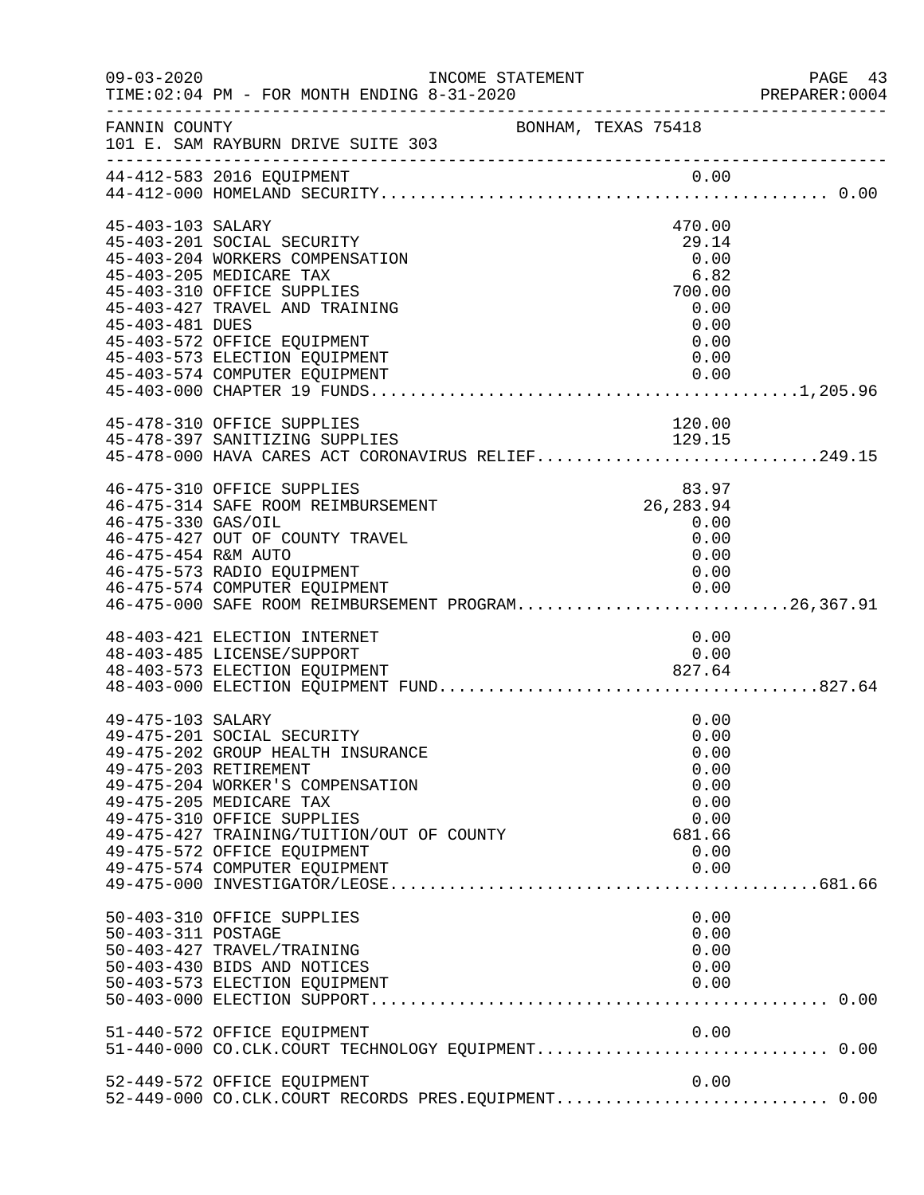FANNIN COUNTY　　　　　　　　　　　　　BONHAM, TEXAS 75418
101 E. SAM RAYBURN DRIVE SUITE 303

INCOME STATEMENT
09-03-2020
TIME:02:04 PM - FOR MONTH ENDING 8-31-2020
PREPARER:0004

| Account | Description | Amount | Total |
|---|---|---|---|
| 44-412-583 | 2016 EQUIPMENT | 0.00 | |
| 44-412-000 | HOMELAND SECURITY | | 0.00 |
| 45-403-103 | SALARY | 470.00 | |
| 45-403-201 | SOCIAL SECURITY | 29.14 | |
| 45-403-204 | WORKERS COMPENSATION | 0.00 | |
| 45-403-205 | MEDICARE TAX | 6.82 | |
| 45-403-310 | OFFICE SUPPLIES | 700.00 | |
| 45-403-427 | TRAVEL AND TRAINING | 0.00 | |
| 45-403-481 | DUES | 0.00 | |
| 45-403-572 | OFFICE EQUIPMENT | 0.00 | |
| 45-403-573 | ELECTION EQUIPMENT | 0.00 | |
| 45-403-574 | COMPUTER EQUIPMENT | 0.00 | |
| 45-403-000 | CHAPTER 19 FUNDS | | 1,205.96 |
| 45-478-310 | OFFICE SUPPLIES | 120.00 | |
| 45-478-397 | SANITIZING SUPPLIES | 129.15 | |
| 45-478-000 | HAVA CARES ACT CORONAVIRUS RELIEF | | 249.15 |
| 46-475-310 | OFFICE SUPPLIES | 83.97 | |
| 46-475-314 | SAFE ROOM REIMBURSEMENT | 26,283.94 | |
| 46-475-330 | GAS/OIL | 0.00 | |
| 46-475-427 | OUT OF COUNTY TRAVEL | 0.00 | |
| 46-475-454 | R&M AUTO | 0.00 | |
| 46-475-573 | RADIO EQUIPMENT | 0.00 | |
| 46-475-574 | COMPUTER EQUIPMENT | 0.00 | |
| 46-475-000 | SAFE ROOM REIMBURSEMENT PROGRAM | | 26,367.91 |
| 48-403-421 | ELECTION INTERNET | 0.00 | |
| 48-403-485 | LICENSE/SUPPORT | 0.00 | |
| 48-403-573 | ELECTION EQUIPMENT | 827.64 | |
| 48-403-000 | ELECTION EQUIPMENT FUND | | 827.64 |
| 49-475-103 | SALARY | 0.00 | |
| 49-475-201 | SOCIAL SECURITY | 0.00 | |
| 49-475-202 | GROUP HEALTH INSURANCE | 0.00 | |
| 49-475-203 | RETIREMENT | 0.00 | |
| 49-475-204 | WORKER'S COMPENSATION | 0.00 | |
| 49-475-205 | MEDICARE TAX | 0.00 | |
| 49-475-310 | OFFICE SUPPLIES | 0.00 | |
| 49-475-427 | TRAINING/TUITION/OUT OF COUNTY | 681.66 | |
| 49-475-572 | OFFICE EQUIPMENT | 0.00 | |
| 49-475-574 | COMPUTER EQUIPMENT | 0.00 | |
| 49-475-000 | INVESTIGATOR/LEOSE | | 681.66 |
| 50-403-310 | OFFICE SUPPLIES | 0.00 | |
| 50-403-311 | POSTAGE | 0.00 | |
| 50-403-427 | TRAVEL/TRAINING | 0.00 | |
| 50-403-430 | BIDS AND NOTICES | 0.00 | |
| 50-403-573 | ELECTION EQUIPMENT | 0.00 | |
| 50-403-000 | ELECTION SUPPORT | | 0.00 |
| 51-440-572 | OFFICE EQUIPMENT | 0.00 | |
| 51-440-000 | CO.CLK.COURT TECHNOLOGY EQUIPMENT | | 0.00 |
| 52-449-572 | OFFICE EQUIPMENT | 0.00 | |
| 52-449-000 | CO.CLK.COURT RECORDS PRES.EQUIPMENT | | 0.00 |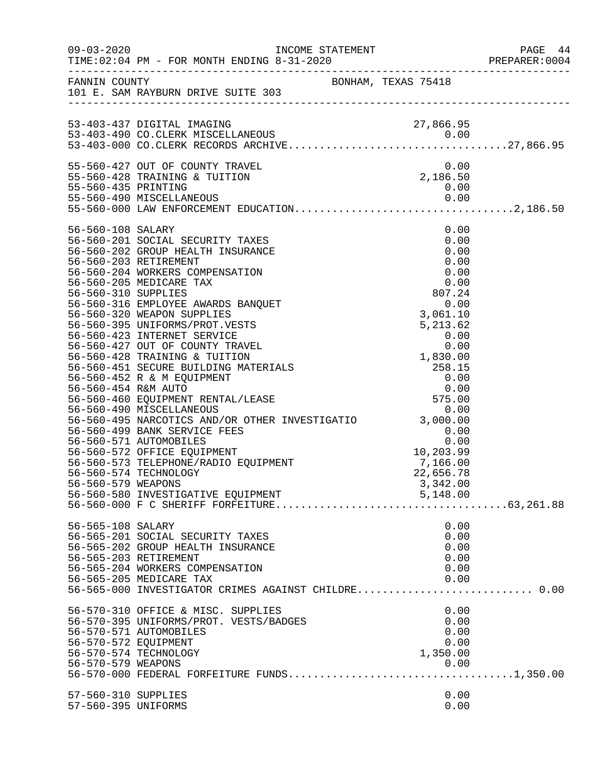FANNIN COUNTY BONHAM, TEXAS 75418
101 E. SAM RAYBURN DRIVE SUITE 303

| Account | Description | Amount | Total |
|---|---|---|---|
| 53-403-437 | DIGITAL IMAGING | 27,866.95 | |
| 53-403-490 | CO.CLERK MISCELLANEOUS | 0.00 | |
| 53-403-000 | CO.CLERK RECORDS ARCHIVE | | 27,866.95 |
| 55-560-427 | OUT OF COUNTY TRAVEL | 0.00 | |
| 55-560-428 | TRAINING & TUITION | 2,186.50 | |
| 55-560-435 | PRINTING | 0.00 | |
| 55-560-490 | MISCELLANEOUS | 0.00 | |
| 55-560-000 | LAW ENFORCEMENT EDUCATION | | 2,186.50 |
| 56-560-108 | SALARY | 0.00 | |
| 56-560-201 | SOCIAL SECURITY TAXES | 0.00 | |
| 56-560-202 | GROUP HEALTH INSURANCE | 0.00 | |
| 56-560-203 | RETIREMENT | 0.00 | |
| 56-560-204 | WORKERS COMPENSATION | 0.00 | |
| 56-560-205 | MEDICARE TAX | 0.00 | |
| 56-560-310 | SUPPLIES | 807.24 | |
| 56-560-316 | EMPLOYEE AWARDS BANQUET | 0.00 | |
| 56-560-320 | WEAPON SUPPLIES | 3,061.10 | |
| 56-560-395 | UNIFORMS/PROT.VESTS | 5,213.62 | |
| 56-560-423 | INTERNET SERVICE | 0.00 | |
| 56-560-427 | OUT OF COUNTY TRAVEL | 0.00 | |
| 56-560-428 | TRAINING & TUITION | 1,830.00 | |
| 56-560-451 | SECURE BUILDING MATERIALS | 258.15 | |
| 56-560-452 | R & M EQUIPMENT | 0.00 | |
| 56-560-454 | R&M AUTO | 0.00 | |
| 56-560-460 | EQUIPMENT RENTAL/LEASE | 575.00 | |
| 56-560-490 | MISCELLANEOUS | 0.00 | |
| 56-560-495 | NARCOTICS AND/OR OTHER INVESTIGATIO | 3,000.00 | |
| 56-560-499 | BANK SERVICE FEES | 0.00 | |
| 56-560-571 | AUTOMOBILES | 0.00 | |
| 56-560-572 | OFFICE EQUIPMENT | 10,203.99 | |
| 56-560-573 | TELEPHONE/RADIO EQUIPMENT | 7,166.00 | |
| 56-560-574 | TECHNOLOGY | 22,656.78 | |
| 56-560-579 | WEAPONS | 3,342.00 | |
| 56-560-580 | INVESTIGATIVE EQUIPMENT | 5,148.00 | |
| 56-560-000 | F C SHERIFF FORFEITURE | | 63,261.88 |
| 56-565-108 | SALARY | 0.00 | |
| 56-565-201 | SOCIAL SECURITY TAXES | 0.00 | |
| 56-565-202 | GROUP HEALTH INSURANCE | 0.00 | |
| 56-565-203 | RETIREMENT | 0.00 | |
| 56-565-204 | WORKERS COMPENSATION | 0.00 | |
| 56-565-205 | MEDICARE TAX | 0.00 | |
| 56-565-000 | INVESTIGATOR CRIMES AGAINST CHILDRE | | 0.00 |
| 56-570-310 | OFFICE & MISC. SUPPLIES | 0.00 | |
| 56-570-395 | UNIFORMS/PROT. VESTS/BADGES | 0.00 | |
| 56-570-571 | AUTOMOBILES | 0.00 | |
| 56-570-572 | EQUIPMENT | 0.00 | |
| 56-570-574 | TECHNOLOGY | 1,350.00 | |
| 56-570-579 | WEAPONS | 0.00 | |
| 56-570-000 | FEDERAL FORFEITURE FUNDS | | 1,350.00 |
| 57-560-310 | SUPPLIES | 0.00 | |
| 57-560-395 | UNIFORMS | 0.00 | |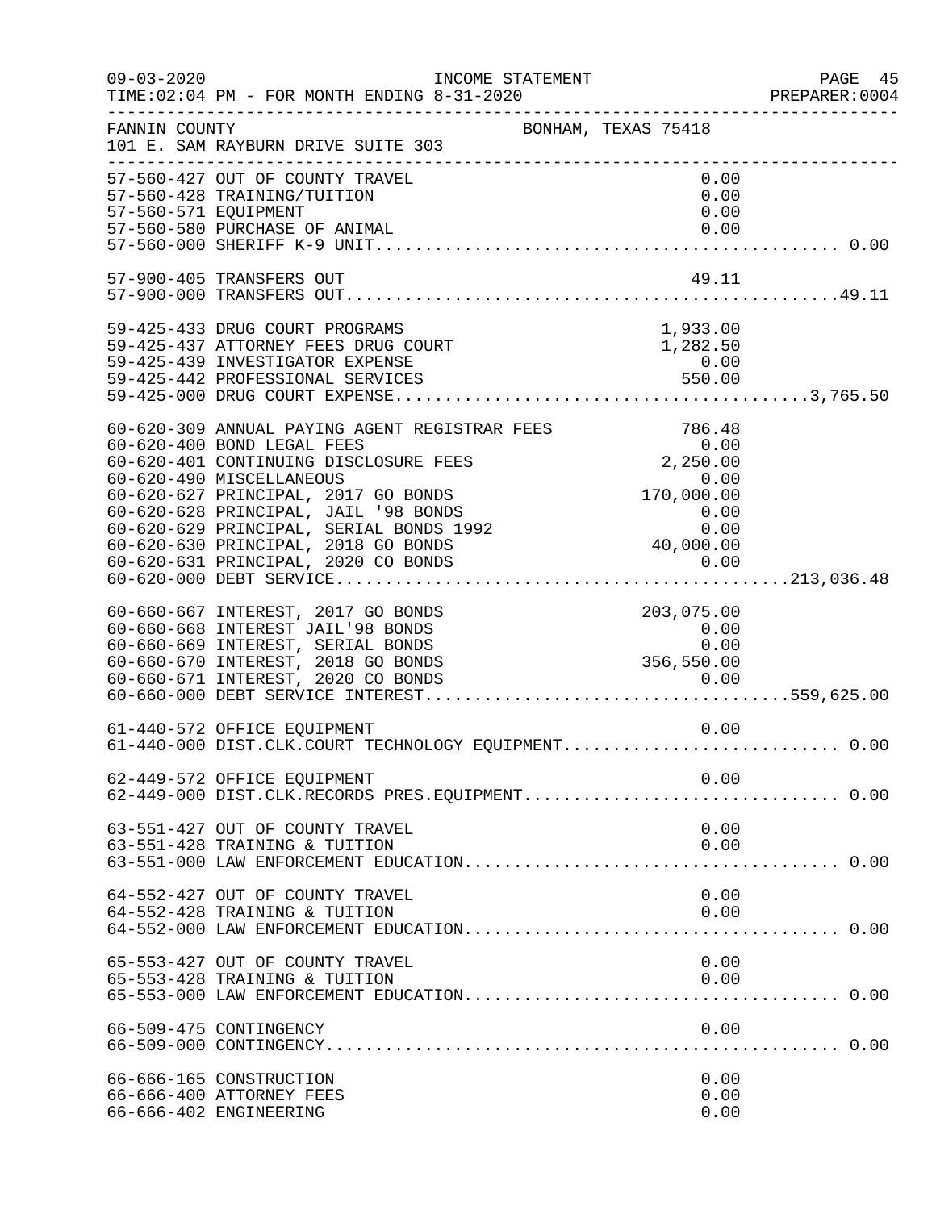09-03-2020 INCOME STATEMENT
TIME:02:04 PM - FOR MONTH ENDING 8-31-2020

FANNIN COUNTY BONHAM, TEXAS 75418
101 E. SAM RAYBURN DRIVE SUITE 303

| Account | Description | Amount | Total |
|---|---|---|---|
| 57-560-427 | OUT OF COUNTY TRAVEL | 0.00 | |
| 57-560-428 | TRAINING/TUITION | 0.00 | |
| 57-560-571 | EQUIPMENT | 0.00 | |
| 57-560-580 | PURCHASE OF ANIMAL | 0.00 | |
| 57-560-000 | SHERIFF K-9 UNIT | | 0.00 |
| 57-900-405 | TRANSFERS OUT | 49.11 | |
| 57-900-000 | TRANSFERS OUT | | 49.11 |
| 59-425-433 | DRUG COURT PROGRAMS | 1,933.00 | |
| 59-425-437 | ATTORNEY FEES DRUG COURT | 1,282.50 | |
| 59-425-439 | INVESTIGATOR EXPENSE | 0.00 | |
| 59-425-442 | PROFESSIONAL SERVICES | 550.00 | |
| 59-425-000 | DRUG COURT EXPENSE | | 3,765.50 |
| 60-620-309 | ANNUAL PAYING AGENT REGISTRAR FEES | 786.48 | |
| 60-620-400 | BOND LEGAL FEES | 0.00 | |
| 60-620-401 | CONTINUING DISCLOSURE FEES | 2,250.00 | |
| 60-620-490 | MISCELLANEOUS | 0.00 | |
| 60-620-627 | PRINCIPAL, 2017 GO BONDS | 170,000.00 | |
| 60-620-628 | PRINCIPAL, JAIL '98 BONDS | 0.00 | |
| 60-620-629 | PRINCIPAL, SERIAL BONDS 1992 | 0.00 | |
| 60-620-630 | PRINCIPAL, 2018 GO BONDS | 40,000.00 | |
| 60-620-631 | PRINCIPAL, 2020 CO BONDS | 0.00 | |
| 60-620-000 | DEBT SERVICE | | 213,036.48 |
| 60-660-667 | INTEREST, 2017 GO BONDS | 203,075.00 | |
| 60-660-668 | INTEREST JAIL'98 BONDS | 0.00 | |
| 60-660-669 | INTEREST, SERIAL BONDS | 0.00 | |
| 60-660-670 | INTEREST, 2018 GO BONDS | 356,550.00 | |
| 60-660-671 | INTEREST, 2020 CO BONDS | 0.00 | |
| 60-660-000 | DEBT SERVICE INTEREST | | 559,625.00 |
| 61-440-572 | OFFICE EQUIPMENT | 0.00 | |
| 61-440-000 | DIST.CLK.COURT TECHNOLOGY EQUIPMENT | | 0.00 |
| 62-449-572 | OFFICE EQUIPMENT | 0.00 | |
| 62-449-000 | DIST.CLK.RECORDS PRES.EQUIPMENT | | 0.00 |
| 63-551-427 | OUT OF COUNTY TRAVEL | 0.00 | |
| 63-551-428 | TRAINING & TUITION | 0.00 | |
| 63-551-000 | LAW ENFORCEMENT EDUCATION | | 0.00 |
| 64-552-427 | OUT OF COUNTY TRAVEL | 0.00 | |
| 64-552-428 | TRAINING & TUITION | 0.00 | |
| 64-552-000 | LAW ENFORCEMENT EDUCATION | | 0.00 |
| 65-553-427 | OUT OF COUNTY TRAVEL | 0.00 | |
| 65-553-428 | TRAINING & TUITION | 0.00 | |
| 65-553-000 | LAW ENFORCEMENT EDUCATION | | 0.00 |
| 66-509-475 | CONTINGENCY | 0.00 | |
| 66-509-000 | CONTINGENCY | | 0.00 |
| 66-666-165 | CONSTRUCTION | 0.00 | |
| 66-666-400 | ATTORNEY FEES | 0.00 | |
| 66-666-402 | ENGINEERING | 0.00 | |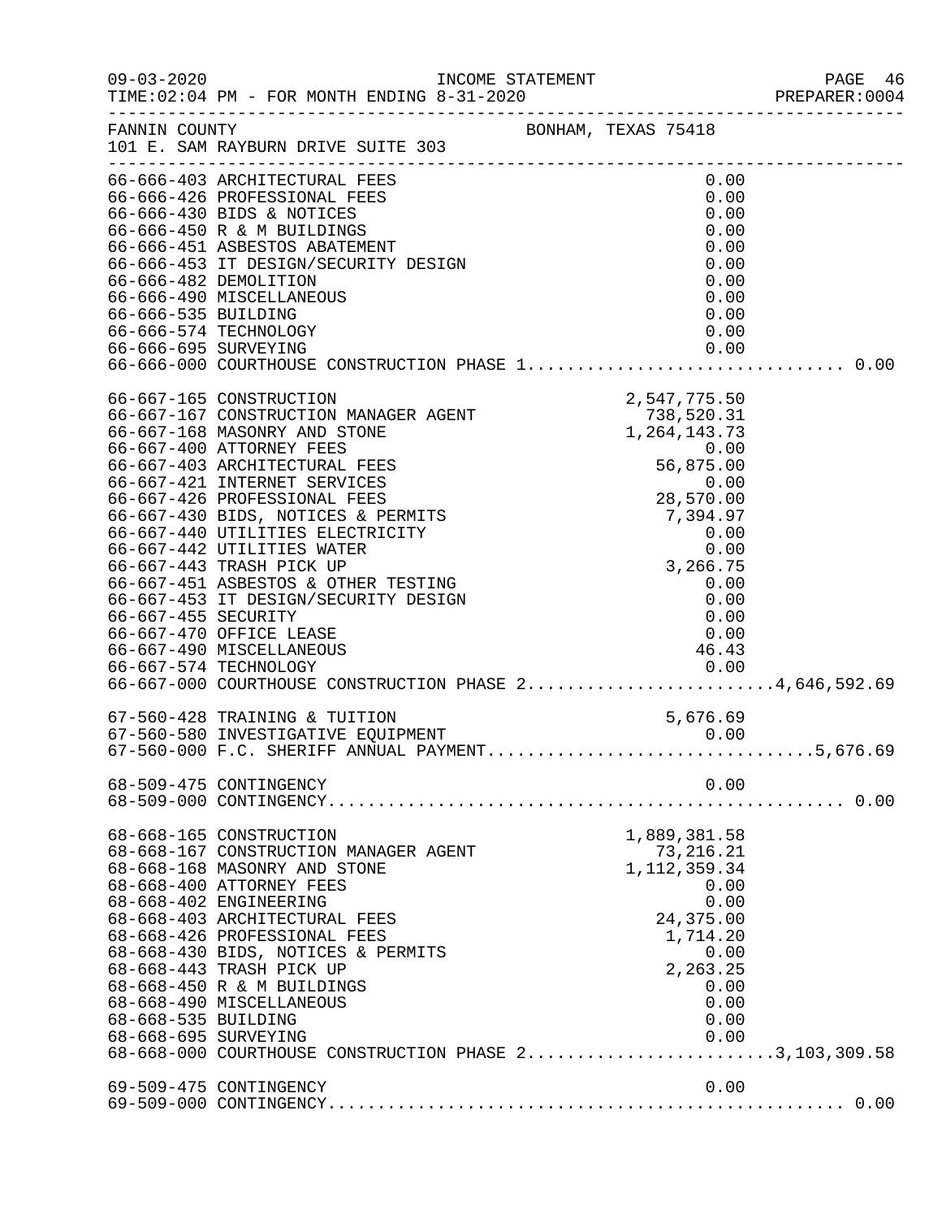FANNIN COUNTY BONHAM, TEXAS 75418
101 E. SAM RAYBURN DRIVE SUITE 303

| Account | Description | Amount | Total |
|---|---|---|---|
| 66-666-403 | ARCHITECTURAL FEES | 0.00 | |
| 66-666-426 | PROFESSIONAL FEES | 0.00 | |
| 66-666-430 | BIDS & NOTICES | 0.00 | |
| 66-666-450 | R & M BUILDINGS | 0.00 | |
| 66-666-451 | ASBESTOS ABATEMENT | 0.00 | |
| 66-666-453 | IT DESIGN/SECURITY DESIGN | 0.00 | |
| 66-666-482 | DEMOLITION | 0.00 | |
| 66-666-490 | MISCELLANEOUS | 0.00 | |
| 66-666-535 | BUILDING | 0.00 | |
| 66-666-574 | TECHNOLOGY | 0.00 | |
| 66-666-695 | SURVEYING | 0.00 | |
| 66-666-000 | COURTHOUSE CONSTRUCTION PHASE 1 | | 0.00 |
| 66-667-165 | CONSTRUCTION | 2,547,775.50 | |
| 66-667-167 | CONSTRUCTION MANAGER AGENT | 738,520.31 | |
| 66-667-168 | MASONRY AND STONE | 1,264,143.73 | |
| 66-667-400 | ATTORNEY FEES | 0.00 | |
| 66-667-403 | ARCHITECTURAL FEES | 56,875.00 | |
| 66-667-421 | INTERNET SERVICES | 0.00 | |
| 66-667-426 | PROFESSIONAL FEES | 28,570.00 | |
| 66-667-430 | BIDS, NOTICES & PERMITS | 7,394.97 | |
| 66-667-440 | UTILITIES ELECTRICITY | 0.00 | |
| 66-667-442 | UTILITIES WATER | 0.00 | |
| 66-667-443 | TRASH PICK UP | 3,266.75 | |
| 66-667-451 | ASBESTOS & OTHER TESTING | 0.00 | |
| 66-667-453 | IT DESIGN/SECURITY DESIGN | 0.00 | |
| 66-667-455 | SECURITY | 0.00 | |
| 66-667-470 | OFFICE LEASE | 0.00 | |
| 66-667-490 | MISCELLANEOUS | 46.43 | |
| 66-667-574 | TECHNOLOGY | 0.00 | |
| 66-667-000 | COURTHOUSE CONSTRUCTION PHASE 2 | | 4,646,592.69 |
| 67-560-428 | TRAINING & TUITION | 5,676.69 | |
| 67-560-580 | INVESTIGATIVE EQUIPMENT | 0.00 | |
| 67-560-000 | F.C. SHERIFF ANNUAL PAYMENT | | 5,676.69 |
| 68-509-475 | CONTINGENCY | 0.00 | |
| 68-509-000 | CONTINGENCY | | 0.00 |
| 68-668-165 | CONSTRUCTION | 1,889,381.58 | |
| 68-668-167 | CONSTRUCTION MANAGER AGENT | 73,216.21 | |
| 68-668-168 | MASONRY AND STONE | 1,112,359.34 | |
| 68-668-400 | ATTORNEY FEES | 0.00 | |
| 68-668-402 | ENGINEERING | 0.00 | |
| 68-668-403 | ARCHITECTURAL FEES | 24,375.00 | |
| 68-668-426 | PROFESSIONAL FEES | 1,714.20 | |
| 68-668-430 | BIDS, NOTICES & PERMITS | 0.00 | |
| 68-668-443 | TRASH PICK UP | 2,263.25 | |
| 68-668-450 | R & M BUILDINGS | 0.00 | |
| 68-668-490 | MISCELLANEOUS | 0.00 | |
| 68-668-535 | BUILDING | 0.00 | |
| 68-668-695 | SURVEYING | 0.00 | |
| 68-668-000 | COURTHOUSE CONSTRUCTION PHASE 2 | | 3,103,309.58 |
| 69-509-475 | CONTINGENCY | 0.00 | |
| 69-509-000 | CONTINGENCY | | 0.00 |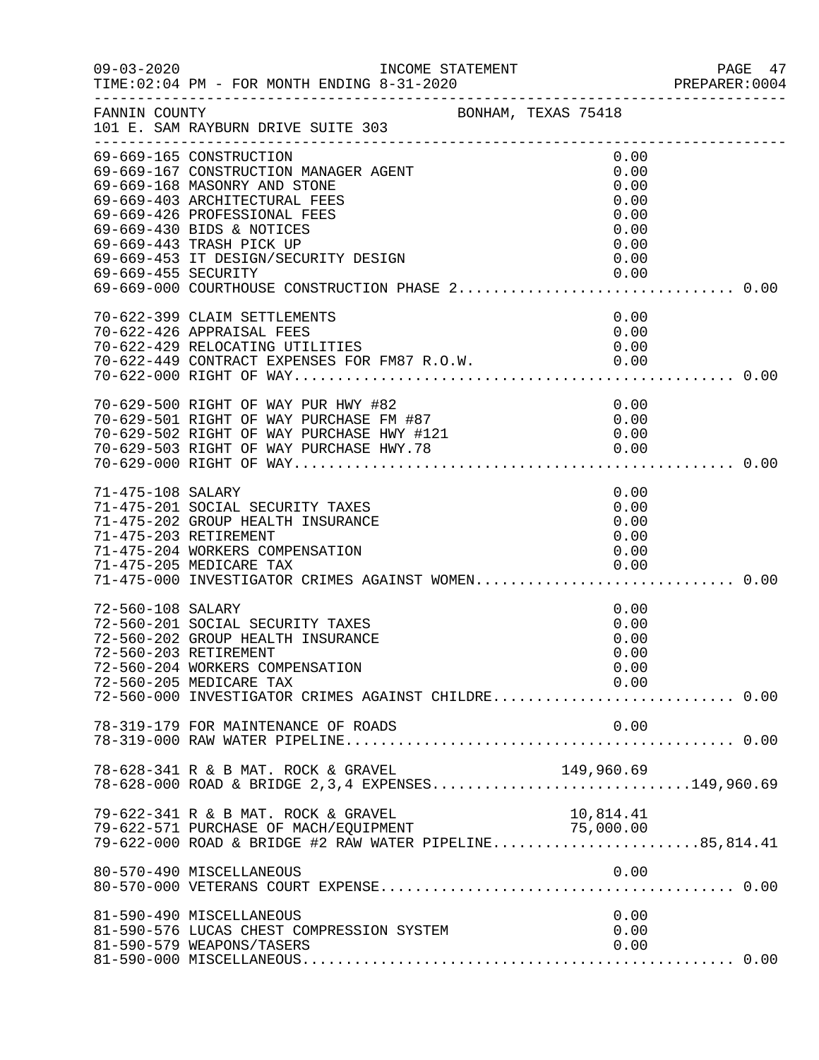FANNIN COUNTY — BONHAM, TEXAS 75418
101 E. SAM RAYBURN DRIVE SUITE 303

INCOME STATEMENT
TIME:02:04 PM - FOR MONTH ENDING 8-31-2020

| Account | Description | Amount | Total |
|---|---|---|---|
| 69-669-165 | CONSTRUCTION | 0.00 | |
| 69-669-167 | CONSTRUCTION MANAGER AGENT | 0.00 | |
| 69-669-168 | MASONRY AND STONE | 0.00 | |
| 69-669-403 | ARCHITECTURAL FEES | 0.00 | |
| 69-669-426 | PROFESSIONAL FEES | 0.00 | |
| 69-669-430 | BIDS & NOTICES | 0.00 | |
| 69-669-443 | TRASH PICK UP | 0.00 | |
| 69-669-453 | IT DESIGN/SECURITY DESIGN | 0.00 | |
| 69-669-455 | SECURITY | 0.00 | |
| 69-669-000 | COURTHOUSE CONSTRUCTION PHASE 2 | | 0.00 |
| 70-622-399 | CLAIM SETTLEMENTS | 0.00 | |
| 70-622-426 | APPRAISAL FEES | 0.00 | |
| 70-622-429 | RELOCATING UTILITIES | 0.00 | |
| 70-622-449 | CONTRACT EXPENSES FOR FM87 R.O.W. | 0.00 | |
| 70-622-000 | RIGHT OF WAY | | 0.00 |
| 70-629-500 | RIGHT OF WAY PUR HWY #82 | 0.00 | |
| 70-629-501 | RIGHT OF WAY PURCHASE FM #87 | 0.00 | |
| 70-629-502 | RIGHT OF WAY PURCHASE HWY #121 | 0.00 | |
| 70-629-503 | RIGHT OF WAY PURCHASE HWY.78 | 0.00 | |
| 70-629-000 | RIGHT OF WAY | | 0.00 |
| 71-475-108 | SALARY | 0.00 | |
| 71-475-201 | SOCIAL SECURITY TAXES | 0.00 | |
| 71-475-202 | GROUP HEALTH INSURANCE | 0.00 | |
| 71-475-203 | RETIREMENT | 0.00 | |
| 71-475-204 | WORKERS COMPENSATION | 0.00 | |
| 71-475-205 | MEDICARE TAX | 0.00 | |
| 71-475-000 | INVESTIGATOR CRIMES AGAINST WOMEN | | 0.00 |
| 72-560-108 | SALARY | 0.00 | |
| 72-560-201 | SOCIAL SECURITY TAXES | 0.00 | |
| 72-560-202 | GROUP HEALTH INSURANCE | 0.00 | |
| 72-560-203 | RETIREMENT | 0.00 | |
| 72-560-204 | WORKERS COMPENSATION | 0.00 | |
| 72-560-205 | MEDICARE TAX | 0.00 | |
| 72-560-000 | INVESTIGATOR CRIMES AGAINST CHILDRE | | 0.00 |
| 78-319-179 | FOR MAINTENANCE OF ROADS | 0.00 | |
| 78-319-000 | RAW WATER PIPELINE | | 0.00 |
| 78-628-341 | R & B MAT. ROCK & GRAVEL | 149,960.69 | |
| 78-628-000 | ROAD & BRIDGE 2,3,4 EXPENSES | | 149,960.69 |
| 79-622-341 | R & B MAT. ROCK & GRAVEL | 10,814.41 | |
| 79-622-571 | PURCHASE OF MACH/EQUIPMENT | 75,000.00 | |
| 79-622-000 | ROAD & BRIDGE #2 RAW WATER PIPELINE | | 85,814.41 |
| 80-570-490 | MISCELLANEOUS | 0.00 | |
| 80-570-000 | VETERANS COURT EXPENSE | | 0.00 |
| 81-590-490 | MISCELLANEOUS | 0.00 | |
| 81-590-576 | LUCAS CHEST COMPRESSION SYSTEM | 0.00 | |
| 81-590-579 | WEAPONS/TASERS | 0.00 | |
| 81-590-000 | MISCELLANEOUS | | 0.00 |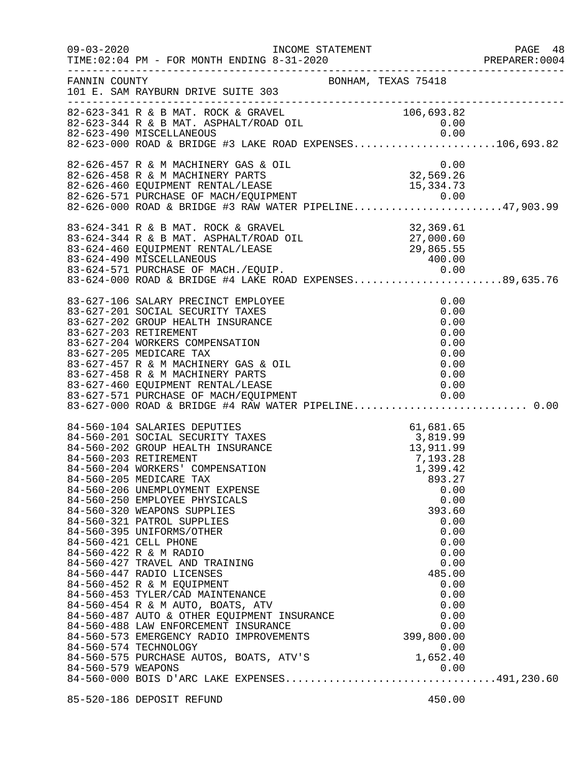FANNIN COUNTY BONHAM, TEXAS 75418
101 E. SAM RAYBURN DRIVE SUITE 303

INCOME STATEMENT
TIME:02:04 PM - FOR MONTH ENDING 8-31-2020

| Account | Description | Amount | Total |
|---|---|---|---|
| 82-623-341 | R & B MAT. ROCK & GRAVEL | 106,693.82 | |
| 82-623-344 | R & B MAT. ASPHALT/ROAD OIL | 0.00 | |
| 82-623-490 | MISCELLANEOUS | 0.00 | |
| 82-623-000 | ROAD & BRIDGE #3 LAKE ROAD EXPENSES | | 106,693.82 |
| 82-626-457 | R & M MACHINERY GAS & OIL | 0.00 | |
| 82-626-458 | R & M MACHINERY PARTS | 32,569.26 | |
| 82-626-460 | EQUIPMENT RENTAL/LEASE | 15,334.73 | |
| 82-626-571 | PURCHASE OF MACH/EQUIPMENT | 0.00 | |
| 82-626-000 | ROAD & BRIDGE #3 RAW WATER PIPELINE | | 47,903.99 |
| 83-624-341 | R & B MAT. ROCK & GRAVEL | 32,369.61 | |
| 83-624-344 | R & B MAT. ASPHALT/ROAD OIL | 27,000.60 | |
| 83-624-460 | EQUIPMENT RENTAL/LEASE | 29,865.55 | |
| 83-624-490 | MISCELLANEOUS | 400.00 | |
| 83-624-571 | PURCHASE OF MACH./EQUIP. | 0.00 | |
| 83-624-000 | ROAD & BRIDGE #4 LAKE ROAD EXPENSES | | 89,635.76 |
| 83-627-106 | SALARY PRECINCT EMPLOYEE | 0.00 | |
| 83-627-201 | SOCIAL SECURITY TAXES | 0.00 | |
| 83-627-202 | GROUP HEALTH INSURANCE | 0.00 | |
| 83-627-203 | RETIREMENT | 0.00 | |
| 83-627-204 | WORKERS COMPENSATION | 0.00 | |
| 83-627-205 | MEDICARE TAX | 0.00 | |
| 83-627-457 | R & M MACHINERY GAS & OIL | 0.00 | |
| 83-627-458 | R & M MACHINERY PARTS | 0.00 | |
| 83-627-460 | EQUIPMENT RENTAL/LEASE | 0.00 | |
| 83-627-571 | PURCHASE OF MACH/EQUIPMENT | 0.00 | |
| 83-627-000 | ROAD & BRIDGE #4 RAW WATER PIPELINE | | 0.00 |
| 84-560-104 | SALARIES DEPUTIES | 61,681.65 | |
| 84-560-201 | SOCIAL SECURITY TAXES | 3,819.99 | |
| 84-560-202 | GROUP HEALTH INSURANCE | 13,911.99 | |
| 84-560-203 | RETIREMENT | 7,193.28 | |
| 84-560-204 | WORKERS' COMPENSATION | 1,399.42 | |
| 84-560-205 | MEDICARE TAX | 893.27 | |
| 84-560-206 | UNEMPLOYMENT EXPENSE | 0.00 | |
| 84-560-250 | EMPLOYEE PHYSICALS | 0.00 | |
| 84-560-320 | WEAPONS SUPPLIES | 393.60 | |
| 84-560-321 | PATROL SUPPLIES | 0.00 | |
| 84-560-395 | UNIFORMS/OTHER | 0.00 | |
| 84-560-421 | CELL PHONE | 0.00 | |
| 84-560-422 | R & M RADIO | 0.00 | |
| 84-560-427 | TRAVEL AND TRAINING | 0.00 | |
| 84-560-447 | RADIO LICENSES | 485.00 | |
| 84-560-452 | R & M EQUIPMENT | 0.00 | |
| 84-560-453 | TYLER/CAD MAINTENANCE | 0.00 | |
| 84-560-454 | R & M AUTO, BOATS, ATV | 0.00 | |
| 84-560-487 | AUTO & OTHER EQUIPMENT INSURANCE | 0.00 | |
| 84-560-488 | LAW ENFORCEMENT INSURANCE | 0.00 | |
| 84-560-573 | EMERGENCY RADIO IMPROVEMENTS | 399,800.00 | |
| 84-560-574 | TECHNOLOGY | 0.00 | |
| 84-560-575 | PURCHASE AUTOS, BOATS, ATV'S | 1,652.40 | |
| 84-560-579 | WEAPONS | 0.00 | |
| 84-560-000 | BOIS D'ARC LAKE EXPENSES | | 491,230.60 |
| 85-520-186 | DEPOSIT REFUND | 450.00 | |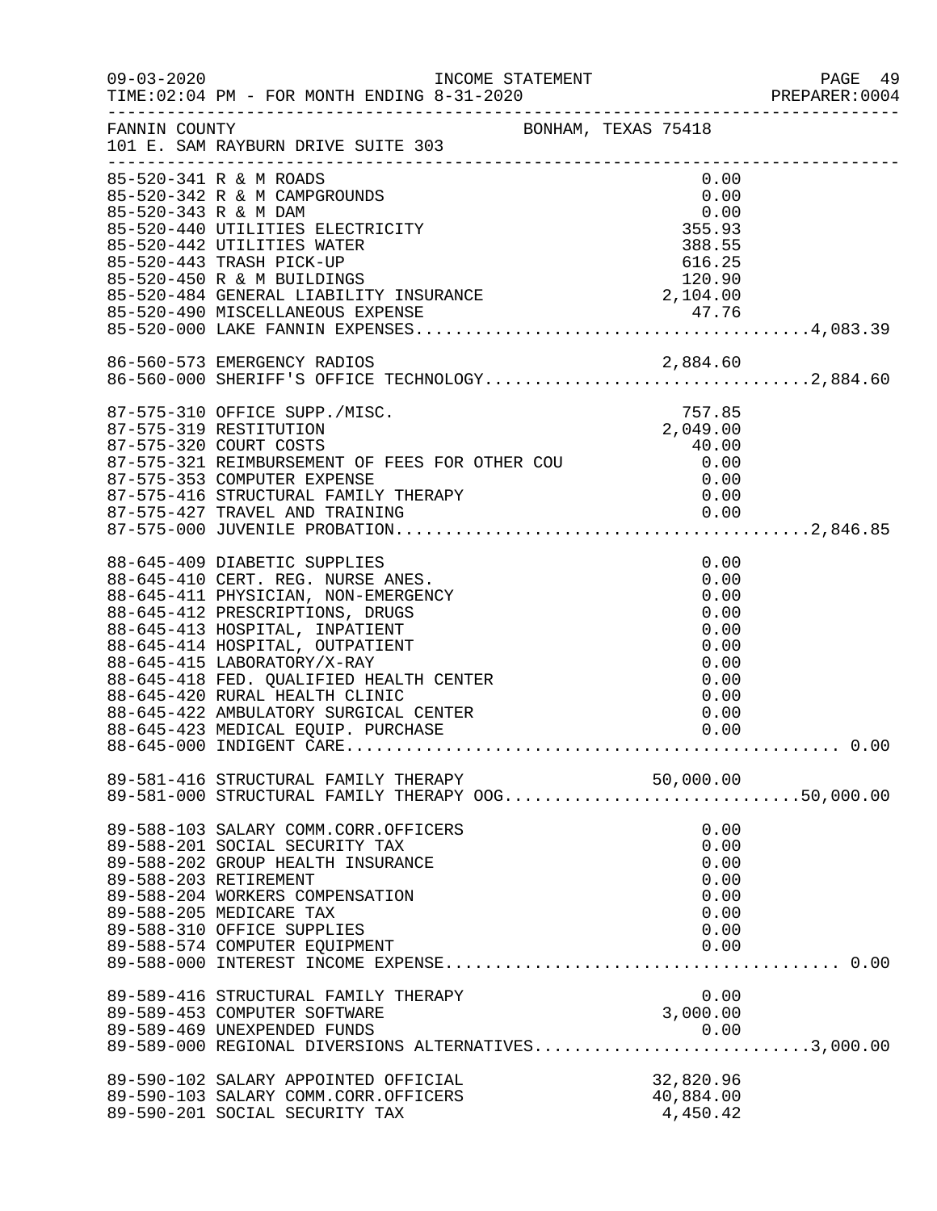09-03-2020 INCOME STATEMENT
TIME:02:04 PM - FOR MONTH ENDING 8-31-2020

FANNIN COUNTY BONHAM, TEXAS 75418
101 E. SAM RAYBURN DRIVE SUITE 303

| Account | Description | Amount | Total |
|---|---|---|---|
| 85-520-341 | R & M ROADS | 0.00 | |
| 85-520-342 | R & M CAMPGROUNDS | 0.00 | |
| 85-520-343 | R & M DAM | 0.00 | |
| 85-520-440 | UTILITIES ELECTRICITY | 355.93 | |
| 85-520-442 | UTILITIES WATER | 388.55 | |
| 85-520-443 | TRASH PICK-UP | 616.25 | |
| 85-520-450 | R & M BUILDINGS | 120.90 | |
| 85-520-484 | GENERAL LIABILITY INSURANCE | 2,104.00 | |
| 85-520-490 | MISCELLANEOUS EXPENSE | 47.76 | |
| 85-520-000 | LAKE FANNIN EXPENSES | | 4,083.39 |
| 86-560-573 | EMERGENCY RADIOS | 2,884.60 | |
| 86-560-000 | SHERIFF'S OFFICE TECHNOLOGY | | 2,884.60 |
| 87-575-310 | OFFICE SUPP./MISC. | 757.85 | |
| 87-575-319 | RESTITUTION | 2,049.00 | |
| 87-575-320 | COURT COSTS | 40.00 | |
| 87-575-321 | REIMBURSEMENT OF FEES FOR OTHER COU | 0.00 | |
| 87-575-353 | COMPUTER EXPENSE | 0.00 | |
| 87-575-416 | STRUCTURAL FAMILY THERAPY | 0.00 | |
| 87-575-427 | TRAVEL AND TRAINING | 0.00 | |
| 87-575-000 | JUVENILE PROBATION | | 2,846.85 |
| 88-645-409 | DIABETIC SUPPLIES | 0.00 | |
| 88-645-410 | CERT. REG. NURSE ANES. | 0.00 | |
| 88-645-411 | PHYSICIAN, NON-EMERGENCY | 0.00 | |
| 88-645-412 | PRESCRIPTIONS, DRUGS | 0.00 | |
| 88-645-413 | HOSPITAL, INPATIENT | 0.00 | |
| 88-645-414 | HOSPITAL, OUTPATIENT | 0.00 | |
| 88-645-415 | LABORATORY/X-RAY | 0.00 | |
| 88-645-418 | FED. QUALIFIED HEALTH CENTER | 0.00 | |
| 88-645-420 | RURAL HEALTH CLINIC | 0.00 | |
| 88-645-422 | AMBULATORY SURGICAL CENTER | 0.00 | |
| 88-645-423 | MEDICAL EQUIP. PURCHASE | 0.00 | |
| 88-645-000 | INDIGENT CARE | | 0.00 |
| 89-581-416 | STRUCTURAL FAMILY THERAPY | 50,000.00 | |
| 89-581-000 | STRUCTURAL FAMILY THERAPY OOG | | 50,000.00 |
| 89-588-103 | SALARY COMM.CORR.OFFICERS | 0.00 | |
| 89-588-201 | SOCIAL SECURITY TAX | 0.00 | |
| 89-588-202 | GROUP HEALTH INSURANCE | 0.00 | |
| 89-588-203 | RETIREMENT | 0.00 | |
| 89-588-204 | WORKERS COMPENSATION | 0.00 | |
| 89-588-205 | MEDICARE TAX | 0.00 | |
| 89-588-310 | OFFICE SUPPLIES | 0.00 | |
| 89-588-574 | COMPUTER EQUIPMENT | 0.00 | |
| 89-588-000 | INTEREST INCOME EXPENSE | | 0.00 |
| 89-589-416 | STRUCTURAL FAMILY THERAPY | 0.00 | |
| 89-589-453 | COMPUTER SOFTWARE | 3,000.00 | |
| 89-589-469 | UNEXPENDED FUNDS | 0.00 | |
| 89-589-000 | REGIONAL DIVERSIONS ALTERNATIVES | | 3,000.00 |
| 89-590-102 | SALARY APPOINTED OFFICIAL | 32,820.96 | |
| 89-590-103 | SALARY COMM.CORR.OFFICERS | 40,884.00 | |
| 89-590-201 | SOCIAL SECURITY TAX | 4,450.42 | |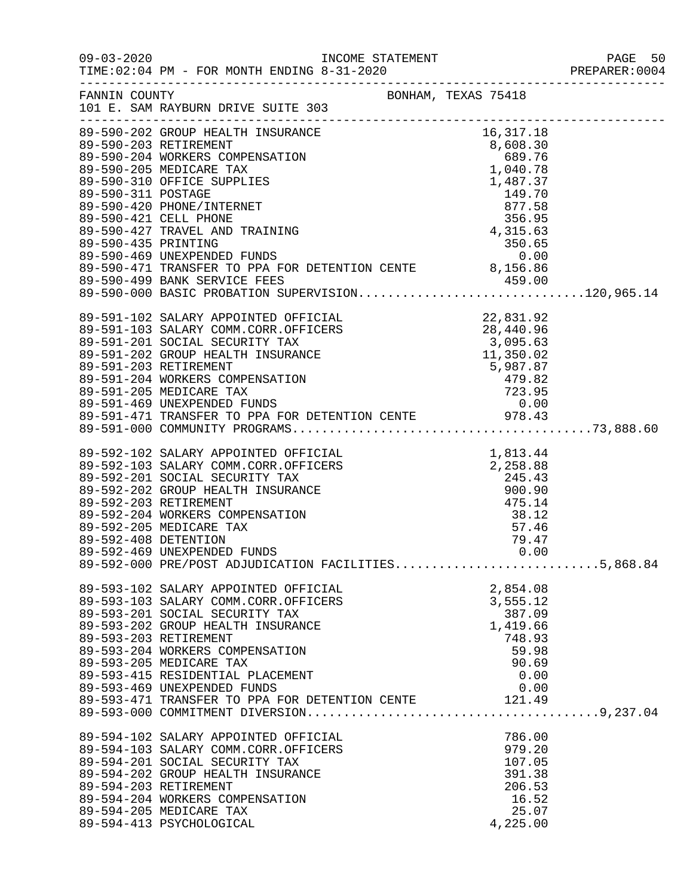FANNIN COUNTY BONHAM, TEXAS 75418
101 E. SAM RAYBURN DRIVE SUITE 303

INCOME STATEMENT
09-03-2020 TIME:02:04 PM - FOR MONTH ENDING 8-31-2020

| Account | Description | Amount | Total |
|---|---|---|---|
| 89-590-202 | GROUP HEALTH INSURANCE | 16,317.18 | |
| 89-590-203 | RETIREMENT | 8,608.30 | |
| 89-590-204 | WORKERS COMPENSATION | 689.76 | |
| 89-590-205 | MEDICARE TAX | 1,040.78 | |
| 89-590-310 | OFFICE SUPPLIES | 1,487.37 | |
| 89-590-311 | POSTAGE | 149.70 | |
| 89-590-420 | PHONE/INTERNET | 877.58 | |
| 89-590-421 | CELL PHONE | 356.95 | |
| 89-590-427 | TRAVEL AND TRAINING | 4,315.63 | |
| 89-590-435 | PRINTING | 350.65 | |
| 89-590-469 | UNEXPENDED FUNDS | 0.00 | |
| 89-590-471 | TRANSFER TO PPA FOR DETENTION CENTE | 8,156.86 | |
| 89-590-499 | BANK SERVICE FEES | 459.00 | |
| 89-590-000 | BASIC PROBATION SUPERVISION | | 120,965.14 |
| 89-591-102 | SALARY APPOINTED OFFICIAL | 22,831.92 | |
| 89-591-103 | SALARY COMM.CORR.OFFICERS | 28,440.96 | |
| 89-591-201 | SOCIAL SECURITY TAX | 3,095.63 | |
| 89-591-202 | GROUP HEALTH INSURANCE | 11,350.02 | |
| 89-591-203 | RETIREMENT | 5,987.87 | |
| 89-591-204 | WORKERS COMPENSATION | 479.82 | |
| 89-591-205 | MEDICARE TAX | 723.95 | |
| 89-591-469 | UNEXPENDED FUNDS | 0.00 | |
| 89-591-471 | TRANSFER TO PPA FOR DETENTION CENTE | 978.43 | |
| 89-591-000 | COMMUNITY PROGRAMS | | 73,888.60 |
| 89-592-102 | SALARY APPOINTED OFFICIAL | 1,813.44 | |
| 89-592-103 | SALARY COMM.CORR.OFFICERS | 2,258.88 | |
| 89-592-201 | SOCIAL SECURITY TAX | 245.43 | |
| 89-592-202 | GROUP HEALTH INSURANCE | 900.90 | |
| 89-592-203 | RETIREMENT | 475.14 | |
| 89-592-204 | WORKERS COMPENSATION | 38.12 | |
| 89-592-205 | MEDICARE TAX | 57.46 | |
| 89-592-408 | DETENTION | 79.47 | |
| 89-592-469 | UNEXPENDED FUNDS | 0.00 | |
| 89-592-000 | PRE/POST ADJUDICATION FACILITIES | | 5,868.84 |
| 89-593-102 | SALARY APPOINTED OFFICIAL | 2,854.08 | |
| 89-593-103 | SALARY COMM.CORR.OFFICERS | 3,555.12 | |
| 89-593-201 | SOCIAL SECURITY TAX | 387.09 | |
| 89-593-202 | GROUP HEALTH INSURANCE | 1,419.66 | |
| 89-593-203 | RETIREMENT | 748.93 | |
| 89-593-204 | WORKERS COMPENSATION | 59.98 | |
| 89-593-205 | MEDICARE TAX | 90.69 | |
| 89-593-415 | RESIDENTIAL PLACEMENT | 0.00 | |
| 89-593-469 | UNEXPENDED FUNDS | 0.00 | |
| 89-593-471 | TRANSFER TO PPA FOR DETENTION CENTE | 121.49 | |
| 89-593-000 | COMMITMENT DIVERSION | | 9,237.04 |
| 89-594-102 | SALARY APPOINTED OFFICIAL | 786.00 | |
| 89-594-103 | SALARY COMM.CORR.OFFICERS | 979.20 | |
| 89-594-201 | SOCIAL SECURITY TAX | 107.05 | |
| 89-594-202 | GROUP HEALTH INSURANCE | 391.38 | |
| 89-594-203 | RETIREMENT | 206.53 | |
| 89-594-204 | WORKERS COMPENSATION | 16.52 | |
| 89-594-205 | MEDICARE TAX | 25.07 | |
| 89-594-413 | PSYCHOLOGICAL | 4,225.00 | |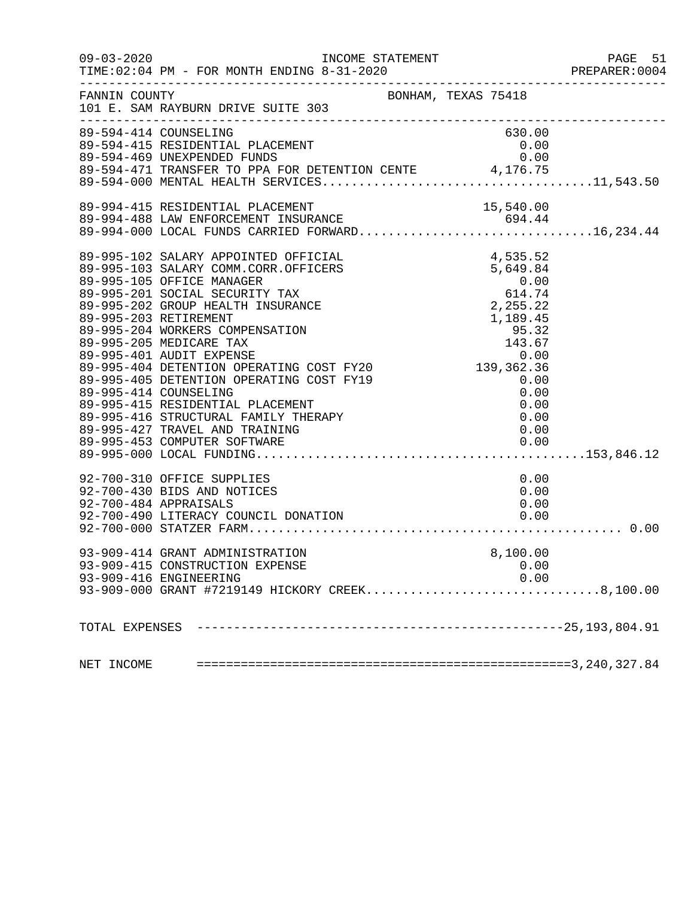FANNIN COUNTY BONHAM, TEXAS 75418
101 E. SAM RAYBURN DRIVE SUITE 303

| Account | Description | Amount | Total |
|---|---|---|---|
| 89-594-414 | COUNSELING | 630.00 | |
| 89-594-415 | RESIDENTIAL PLACEMENT | 0.00 | |
| 89-594-469 | UNEXPENDED FUNDS | 0.00 | |
| 89-594-471 | TRANSFER TO PPA FOR DETENTION CENTE | 4,176.75 | |
| 89-594-000 | MENTAL HEALTH SERVICES | | 11,543.50 |
| 89-994-415 | RESIDENTIAL PLACEMENT | 15,540.00 | |
| 89-994-488 | LAW ENFORCEMENT INSURANCE | 694.44 | |
| 89-994-000 | LOCAL FUNDS CARRIED FORWARD | | 16,234.44 |
| 89-995-102 | SALARY APPOINTED OFFICIAL | 4,535.52 | |
| 89-995-103 | SALARY COMM.CORR.OFFICERS | 5,649.84 | |
| 89-995-105 | OFFICE MANAGER | 0.00 | |
| 89-995-201 | SOCIAL SECURITY TAX | 614.74 | |
| 89-995-202 | GROUP HEALTH INSURANCE | 2,255.22 | |
| 89-995-203 | RETIREMENT | 1,189.45 | |
| 89-995-204 | WORKERS COMPENSATION | 95.32 | |
| 89-995-205 | MEDICARE TAX | 143.67 | |
| 89-995-401 | AUDIT EXPENSE | 0.00 | |
| 89-995-404 | DETENTION OPERATING COST FY20 | 139,362.36 | |
| 89-995-405 | DETENTION OPERATING COST FY19 | 0.00 | |
| 89-995-414 | COUNSELING | 0.00 | |
| 89-995-415 | RESIDENTIAL PLACEMENT | 0.00 | |
| 89-995-416 | STRUCTURAL FAMILY THERAPY | 0.00 | |
| 89-995-427 | TRAVEL AND TRAINING | 0.00 | |
| 89-995-453 | COMPUTER SOFTWARE | 0.00 | |
| 89-995-000 | LOCAL FUNDING | | 153,846.12 |
| 92-700-310 | OFFICE SUPPLIES | 0.00 | |
| 92-700-430 | BIDS AND NOTICES | 0.00 | |
| 92-700-484 | APPRAISALS | 0.00 | |
| 92-700-490 | LITERACY COUNCIL DONATION | 0.00 | |
| 92-700-000 | STATZER FARM | | 0.00 |
| 93-909-414 | GRANT ADMINISTRATION | 8,100.00 | |
| 93-909-415 | CONSTRUCTION EXPENSE | 0.00 | |
| 93-909-416 | ENGINEERING | 0.00 | |
| 93-909-000 | GRANT #7219149 HICKORY CREEK | | 8,100.00 |
| TOTAL EXPENSES | | | 25,193,804.91 |
| NET INCOME | | | 3,240,327.84 |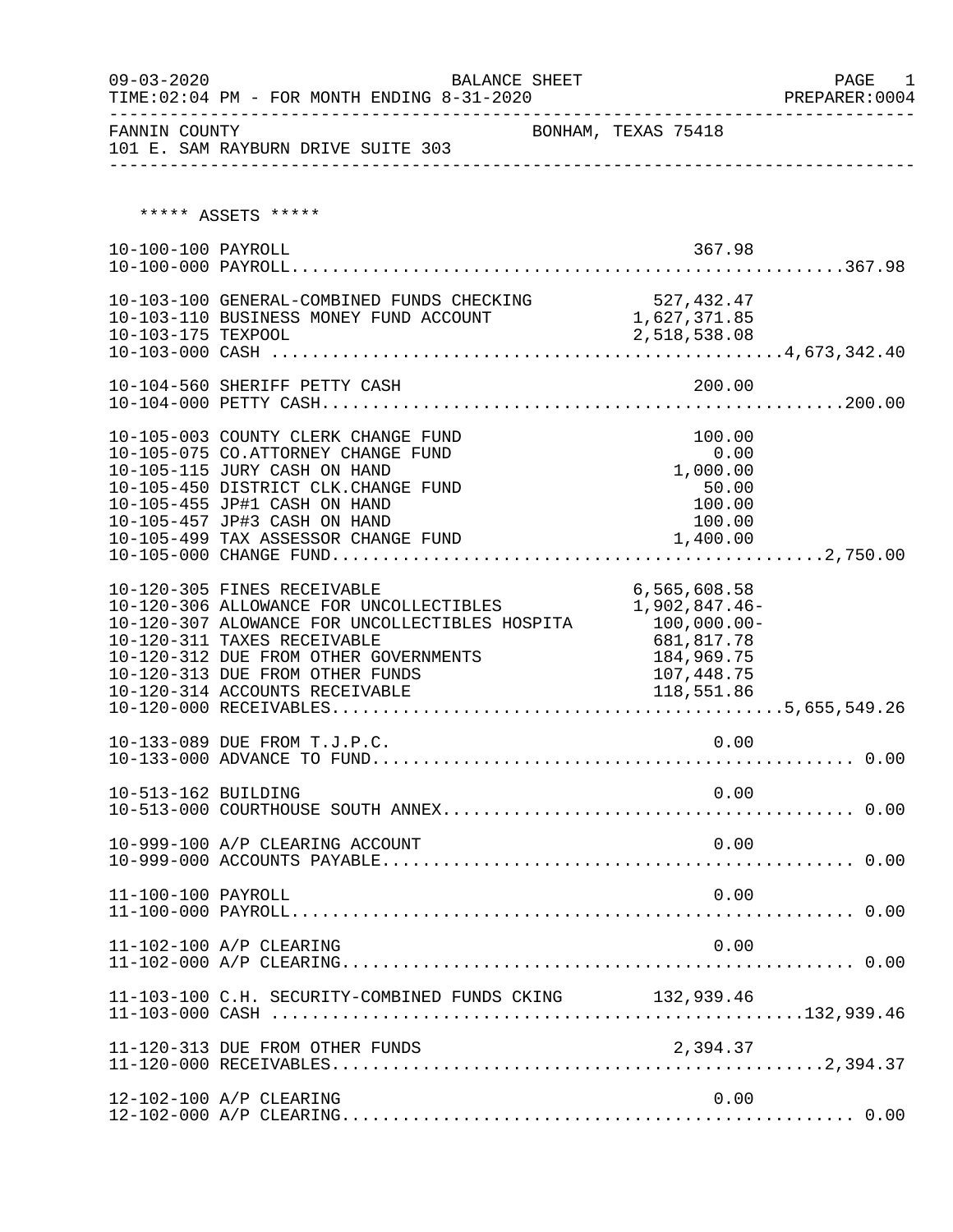09-03-2020 BALANCE SHEET
TIME:02:04 PM - FOR MONTH ENDING 8-31-2020

FANNIN COUNTY BONHAM, TEXAS 75418
101 E. SAM RAYBURN DRIVE SUITE 303

***** ASSETS *****

| Account | Description | Amount | Total |
|---|---|---|---|
| 10-100-100 | PAYROLL | 367.98 | |
| 10-100-000 | PAYROLL | | 367.98 |
| 10-103-100 | GENERAL-COMBINED FUNDS CHECKING | 527,432.47 | |
| 10-103-110 | BUSINESS MONEY FUND ACCOUNT | 1,627,371.85 | |
| 10-103-175 | TEXPOOL | 2,518,538.08 | |
| 10-103-000 | CASH | | 4,673,342.40 |
| 10-104-560 | SHERIFF PETTY CASH | 200.00 | |
| 10-104-000 | PETTY CASH | | 200.00 |
| 10-105-003 | COUNTY CLERK CHANGE FUND | 100.00 | |
| 10-105-075 | CO.ATTORNEY CHANGE FUND | 0.00 | |
| 10-105-115 | JURY CASH ON HAND | 1,000.00 | |
| 10-105-450 | DISTRICT CLK.CHANGE FUND | 50.00 | |
| 10-105-455 | JP#1 CASH ON HAND | 100.00 | |
| 10-105-457 | JP#3 CASH ON HAND | 100.00 | |
| 10-105-499 | TAX ASSESSOR CHANGE FUND | 1,400.00 | |
| 10-105-000 | CHANGE FUND | | 2,750.00 |
| 10-120-305 | FINES RECEIVABLE | 6,565,608.58 | |
| 10-120-306 | ALLOWANCE FOR UNCOLLECTIBLES | 1,902,847.46- | |
| 10-120-307 | ALOWANCE FOR UNCOLLECTIBLES HOSPITA | 100,000.00- | |
| 10-120-311 | TAXES RECEIVABLE | 681,817.78 | |
| 10-120-312 | DUE FROM OTHER GOVERNMENTS | 184,969.75 | |
| 10-120-313 | DUE FROM OTHER FUNDS | 107,448.75 | |
| 10-120-314 | ACCOUNTS RECEIVABLE | 118,551.86 | |
| 10-120-000 | RECEIVABLES | | 5,655,549.26 |
| 10-133-089 | DUE FROM T.J.P.C. | 0.00 | |
| 10-133-000 | ADVANCE TO FUND | | 0.00 |
| 10-513-162 | BUILDING | 0.00 | |
| 10-513-000 | COURTHOUSE SOUTH ANNEX | | 0.00 |
| 10-999-100 | A/P CLEARING ACCOUNT | 0.00 | |
| 10-999-000 | ACCOUNTS PAYABLE | | 0.00 |
| 11-100-100 | PAYROLL | 0.00 | |
| 11-100-000 | PAYROLL | | 0.00 |
| 11-102-100 | A/P CLEARING | 0.00 | |
| 11-102-000 | A/P CLEARING | | 0.00 |
| 11-103-100 | C.H. SECURITY-COMBINED FUNDS CKING | 132,939.46 | |
| 11-103-000 | CASH | | 132,939.46 |
| 11-120-313 | DUE FROM OTHER FUNDS | 2,394.37 | |
| 11-120-000 | RECEIVABLES | | 2,394.37 |
| 12-102-100 | A/P CLEARING | 0.00 | |
| 12-102-000 | A/P CLEARING | | 0.00 |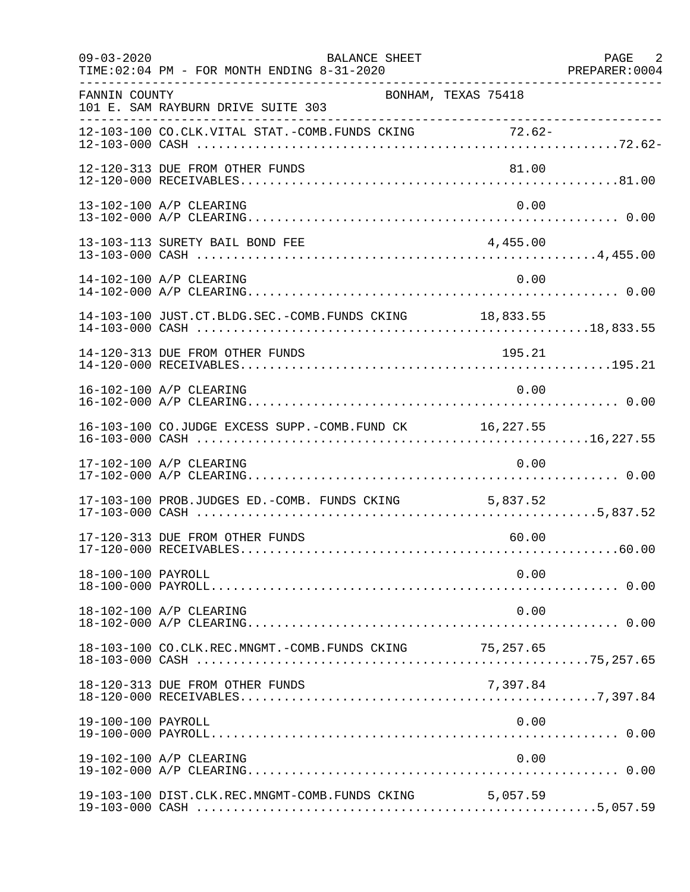FANNIN COUNTY — BONHAM, TEXAS 75418
101 E. SAM RAYBURN DRIVE SUITE 303

BALANCE SHEET
TIME:02:04 PM - FOR MONTH ENDING 8-31-2020

| Account | Description | Detail | Total |
|---|---|---|---|
| 12-103-100 | CO.CLK.VITAL STAT.-COMB.FUNDS CKING | 72.62- | |
| 12-103-000 | CASH | | 72.62- |
| 12-120-313 | DUE FROM OTHER FUNDS | 81.00 | |
| 12-120-000 | RECEIVABLES | | 81.00 |
| 13-102-100 | A/P CLEARING | 0.00 | |
| 13-102-000 | A/P CLEARING | | 0.00 |
| 13-103-113 | SURETY BAIL BOND FEE | 4,455.00 | |
| 13-103-000 | CASH | | 4,455.00 |
| 14-102-100 | A/P CLEARING | 0.00 | |
| 14-102-000 | A/P CLEARING | | 0.00 |
| 14-103-100 | JUST.CT.BLDG.SEC.-COMB.FUNDS CKING | 18,833.55 | |
| 14-103-000 | CASH | | 18,833.55 |
| 14-120-313 | DUE FROM OTHER FUNDS | 195.21 | |
| 14-120-000 | RECEIVABLES | | 195.21 |
| 16-102-100 | A/P CLEARING | 0.00 | |
| 16-102-000 | A/P CLEARING | | 0.00 |
| 16-103-100 | CO.JUDGE EXCESS SUPP.-COMB.FUND CK | 16,227.55 | |
| 16-103-000 | CASH | | 16,227.55 |
| 17-102-100 | A/P CLEARING | 0.00 | |
| 17-102-000 | A/P CLEARING | | 0.00 |
| 17-103-100 | PROB.JUDGES ED.-COMB. FUNDS CKING | 5,837.52 | |
| 17-103-000 | CASH | | 5,837.52 |
| 17-120-313 | DUE FROM OTHER FUNDS | 60.00 | |
| 17-120-000 | RECEIVABLES | | 60.00 |
| 18-100-100 | PAYROLL | 0.00 | |
| 18-100-000 | PAYROLL | | 0.00 |
| 18-102-100 | A/P CLEARING | 0.00 | |
| 18-102-000 | A/P CLEARING | | 0.00 |
| 18-103-100 | CO.CLK.REC.MNGMT.-COMB.FUNDS CKING | 75,257.65 | |
| 18-103-000 | CASH | | 75,257.65 |
| 18-120-313 | DUE FROM OTHER FUNDS | 7,397.84 | |
| 18-120-000 | RECEIVABLES | | 7,397.84 |
| 19-100-100 | PAYROLL | 0.00 | |
| 19-100-000 | PAYROLL | | 0.00 |
| 19-102-100 | A/P CLEARING | 0.00 | |
| 19-102-000 | A/P CLEARING | | 0.00 |
| 19-103-100 | DIST.CLK.REC.MNGMT-COMB.FUNDS CKING | 5,057.59 | |
| 19-103-000 | CASH | | 5,057.59 |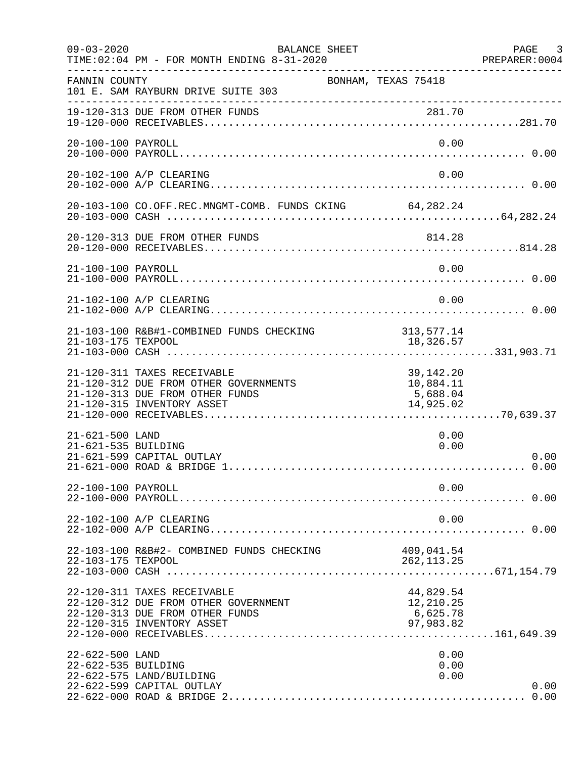FANNIN COUNTY — BONHAM, TEXAS 75418
101 E. SAM RAYBURN DRIVE SUITE 303

BALANCE SHEET — FOR MONTH ENDING 8-31-2020

| Account | Description | Amount | Total |
|---|---|---|---|
| 19-120-313 | DUE FROM OTHER FUNDS | 281.70 | |
| 19-120-000 | RECEIVABLES | | 281.70 |
| 20-100-100 | PAYROLL | 0.00 | |
| 20-100-000 | PAYROLL | | 0.00 |
| 20-102-100 | A/P CLEARING | 0.00 | |
| 20-102-000 | A/P CLEARING | | 0.00 |
| 20-103-100 | CO.OFF.REC.MNGMT-COMB. FUNDS CKING | 64,282.24 | |
| 20-103-000 | CASH | | 64,282.24 |
| 20-120-313 | DUE FROM OTHER FUNDS | 814.28 | |
| 20-120-000 | RECEIVABLES | | 814.28 |
| 21-100-100 | PAYROLL | 0.00 | |
| 21-100-000 | PAYROLL | | 0.00 |
| 21-102-100 | A/P CLEARING | 0.00 | |
| 21-102-000 | A/P CLEARING | | 0.00 |
| 21-103-100 | R&B#1-COMBINED FUNDS CHECKING | 313,577.14 | |
| 21-103-175 | TEXPOOL | 18,326.57 | |
| 21-103-000 | CASH | | 331,903.71 |
| 21-120-311 | TAXES RECEIVABLE | 39,142.20 | |
| 21-120-312 | DUE FROM OTHER GOVERNMENTS | 10,884.11 | |
| 21-120-313 | DUE FROM OTHER FUNDS | 5,688.04 | |
| 21-120-315 | INVENTORY ASSET | 14,925.02 | |
| 21-120-000 | RECEIVABLES | | 70,639.37 |
| 21-621-500 | LAND | 0.00 | |
| 21-621-535 | BUILDING | 0.00 | |
| 21-621-599 | CAPITAL OUTLAY | | 0.00 |
| 21-621-000 | ROAD & BRIDGE 1 | | 0.00 |
| 22-100-100 | PAYROLL | 0.00 | |
| 22-100-000 | PAYROLL | | 0.00 |
| 22-102-100 | A/P CLEARING | 0.00 | |
| 22-102-000 | A/P CLEARING | | 0.00 |
| 22-103-100 | R&B#2- COMBINED FUNDS CHECKING | 409,041.54 | |
| 22-103-175 | TEXPOOL | 262,113.25 | |
| 22-103-000 | CASH | | 671,154.79 |
| 22-120-311 | TAXES RECEIVABLE | 44,829.54 | |
| 22-120-312 | DUE FROM OTHER GOVERNMENT | 12,210.25 | |
| 22-120-313 | DUE FROM OTHER FUNDS | 6,625.78 | |
| 22-120-315 | INVENTORY ASSET | 97,983.82 | |
| 22-120-000 | RECEIVABLES | | 161,649.39 |
| 22-622-500 | LAND | 0.00 | |
| 22-622-535 | BUILDING | 0.00 | |
| 22-622-575 | LAND/BUILDING | 0.00 | |
| 22-622-599 | CAPITAL OUTLAY | | 0.00 |
| 22-622-000 | ROAD & BRIDGE 2 | | 0.00 |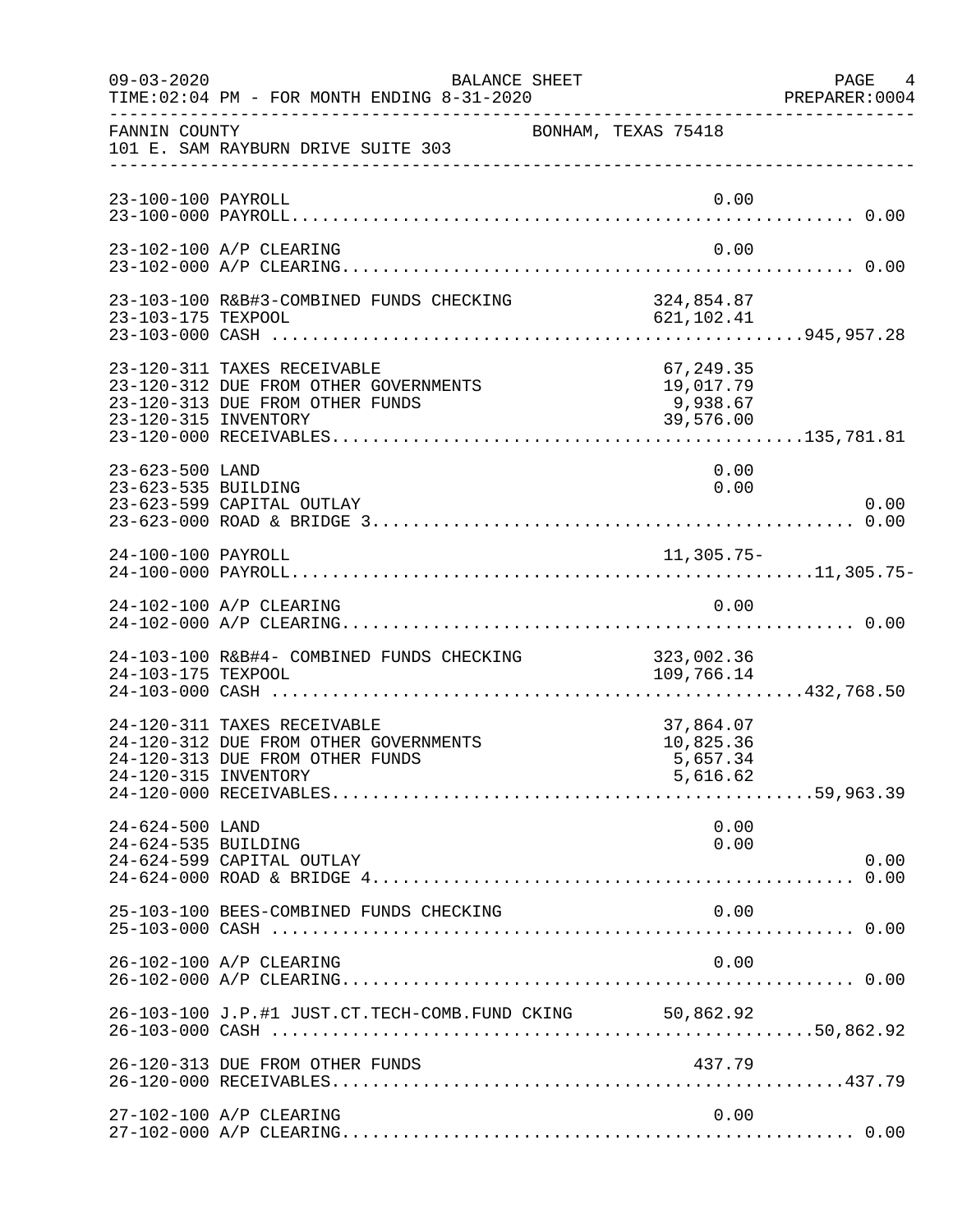FANNIN COUNTY BONHAM, TEXAS 75418
101 E. SAM RAYBURN DRIVE SUITE 303

| Account | Description | Detail | Total |
|---|---|---|---|
| 23-100-100 | PAYROLL | 0.00 | |
| 23-100-000 | PAYROLL | | 0.00 |
| 23-102-100 | A/P CLEARING | 0.00 | |
| 23-102-000 | A/P CLEARING | | 0.00 |
| 23-103-100 | R&B#3-COMBINED FUNDS CHECKING | 324,854.87 | |
| 23-103-175 | TEXPOOL | 621,102.41 | |
| 23-103-000 | CASH | | 945,957.28 |
| 23-120-311 | TAXES RECEIVABLE | 67,249.35 | |
| 23-120-312 | DUE FROM OTHER GOVERNMENTS | 19,017.79 | |
| 23-120-313 | DUE FROM OTHER FUNDS | 9,938.67 | |
| 23-120-315 | INVENTORY | 39,576.00 | |
| 23-120-000 | RECEIVABLES | | 135,781.81 |
| 23-623-500 | LAND | 0.00 | |
| 23-623-535 | BUILDING | 0.00 | |
| 23-623-599 | CAPITAL OUTLAY | | 0.00 |
| 23-623-000 | ROAD & BRIDGE 3 | | 0.00 |
| 24-100-100 | PAYROLL | 11,305.75- | |
| 24-100-000 | PAYROLL | | 11,305.75- |
| 24-102-100 | A/P CLEARING | 0.00 | |
| 24-102-000 | A/P CLEARING | | 0.00 |
| 24-103-100 | R&B#4- COMBINED FUNDS CHECKING | 323,002.36 | |
| 24-103-175 | TEXPOOL | 109,766.14 | |
| 24-103-000 | CASH | | 432,768.50 |
| 24-120-311 | TAXES RECEIVABLE | 37,864.07 | |
| 24-120-312 | DUE FROM OTHER GOVERNMENTS | 10,825.36 | |
| 24-120-313 | DUE FROM OTHER FUNDS | 5,657.34 | |
| 24-120-315 | INVENTORY | 5,616.62 | |
| 24-120-000 | RECEIVABLES | | 59,963.39 |
| 24-624-500 | LAND | 0.00 | |
| 24-624-535 | BUILDING | 0.00 | |
| 24-624-599 | CAPITAL OUTLAY | | 0.00 |
| 24-624-000 | ROAD & BRIDGE 4 | | 0.00 |
| 25-103-100 | BEES-COMBINED FUNDS CHECKING | 0.00 | |
| 25-103-000 | CASH | | 0.00 |
| 26-102-100 | A/P CLEARING | 0.00 | |
| 26-102-000 | A/P CLEARING | | 0.00 |
| 26-103-100 | J.P.#1 JUST.CT.TECH-COMB.FUND CKING | 50,862.92 | |
| 26-103-000 | CASH | | 50,862.92 |
| 26-120-313 | DUE FROM OTHER FUNDS | 437.79 | |
| 26-120-000 | RECEIVABLES | | 437.79 |
| 27-102-100 | A/P CLEARING | 0.00 | |
| 27-102-000 | A/P CLEARING | | 0.00 |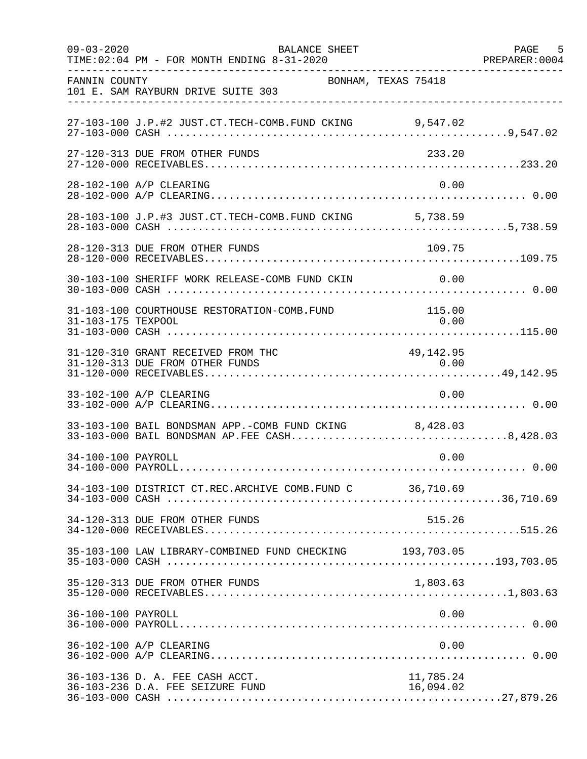FANNIN COUNTY BONHAM, TEXAS 75418
101 E. SAM RAYBURN DRIVE SUITE 303

BALANCE SHEET
TIME:02:04 PM - FOR MONTH ENDING 8-31-2020

| Account | Description | Detail | Total |
|---|---|---|---|
| 27-103-100 | J.P.#2 JUST.CT.TECH-COMB.FUND CKING | 9,547.02 | |
| 27-103-000 | CASH | | 9,547.02 |
| 27-120-313 | DUE FROM OTHER FUNDS | 233.20 | |
| 27-120-000 | RECEIVABLES | | 233.20 |
| 28-102-100 | A/P CLEARING | 0.00 | |
| 28-102-000 | A/P CLEARING | | 0.00 |
| 28-103-100 | J.P.#3 JUST.CT.TECH-COMB.FUND CKING | 5,738.59 | |
| 28-103-000 | CASH | | 5,738.59 |
| 28-120-313 | DUE FROM OTHER FUNDS | 109.75 | |
| 28-120-000 | RECEIVABLES | | 109.75 |
| 30-103-100 | SHERIFF WORK RELEASE-COMB FUND CKIN | 0.00 | |
| 30-103-000 | CASH | | 0.00 |
| 31-103-100 | COURTHOUSE RESTORATION-COMB.FUND | 115.00 | |
| 31-103-175 | TEXPOOL | 0.00 | |
| 31-103-000 | CASH | | 115.00 |
| 31-120-310 | GRANT RECEIVED FROM THC | 49,142.95 | |
| 31-120-313 | DUE FROM OTHER FUNDS | 0.00 | |
| 31-120-000 | RECEIVABLES | | 49,142.95 |
| 33-102-100 | A/P CLEARING | 0.00 | |
| 33-102-000 | A/P CLEARING | | 0.00 |
| 33-103-100 | BAIL BONDSMAN APP.-COMB FUND CKING | 8,428.03 | |
| 33-103-000 | BAIL BONDSMAN AP.FEE CASH | | 8,428.03 |
| 34-100-100 | PAYROLL | 0.00 | |
| 34-100-000 | PAYROLL | | 0.00 |
| 34-103-100 | DISTRICT CT.REC.ARCHIVE COMB.FUND C | 36,710.69 | |
| 34-103-000 | CASH | | 36,710.69 |
| 34-120-313 | DUE FROM OTHER FUNDS | 515.26 | |
| 34-120-000 | RECEIVABLES | | 515.26 |
| 35-103-100 | LAW LIBRARY-COMBINED FUND CHECKING | 193,703.05 | |
| 35-103-000 | CASH | | 193,703.05 |
| 35-120-313 | DUE FROM OTHER FUNDS | 1,803.63 | |
| 35-120-000 | RECEIVABLES | | 1,803.63 |
| 36-100-100 | PAYROLL | 0.00 | |
| 36-100-000 | PAYROLL | | 0.00 |
| 36-102-100 | A/P CLEARING | 0.00 | |
| 36-102-000 | A/P CLEARING | | 0.00 |
| 36-103-136 | D. A. FEE CASH ACCT. | 11,785.24 | |
| 36-103-236 | D.A. FEE SEIZURE FUND | 16,094.02 | |
| 36-103-000 | CASH | | 27,879.26 |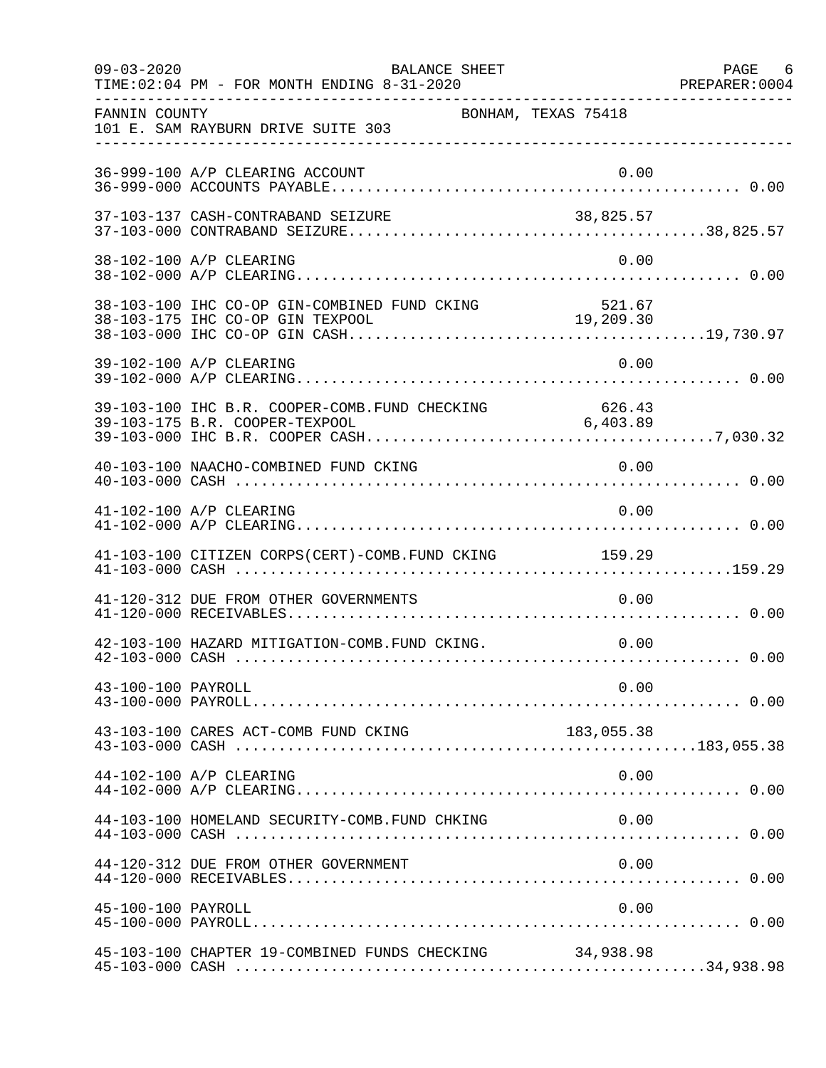FANNIN COUNTY BONHAM, TEXAS 75418
101 E. SAM RAYBURN DRIVE SUITE 303

| Account | Description | Amount | Total |
|---|---|---|---|
| 36-999-100 | A/P CLEARING ACCOUNT | 0.00 | |
| 36-999-000 | ACCOUNTS PAYABLE | | 0.00 |
| 37-103-137 | CASH-CONTRABAND SEIZURE | 38,825.57 | |
| 37-103-000 | CONTRABAND SEIZURE | | 38,825.57 |
| 38-102-100 | A/P CLEARING | 0.00 | |
| 38-102-000 | A/P CLEARING | | 0.00 |
| 38-103-100 | IHC CO-OP GIN-COMBINED FUND CKING | 521.67 | |
| 38-103-175 | IHC CO-OP GIN TEXPOOL | 19,209.30 | |
| 38-103-000 | IHC CO-OP GIN CASH | | 19,730.97 |
| 39-102-100 | A/P CLEARING | 0.00 | |
| 39-102-000 | A/P CLEARING | | 0.00 |
| 39-103-100 | IHC B.R. COOPER-COMB.FUND CHECKING | 626.43 | |
| 39-103-175 | B.R. COOPER-TEXPOOL | 6,403.89 | |
| 39-103-000 | IHC B.R. COOPER CASH | | 7,030.32 |
| 40-103-100 | NAACHO-COMBINED FUND CKING | 0.00 | |
| 40-103-000 | CASH | | 0.00 |
| 41-102-100 | A/P CLEARING | 0.00 | |
| 41-102-000 | A/P CLEARING | | 0.00 |
| 41-103-100 | CITIZEN CORPS(CERT)-COMB.FUND CKING | 159.29 | |
| 41-103-000 | CASH | | 159.29 |
| 41-120-312 | DUE FROM OTHER GOVERNMENTS | 0.00 | |
| 41-120-000 | RECEIVABLES | | 0.00 |
| 42-103-100 | HAZARD MITIGATION-COMB.FUND CKING. | 0.00 | |
| 42-103-000 | CASH | | 0.00 |
| 43-100-100 | PAYROLL | 0.00 | |
| 43-100-000 | PAYROLL | | 0.00 |
| 43-103-100 | CARES ACT-COMB FUND CKING | 183,055.38 | |
| 43-103-000 | CASH | | 183,055.38 |
| 44-102-100 | A/P CLEARING | 0.00 | |
| 44-102-000 | A/P CLEARING | | 0.00 |
| 44-103-100 | HOMELAND SECURITY-COMB.FUND CHKING | 0.00 | |
| 44-103-000 | CASH | | 0.00 |
| 44-120-312 | DUE FROM OTHER GOVERNMENT | 0.00 | |
| 44-120-000 | RECEIVABLES | | 0.00 |
| 45-100-100 | PAYROLL | 0.00 | |
| 45-100-000 | PAYROLL | | 0.00 |
| 45-103-100 | CHAPTER 19-COMBINED FUNDS CHECKING | 34,938.98 | |
| 45-103-000 | CASH | | 34,938.98 |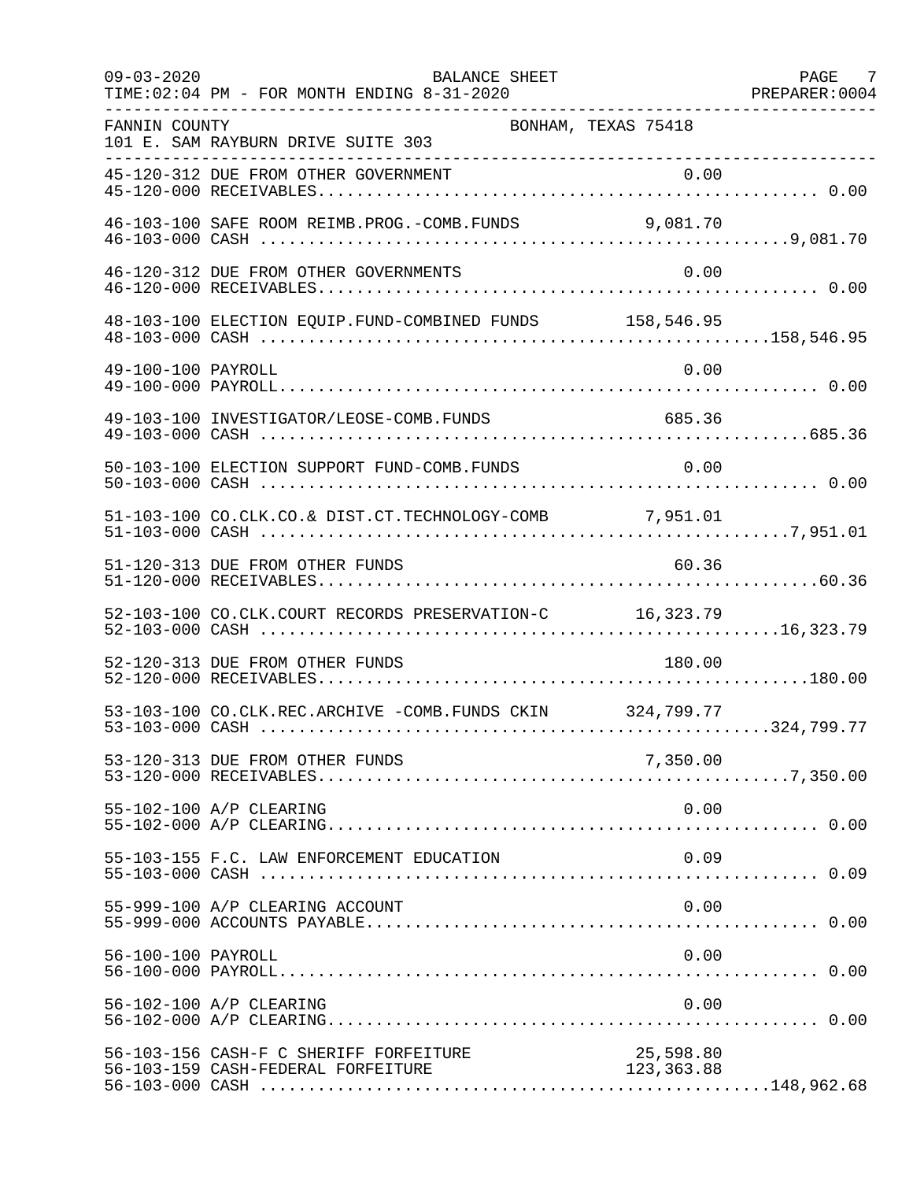FANNIN COUNTY BONHAM, TEXAS 75418
101 E. SAM RAYBURN DRIVE SUITE 303

| Account | Description | Amount | Total |
|---|---|---|---|
| 45-120-312 | DUE FROM OTHER GOVERNMENT | 0.00 | |
| 45-120-000 | RECEIVABLES | | 0.00 |
| 46-103-100 | SAFE ROOM REIMB.PROG.-COMB.FUNDS | 9,081.70 | |
| 46-103-000 | CASH | | 9,081.70 |
| 46-120-312 | DUE FROM OTHER GOVERNMENTS | 0.00 | |
| 46-120-000 | RECEIVABLES | | 0.00 |
| 48-103-100 | ELECTION EQUIP.FUND-COMBINED FUNDS | 158,546.95 | |
| 48-103-000 | CASH | | 158,546.95 |
| 49-100-100 | PAYROLL | 0.00 | |
| 49-100-000 | PAYROLL | | 0.00 |
| 49-103-100 | INVESTIGATOR/LEOSE-COMB.FUNDS | 685.36 | |
| 49-103-000 | CASH | | 685.36 |
| 50-103-100 | ELECTION SUPPORT FUND-COMB.FUNDS | 0.00 | |
| 50-103-000 | CASH | | 0.00 |
| 51-103-100 | CO.CLK.CO.& DIST.CT.TECHNOLOGY-COMB | 7,951.01 | |
| 51-103-000 | CASH | | 7,951.01 |
| 51-120-313 | DUE FROM OTHER FUNDS | 60.36 | |
| 51-120-000 | RECEIVABLES | | 60.36 |
| 52-103-100 | CO.CLK.COURT RECORDS PRESERVATION-C | 16,323.79 | |
| 52-103-000 | CASH | | 16,323.79 |
| 52-120-313 | DUE FROM OTHER FUNDS | 180.00 | |
| 52-120-000 | RECEIVABLES | | 180.00 |
| 53-103-100 | CO.CLK.REC.ARCHIVE -COMB.FUNDS CKIN | 324,799.77 | |
| 53-103-000 | CASH | | 324,799.77 |
| 53-120-313 | DUE FROM OTHER FUNDS | 7,350.00 | |
| 53-120-000 | RECEIVABLES | | 7,350.00 |
| 55-102-100 | A/P CLEARING | 0.00 | |
| 55-102-000 | A/P CLEARING | | 0.00 |
| 55-103-155 | F.C. LAW ENFORCEMENT EDUCATION | 0.09 | |
| 55-103-000 | CASH | | 0.09 |
| 55-999-100 | A/P CLEARING ACCOUNT | 0.00 | |
| 55-999-000 | ACCOUNTS PAYABLE | | 0.00 |
| 56-100-100 | PAYROLL | 0.00 | |
| 56-100-000 | PAYROLL | | 0.00 |
| 56-102-100 | A/P CLEARING | 0.00 | |
| 56-102-000 | A/P CLEARING | | 0.00 |
| 56-103-156 | CASH-F C SHERIFF FORFEITURE | 25,598.80 | |
| 56-103-159 | CASH-FEDERAL FORFEITURE | 123,363.88 | |
| 56-103-000 | CASH | | 148,962.68 |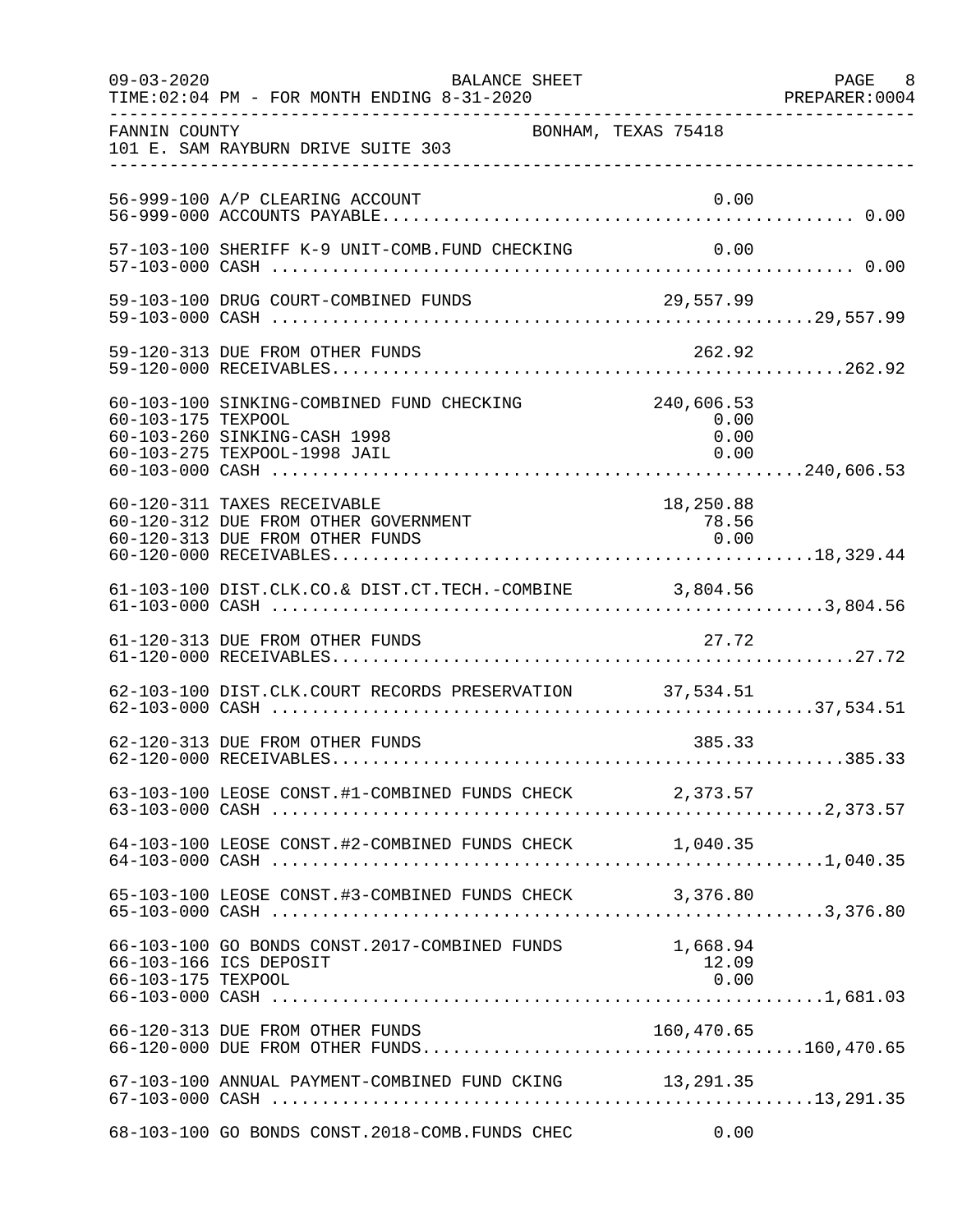FANNIN COUNTY — BONHAM, TEXAS 75418
101 E. SAM RAYBURN DRIVE SUITE 303

BALANCE SHEET — FOR MONTH ENDING 8-31-2020

| Account | Description | Amount | Total |
|---|---|---|---|
| 56-999-100 | A/P CLEARING ACCOUNT | 0.00 | |
| 56-999-000 | ACCOUNTS PAYABLE | | 0.00 |
| 57-103-100 | SHERIFF K-9 UNIT-COMB.FUND CHECKING | 0.00 | |
| 57-103-000 | CASH | | 0.00 |
| 59-103-100 | DRUG COURT-COMBINED FUNDS | 29,557.99 | |
| 59-103-000 | CASH | | 29,557.99 |
| 59-120-313 | DUE FROM OTHER FUNDS | 262.92 | |
| 59-120-000 | RECEIVABLES | | 262.92 |
| 60-103-100 | SINKING-COMBINED FUND CHECKING | 240,606.53 | |
| 60-103-175 | TEXPOOL | 0.00 | |
| 60-103-260 | SINKING-CASH 1998 | 0.00 | |
| 60-103-275 | TEXPOOL-1998 JAIL | 0.00 | |
| 60-103-000 | CASH | | 240,606.53 |
| 60-120-311 | TAXES RECEIVABLE | 18,250.88 | |
| 60-120-312 | DUE FROM OTHER GOVERNMENT | 78.56 | |
| 60-120-313 | DUE FROM OTHER FUNDS | 0.00 | |
| 60-120-000 | RECEIVABLES | | 18,329.44 |
| 61-103-100 | DIST.CLK.CO.& DIST.CT.TECH.-COMBINE | 3,804.56 | |
| 61-103-000 | CASH | | 3,804.56 |
| 61-120-313 | DUE FROM OTHER FUNDS | 27.72 | |
| 61-120-000 | RECEIVABLES | | 27.72 |
| 62-103-100 | DIST.CLK.COURT RECORDS PRESERVATION | 37,534.51 | |
| 62-103-000 | CASH | | 37,534.51 |
| 62-120-313 | DUE FROM OTHER FUNDS | 385.33 | |
| 62-120-000 | RECEIVABLES | | 385.33 |
| 63-103-100 | LEOSE CONST.#1-COMBINED FUNDS CHECK | 2,373.57 | |
| 63-103-000 | CASH | | 2,373.57 |
| 64-103-100 | LEOSE CONST.#2-COMBINED FUNDS CHECK | 1,040.35 | |
| 64-103-000 | CASH | | 1,040.35 |
| 65-103-100 | LEOSE CONST.#3-COMBINED FUNDS CHECK | 3,376.80 | |
| 65-103-000 | CASH | | 3,376.80 |
| 66-103-100 | GO BONDS CONST.2017-COMBINED FUNDS | 1,668.94 | |
| 66-103-166 | ICS DEPOSIT | 12.09 | |
| 66-103-175 | TEXPOOL | 0.00 | |
| 66-103-000 | CASH | | 1,681.03 |
| 66-120-313 | DUE FROM OTHER FUNDS | 160,470.65 | |
| 66-120-000 | DUE FROM OTHER FUNDS | | 160,470.65 |
| 67-103-100 | ANNUAL PAYMENT-COMBINED FUND CKING | 13,291.35 | |
| 67-103-000 | CASH | | 13,291.35 |
| 68-103-100 | GO BONDS CONST.2018-COMB.FUNDS CHEC | 0.00 | |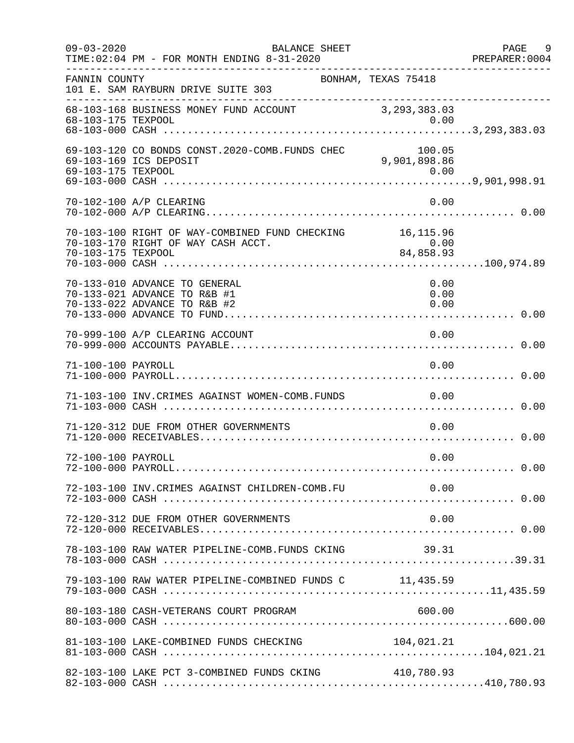FANNIN COUNTY — BONHAM, TEXAS 75418
101 E. SAM RAYBURN DRIVE SUITE 303

BALANCE SHEET — FOR MONTH ENDING 8-31-2020

| Account | Description | Detail | Total |
|---|---|---|---|
| 68-103-168 | BUSINESS MONEY FUND ACCOUNT | 3,293,383.03 | |
| 68-103-175 | TEXPOOL | 0.00 | |
| 68-103-000 | CASH | | 3,293,383.03 |
| 69-103-120 | CO BONDS CONST.2020-COMB.FUNDS CHEC | 100.05 | |
| 69-103-169 | ICS DEPOSIT | 9,901,898.86 | |
| 69-103-175 | TEXPOOL | 0.00 | |
| 69-103-000 | CASH | | 9,901,998.91 |
| 70-102-100 | A/P CLEARING | 0.00 | |
| 70-102-000 | A/P CLEARING | | 0.00 |
| 70-103-100 | RIGHT OF WAY-COMBINED FUND CHECKING | 16,115.96 | |
| 70-103-170 | RIGHT OF WAY CASH ACCT. | 0.00 | |
| 70-103-175 | TEXPOOL | 84,858.93 | |
| 70-103-000 | CASH | | 100,974.89 |
| 70-133-010 | ADVANCE TO GENERAL | 0.00 | |
| 70-133-021 | ADVANCE TO R&B #1 | 0.00 | |
| 70-133-022 | ADVANCE TO R&B #2 | 0.00 | |
| 70-133-000 | ADVANCE TO FUND | | 0.00 |
| 70-999-100 | A/P CLEARING ACCOUNT | 0.00 | |
| 70-999-000 | ACCOUNTS PAYABLE | | 0.00 |
| 71-100-100 | PAYROLL | 0.00 | |
| 71-100-000 | PAYROLL | | 0.00 |
| 71-103-100 | INV.CRIMES AGAINST WOMEN-COMB.FUNDS | 0.00 | |
| 71-103-000 | CASH | | 0.00 |
| 71-120-312 | DUE FROM OTHER GOVERNMENTS | 0.00 | |
| 71-120-000 | RECEIVABLES | | 0.00 |
| 72-100-100 | PAYROLL | 0.00 | |
| 72-100-000 | PAYROLL | | 0.00 |
| 72-103-100 | INV.CRIMES AGAINST CHILDREN-COMB.FU | 0.00 | |
| 72-103-000 | CASH | | 0.00 |
| 72-120-312 | DUE FROM OTHER GOVERNMENTS | 0.00 | |
| 72-120-000 | RECEIVABLES | | 0.00 |
| 78-103-100 | RAW WATER PIPELINE-COMB.FUNDS CKING | 39.31 | |
| 78-103-000 | CASH | | 39.31 |
| 79-103-100 | RAW WATER PIPELINE-COMBINED FUNDS C | 11,435.59 | |
| 79-103-000 | CASH | | 11,435.59 |
| 80-103-180 | CASH-VETERANS COURT PROGRAM | 600.00 | |
| 80-103-000 | CASH | | 600.00 |
| 81-103-100 | LAKE-COMBINED FUNDS CHECKING | 104,021.21 | |
| 81-103-000 | CASH | | 104,021.21 |
| 82-103-100 | LAKE PCT 3-COMBINED FUNDS CKING | 410,780.93 | |
| 82-103-000 | CASH | | 410,780.93 |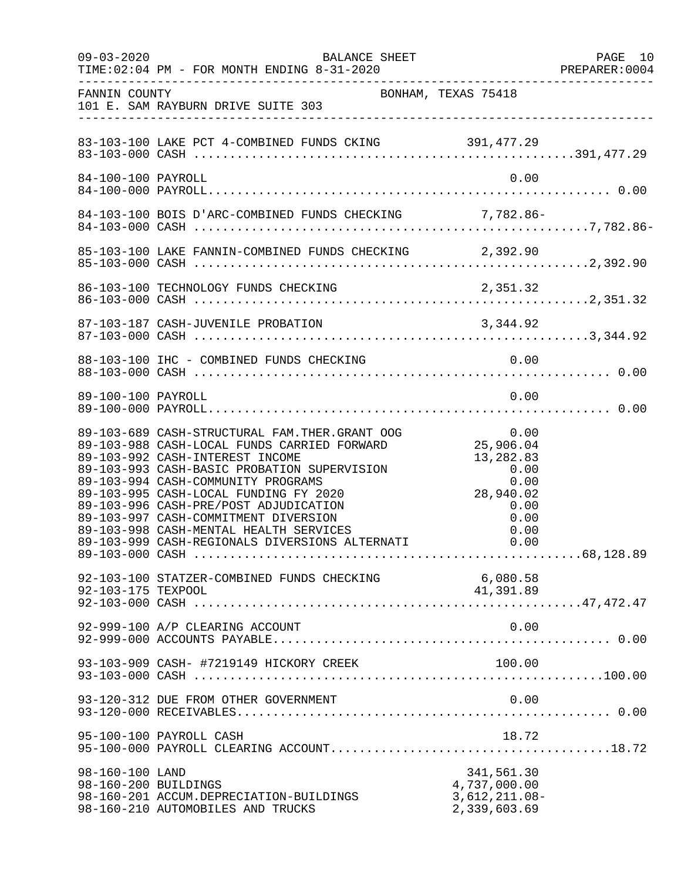FANNIN COUNTY BONHAM, TEXAS 75418
101 E. SAM RAYBURN DRIVE SUITE 303

| Account | Description | Detail | Total |
|---|---|---|---|
| 83-103-100 | LAKE PCT 4-COMBINED FUNDS CKING | 391,477.29 | |
| 83-103-000 | CASH | | 391,477.29 |
| 84-100-100 | PAYROLL | 0.00 | |
| 84-100-000 | PAYROLL | | 0.00 |
| 84-103-100 | BOIS D'ARC-COMBINED FUNDS CHECKING | 7,782.86- | |
| 84-103-000 | CASH | | 7,782.86- |
| 85-103-100 | LAKE FANNIN-COMBINED FUNDS CHECKING | 2,392.90 | |
| 85-103-000 | CASH | | 2,392.90 |
| 86-103-100 | TECHNOLOGY FUNDS CHECKING | 2,351.32 | |
| 86-103-000 | CASH | | 2,351.32 |
| 87-103-187 | CASH-JUVENILE PROBATION | 3,344.92 | |
| 87-103-000 | CASH | | 3,344.92 |
| 88-103-100 | IHC - COMBINED FUNDS CHECKING | 0.00 | |
| 88-103-000 | CASH | | 0.00 |
| 89-100-100 | PAYROLL | 0.00 | |
| 89-100-000 | PAYROLL | | 0.00 |
| 89-103-689 | CASH-STRUCTURAL FAM.THER.GRANT OOG | 0.00 | |
| 89-103-988 | CASH-LOCAL FUNDS CARRIED FORWARD | 25,906.04 | |
| 89-103-992 | CASH-INTEREST INCOME | 13,282.83 | |
| 89-103-993 | CASH-BASIC PROBATION SUPERVISION | 0.00 | |
| 89-103-994 | CASH-COMMUNITY PROGRAMS | 0.00 | |
| 89-103-995 | CASH-LOCAL FUNDING FY 2020 | 28,940.02 | |
| 89-103-996 | CASH-PRE/POST ADJUDICATION | 0.00 | |
| 89-103-997 | CASH-COMMITMENT DIVERSION | 0.00 | |
| 89-103-998 | CASH-MENTAL HEALTH SERVICES | 0.00 | |
| 89-103-999 | CASH-REGIONALS DIVERSIONS ALTERNATI | 0.00 | |
| 89-103-000 | CASH | | 68,128.89 |
| 92-103-100 | STATZER-COMBINED FUNDS CHECKING | 6,080.58 | |
| 92-103-175 | TEXPOOL | 41,391.89 | |
| 92-103-000 | CASH | | 47,472.47 |
| 92-999-100 | A/P CLEARING ACCOUNT | 0.00 | |
| 92-999-000 | ACCOUNTS PAYABLE | | 0.00 |
| 93-103-909 | CASH- #7219149 HICKORY CREEK | 100.00 | |
| 93-103-000 | CASH | | 100.00 |
| 93-120-312 | DUE FROM OTHER GOVERNMENT | 0.00 | |
| 93-120-000 | RECEIVABLES | | 0.00 |
| 95-100-100 | PAYROLL CASH | 18.72 | |
| 95-100-000 | PAYROLL CLEARING ACCOUNT | | 18.72 |
| 98-160-100 | LAND | 341,561.30 | |
| 98-160-200 | BUILDINGS | 4,737,000.00 | |
| 98-160-201 | ACCUM.DEPRECIATION-BUILDINGS | 3,612,211.08- | |
| 98-160-210 | AUTOMOBILES AND TRUCKS | 2,339,603.69 | |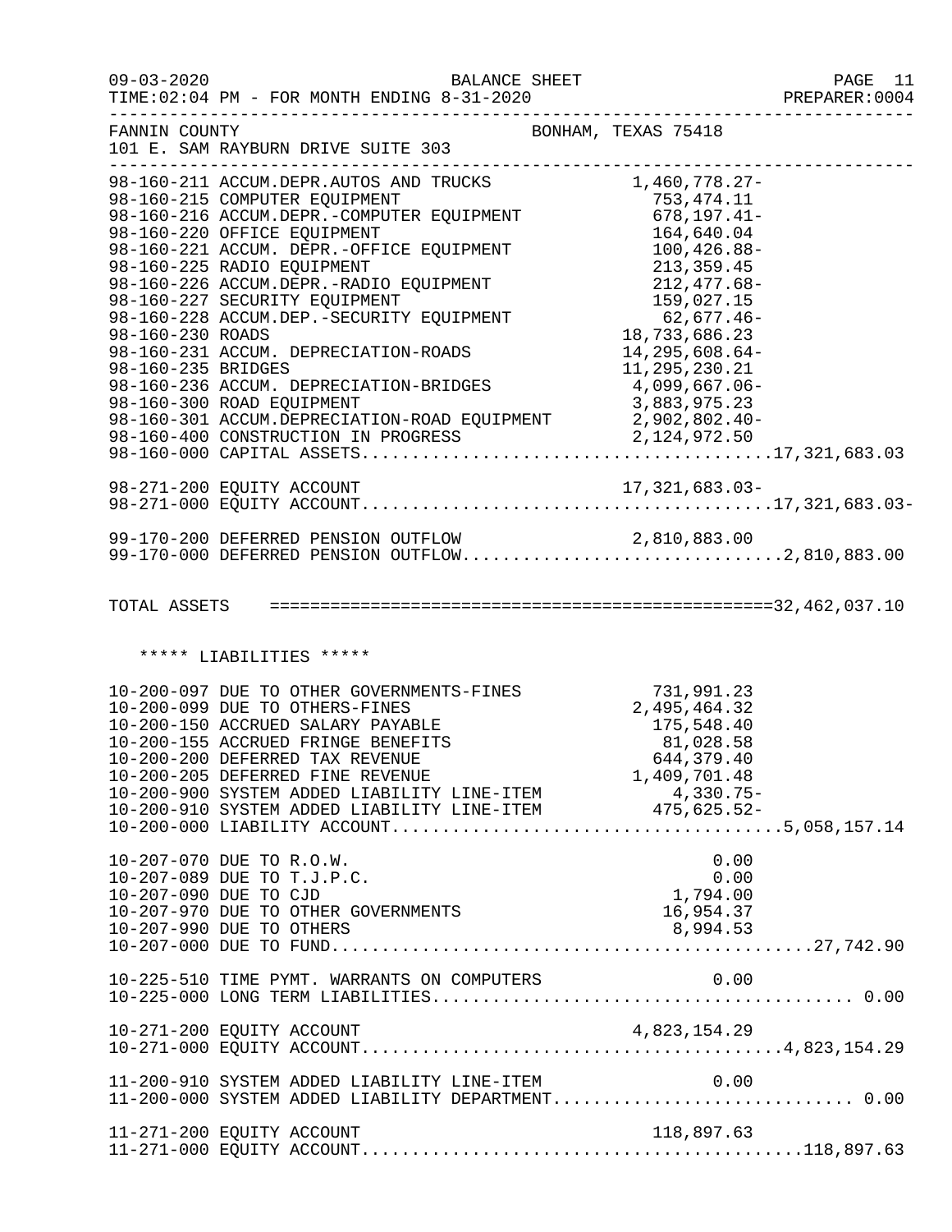FANNIN COUNTY BONHAM, TEXAS 75418
101 E. SAM RAYBURN DRIVE SUITE 303

```
98-160-211 ACCUM.DEPR.AUTOS AND TRUCKS            1,460,778.27-
98-160-215 COMPUTER EQUIPMENT                       753,474.11
98-160-216 ACCUM.DEPR.-COMPUTER EQUIPMENT           678,197.41-
98-160-220 OFFICE EQUIPMENT                         164,640.04
98-160-221 ACCUM. DEPR.-OFFICE EQUIPMENT            100,426.88-
98-160-225 RADIO EQUIPMENT                          213,359.45
98-160-226 ACCUM.DEPR.-RADIO EQUIPMENT              212,477.68-
98-160-227 SECURITY EQUIPMENT                       159,027.15
98-160-228 ACCUM.DEP.-SECURITY EQUIPMENT             62,677.46-
98-160-230 ROADS                                 18,733,686.23
98-160-231 ACCUM. DEPRECIATION-ROADS             14,295,608.64-
98-160-235 BRIDGES                               11,295,230.21
98-160-236 ACCUM. DEPRECIATION-BRIDGES            4,099,667.06-
98-160-300 ROAD EQUIPMENT                         3,883,975.23
98-160-301 ACCUM.DEPRECIATION-ROAD EQUIPMENT      2,902,802.40-
98-160-400 CONSTRUCTION IN PROGRESS               2,124,972.50
98-160-000 CAPITAL ASSETS.......................................17,321,683.03

98-271-200 EQUITY ACCOUNT                        17,321,683.03-
98-271-000 EQUITY ACCOUNT.......................................17,321,683.03-

99-170-200 DEFERRED PENSION OUTFLOW               2,810,883.00
99-170-000 DEFERRED PENSION OUTFLOW..............................2,810,883.00


TOTAL ASSETS   =================================================32,462,037.10


   ***** LIABILITIES *****

10-200-097 DUE TO OTHER GOVERNMENTS-FINES           731,991.23
10-200-099 DUE TO OTHERS-FINES                    2,495,464.32
10-200-150 ACCRUED SALARY PAYABLE                   175,548.40
10-200-155 ACCRUED FRINGE BENEFITS                   81,028.58
10-200-200 DEFERRED TAX REVENUE                     644,379.40
10-200-205 DEFERRED FINE REVENUE                  1,409,701.48
10-200-900 SYSTEM ADDED LIABILITY LINE-ITEM           4,330.75-
10-200-910 SYSTEM ADDED LIABILITY LINE-ITEM         475,625.52-
10-200-000 LIABILITY ACCOUNT.....................................5,058,157.14

10-207-070 DUE TO R.O.W.                                  0.00
10-207-089 DUE TO T.J.P.C.                                0.00
10-207-090 DUE TO CJD                                 1,794.00
10-207-970 DUE TO OTHER GOVERNMENTS                  16,954.37
10-207-990 DUE TO OTHERS                              8,994.53
10-207-000 DUE TO FUND..............................................27,742.90

10-225-510 TIME PYMT. WARRANTS ON COMPUTERS               0.00
10-225-000 LONG TERM LIABILITIES........................................ 0.00

10-271-200 EQUITY ACCOUNT                         4,823,154.29
10-271-000 EQUITY ACCOUNT........................................4,823,154.29

11-200-910 SYSTEM ADDED LIABILITY LINE-ITEM               0.00
11-200-000 SYSTEM ADDED LIABILITY DEPARTMENT............................ 0.00

11-271-200 EQUITY ACCOUNT                           118,897.63
11-271-000 EQUITY ACCOUNT..........................................118,897.63
```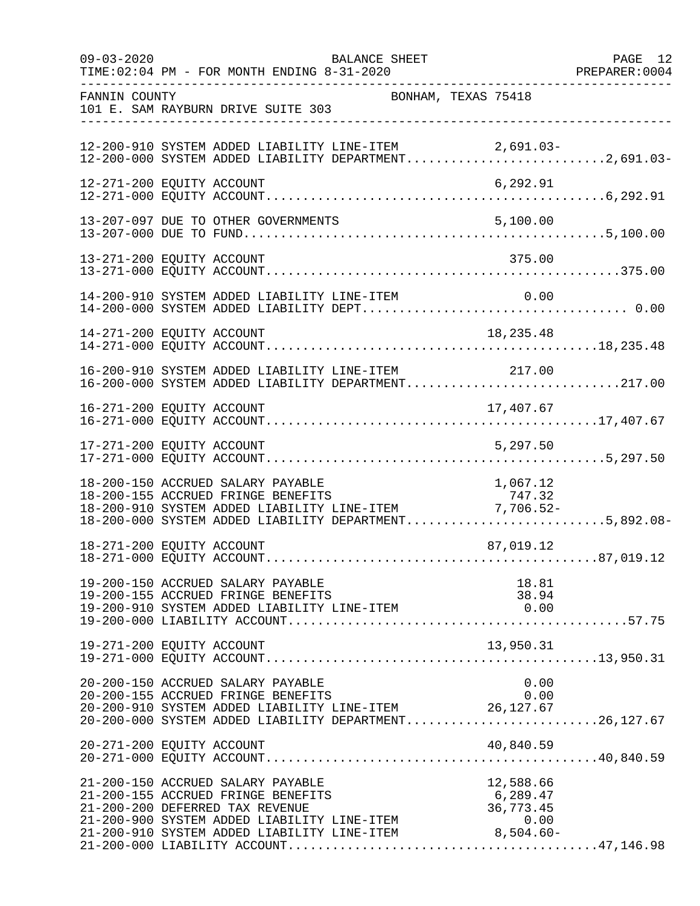FANNIN COUNTY BONHAM, TEXAS 75418
101 E. SAM RAYBURN DRIVE SUITE 303

BALANCE SHEET
TIME:02:04 PM - FOR MONTH ENDING 8-31-2020

| Account | Description | Amount | Total |
|---|---|---|---|
| 12-200-910 | SYSTEM ADDED LIABILITY LINE-ITEM | 2,691.03- | |
| 12-200-000 | SYSTEM ADDED LIABILITY DEPARTMENT | | 2,691.03- |
| 12-271-200 | EQUITY ACCOUNT | 6,292.91 | |
| 12-271-000 | EQUITY ACCOUNT | | 6,292.91 |
| 13-207-097 | DUE TO OTHER GOVERNMENTS | 5,100.00 | |
| 13-207-000 | DUE TO FUND | | 5,100.00 |
| 13-271-200 | EQUITY ACCOUNT | 375.00 | |
| 13-271-000 | EQUITY ACCOUNT | | 375.00 |
| 14-200-910 | SYSTEM ADDED LIABILITY LINE-ITEM | 0.00 | |
| 14-200-000 | SYSTEM ADDED LIABILITY DEPT | | 0.00 |
| 14-271-200 | EQUITY ACCOUNT | 18,235.48 | |
| 14-271-000 | EQUITY ACCOUNT | | 18,235.48 |
| 16-200-910 | SYSTEM ADDED LIABILITY LINE-ITEM | 217.00 | |
| 16-200-000 | SYSTEM ADDED LIABILITY DEPARTMENT | | 217.00 |
| 16-271-200 | EQUITY ACCOUNT | 17,407.67 | |
| 16-271-000 | EQUITY ACCOUNT | | 17,407.67 |
| 17-271-200 | EQUITY ACCOUNT | 5,297.50 | |
| 17-271-000 | EQUITY ACCOUNT | | 5,297.50 |
| 18-200-150 | ACCRUED SALARY PAYABLE | 1,067.12 | |
| 18-200-155 | ACCRUED FRINGE BENEFITS | 747.32 | |
| 18-200-910 | SYSTEM ADDED LIABILITY LINE-ITEM | 7,706.52- | |
| 18-200-000 | SYSTEM ADDED LIABILITY DEPARTMENT | | 5,892.08- |
| 18-271-200 | EQUITY ACCOUNT | 87,019.12 | |
| 18-271-000 | EQUITY ACCOUNT | | 87,019.12 |
| 19-200-150 | ACCRUED SALARY PAYABLE | 18.81 | |
| 19-200-155 | ACCRUED FRINGE BENEFITS | 38.94 | |
| 19-200-910 | SYSTEM ADDED LIABILITY LINE-ITEM | 0.00 | |
| 19-200-000 | LIABILITY ACCOUNT | | 57.75 |
| 19-271-200 | EQUITY ACCOUNT | 13,950.31 | |
| 19-271-000 | EQUITY ACCOUNT | | 13,950.31 |
| 20-200-150 | ACCRUED SALARY PAYABLE | 0.00 | |
| 20-200-155 | ACCRUED FRINGE BENEFITS | 0.00 | |
| 20-200-910 | SYSTEM ADDED LIABILITY LINE-ITEM | 26,127.67 | |
| 20-200-000 | SYSTEM ADDED LIABILITY DEPARTMENT | | 26,127.67 |
| 20-271-200 | EQUITY ACCOUNT | 40,840.59 | |
| 20-271-000 | EQUITY ACCOUNT | | 40,840.59 |
| 21-200-150 | ACCRUED SALARY PAYABLE | 12,588.66 | |
| 21-200-155 | ACCRUED FRINGE BENEFITS | 6,289.47 | |
| 21-200-200 | DEFERRED TAX REVENUE | 36,773.45 | |
| 21-200-900 | SYSTEM ADDED LIABILITY LINE-ITEM | 0.00 | |
| 21-200-910 | SYSTEM ADDED LIABILITY LINE-ITEM | 8,504.60- | |
| 21-200-000 | LIABILITY ACCOUNT | | 47,146.98 |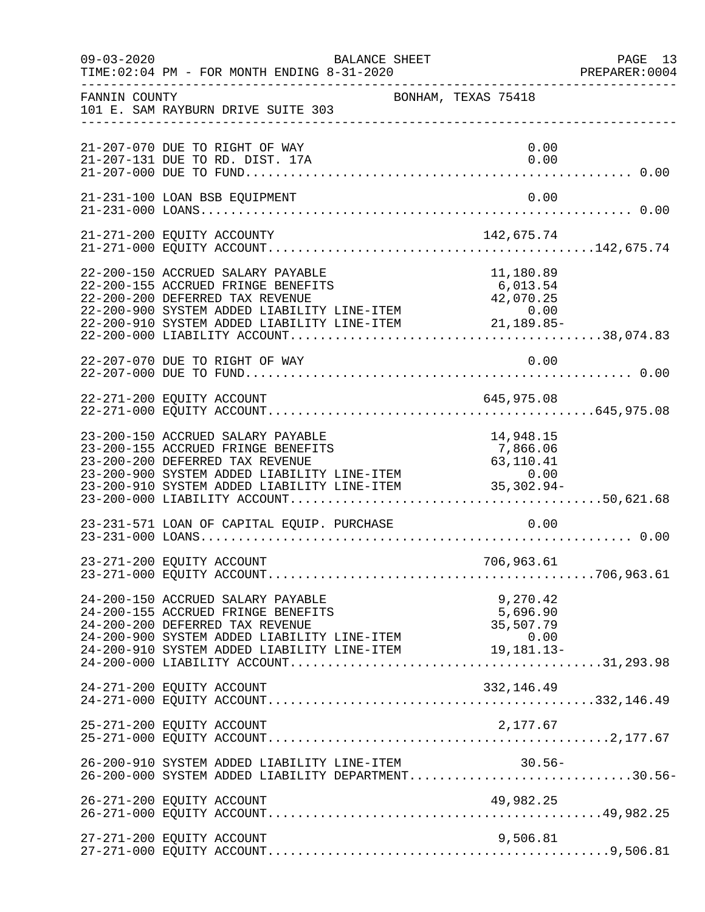FANNIN COUNTY BONHAM, TEXAS 75418
101 E. SAM RAYBURN DRIVE SUITE 303

| Account | Description | Detail | Total |
|---|---|---|---|
| 21-207-070 | DUE TO RIGHT OF WAY | 0.00 | |
| 21-207-131 | DUE TO RD. DIST. 17A | 0.00 | |
| 21-207-000 | DUE TO FUND | | 0.00 |
| 21-231-100 | LOAN BSB EQUIPMENT | 0.00 | |
| 21-231-000 | LOANS | | 0.00 |
| 21-271-200 | EQUITY ACCOUNTY | 142,675.74 | |
| 21-271-000 | EQUITY ACCOUNT | | 142,675.74 |
| 22-200-150 | ACCRUED SALARY PAYABLE | 11,180.89 | |
| 22-200-155 | ACCRUED FRINGE BENEFITS | 6,013.54 | |
| 22-200-200 | DEFERRED TAX REVENUE | 42,070.25 | |
| 22-200-900 | SYSTEM ADDED LIABILITY LINE-ITEM | 0.00 | |
| 22-200-910 | SYSTEM ADDED LIABILITY LINE-ITEM | 21,189.85- | |
| 22-200-000 | LIABILITY ACCOUNT | | 38,074.83 |
| 22-207-070 | DUE TO RIGHT OF WAY | 0.00 | |
| 22-207-000 | DUE TO FUND | | 0.00 |
| 22-271-200 | EQUITY ACCOUNT | 645,975.08 | |
| 22-271-000 | EQUITY ACCOUNT | | 645,975.08 |
| 23-200-150 | ACCRUED SALARY PAYABLE | 14,948.15 | |
| 23-200-155 | ACCRUED FRINGE BENEFITS | 7,866.06 | |
| 23-200-200 | DEFERRED TAX REVENUE | 63,110.41 | |
| 23-200-900 | SYSTEM ADDED LIABILITY LINE-ITEM | 0.00 | |
| 23-200-910 | SYSTEM ADDED LIABILITY LINE-ITEM | 35,302.94- | |
| 23-200-000 | LIABILITY ACCOUNT | | 50,621.68 |
| 23-231-571 | LOAN OF CAPITAL EQUIP. PURCHASE | 0.00 | |
| 23-231-000 | LOANS | | 0.00 |
| 23-271-200 | EQUITY ACCOUNT | 706,963.61 | |
| 23-271-000 | EQUITY ACCOUNT | | 706,963.61 |
| 24-200-150 | ACCRUED SALARY PAYABLE | 9,270.42 | |
| 24-200-155 | ACCRUED FRINGE BENEFITS | 5,696.90 | |
| 24-200-200 | DEFERRED TAX REVENUE | 35,507.79 | |
| 24-200-900 | SYSTEM ADDED LIABILITY LINE-ITEM | 0.00 | |
| 24-200-910 | SYSTEM ADDED LIABILITY LINE-ITEM | 19,181.13- | |
| 24-200-000 | LIABILITY ACCOUNT | | 31,293.98 |
| 24-271-200 | EQUITY ACCOUNT | 332,146.49 | |
| 24-271-000 | EQUITY ACCOUNT | | 332,146.49 |
| 25-271-200 | EQUITY ACCOUNT | 2,177.67 | |
| 25-271-000 | EQUITY ACCOUNT | | 2,177.67 |
| 26-200-910 | SYSTEM ADDED LIABILITY LINE-ITEM | 30.56- | |
| 26-200-000 | SYSTEM ADDED LIABILITY DEPARTMENT | | 30.56- |
| 26-271-200 | EQUITY ACCOUNT | 49,982.25 | |
| 26-271-000 | EQUITY ACCOUNT | | 49,982.25 |
| 27-271-200 | EQUITY ACCOUNT | 9,506.81 | |
| 27-271-000 | EQUITY ACCOUNT | | 9,506.81 |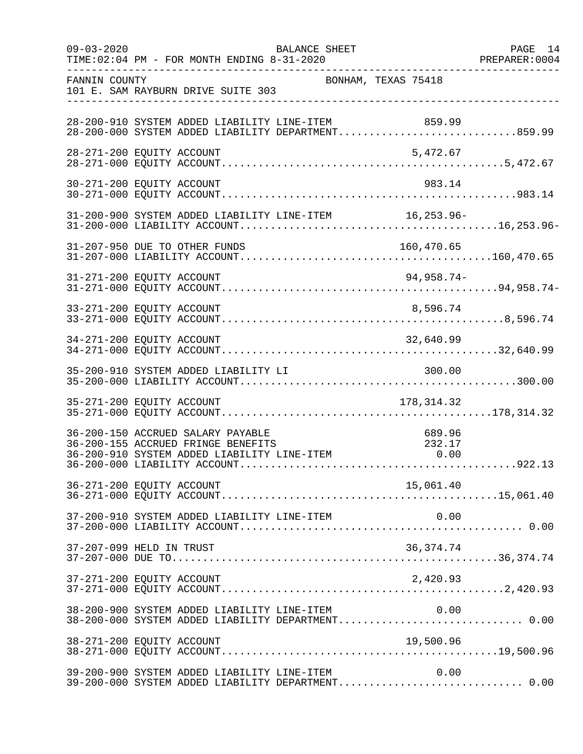FANNIN COUNTY BONHAM, TEXAS 75418
101 E. SAM RAYBURN DRIVE SUITE 303

| Account | Description | Line Item Amount | Department Total |
|---|---|---|---|
| 28-200-910 | SYSTEM ADDED LIABILITY LINE-ITEM | 859.99 | |
| 28-200-000 | SYSTEM ADDED LIABILITY DEPARTMENT | | 859.99 |
| 28-271-200 | EQUITY ACCOUNT | 5,472.67 | |
| 28-271-000 | EQUITY ACCOUNT | | 5,472.67 |
| 30-271-200 | EQUITY ACCOUNT | 983.14 | |
| 30-271-000 | EQUITY ACCOUNT | | 983.14 |
| 31-200-900 | SYSTEM ADDED LIABILITY LINE-ITEM | 16,253.96- | |
| 31-200-000 | LIABILITY ACCOUNT | | 16,253.96- |
| 31-207-950 | DUE TO OTHER FUNDS | 160,470.65 | |
| 31-207-000 | LIABILITY ACCOUNT | | 160,470.65 |
| 31-271-200 | EQUITY ACCOUNT | 94,958.74- | |
| 31-271-000 | EQUITY ACCOUNT | | 94,958.74- |
| 33-271-200 | EQUITY ACCOUNT | 8,596.74 | |
| 33-271-000 | EQUITY ACCOUNT | | 8,596.74 |
| 34-271-200 | EQUITY ACCOUNT | 32,640.99 | |
| 34-271-000 | EQUITY ACCOUNT | | 32,640.99 |
| 35-200-910 | SYSTEM ADDED LIABILITY LI | 300.00 | |
| 35-200-000 | LIABILITY ACCOUNT | | 300.00 |
| 35-271-200 | EQUITY ACCOUNT | 178,314.32 | |
| 35-271-000 | EQUITY ACCOUNT | | 178,314.32 |
| 36-200-150 | ACCRUED SALARY PAYABLE | 689.96 | |
| 36-200-155 | ACCRUED FRINGE BENEFITS | 232.17 | |
| 36-200-910 | SYSTEM ADDED LIABILITY LINE-ITEM | 0.00 | |
| 36-200-000 | LIABILITY ACCOUNT | | 922.13 |
| 36-271-200 | EQUITY ACCOUNT | 15,061.40 | |
| 36-271-000 | EQUITY ACCOUNT | | 15,061.40 |
| 37-200-910 | SYSTEM ADDED LIABILITY LINE-ITEM | 0.00 | |
| 37-200-000 | LIABILITY ACCOUNT | | 0.00 |
| 37-207-099 | HELD IN TRUST | 36,374.74 | |
| 37-207-000 | DUE TO | | 36,374.74 |
| 37-271-200 | EQUITY ACCOUNT | 2,420.93 | |
| 37-271-000 | EQUITY ACCOUNT | | 2,420.93 |
| 38-200-900 | SYSTEM ADDED LIABILITY LINE-ITEM | 0.00 | |
| 38-200-000 | SYSTEM ADDED LIABILITY DEPARTMENT | | 0.00 |
| 38-271-200 | EQUITY ACCOUNT | 19,500.96 | |
| 38-271-000 | EQUITY ACCOUNT | | 19,500.96 |
| 39-200-900 | SYSTEM ADDED LIABILITY LINE-ITEM | 0.00 | |
| 39-200-000 | SYSTEM ADDED LIABILITY DEPARTMENT | | 0.00 |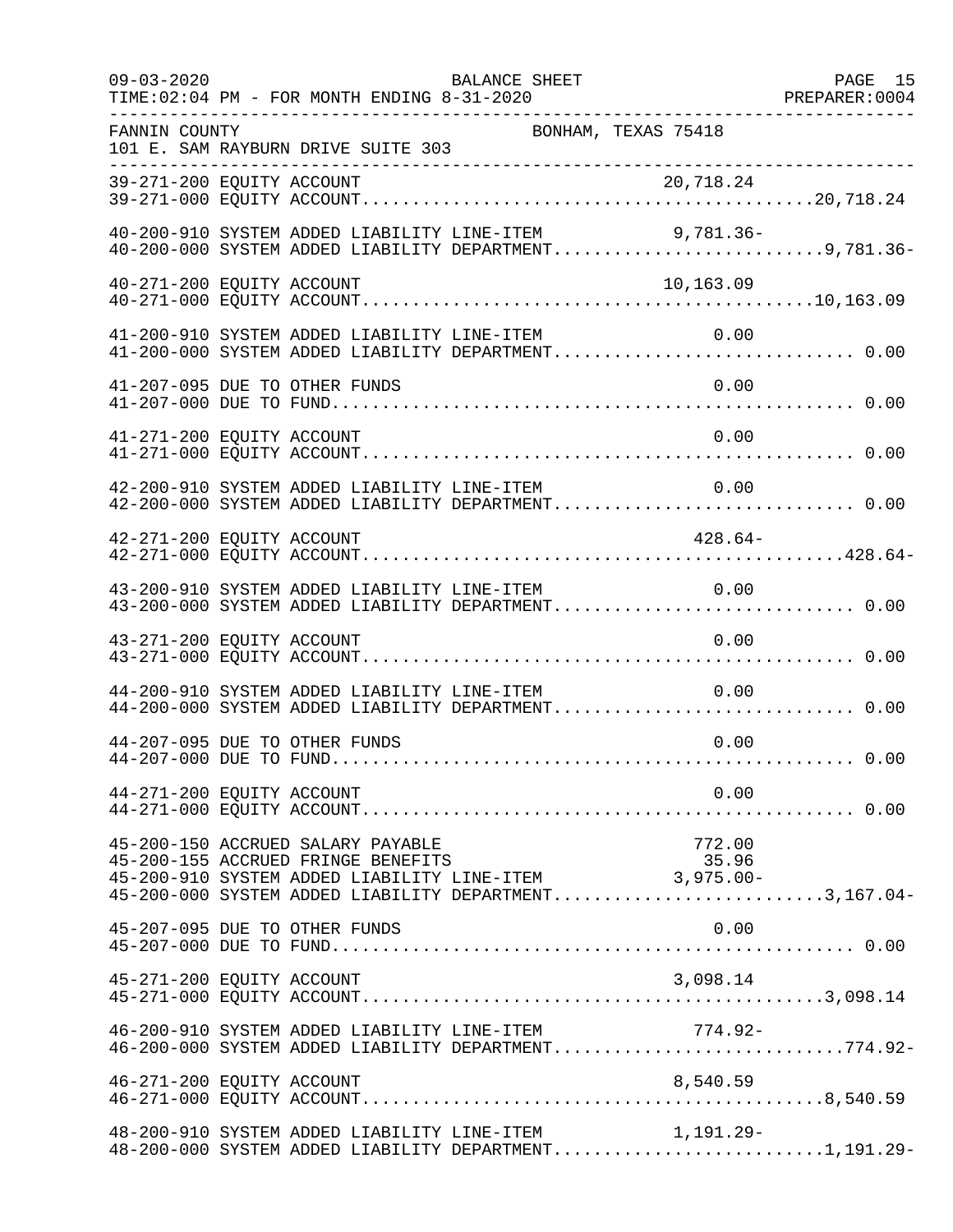FANNIN COUNTY — BONHAM, TEXAS 75418
101 E. SAM RAYBURN DRIVE SUITE 303

BALANCE SHEET
09-03-2020 TIME:02:04 PM - FOR MONTH ENDING 8-31-2020
PREPARER:0004

| Account | Description | Line-Item Amount | Department Total |
|---|---|---|---|
| 39-271-200 | EQUITY ACCOUNT | 20,718.24 | |
| 39-271-000 | EQUITY ACCOUNT | | 20,718.24 |
| 40-200-910 | SYSTEM ADDED LIABILITY LINE-ITEM | 9,781.36- | |
| 40-200-000 | SYSTEM ADDED LIABILITY DEPARTMENT | | 9,781.36- |
| 40-271-200 | EQUITY ACCOUNT | 10,163.09 | |
| 40-271-000 | EQUITY ACCOUNT | | 10,163.09 |
| 41-200-910 | SYSTEM ADDED LIABILITY LINE-ITEM | 0.00 | |
| 41-200-000 | SYSTEM ADDED LIABILITY DEPARTMENT | | 0.00 |
| 41-207-095 | DUE TO OTHER FUNDS | 0.00 | |
| 41-207-000 | DUE TO FUND | | 0.00 |
| 41-271-200 | EQUITY ACCOUNT | 0.00 | |
| 41-271-000 | EQUITY ACCOUNT | | 0.00 |
| 42-200-910 | SYSTEM ADDED LIABILITY LINE-ITEM | 0.00 | |
| 42-200-000 | SYSTEM ADDED LIABILITY DEPARTMENT | | 0.00 |
| 42-271-200 | EQUITY ACCOUNT | 428.64- | |
| 42-271-000 | EQUITY ACCOUNT | | 428.64- |
| 43-200-910 | SYSTEM ADDED LIABILITY LINE-ITEM | 0.00 | |
| 43-200-000 | SYSTEM ADDED LIABILITY DEPARTMENT | | 0.00 |
| 43-271-200 | EQUITY ACCOUNT | 0.00 | |
| 43-271-000 | EQUITY ACCOUNT | | 0.00 |
| 44-200-910 | SYSTEM ADDED LIABILITY LINE-ITEM | 0.00 | |
| 44-200-000 | SYSTEM ADDED LIABILITY DEPARTMENT | | 0.00 |
| 44-207-095 | DUE TO OTHER FUNDS | 0.00 | |
| 44-207-000 | DUE TO FUND | | 0.00 |
| 44-271-200 | EQUITY ACCOUNT | 0.00 | |
| 44-271-000 | EQUITY ACCOUNT | | 0.00 |
| 45-200-150 | ACCRUED SALARY PAYABLE | 772.00 | |
| 45-200-155 | ACCRUED FRINGE BENEFITS | 35.96 | |
| 45-200-910 | SYSTEM ADDED LIABILITY LINE-ITEM | 3,975.00- | |
| 45-200-000 | SYSTEM ADDED LIABILITY DEPARTMENT | | 3,167.04- |
| 45-207-095 | DUE TO OTHER FUNDS | 0.00 | |
| 45-207-000 | DUE TO FUND | | 0.00 |
| 45-271-200 | EQUITY ACCOUNT | 3,098.14 | |
| 45-271-000 | EQUITY ACCOUNT | | 3,098.14 |
| 46-200-910 | SYSTEM ADDED LIABILITY LINE-ITEM | 774.92- | |
| 46-200-000 | SYSTEM ADDED LIABILITY DEPARTMENT | | 774.92- |
| 46-271-200 | EQUITY ACCOUNT | 8,540.59 | |
| 46-271-000 | EQUITY ACCOUNT | | 8,540.59 |
| 48-200-910 | SYSTEM ADDED LIABILITY LINE-ITEM | 1,191.29- | |
| 48-200-000 | SYSTEM ADDED LIABILITY DEPARTMENT | | 1,191.29- |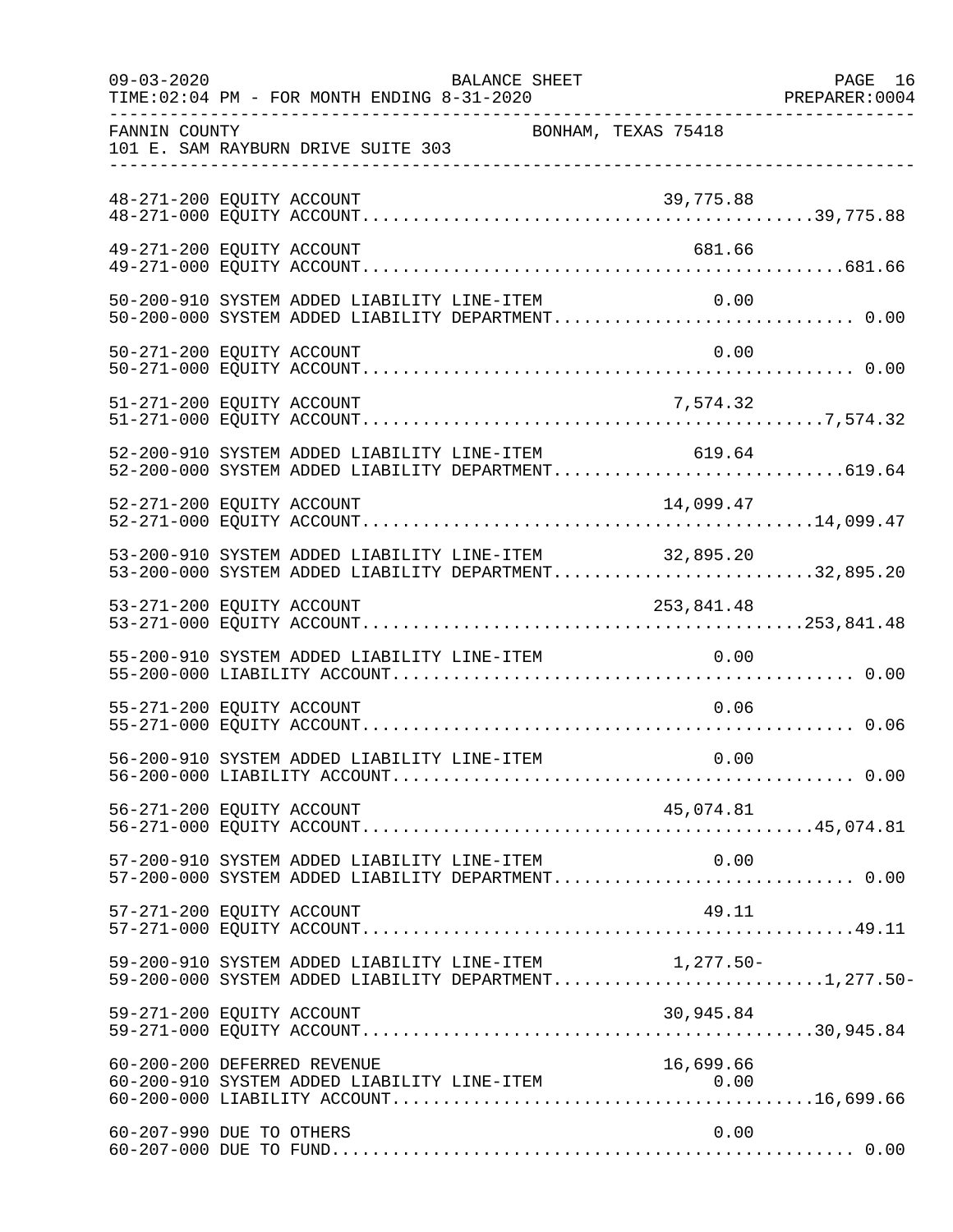FANNIN COUNTY BONHAM, TEXAS 75418
101 E. SAM RAYBURN DRIVE SUITE 303

BALANCE SHEET
TIME:02:04 PM - FOR MONTH ENDING 8-31-2020

| Account | Description | Line Amount | Total |
|---|---|---|---|
| 48-271-200 | EQUITY ACCOUNT | 39,775.88 | |
| 48-271-000 | EQUITY ACCOUNT | | 39,775.88 |
| 49-271-200 | EQUITY ACCOUNT | 681.66 | |
| 49-271-000 | EQUITY ACCOUNT | | 681.66 |
| 50-200-910 | SYSTEM ADDED LIABILITY LINE-ITEM | 0.00 | |
| 50-200-000 | SYSTEM ADDED LIABILITY DEPARTMENT | | 0.00 |
| 50-271-200 | EQUITY ACCOUNT | 0.00 | |
| 50-271-000 | EQUITY ACCOUNT | | 0.00 |
| 51-271-200 | EQUITY ACCOUNT | 7,574.32 | |
| 51-271-000 | EQUITY ACCOUNT | | 7,574.32 |
| 52-200-910 | SYSTEM ADDED LIABILITY LINE-ITEM | 619.64 | |
| 52-200-000 | SYSTEM ADDED LIABILITY DEPARTMENT | | 619.64 |
| 52-271-200 | EQUITY ACCOUNT | 14,099.47 | |
| 52-271-000 | EQUITY ACCOUNT | | 14,099.47 |
| 53-200-910 | SYSTEM ADDED LIABILITY LINE-ITEM | 32,895.20 | |
| 53-200-000 | SYSTEM ADDED LIABILITY DEPARTMENT | | 32,895.20 |
| 53-271-200 | EQUITY ACCOUNT | 253,841.48 | |
| 53-271-000 | EQUITY ACCOUNT | | 253,841.48 |
| 55-200-910 | SYSTEM ADDED LIABILITY LINE-ITEM | 0.00 | |
| 55-200-000 | LIABILITY ACCOUNT | | 0.00 |
| 55-271-200 | EQUITY ACCOUNT | 0.06 | |
| 55-271-000 | EQUITY ACCOUNT | | 0.06 |
| 56-200-910 | SYSTEM ADDED LIABILITY LINE-ITEM | 0.00 | |
| 56-200-000 | LIABILITY ACCOUNT | | 0.00 |
| 56-271-200 | EQUITY ACCOUNT | 45,074.81 | |
| 56-271-000 | EQUITY ACCOUNT | | 45,074.81 |
| 57-200-910 | SYSTEM ADDED LIABILITY LINE-ITEM | 0.00 | |
| 57-200-000 | SYSTEM ADDED LIABILITY DEPARTMENT | | 0.00 |
| 57-271-200 | EQUITY ACCOUNT | 49.11 | |
| 57-271-000 | EQUITY ACCOUNT | | 49.11 |
| 59-200-910 | SYSTEM ADDED LIABILITY LINE-ITEM | 1,277.50- | |
| 59-200-000 | SYSTEM ADDED LIABILITY DEPARTMENT | | 1,277.50- |
| 59-271-200 | EQUITY ACCOUNT | 30,945.84 | |
| 59-271-000 | EQUITY ACCOUNT | | 30,945.84 |
| 60-200-200 | DEFERRED REVENUE | 16,699.66 | |
| 60-200-910 | SYSTEM ADDED LIABILITY LINE-ITEM | 0.00 | |
| 60-200-000 | LIABILITY ACCOUNT | | 16,699.66 |
| 60-207-990 | DUE TO OTHERS | 0.00 | |
| 60-207-000 | DUE TO FUND | | 0.00 |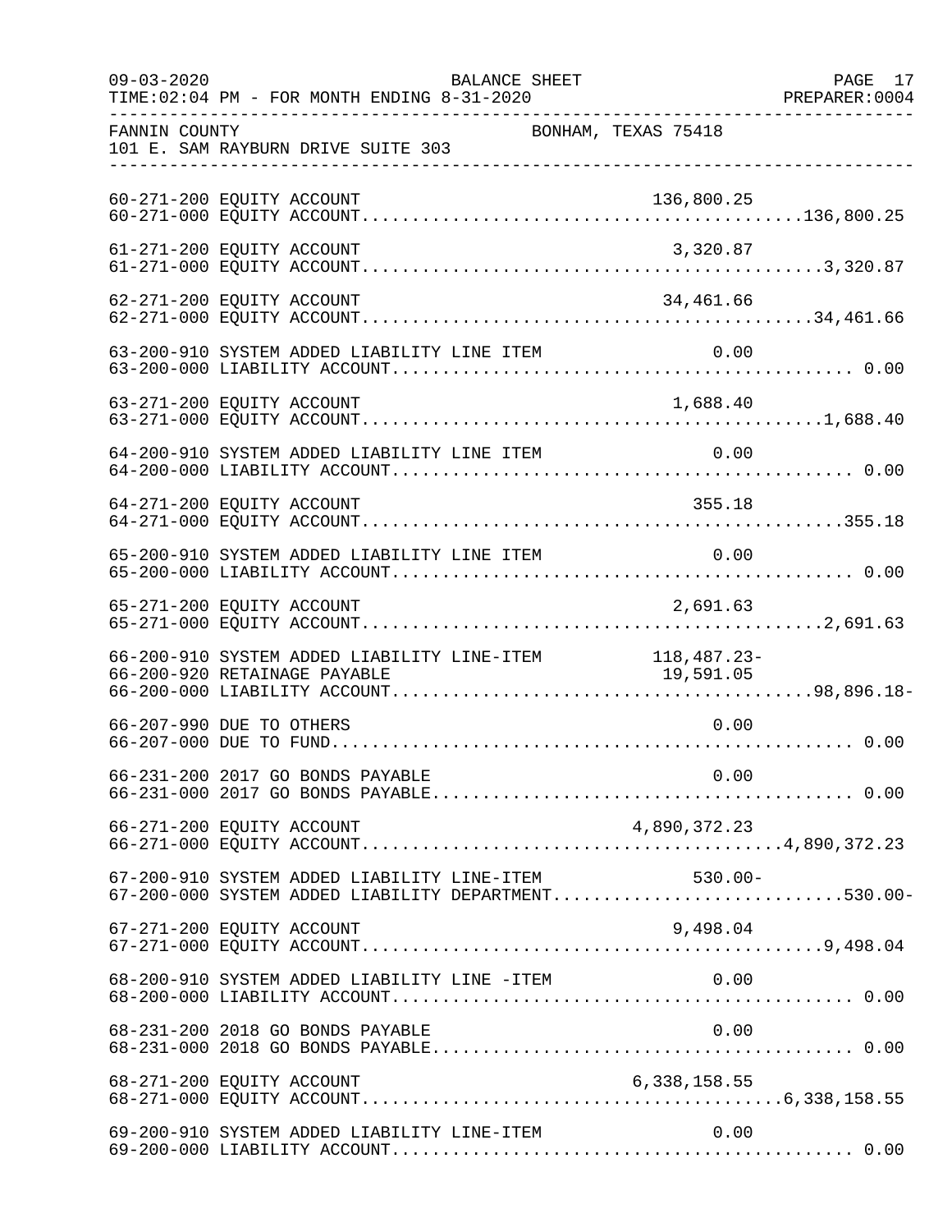FANNIN COUNTY BONHAM, TEXAS 75418
101 E. SAM RAYBURN DRIVE SUITE 303

| Account | Description | Amount | Total |
|---|---|---|---|
| 60-271-200 | EQUITY ACCOUNT | 136,800.25 | |
| 60-271-000 | EQUITY ACCOUNT | | 136,800.25 |
| 61-271-200 | EQUITY ACCOUNT | 3,320.87 | |
| 61-271-000 | EQUITY ACCOUNT | | 3,320.87 |
| 62-271-200 | EQUITY ACCOUNT | 34,461.66 | |
| 62-271-000 | EQUITY ACCOUNT | | 34,461.66 |
| 63-200-910 | SYSTEM ADDED LIABILITY LINE ITEM | 0.00 | |
| 63-200-000 | LIABILITY ACCOUNT | | 0.00 |
| 63-271-200 | EQUITY ACCOUNT | 1,688.40 | |
| 63-271-000 | EQUITY ACCOUNT | | 1,688.40 |
| 64-200-910 | SYSTEM ADDED LIABILITY LINE ITEM | 0.00 | |
| 64-200-000 | LIABILITY ACCOUNT | | 0.00 |
| 64-271-200 | EQUITY ACCOUNT | 355.18 | |
| 64-271-000 | EQUITY ACCOUNT | | 355.18 |
| 65-200-910 | SYSTEM ADDED LIABILITY LINE ITEM | 0.00 | |
| 65-200-000 | LIABILITY ACCOUNT | | 0.00 |
| 65-271-200 | EQUITY ACCOUNT | 2,691.63 | |
| 65-271-000 | EQUITY ACCOUNT | | 2,691.63 |
| 66-200-910 | SYSTEM ADDED LIABILITY LINE-ITEM | 118,487.23- | |
| 66-200-920 | RETAINAGE PAYABLE | 19,591.05 | |
| 66-200-000 | LIABILITY ACCOUNT | | 98,896.18- |
| 66-207-990 | DUE TO OTHERS | 0.00 | |
| 66-207-000 | DUE TO FUND | | 0.00 |
| 66-231-200 | 2017 GO BONDS PAYABLE | 0.00 | |
| 66-231-000 | 2017 GO BONDS PAYABLE | | 0.00 |
| 66-271-200 | EQUITY ACCOUNT | 4,890,372.23 | |
| 66-271-000 | EQUITY ACCOUNT | | 4,890,372.23 |
| 67-200-910 | SYSTEM ADDED LIABILITY LINE-ITEM | 530.00- | |
| 67-200-000 | SYSTEM ADDED LIABILITY DEPARTMENT | | 530.00- |
| 67-271-200 | EQUITY ACCOUNT | 9,498.04 | |
| 67-271-000 | EQUITY ACCOUNT | | 9,498.04 |
| 68-200-910 | SYSTEM ADDED LIABILITY LINE -ITEM | 0.00 | |
| 68-200-000 | LIABILITY ACCOUNT | | 0.00 |
| 68-231-200 | 2018 GO BONDS PAYABLE | 0.00 | |
| 68-231-000 | 2018 GO BONDS PAYABLE | | 0.00 |
| 68-271-200 | EQUITY ACCOUNT | 6,338,158.55 | |
| 68-271-000 | EQUITY ACCOUNT | | 6,338,158.55 |
| 69-200-910 | SYSTEM ADDED LIABILITY LINE-ITEM | 0.00 | |
| 69-200-000 | LIABILITY ACCOUNT | | 0.00 |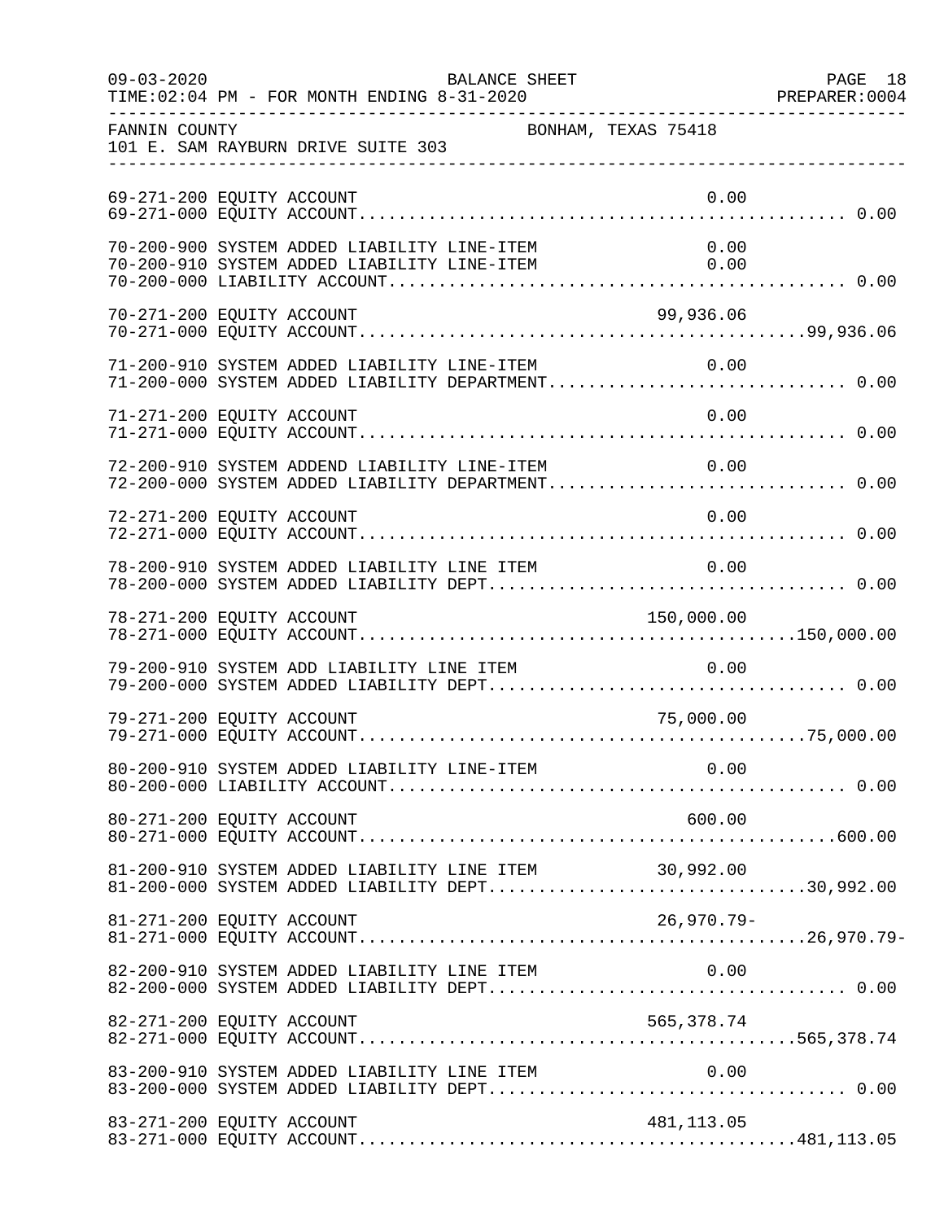FANNIN COUNTY BONHAM, TEXAS 75418
101 E. SAM RAYBURN DRIVE SUITE 303

BALANCE SHEET
09-03-2020
TIME:02:04 PM - FOR MONTH ENDING 8-31-2020
PREPARER:0004

| Account | Line Item | Total |
|---|---|---|
| 69-271-200 EQUITY ACCOUNT | 0.00 | |
| 69-271-000 EQUITY ACCOUNT | | 0.00 |
| 70-200-900 SYSTEM ADDED LIABILITY LINE-ITEM | 0.00 | |
| 70-200-910 SYSTEM ADDED LIABILITY LINE-ITEM | 0.00 | |
| 70-200-000 LIABILITY ACCOUNT | | 0.00 |
| 70-271-200 EQUITY ACCOUNT | 99,936.06 | |
| 70-271-000 EQUITY ACCOUNT | | 99,936.06 |
| 71-200-910 SYSTEM ADDED LIABILITY LINE-ITEM | 0.00 | |
| 71-200-000 SYSTEM ADDED LIABILITY DEPARTMENT | | 0.00 |
| 71-271-200 EQUITY ACCOUNT | 0.00 | |
| 71-271-000 EQUITY ACCOUNT | | 0.00 |
| 72-200-910 SYSTEM ADDEND LIABILITY LINE-ITEM | 0.00 | |
| 72-200-000 SYSTEM ADDED LIABILITY DEPARTMENT | | 0.00 |
| 72-271-200 EQUITY ACCOUNT | 0.00 | |
| 72-271-000 EQUITY ACCOUNT | | 0.00 |
| 78-200-910 SYSTEM ADDED LIABILITY LINE ITEM | 0.00 | |
| 78-200-000 SYSTEM ADDED LIABILITY DEPT | | 0.00 |
| 78-271-200 EQUITY ACCOUNT | 150,000.00 | |
| 78-271-000 EQUITY ACCOUNT | | 150,000.00 |
| 79-200-910 SYSTEM ADD LIABILITY LINE ITEM | 0.00 | |
| 79-200-000 SYSTEM ADDED LIABILITY DEPT | | 0.00 |
| 79-271-200 EQUITY ACCOUNT | 75,000.00 | |
| 79-271-000 EQUITY ACCOUNT | | 75,000.00 |
| 80-200-910 SYSTEM ADDED LIABILITY LINE-ITEM | 0.00 | |
| 80-200-000 LIABILITY ACCOUNT | | 0.00 |
| 80-271-200 EQUITY ACCOUNT | 600.00 | |
| 80-271-000 EQUITY ACCOUNT | | 600.00 |
| 81-200-910 SYSTEM ADDED LIABILITY LINE ITEM | 30,992.00 | |
| 81-200-000 SYSTEM ADDED LIABILITY DEPT | | 30,992.00 |
| 81-271-200 EQUITY ACCOUNT | 26,970.79- | |
| 81-271-000 EQUITY ACCOUNT | | 26,970.79- |
| 82-200-910 SYSTEM ADDED LIABILITY LINE ITEM | 0.00 | |
| 82-200-000 SYSTEM ADDED LIABILITY DEPT | | 0.00 |
| 82-271-200 EQUITY ACCOUNT | 565,378.74 | |
| 82-271-000 EQUITY ACCOUNT | | 565,378.74 |
| 83-200-910 SYSTEM ADDED LIABILITY LINE ITEM | 0.00 | |
| 83-200-000 SYSTEM ADDED LIABILITY DEPT | | 0.00 |
| 83-271-200 EQUITY ACCOUNT | 481,113.05 | |
| 83-271-000 EQUITY ACCOUNT | | 481,113.05 |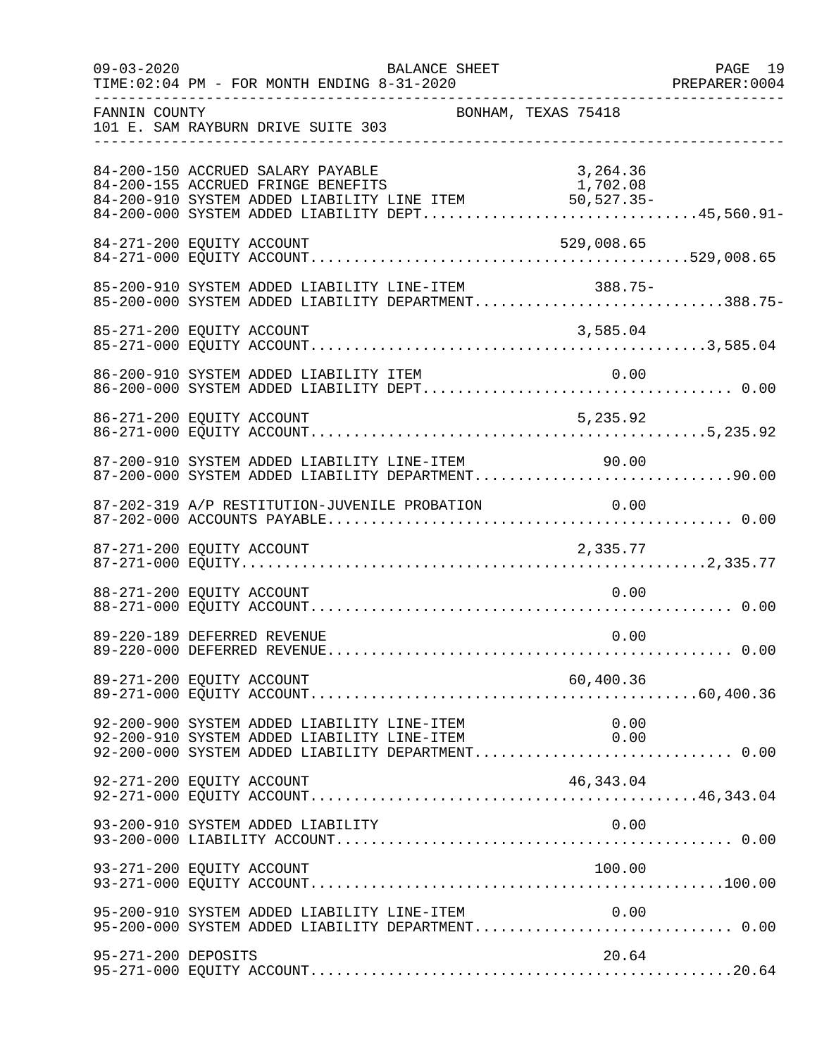FANNIN COUNTY BONHAM, TEXAS 75418
101 E. SAM RAYBURN DRIVE SUITE 303

```
84-200-150 ACCRUED SALARY PAYABLE                          3,264.36
84-200-155 ACCRUED FRINGE BENEFITS                         1,702.08
84-200-910 SYSTEM ADDED LIABILITY LINE ITEM               50,527.35-
84-200-000 SYSTEM ADDED LIABILITY DEPT.................................45,560.91-

84-271-200 EQUITY ACCOUNT                                529,008.65
84-271-000 EQUITY ACCOUNT.............................................529,008.65

85-200-910 SYSTEM ADDED LIABILITY LINE-ITEM                 388.75-
85-200-000 SYSTEM ADDED LIABILITY DEPARTMENT.............................388.75-

85-271-200 EQUITY ACCOUNT                                  3,585.04
85-271-000 EQUITY ACCOUNT...............................................3,585.04

86-200-910 SYSTEM ADDED LIABILITY ITEM                         0.00
86-200-000 SYSTEM ADDED LIABILITY DEPT.................................... 0.00

86-271-200 EQUITY ACCOUNT                                  5,235.92
86-271-000 EQUITY ACCOUNT...............................................5,235.92

87-200-910 SYSTEM ADDED LIABILITY LINE-ITEM                  90.00
87-200-000 SYSTEM ADDED LIABILITY DEPARTMENT..............................90.00

87-202-319 A/P RESTITUTION-JUVENILE PROBATION                 0.00
87-202-000 ACCOUNTS PAYABLE............................................... 0.00

87-271-200 EQUITY ACCOUNT                                  2,335.77
87-271-000 EQUITY.......................................................2,335.77

88-271-200 EQUITY ACCOUNT                                      0.00
88-271-000 EQUITY ACCOUNT................................................. 0.00

89-220-189 DEFERRED REVENUE                                    0.00
89-220-000 DEFERRED REVENUE............................................... 0.00

89-271-200 EQUITY ACCOUNT                                 60,400.36
89-271-000 EQUITY ACCOUNT..............................................60,400.36

92-200-900 SYSTEM ADDED LIABILITY LINE-ITEM                   0.00
92-200-910 SYSTEM ADDED LIABILITY LINE-ITEM                   0.00
92-200-000 SYSTEM ADDED LIABILITY DEPARTMENT.............................. 0.00

92-271-200 EQUITY ACCOUNT                                 46,343.04
92-271-000 EQUITY ACCOUNT..............................................46,343.04

93-200-910 SYSTEM ADDED LIABILITY                             0.00
93-200-000 LIABILITY ACCOUNT.............................................. 0.00

93-271-200 EQUITY ACCOUNT                                    100.00
93-271-000 EQUITY ACCOUNT.................................................100.00

95-200-910 SYSTEM ADDED LIABILITY LINE-ITEM                   0.00
95-200-000 SYSTEM ADDED LIABILITY DEPARTMENT.............................. 0.00

95-271-200 DEPOSITS                                           20.64
95-271-000 EQUITY ACCOUNT..................................................20.64
```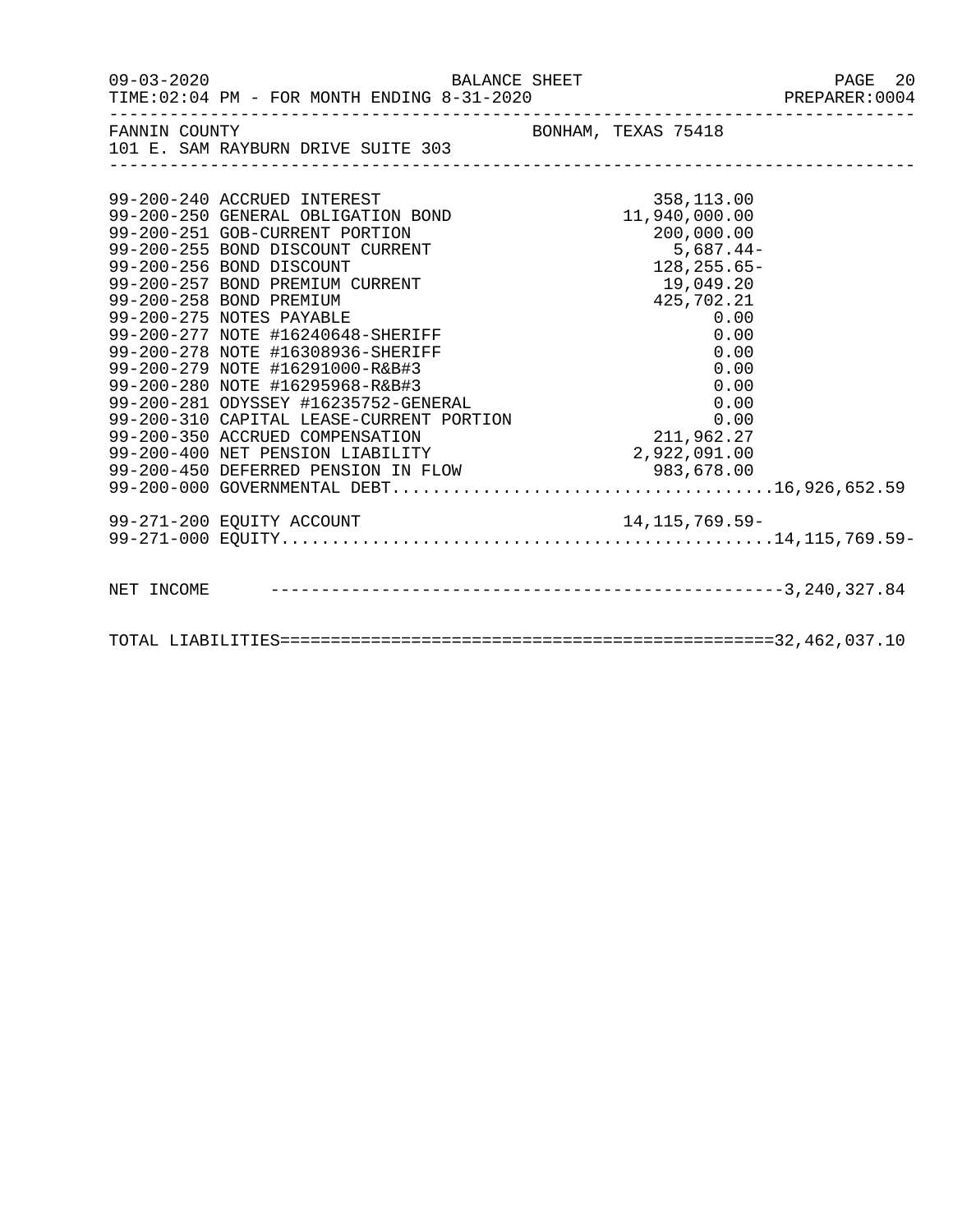BALANCE SHEET

TIME:02:04 PM - FOR MONTH ENDING 8-31-2020

PREPARER:0004

FANNIN COUNTY BONHAM, TEXAS 75418

101 E. SAM RAYBURN DRIVE SUITE 303

| | | |
|---|---|---|
| 99-200-240 ACCRUED INTEREST | 358,113.00 | |
| 99-200-250 GENERAL OBLIGATION BOND | 11,940,000.00 | |
| 99-200-251 GOB-CURRENT PORTION | 200,000.00 | |
| 99-200-255 BOND DISCOUNT CURRENT | 5,687.44- | |
| 99-200-256 BOND DISCOUNT | 128,255.65- | |
| 99-200-257 BOND PREMIUM CURRENT | 19,049.20 | |
| 99-200-258 BOND PREMIUM | 425,702.21 | |
| 99-200-275 NOTES PAYABLE | 0.00 | |
| 99-200-277 NOTE #16240648-SHERIFF | 0.00 | |
| 99-200-278 NOTE #16308936-SHERIFF | 0.00 | |
| 99-200-279 NOTE #16291000-R&B#3 | 0.00 | |
| 99-200-280 NOTE #16295968-R&B#3 | 0.00 | |
| 99-200-281 ODYSSEY #16235752-GENERAL | 0.00 | |
| 99-200-310 CAPITAL LEASE-CURRENT PORTION | 0.00 | |
| 99-200-350 ACCRUED COMPENSATION | 211,962.27 | |
| 99-200-400 NET PENSION LIABILITY | 2,922,091.00 | |
| 99-200-450 DEFERRED PENSION IN FLOW | 983,678.00 | |
| 99-200-000 GOVERNMENTAL DEBT...................................... | | 16,926,652.59 |
| 99-271-200 EQUITY ACCOUNT | 14,115,769.59- | |
| 99-271-000 EQUITY................................................. | | 14,115,769.59- |
| NET INCOME -------------------------------------------------- | | 3,240,327.84 |
| TOTAL LIABILITIES================================================= | | 32,462,037.10 |